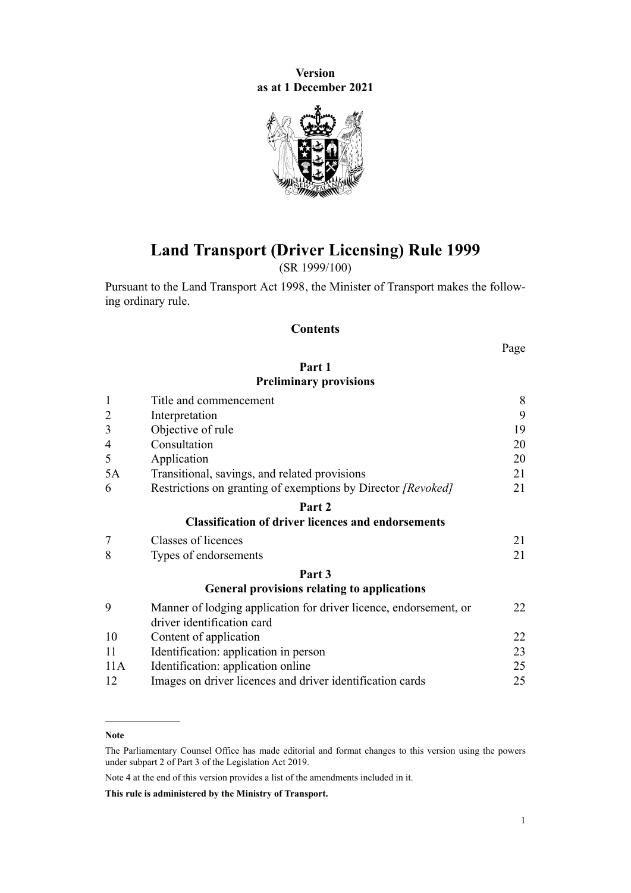**Version as at 1 December 2021**

# Land Transport (Driver Licensing) Rule 1999

(SR 1999/100)

Pursuant to the Land Transport Act 1998, the Minister of Transport makes the following ordinary rule.

## Contents

| | | Page |
|---|---|---|
| | **Part 1** **Preliminary provisions** | |
| 1 | Title and commencement | 8 |
| 2 | Interpretation | 9 |
| 3 | Objective of rule | 19 |
| 4 | Consultation | 20 |
| 5 | Application | 20 |
| 5A | Transitional, savings, and related provisions | 21 |
| 6 | Restrictions on granting of exemptions by Director *[Revoked]* | 21 |
| | **Part 2** **Classification of driver licences and endorsements** | |
| 7 | Classes of licences | 21 |
| 8 | Types of endorsements | 21 |
| | **Part 3** **General provisions relating to applications** | |
| 9 | Manner of lodging application for driver licence, endorsement, or driver identification card | 22 |
| 10 | Content of application | 22 |
| 11 | Identification: application in person | 23 |
| 11A | Identification: application online | 25 |
| 12 | Images on driver licences and driver identification cards | 25 |

**Note**

The Parliamentary Counsel Office has made editorial and format changes to this version using the powers under subpart 2 of Part 3 of the Legislation Act 2019.

Note 4 at the end of this version provides a list of the amendments included in it.

**This rule is administered by the Ministry of Transport.**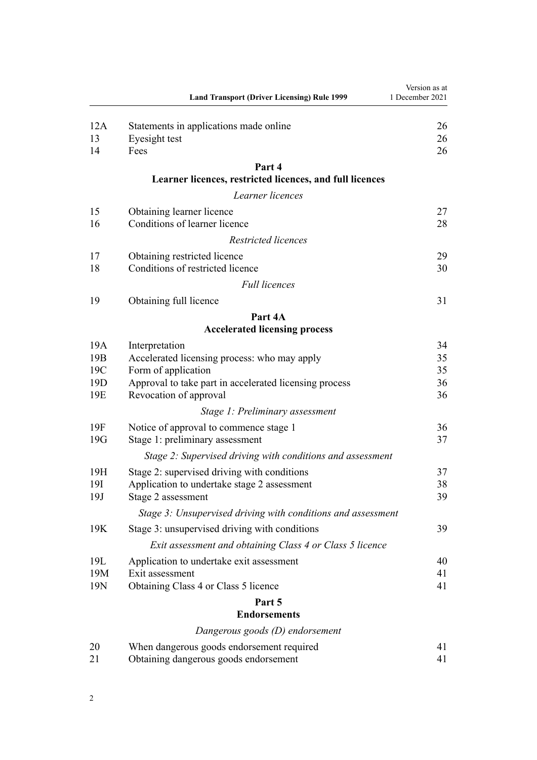| | | |
|---|---|---|
| 12A | Statements in applications made online | 26 |
| 13 | Eyesight test | 26 |
| 14 | Fees | 26 |

**Part 4**
**Learner licences, restricted licences, and full licences**

*Learner licences*

| | | |
|---|---|---|
| 15 | Obtaining learner licence | 27 |
| 16 | Conditions of learner licence | 28 |

*Restricted licences*

| | | |
|---|---|---|
| 17 | Obtaining restricted licence | 29 |
| 18 | Conditions of restricted licence | 30 |

*Full licences*

| | | |
|---|---|---|
| 19 | Obtaining full licence | 31 |

**Part 4A**
**Accelerated licensing process**

| | | |
|---|---|---|
| 19A | Interpretation | 34 |
| 19B | Accelerated licensing process: who may apply | 35 |
| 19C | Form of application | 35 |
| 19D | Approval to take part in accelerated licensing process | 36 |
| 19E | Revocation of approval | 36 |

*Stage 1: Preliminary assessment*

| | | |
|---|---|---|
| 19F | Notice of approval to commence stage 1 | 36 |
| 19G | Stage 1: preliminary assessment | 37 |

*Stage 2: Supervised driving with conditions and assessment*

| | | |
|---|---|---|
| 19H | Stage 2: supervised driving with conditions | 37 |
| 19I | Application to undertake stage 2 assessment | 38 |
| 19J | Stage 2 assessment | 39 |

*Stage 3: Unsupervised driving with conditions and assessment*

| | | |
|---|---|---|
| 19K | Stage 3: unsupervised driving with conditions | 39 |

*Exit assessment and obtaining Class 4 or Class 5 licence*

| | | |
|---|---|---|
| 19L | Application to undertake exit assessment | 40 |
| 19M | Exit assessment | 41 |
| 19N | Obtaining Class 4 or Class 5 licence | 41 |

**Part 5**
**Endorsements**

*Dangerous goods (D) endorsement*

| | | |
|---|---|---|
| 20 | When dangerous goods endorsement required | 41 |
| 21 | Obtaining dangerous goods endorsement | 41 |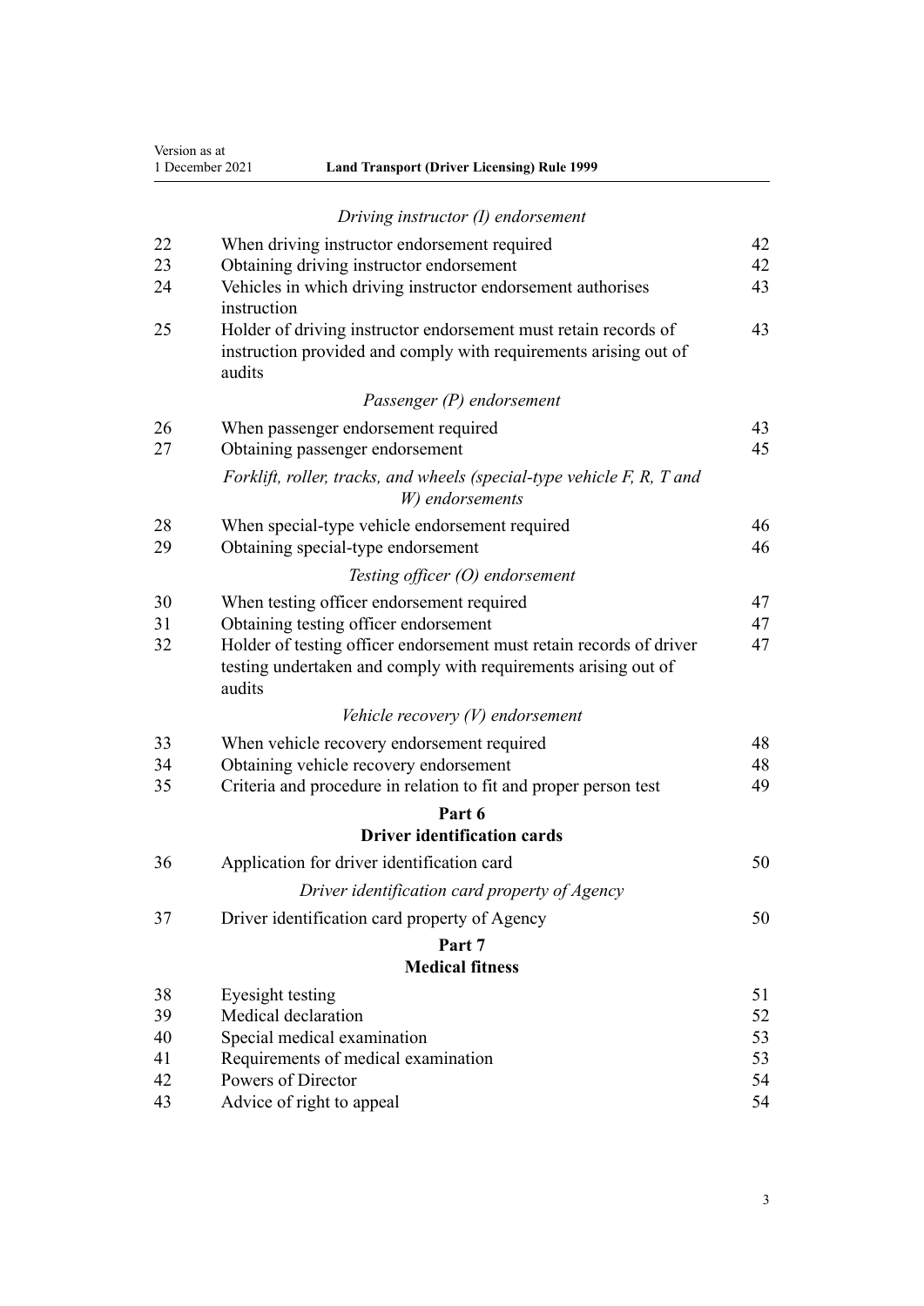*Driving instructor (I) endorsement*

| | | |
|---|---|---|
| 22 | When driving instructor endorsement required | 42 |
| 23 | Obtaining driving instructor endorsement | 42 |
| 24 | Vehicles in which driving instructor endorsement authorises instruction | 43 |
| 25 | Holder of driving instructor endorsement must retain records of instruction provided and comply with requirements arising out of audits | 43 |

*Passenger (P) endorsement*

| | | |
|---|---|---|
| 26 | When passenger endorsement required | 43 |
| 27 | Obtaining passenger endorsement | 45 |

*Forklift, roller, tracks, and wheels (special-type vehicle F, R, T and W) endorsements*

| | | |
|---|---|---|
| 28 | When special-type vehicle endorsement required | 46 |
| 29 | Obtaining special-type endorsement | 46 |

*Testing officer (O) endorsement*

| | | |
|---|---|---|
| 30 | When testing officer endorsement required | 47 |
| 31 | Obtaining testing officer endorsement | 47 |
| 32 | Holder of testing officer endorsement must retain records of driver testing undertaken and comply with requirements arising out of audits | 47 |

*Vehicle recovery (V) endorsement*

| | | |
|---|---|---|
| 33 | When vehicle recovery endorsement required | 48 |
| 34 | Obtaining vehicle recovery endorsement | 48 |
| 35 | Criteria and procedure in relation to fit and proper person test | 49 |

## Part 6
## Driver identification cards

| | | |
|---|---|---|
| 36 | Application for driver identification card | 50 |

*Driver identification card property of Agency*

| | | |
|---|---|---|
| 37 | Driver identification card property of Agency | 50 |

## Part 7
## Medical fitness

| | | |
|---|---|---|
| 38 | Eyesight testing | 51 |
| 39 | Medical declaration | 52 |
| 40 | Special medical examination | 53 |
| 41 | Requirements of medical examination | 53 |
| 42 | Powers of Director | 54 |
| 43 | Advice of right to appeal | 54 |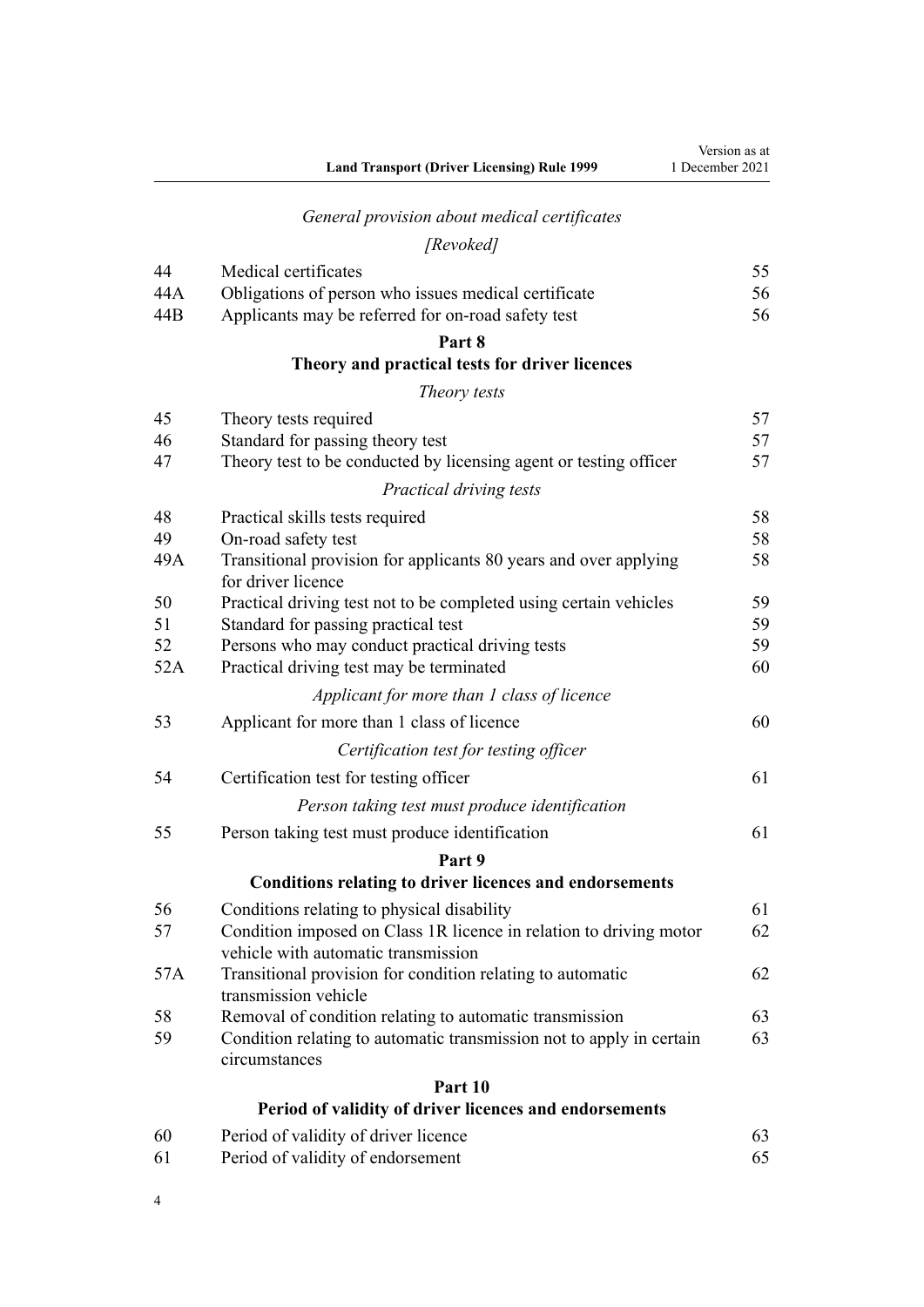*General provision about medical certificates*

*[Revoked]*

| | | |
|---|---|---|
| 44 | Medical certificates | 55 |
| 44A | Obligations of person who issues medical certificate | 56 |
| 44B | Applicants may be referred for on-road safety test | 56 |

## Part 8
## Theory and practical tests for driver licences

*Theory tests*

| | | |
|---|---|---|
| 45 | Theory tests required | 57 |
| 46 | Standard for passing theory test | 57 |
| 47 | Theory test to be conducted by licensing agent or testing officer | 57 |

*Practical driving tests*

| | | |
|---|---|---|
| 48 | Practical skills tests required | 58 |
| 49 | On-road safety test | 58 |
| 49A | Transitional provision for applicants 80 years and over applying for driver licence | 58 |
| 50 | Practical driving test not to be completed using certain vehicles | 59 |
| 51 | Standard for passing practical test | 59 |
| 52 | Persons who may conduct practical driving tests | 59 |
| 52A | Practical driving test may be terminated | 60 |

*Applicant for more than 1 class of licence*

| | | |
|---|---|---|
| 53 | Applicant for more than 1 class of licence | 60 |

*Certification test for testing officer*

| | | |
|---|---|---|
| 54 | Certification test for testing officer | 61 |

*Person taking test must produce identification*

| | | |
|---|---|---|
| 55 | Person taking test must produce identification | 61 |

## Part 9
## Conditions relating to driver licences and endorsements

| | | |
|---|---|---|
| 56 | Conditions relating to physical disability | 61 |
| 57 | Condition imposed on Class 1R licence in relation to driving motor vehicle with automatic transmission | 62 |
| 57A | Transitional provision for condition relating to automatic transmission vehicle | 62 |
| 58 | Removal of condition relating to automatic transmission | 63 |
| 59 | Condition relating to automatic transmission not to apply in certain circumstances | 63 |

## Part 10
## Period of validity of driver licences and endorsements

| | | |
|---|---|---|
| 60 | Period of validity of driver licence | 63 |
| 61 | Period of validity of endorsement | 65 |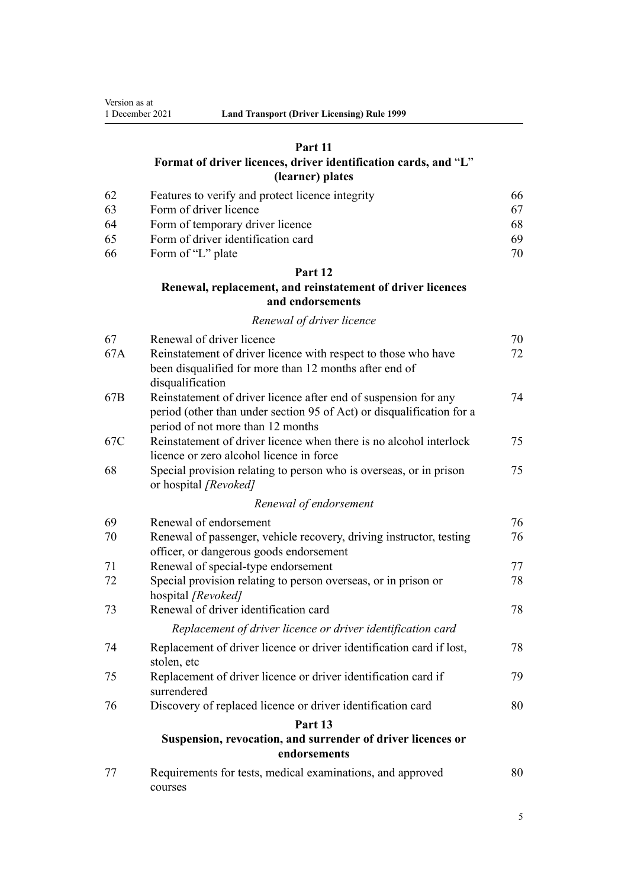## Part 11
## Format of driver licences, driver identification cards, and "L" (learner) plates

| | | |
|---|---|---|
| 62 | Features to verify and protect licence integrity | 66 |
| 63 | Form of driver licence | 67 |
| 64 | Form of temporary driver licence | 68 |
| 65 | Form of driver identification card | 69 |
| 66 | Form of "L" plate | 70 |

## Part 12
## Renewal, replacement, and reinstatement of driver licences and endorsements

*Renewal of driver licence*

| | | |
|---|---|---|
| 67 | Renewal of driver licence | 70 |
| 67A | Reinstatement of driver licence with respect to those who have been disqualified for more than 12 months after end of disqualification | 72 |
| 67B | Reinstatement of driver licence after end of suspension for any period (other than under section 95 of Act) or disqualification for a period of not more than 12 months | 74 |
| 67C | Reinstatement of driver licence when there is no alcohol interlock licence or zero alcohol licence in force | 75 |
| 68 | Special provision relating to person who is overseas, or in prison or hospital *[Revoked]* | 75 |

*Renewal of endorsement*

| | | |
|---|---|---|
| 69 | Renewal of endorsement | 76 |
| 70 | Renewal of passenger, vehicle recovery, driving instructor, testing officer, or dangerous goods endorsement | 76 |
| 71 | Renewal of special-type endorsement | 77 |
| 72 | Special provision relating to person overseas, or in prison or hospital *[Revoked]* | 78 |
| 73 | Renewal of driver identification card | 78 |

*Replacement of driver licence or driver identification card*

| | | |
|---|---|---|
| 74 | Replacement of driver licence or driver identification card if lost, stolen, etc | 78 |
| 75 | Replacement of driver licence or driver identification card if surrendered | 79 |
| 76 | Discovery of replaced licence or driver identification card | 80 |

## Part 13
## Suspension, revocation, and surrender of driver licences or endorsements

| | | |
|---|---|---|
| 77 | Requirements for tests, medical examinations, and approved courses | 80 |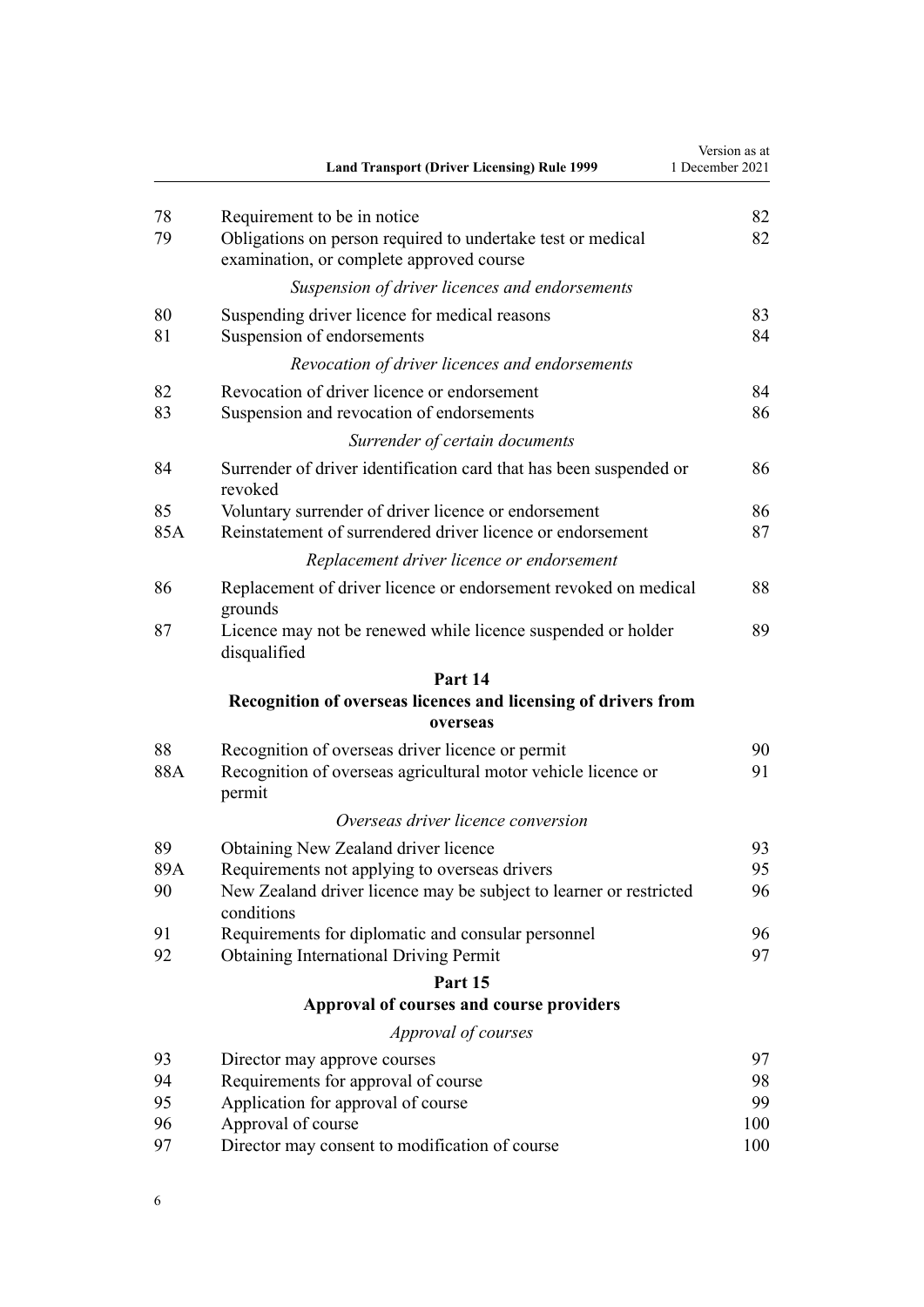| | | |
|---|---|---|
| 78 | Requirement to be in notice | 82 |
| 79 | Obligations on person required to undertake test or medical examination, or complete approved course | 82 |
| | *Suspension of driver licences and endorsements* | |
| 80 | Suspending driver licence for medical reasons | 83 |
| 81 | Suspension of endorsements | 84 |
| | *Revocation of driver licences and endorsements* | |
| 82 | Revocation of driver licence or endorsement | 84 |
| 83 | Suspension and revocation of endorsements | 86 |
| | *Surrender of certain documents* | |
| 84 | Surrender of driver identification card that has been suspended or revoked | 86 |
| 85 | Voluntary surrender of driver licence or endorsement | 86 |
| 85A | Reinstatement of surrendered driver licence or endorsement | 87 |
| | *Replacement driver licence or endorsement* | |
| 86 | Replacement of driver licence or endorsement revoked on medical grounds | 88 |
| 87 | Licence may not be renewed while licence suspended or holder disqualified | 89 |

## Part 14
## Recognition of overseas licences and licensing of drivers from overseas

| | | |
|---|---|---|
| 88 | Recognition of overseas driver licence or permit | 90 |
| 88A | Recognition of overseas agricultural motor vehicle licence or permit | 91 |
| | *Overseas driver licence conversion* | |
| 89 | Obtaining New Zealand driver licence | 93 |
| 89A | Requirements not applying to overseas drivers | 95 |
| 90 | New Zealand driver licence may be subject to learner or restricted conditions | 96 |
| 91 | Requirements for diplomatic and consular personnel | 96 |
| 92 | Obtaining International Driving Permit | 97 |

## Part 15
## Approval of courses and course providers

*Approval of courses*

| | | |
|---|---|---|
| 93 | Director may approve courses | 97 |
| 94 | Requirements for approval of course | 98 |
| 95 | Application for approval of course | 99 |
| 96 | Approval of course | 100 |
| 97 | Director may consent to modification of course | 100 |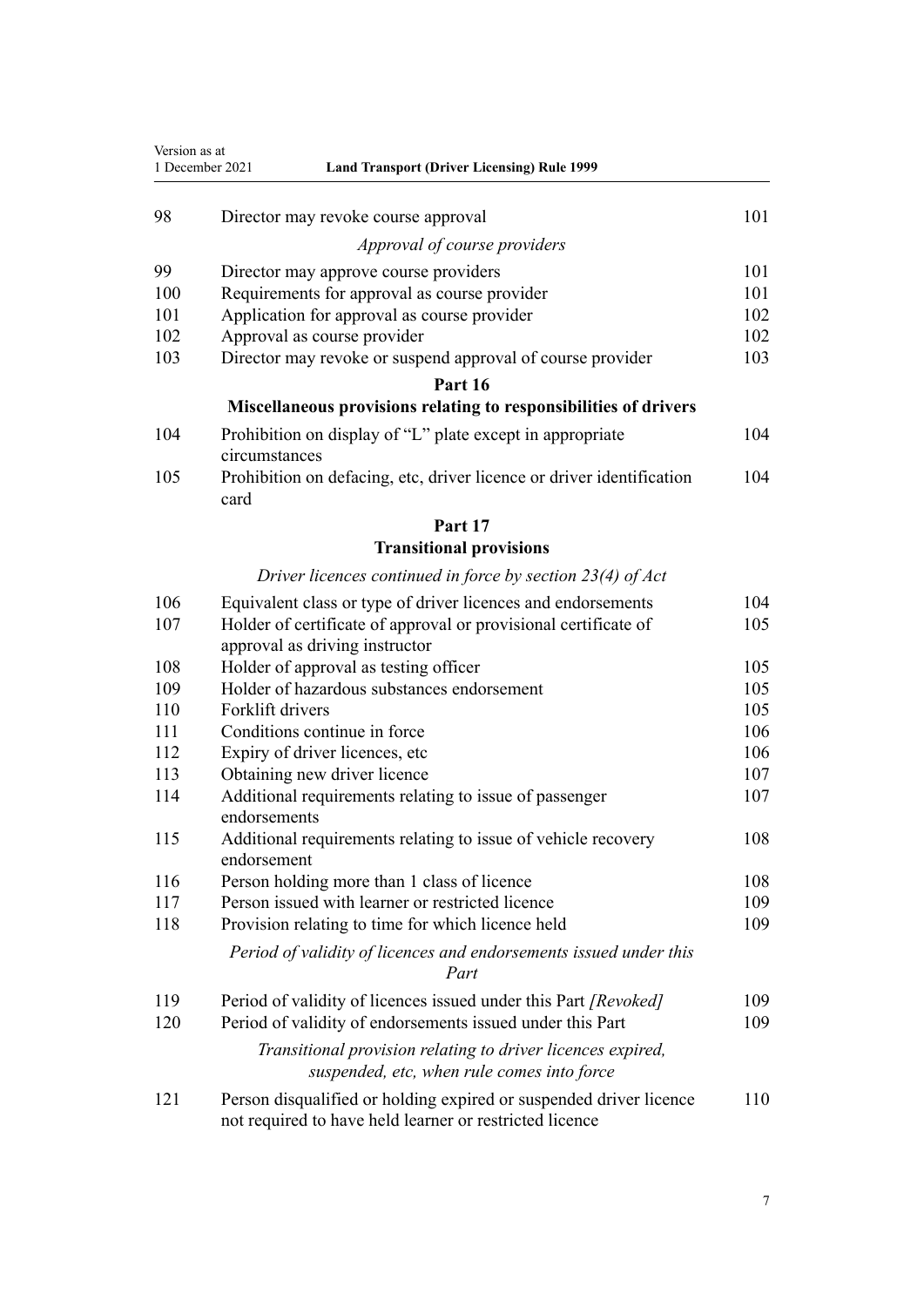| | | |
|---|---|---|
| 98 | Director may revoke course approval | 101 |
| | *Approval of course providers* | |
| 99 | Director may approve course providers | 101 |
| 100 | Requirements for approval as course provider | 101 |
| 101 | Application for approval as course provider | 102 |
| 102 | Approval as course provider | 102 |
| 103 | Director may revoke or suspend approval of course provider | 103 |
| | **Part 16** | |
| | **Miscellaneous provisions relating to responsibilities of drivers** | |
| 104 | Prohibition on display of "L" plate except in appropriate circumstances | 104 |
| 105 | Prohibition on defacing, etc, driver licence or driver identification card | 104 |
| | **Part 17** | |
| | **Transitional provisions** | |
| | *Driver licences continued in force by section 23(4) of Act* | |
| 106 | Equivalent class or type of driver licences and endorsements | 104 |
| 107 | Holder of certificate of approval or provisional certificate of approval as driving instructor | 105 |
| 108 | Holder of approval as testing officer | 105 |
| 109 | Holder of hazardous substances endorsement | 105 |
| 110 | Forklift drivers | 105 |
| 111 | Conditions continue in force | 106 |
| 112 | Expiry of driver licences, etc | 106 |
| 113 | Obtaining new driver licence | 107 |
| 114 | Additional requirements relating to issue of passenger endorsements | 107 |
| 115 | Additional requirements relating to issue of vehicle recovery endorsement | 108 |
| 116 | Person holding more than 1 class of licence | 108 |
| 117 | Person issued with learner or restricted licence | 109 |
| 118 | Provision relating to time for which licence held | 109 |
| | *Period of validity of licences and endorsements issued under this Part* | |
| 119 | Period of validity of licences issued under this Part *[Revoked]* | 109 |
| 120 | Period of validity of endorsements issued under this Part | 109 |
| | *Transitional provision relating to driver licences expired, suspended, etc, when rule comes into force* | |
| 121 | Person disqualified or holding expired or suspended driver licence not required to have held learner or restricted licence | 110 |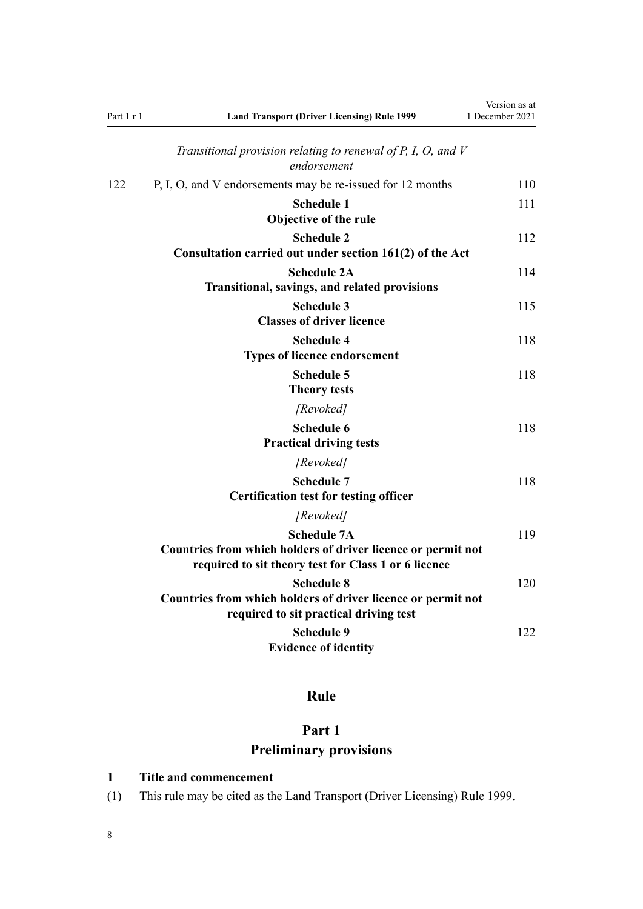*Transitional provision relating to renewal of P, I, O, and V endorsement*

| | | |
|---|---|---|
| 122 | P, I, O, and V endorsements may be re-issued for 12 months | 110 |
| | **Schedule 1** **Objective of the rule** | 111 |
| | **Schedule 2** **Consultation carried out under section 161(2) of the Act** | 112 |
| | **Schedule 2A** **Transitional, savings, and related provisions** | 114 |
| | **Schedule 3** **Classes of driver licence** | 115 |
| | **Schedule 4** **Types of licence endorsement** | 118 |
| | **Schedule 5** **Theory tests** *[Revoked]* | 118 |
| | **Schedule 6** **Practical driving tests** *[Revoked]* | 118 |
| | **Schedule 7** **Certification test for testing officer** *[Revoked]* | 118 |
| | **Schedule 7A** **Countries from which holders of driver licence or permit not required to sit theory test for Class 1 or 6 licence** | 119 |
| | **Schedule 8** **Countries from which holders of driver licence or permit not required to sit practical driving test** | 120 |
| | **Schedule 9** **Evidence of identity** | 122 |

# Rule

## Part 1
## Preliminary provisions

### 1 Title and commencement

(1) This rule may be cited as the Land Transport (Driver Licensing) Rule 1999.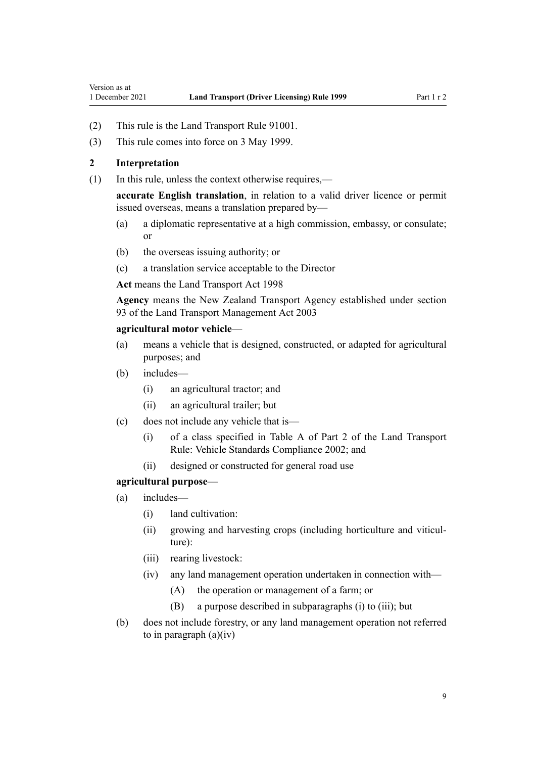(2) This rule is the Land Transport Rule 91001.

(3) This rule comes into force on 3 May 1999.

## 2 Interpretation

(1) In this rule, unless the context otherwise requires,—

**accurate English translation**, in relation to a valid driver licence or permit issued overseas, means a translation prepared by—

- (a) a diplomatic representative at a high commission, embassy, or consulate; or
- (b) the overseas issuing authority; or
- (c) a translation service acceptable to the Director

**Act** means the Land Transport Act 1998

**Agency** means the New Zealand Transport Agency established under section 93 of the Land Transport Management Act 2003

**agricultural motor vehicle**—

- (a) means a vehicle that is designed, constructed, or adapted for agricultural purposes; and
- (b) includes—
  - (i) an agricultural tractor; and
  - (ii) an agricultural trailer; but
- (c) does not include any vehicle that is—
  - (i) of a class specified in Table A of Part 2 of the Land Transport Rule: Vehicle Standards Compliance 2002; and
  - (ii) designed or constructed for general road use

**agricultural purpose**—

- (a) includes—
  - (i) land cultivation:
  - (ii) growing and harvesting crops (including horticulture and viticulture):
  - (iii) rearing livestock:
  - (iv) any land management operation undertaken in connection with—
    - (A) the operation or management of a farm; or
    - (B) a purpose described in subparagraphs (i) to (iii); but
- (b) does not include forestry, or any land management operation not referred to in paragraph (a)(iv)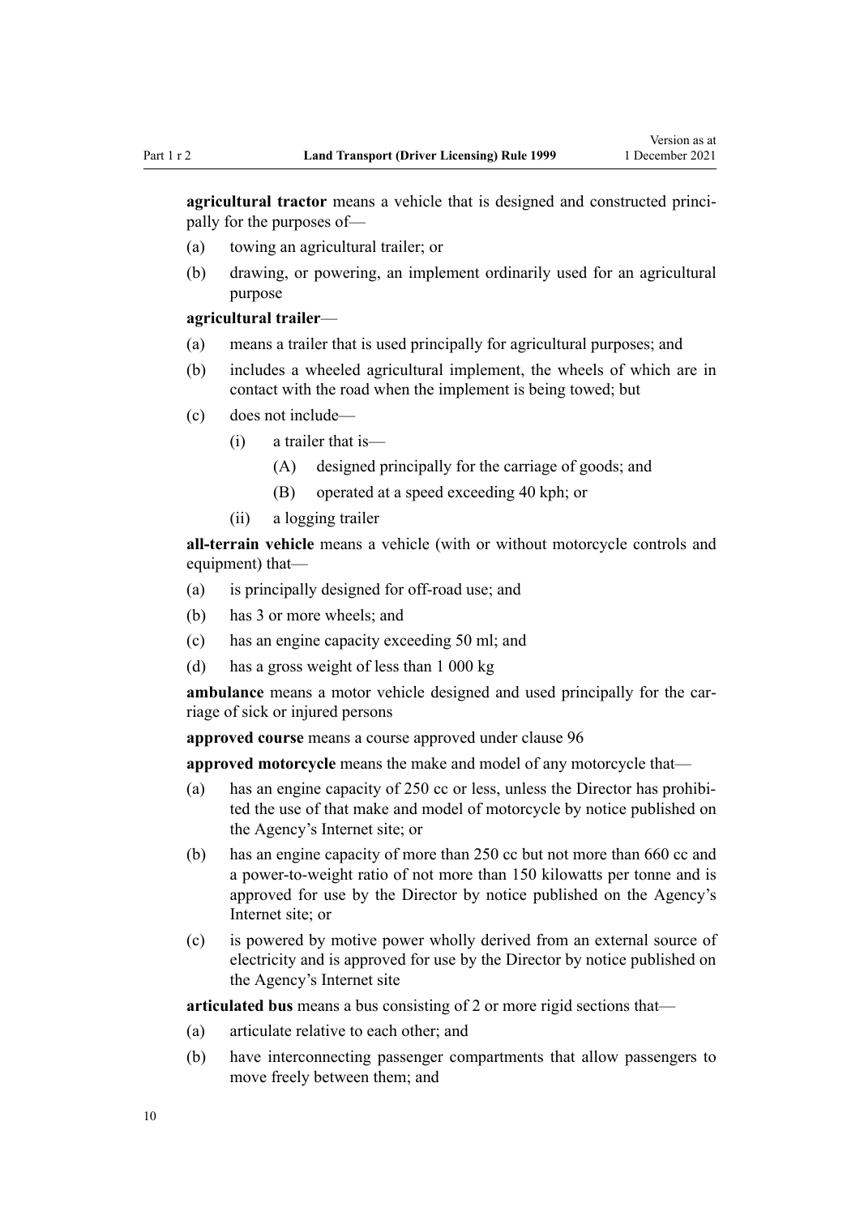**agricultural tractor** means a vehicle that is designed and constructed principally for the purposes of—

(a) towing an agricultural trailer; or

(b) drawing, or powering, an implement ordinarily used for an agricultural purpose

**agricultural trailer**—

(a) means a trailer that is used principally for agricultural purposes; and

(b) includes a wheeled agricultural implement, the wheels of which are in contact with the road when the implement is being towed; but

(c) does not include—

  (i) a trailer that is—

    (A) designed principally for the carriage of goods; and

    (B) operated at a speed exceeding 40 kph; or

  (ii) a logging trailer

**all-terrain vehicle** means a vehicle (with or without motorcycle controls and equipment) that—

(a) is principally designed for off-road use; and

(b) has 3 or more wheels; and

(c) has an engine capacity exceeding 50 ml; and

(d) has a gross weight of less than 1 000 kg

**ambulance** means a motor vehicle designed and used principally for the carriage of sick or injured persons

**approved course** means a course approved under clause 96

**approved motorcycle** means the make and model of any motorcycle that—

(a) has an engine capacity of 250 cc or less, unless the Director has prohibited the use of that make and model of motorcycle by notice published on the Agency's Internet site; or

(b) has an engine capacity of more than 250 cc but not more than 660 cc and a power-to-weight ratio of not more than 150 kilowatts per tonne and is approved for use by the Director by notice published on the Agency's Internet site; or

(c) is powered by motive power wholly derived from an external source of electricity and is approved for use by the Director by notice published on the Agency's Internet site

**articulated bus** means a bus consisting of 2 or more rigid sections that—

(a) articulate relative to each other; and

(b) have interconnecting passenger compartments that allow passengers to move freely between them; and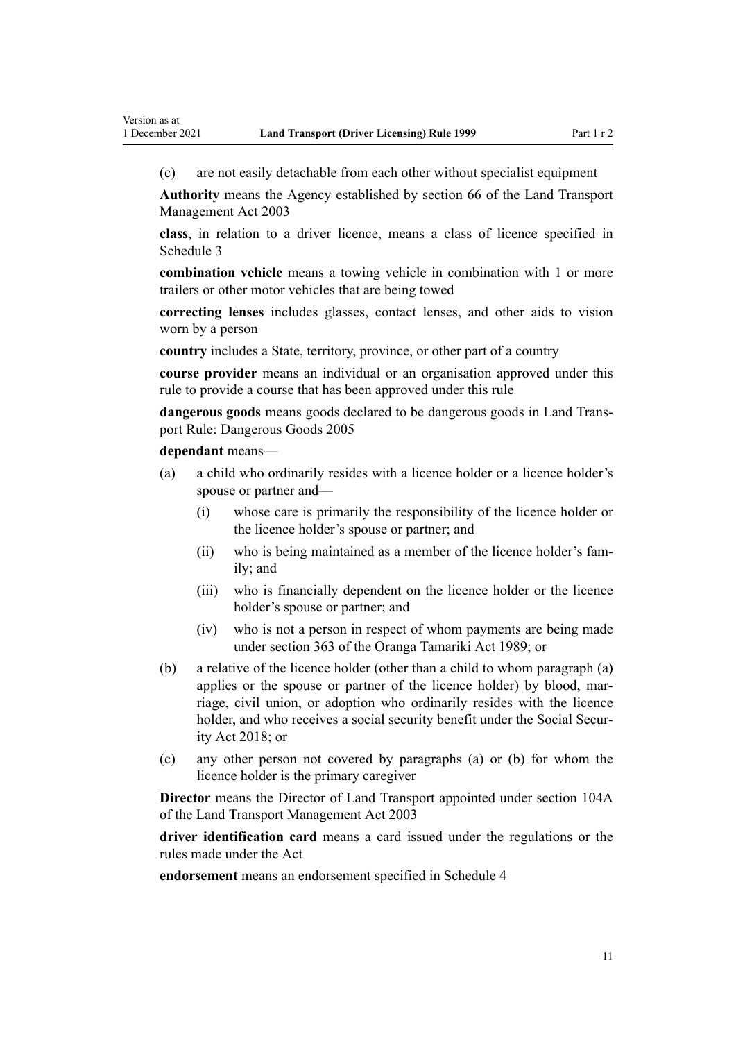(c) are not easily detachable from each other without specialist equipment

**Authority** means the Agency established by section 66 of the Land Transport Management Act 2003

**class**, in relation to a driver licence, means a class of licence specified in Schedule 3

**combination vehicle** means a towing vehicle in combination with 1 or more trailers or other motor vehicles that are being towed

**correcting lenses** includes glasses, contact lenses, and other aids to vision worn by a person

**country** includes a State, territory, province, or other part of a country

**course provider** means an individual or an organisation approved under this rule to provide a course that has been approved under this rule

**dangerous goods** means goods declared to be dangerous goods in Land Transport Rule: Dangerous Goods 2005

**dependant** means—

- (a) a child who ordinarily resides with a licence holder or a licence holder's spouse or partner and—
  - (i) whose care is primarily the responsibility of the licence holder or the licence holder's spouse or partner; and
  - (ii) who is being maintained as a member of the licence holder's family; and
  - (iii) who is financially dependent on the licence holder or the licence holder's spouse or partner; and
  - (iv) who is not a person in respect of whom payments are being made under section 363 of the Oranga Tamariki Act 1989; or
- (b) a relative of the licence holder (other than a child to whom paragraph (a) applies or the spouse or partner of the licence holder) by blood, marriage, civil union, or adoption who ordinarily resides with the licence holder, and who receives a social security benefit under the Social Security Act 2018; or
- (c) any other person not covered by paragraphs (a) or (b) for whom the licence holder is the primary caregiver

**Director** means the Director of Land Transport appointed under section 104A of the Land Transport Management Act 2003

**driver identification card** means a card issued under the regulations or the rules made under the Act

**endorsement** means an endorsement specified in Schedule 4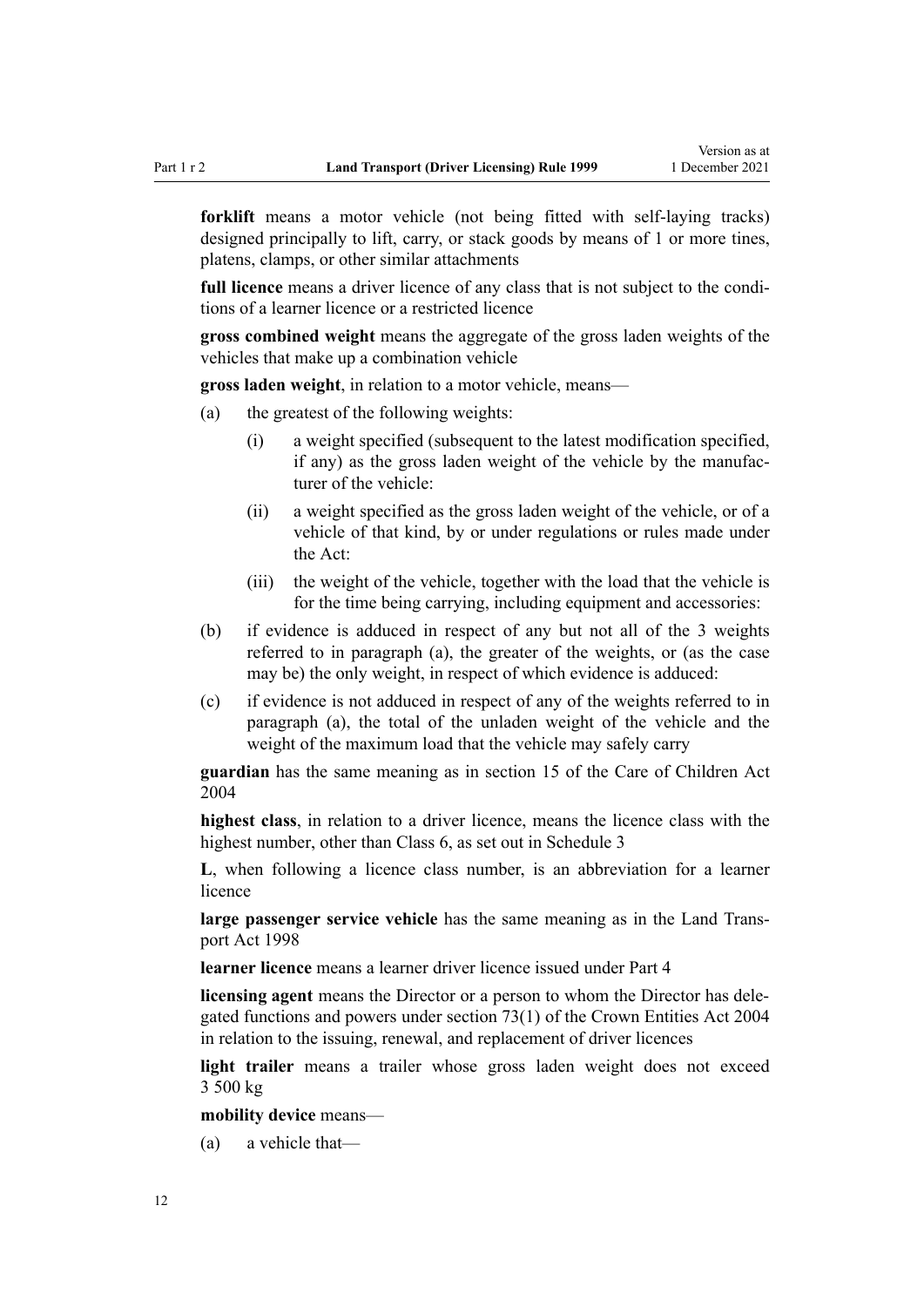**forklift** means a motor vehicle (not being fitted with self-laying tracks) designed principally to lift, carry, or stack goods by means of 1 or more tines, platens, clamps, or other similar attachments

**full licence** means a driver licence of any class that is not subject to the conditions of a learner licence or a restricted licence

**gross combined weight** means the aggregate of the gross laden weights of the vehicles that make up a combination vehicle

**gross laden weight**, in relation to a motor vehicle, means—

(a) the greatest of the following weights:

  (i) a weight specified (subsequent to the latest modification specified, if any) as the gross laden weight of the vehicle by the manufacturer of the vehicle:

  (ii) a weight specified as the gross laden weight of the vehicle, or of a vehicle of that kind, by or under regulations or rules made under the Act:

  (iii) the weight of the vehicle, together with the load that the vehicle is for the time being carrying, including equipment and accessories:

(b) if evidence is adduced in respect of any but not all of the 3 weights referred to in paragraph (a), the greater of the weights, or (as the case may be) the only weight, in respect of which evidence is adduced:

(c) if evidence is not adduced in respect of any of the weights referred to in paragraph (a), the total of the unladen weight of the vehicle and the weight of the maximum load that the vehicle may safely carry

**guardian** has the same meaning as in section 15 of the Care of Children Act 2004

**highest class**, in relation to a driver licence, means the licence class with the highest number, other than Class 6, as set out in Schedule 3

**L**, when following a licence class number, is an abbreviation for a learner licence

**large passenger service vehicle** has the same meaning as in the Land Transport Act 1998

**learner licence** means a learner driver licence issued under Part 4

**licensing agent** means the Director or a person to whom the Director has delegated functions and powers under section 73(1) of the Crown Entities Act 2004 in relation to the issuing, renewal, and replacement of driver licences

**light trailer** means a trailer whose gross laden weight does not exceed 3 500 kg

**mobility device** means—

(a) a vehicle that—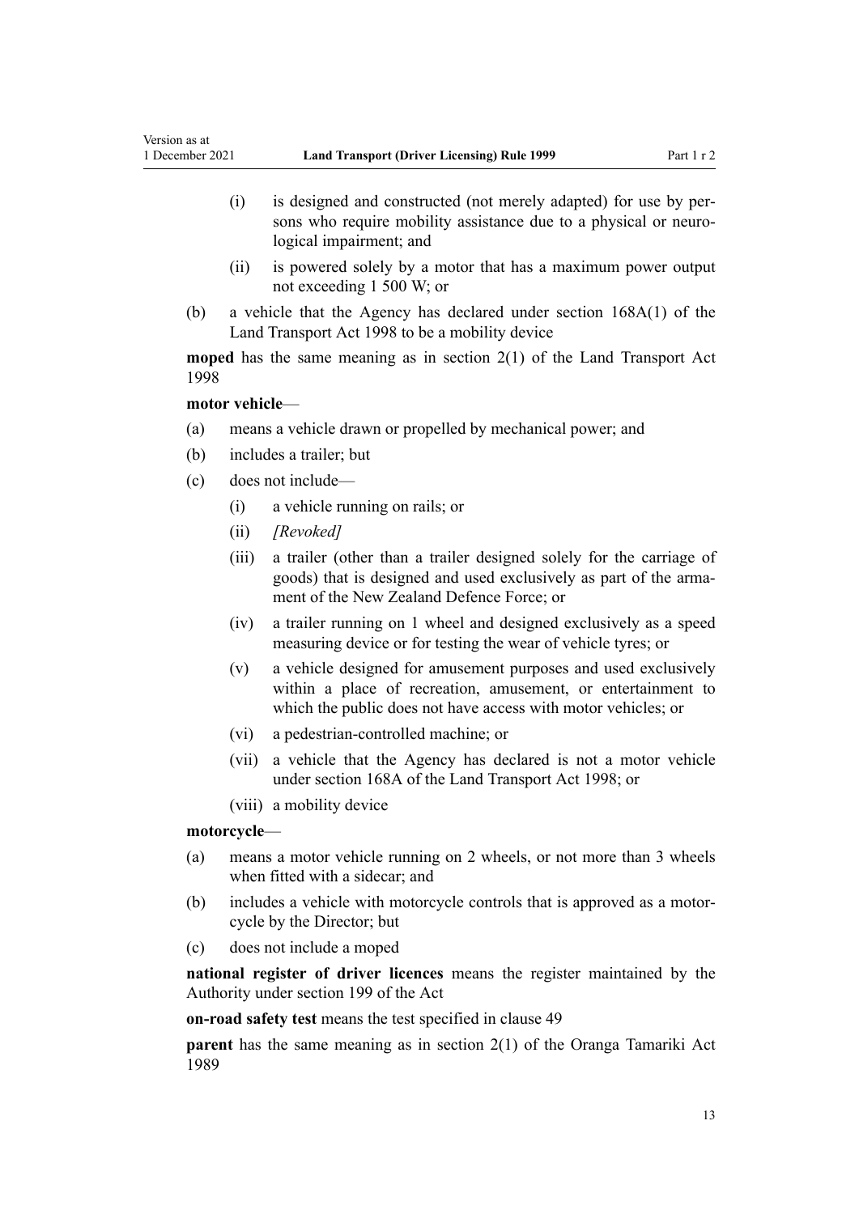(i) is designed and constructed (not merely adapted) for use by persons who require mobility assistance due to a physical or neurological impairment; and

(ii) is powered solely by a motor that has a maximum power output not exceeding 1 500 W; or

(b) a vehicle that the Agency has declared under section 168A(1) of the Land Transport Act 1998 to be a mobility device

**moped** has the same meaning as in section 2(1) of the Land Transport Act 1998

**motor vehicle**—

(a) means a vehicle drawn or propelled by mechanical power; and

(b) includes a trailer; but

(c) does not include—

(i) a vehicle running on rails; or

(ii) *[Revoked]*

(iii) a trailer (other than a trailer designed solely for the carriage of goods) that is designed and used exclusively as part of the armament of the New Zealand Defence Force; or

(iv) a trailer running on 1 wheel and designed exclusively as a speed measuring device or for testing the wear of vehicle tyres; or

(v) a vehicle designed for amusement purposes and used exclusively within a place of recreation, amusement, or entertainment to which the public does not have access with motor vehicles; or

(vi) a pedestrian-controlled machine; or

(vii) a vehicle that the Agency has declared is not a motor vehicle under section 168A of the Land Transport Act 1998; or

(viii) a mobility device

**motorcycle**—

(a) means a motor vehicle running on 2 wheels, or not more than 3 wheels when fitted with a sidecar; and

(b) includes a vehicle with motorcycle controls that is approved as a motorcycle by the Director; but

(c) does not include a moped

**national register of driver licences** means the register maintained by the Authority under section 199 of the Act

**on-road safety test** means the test specified in clause 49

**parent** has the same meaning as in section 2(1) of the Oranga Tamariki Act 1989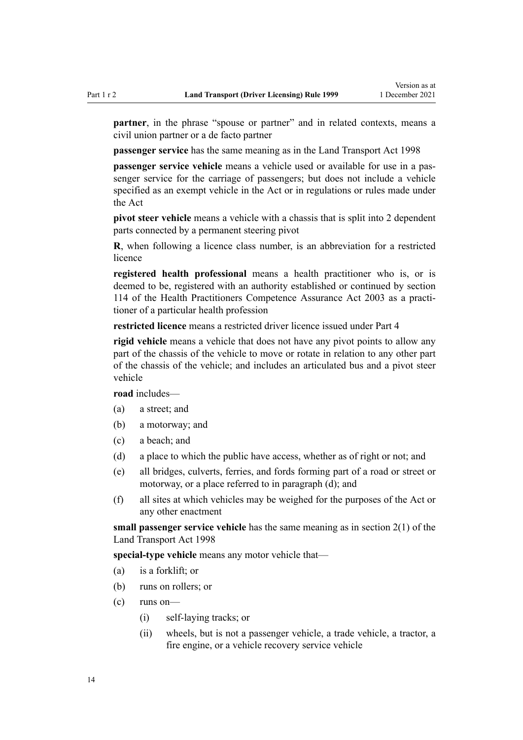**partner**, in the phrase "spouse or partner" and in related contexts, means a civil union partner or a de facto partner

**passenger service** has the same meaning as in the Land Transport Act 1998

**passenger service vehicle** means a vehicle used or available for use in a passenger service for the carriage of passengers; but does not include a vehicle specified as an exempt vehicle in the Act or in regulations or rules made under the Act

**pivot steer vehicle** means a vehicle with a chassis that is split into 2 dependent parts connected by a permanent steering pivot

**R**, when following a licence class number, is an abbreviation for a restricted licence

**registered health professional** means a health practitioner who is, or is deemed to be, registered with an authority established or continued by section 114 of the Health Practitioners Competence Assurance Act 2003 as a practitioner of a particular health profession

**restricted licence** means a restricted driver licence issued under Part 4

**rigid vehicle** means a vehicle that does not have any pivot points to allow any part of the chassis of the vehicle to move or rotate in relation to any other part of the chassis of the vehicle; and includes an articulated bus and a pivot steer vehicle

**road** includes—

(a) a street; and

(b) a motorway; and

(c) a beach; and

(d) a place to which the public have access, whether as of right or not; and

(e) all bridges, culverts, ferries, and fords forming part of a road or street or motorway, or a place referred to in paragraph (d); and

(f) all sites at which vehicles may be weighed for the purposes of the Act or any other enactment

**small passenger service vehicle** has the same meaning as in section 2(1) of the Land Transport Act 1998

**special-type vehicle** means any motor vehicle that—

(a) is a forklift; or

(b) runs on rollers; or

(c) runs on—

 (i) self-laying tracks; or

 (ii) wheels, but is not a passenger vehicle, a trade vehicle, a tractor, a fire engine, or a vehicle recovery service vehicle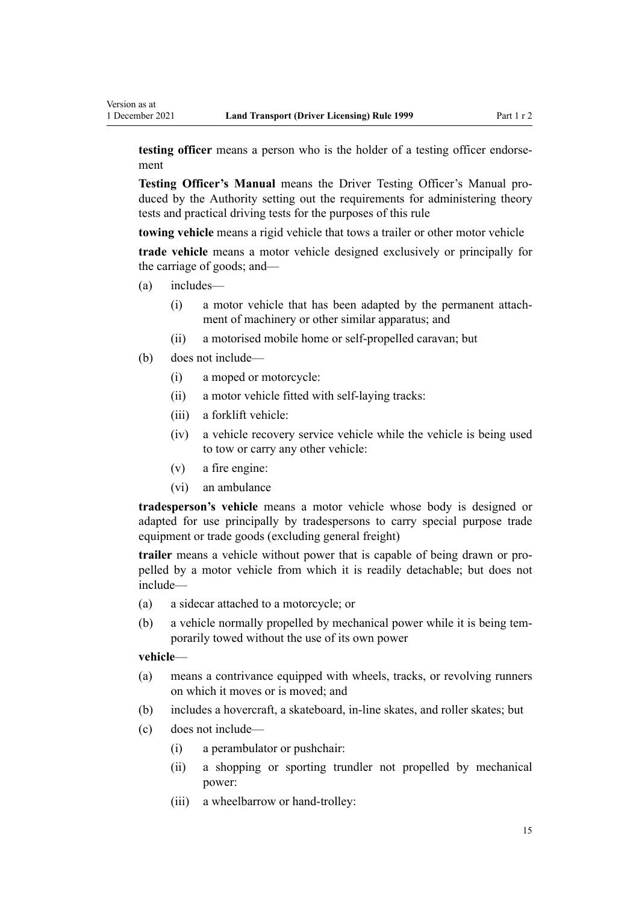**testing officer** means a person who is the holder of a testing officer endorsement

**Testing Officer's Manual** means the Driver Testing Officer's Manual produced by the Authority setting out the requirements for administering theory tests and practical driving tests for the purposes of this rule

**towing vehicle** means a rigid vehicle that tows a trailer or other motor vehicle

**trade vehicle** means a motor vehicle designed exclusively or principally for the carriage of goods; and—

- (a) includes—
  - (i) a motor vehicle that has been adapted by the permanent attachment of machinery or other similar apparatus; and
  - (ii) a motorised mobile home or self-propelled caravan; but
- (b) does not include—
  - (i) a moped or motorcycle:
  - (ii) a motor vehicle fitted with self-laying tracks:
  - (iii) a forklift vehicle:
  - (iv) a vehicle recovery service vehicle while the vehicle is being used to tow or carry any other vehicle:
  - (v) a fire engine:
  - (vi) an ambulance

**tradesperson's vehicle** means a motor vehicle whose body is designed or adapted for use principally by tradespersons to carry special purpose trade equipment or trade goods (excluding general freight)

**trailer** means a vehicle without power that is capable of being drawn or propelled by a motor vehicle from which it is readily detachable; but does not include—

- (a) a sidecar attached to a motorcycle; or
- (b) a vehicle normally propelled by mechanical power while it is being temporarily towed without the use of its own power

**vehicle**—

- (a) means a contrivance equipped with wheels, tracks, or revolving runners on which it moves or is moved; and
- (b) includes a hovercraft, a skateboard, in-line skates, and roller skates; but
- (c) does not include—
  - (i) a perambulator or pushchair:
  - (ii) a shopping or sporting trundler not propelled by mechanical power:
  - (iii) a wheelbarrow or hand-trolley: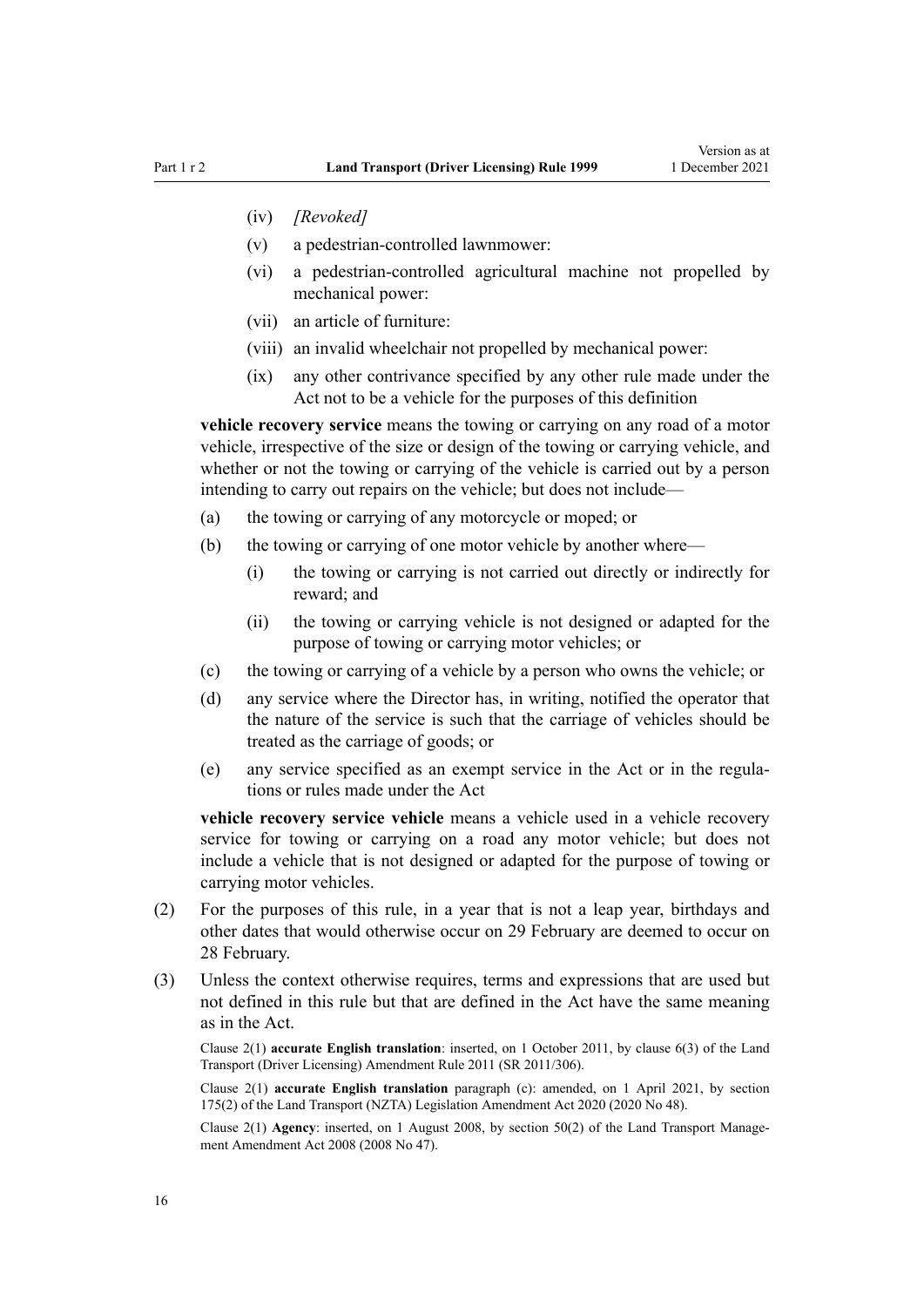- (iv) *[Revoked]*
- (v) a pedestrian-controlled lawnmower:
- (vi) a pedestrian-controlled agricultural machine not propelled by mechanical power:
- (vii) an article of furniture:
- (viii) an invalid wheelchair not propelled by mechanical power:
- (ix) any other contrivance specified by any other rule made under the Act not to be a vehicle for the purposes of this definition

**vehicle recovery service** means the towing or carrying on any road of a motor vehicle, irrespective of the size or design of the towing or carrying vehicle, and whether or not the towing or carrying of the vehicle is carried out by a person intending to carry out repairs on the vehicle; but does not include—

- (a) the towing or carrying of any motorcycle or moped; or
- (b) the towing or carrying of one motor vehicle by another where—
  - (i) the towing or carrying is not carried out directly or indirectly for reward; and
  - (ii) the towing or carrying vehicle is not designed or adapted for the purpose of towing or carrying motor vehicles; or
- (c) the towing or carrying of a vehicle by a person who owns the vehicle; or
- (d) any service where the Director has, in writing, notified the operator that the nature of the service is such that the carriage of vehicles should be treated as the carriage of goods; or
- (e) any service specified as an exempt service in the Act or in the regulations or rules made under the Act

**vehicle recovery service vehicle** means a vehicle used in a vehicle recovery service for towing or carrying on a road any motor vehicle; but does not include a vehicle that is not designed or adapted for the purpose of towing or carrying motor vehicles.

(2) For the purposes of this rule, in a year that is not a leap year, birthdays and other dates that would otherwise occur on 29 February are deemed to occur on 28 February.

(3) Unless the context otherwise requires, terms and expressions that are used but not defined in this rule but that are defined in the Act have the same meaning as in the Act.

Clause 2(1) **accurate English translation**: inserted, on 1 October 2011, by clause 6(3) of the Land Transport (Driver Licensing) Amendment Rule 2011 (SR 2011/306).

Clause 2(1) **accurate English translation** paragraph (c): amended, on 1 April 2021, by section 175(2) of the Land Transport (NZTA) Legislation Amendment Act 2020 (2020 No 48).

Clause 2(1) **Agency**: inserted, on 1 August 2008, by section 50(2) of the Land Transport Management Amendment Act 2008 (2008 No 47).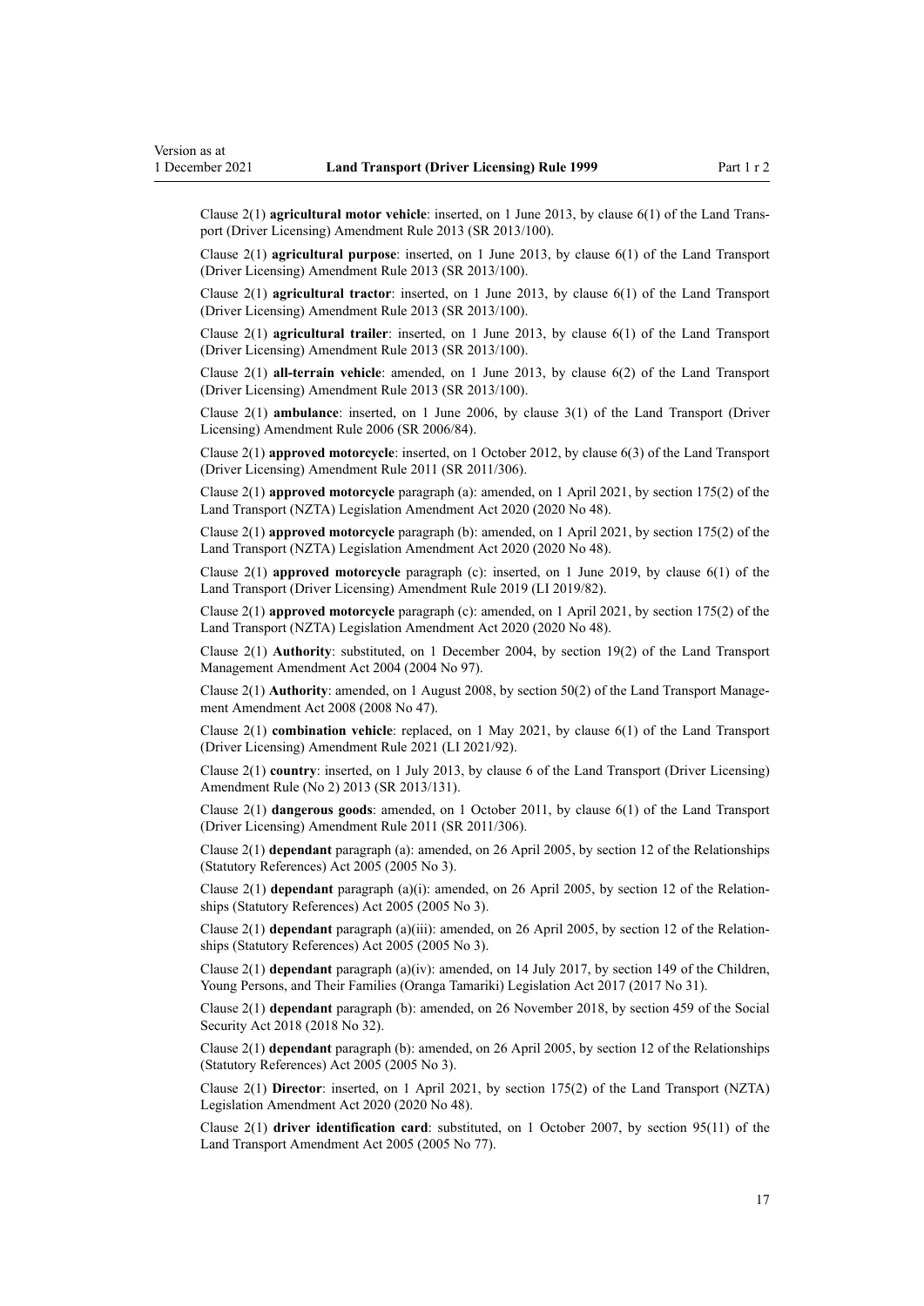Clause 2(1) **agricultural motor vehicle**: inserted, on 1 June 2013, by clause 6(1) of the Land Transport (Driver Licensing) Amendment Rule 2013 (SR 2013/100).

Clause 2(1) **agricultural purpose**: inserted, on 1 June 2013, by clause 6(1) of the Land Transport (Driver Licensing) Amendment Rule 2013 (SR 2013/100).

Clause 2(1) **agricultural tractor**: inserted, on 1 June 2013, by clause 6(1) of the Land Transport (Driver Licensing) Amendment Rule 2013 (SR 2013/100).

Clause 2(1) **agricultural trailer**: inserted, on 1 June 2013, by clause 6(1) of the Land Transport (Driver Licensing) Amendment Rule 2013 (SR 2013/100).

Clause 2(1) **all-terrain vehicle**: amended, on 1 June 2013, by clause 6(2) of the Land Transport (Driver Licensing) Amendment Rule 2013 (SR 2013/100).

Clause 2(1) **ambulance**: inserted, on 1 June 2006, by clause 3(1) of the Land Transport (Driver Licensing) Amendment Rule 2006 (SR 2006/84).

Clause 2(1) **approved motorcycle**: inserted, on 1 October 2012, by clause 6(3) of the Land Transport (Driver Licensing) Amendment Rule 2011 (SR 2011/306).

Clause 2(1) **approved motorcycle** paragraph (a): amended, on 1 April 2021, by section 175(2) of the Land Transport (NZTA) Legislation Amendment Act 2020 (2020 No 48).

Clause 2(1) **approved motorcycle** paragraph (b): amended, on 1 April 2021, by section 175(2) of the Land Transport (NZTA) Legislation Amendment Act 2020 (2020 No 48).

Clause 2(1) **approved motorcycle** paragraph (c): inserted, on 1 June 2019, by clause 6(1) of the Land Transport (Driver Licensing) Amendment Rule 2019 (LI 2019/82).

Clause 2(1) **approved motorcycle** paragraph (c): amended, on 1 April 2021, by section 175(2) of the Land Transport (NZTA) Legislation Amendment Act 2020 (2020 No 48).

Clause 2(1) **Authority**: substituted, on 1 December 2004, by section 19(2) of the Land Transport Management Amendment Act 2004 (2004 No 97).

Clause 2(1) **Authority**: amended, on 1 August 2008, by section 50(2) of the Land Transport Management Amendment Act 2008 (2008 No 47).

Clause 2(1) **combination vehicle**: replaced, on 1 May 2021, by clause 6(1) of the Land Transport (Driver Licensing) Amendment Rule 2021 (LI 2021/92).

Clause 2(1) **country**: inserted, on 1 July 2013, by clause 6 of the Land Transport (Driver Licensing) Amendment Rule (No 2) 2013 (SR 2013/131).

Clause 2(1) **dangerous goods**: amended, on 1 October 2011, by clause 6(1) of the Land Transport (Driver Licensing) Amendment Rule 2011 (SR 2011/306).

Clause 2(1) **dependant** paragraph (a): amended, on 26 April 2005, by section 12 of the Relationships (Statutory References) Act 2005 (2005 No 3).

Clause 2(1) **dependant** paragraph (a)(i): amended, on 26 April 2005, by section 12 of the Relationships (Statutory References) Act 2005 (2005 No 3).

Clause 2(1) **dependant** paragraph (a)(iii): amended, on 26 April 2005, by section 12 of the Relationships (Statutory References) Act 2005 (2005 No 3).

Clause 2(1) **dependant** paragraph (a)(iv): amended, on 14 July 2017, by section 149 of the Children, Young Persons, and Their Families (Oranga Tamariki) Legislation Act 2017 (2017 No 31).

Clause 2(1) **dependant** paragraph (b): amended, on 26 November 2018, by section 459 of the Social Security Act 2018 (2018 No 32).

Clause 2(1) **dependant** paragraph (b): amended, on 26 April 2005, by section 12 of the Relationships (Statutory References) Act 2005 (2005 No 3).

Clause 2(1) **Director**: inserted, on 1 April 2021, by section 175(2) of the Land Transport (NZTA) Legislation Amendment Act 2020 (2020 No 48).

Clause 2(1) **driver identification card**: substituted, on 1 October 2007, by section 95(11) of the Land Transport Amendment Act 2005 (2005 No 77).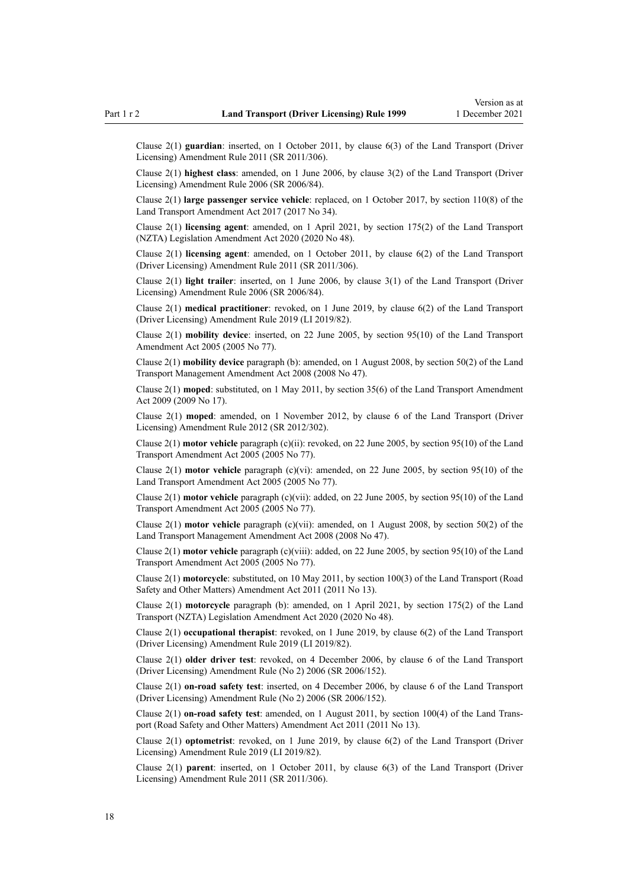Clause 2(1) **guardian**: inserted, on 1 October 2011, by clause 6(3) of the Land Transport (Driver Licensing) Amendment Rule 2011 (SR 2011/306).

Clause 2(1) **highest class**: amended, on 1 June 2006, by clause 3(2) of the Land Transport (Driver Licensing) Amendment Rule 2006 (SR 2006/84).

Clause 2(1) **large passenger service vehicle**: replaced, on 1 October 2017, by section 110(8) of the Land Transport Amendment Act 2017 (2017 No 34).

Clause 2(1) **licensing agent**: amended, on 1 April 2021, by section 175(2) of the Land Transport (NZTA) Legislation Amendment Act 2020 (2020 No 48).

Clause 2(1) **licensing agent**: amended, on 1 October 2011, by clause 6(2) of the Land Transport (Driver Licensing) Amendment Rule 2011 (SR 2011/306).

Clause 2(1) **light trailer**: inserted, on 1 June 2006, by clause 3(1) of the Land Transport (Driver Licensing) Amendment Rule 2006 (SR 2006/84).

Clause 2(1) **medical practitioner**: revoked, on 1 June 2019, by clause 6(2) of the Land Transport (Driver Licensing) Amendment Rule 2019 (LI 2019/82).

Clause 2(1) **mobility device**: inserted, on 22 June 2005, by section 95(10) of the Land Transport Amendment Act 2005 (2005 No 77).

Clause 2(1) **mobility device** paragraph (b): amended, on 1 August 2008, by section 50(2) of the Land Transport Management Amendment Act 2008 (2008 No 47).

Clause 2(1) **moped**: substituted, on 1 May 2011, by section 35(6) of the Land Transport Amendment Act 2009 (2009 No 17).

Clause 2(1) **moped**: amended, on 1 November 2012, by clause 6 of the Land Transport (Driver Licensing) Amendment Rule 2012 (SR 2012/302).

Clause 2(1) **motor vehicle** paragraph (c)(ii): revoked, on 22 June 2005, by section 95(10) of the Land Transport Amendment Act 2005 (2005 No 77).

Clause 2(1) **motor vehicle** paragraph (c)(vi): amended, on 22 June 2005, by section 95(10) of the Land Transport Amendment Act 2005 (2005 No 77).

Clause 2(1) **motor vehicle** paragraph (c)(vii): added, on 22 June 2005, by section 95(10) of the Land Transport Amendment Act 2005 (2005 No 77).

Clause 2(1) **motor vehicle** paragraph (c)(vii): amended, on 1 August 2008, by section 50(2) of the Land Transport Management Amendment Act 2008 (2008 No 47).

Clause 2(1) **motor vehicle** paragraph (c)(viii): added, on 22 June 2005, by section 95(10) of the Land Transport Amendment Act 2005 (2005 No 77).

Clause 2(1) **motorcycle**: substituted, on 10 May 2011, by section 100(3) of the Land Transport (Road Safety and Other Matters) Amendment Act 2011 (2011 No 13).

Clause 2(1) **motorcycle** paragraph (b): amended, on 1 April 2021, by section 175(2) of the Land Transport (NZTA) Legislation Amendment Act 2020 (2020 No 48).

Clause 2(1) **occupational therapist**: revoked, on 1 June 2019, by clause 6(2) of the Land Transport (Driver Licensing) Amendment Rule 2019 (LI 2019/82).

Clause 2(1) **older driver test**: revoked, on 4 December 2006, by clause 6 of the Land Transport (Driver Licensing) Amendment Rule (No 2) 2006 (SR 2006/152).

Clause 2(1) **on-road safety test**: inserted, on 4 December 2006, by clause 6 of the Land Transport (Driver Licensing) Amendment Rule (No 2) 2006 (SR 2006/152).

Clause 2(1) **on-road safety test**: amended, on 1 August 2011, by section 100(4) of the Land Transport (Road Safety and Other Matters) Amendment Act 2011 (2011 No 13).

Clause 2(1) **optometrist**: revoked, on 1 June 2019, by clause 6(2) of the Land Transport (Driver Licensing) Amendment Rule 2019 (LI 2019/82).

Clause 2(1) **parent**: inserted, on 1 October 2011, by clause 6(3) of the Land Transport (Driver Licensing) Amendment Rule 2011 (SR 2011/306).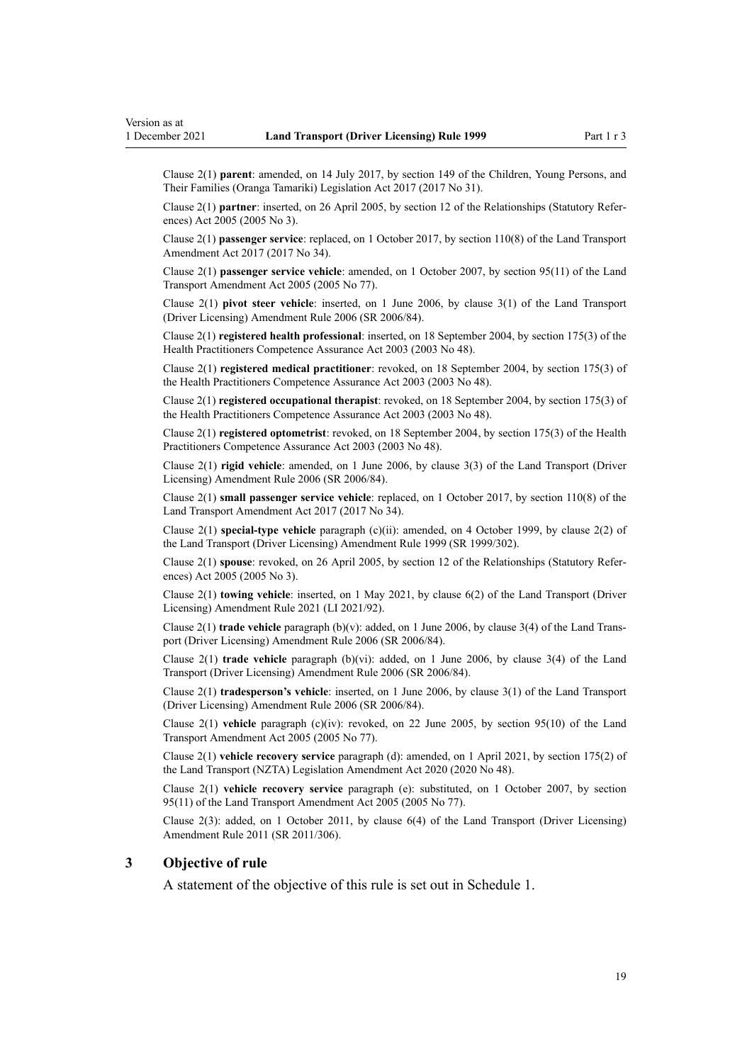Clause 2(1) **parent**: amended, on 14 July 2017, by section 149 of the Children, Young Persons, and Their Families (Oranga Tamariki) Legislation Act 2017 (2017 No 31).

Clause 2(1) **partner**: inserted, on 26 April 2005, by section 12 of the Relationships (Statutory References) Act 2005 (2005 No 3).

Clause 2(1) **passenger service**: replaced, on 1 October 2017, by section 110(8) of the Land Transport Amendment Act 2017 (2017 No 34).

Clause 2(1) **passenger service vehicle**: amended, on 1 October 2007, by section 95(11) of the Land Transport Amendment Act 2005 (2005 No 77).

Clause 2(1) **pivot steer vehicle**: inserted, on 1 June 2006, by clause 3(1) of the Land Transport (Driver Licensing) Amendment Rule 2006 (SR 2006/84).

Clause 2(1) **registered health professional**: inserted, on 18 September 2004, by section 175(3) of the Health Practitioners Competence Assurance Act 2003 (2003 No 48).

Clause 2(1) **registered medical practitioner**: revoked, on 18 September 2004, by section 175(3) of the Health Practitioners Competence Assurance Act 2003 (2003 No 48).

Clause 2(1) **registered occupational therapist**: revoked, on 18 September 2004, by section 175(3) of the Health Practitioners Competence Assurance Act 2003 (2003 No 48).

Clause 2(1) **registered optometrist**: revoked, on 18 September 2004, by section 175(3) of the Health Practitioners Competence Assurance Act 2003 (2003 No 48).

Clause 2(1) **rigid vehicle**: amended, on 1 June 2006, by clause 3(3) of the Land Transport (Driver Licensing) Amendment Rule 2006 (SR 2006/84).

Clause 2(1) **small passenger service vehicle**: replaced, on 1 October 2017, by section 110(8) of the Land Transport Amendment Act 2017 (2017 No 34).

Clause 2(1) **special-type vehicle** paragraph (c)(ii): amended, on 4 October 1999, by clause 2(2) of the Land Transport (Driver Licensing) Amendment Rule 1999 (SR 1999/302).

Clause 2(1) **spouse**: revoked, on 26 April 2005, by section 12 of the Relationships (Statutory References) Act 2005 (2005 No 3).

Clause 2(1) **towing vehicle**: inserted, on 1 May 2021, by clause 6(2) of the Land Transport (Driver Licensing) Amendment Rule 2021 (LI 2021/92).

Clause 2(1) **trade vehicle** paragraph (b)(v): added, on 1 June 2006, by clause 3(4) of the Land Transport (Driver Licensing) Amendment Rule 2006 (SR 2006/84).

Clause 2(1) **trade vehicle** paragraph (b)(vi): added, on 1 June 2006, by clause 3(4) of the Land Transport (Driver Licensing) Amendment Rule 2006 (SR 2006/84).

Clause 2(1) **tradesperson's vehicle**: inserted, on 1 June 2006, by clause 3(1) of the Land Transport (Driver Licensing) Amendment Rule 2006 (SR 2006/84).

Clause 2(1) **vehicle** paragraph (c)(iv): revoked, on 22 June 2005, by section 95(10) of the Land Transport Amendment Act 2005 (2005 No 77).

Clause 2(1) **vehicle recovery service** paragraph (d): amended, on 1 April 2021, by section 175(2) of the Land Transport (NZTA) Legislation Amendment Act 2020 (2020 No 48).

Clause 2(1) **vehicle recovery service** paragraph (e): substituted, on 1 October 2007, by section 95(11) of the Land Transport Amendment Act 2005 (2005 No 77).

Clause 2(3): added, on 1 October 2011, by clause 6(4) of the Land Transport (Driver Licensing) Amendment Rule 2011 (SR 2011/306).

## 3 Objective of rule

A statement of the objective of this rule is set out in Schedule 1.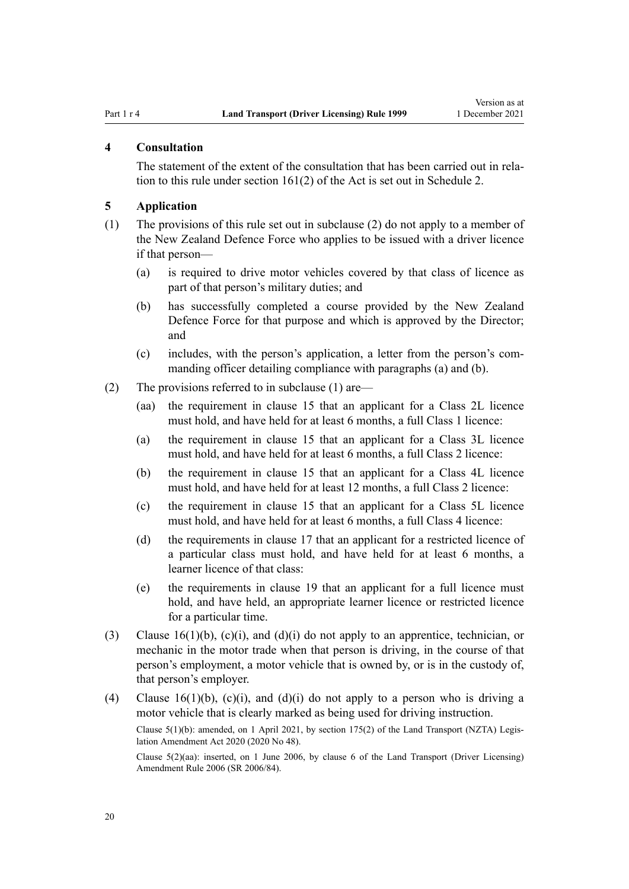## 4 Consultation

The statement of the extent of the consultation that has been carried out in relation to this rule under section 161(2) of the Act is set out in Schedule 2.

## 5 Application

(1) The provisions of this rule set out in subclause (2) do not apply to a member of the New Zealand Defence Force who applies to be issued with a driver licence if that person—

- (a) is required to drive motor vehicles covered by that class of licence as part of that person's military duties; and
- (b) has successfully completed a course provided by the New Zealand Defence Force for that purpose and which is approved by the Director; and
- (c) includes, with the person's application, a letter from the person's commanding officer detailing compliance with paragraphs (a) and (b).

(2) The provisions referred to in subclause (1) are—

- (aa) the requirement in clause 15 that an applicant for a Class 2L licence must hold, and have held for at least 6 months, a full Class 1 licence:
- (a) the requirement in clause 15 that an applicant for a Class 3L licence must hold, and have held for at least 6 months, a full Class 2 licence:
- (b) the requirement in clause 15 that an applicant for a Class 4L licence must hold, and have held for at least 12 months, a full Class 2 licence:
- (c) the requirement in clause 15 that an applicant for a Class 5L licence must hold, and have held for at least 6 months, a full Class 4 licence:
- (d) the requirements in clause 17 that an applicant for a restricted licence of a particular class must hold, and have held for at least 6 months, a learner licence of that class:
- (e) the requirements in clause 19 that an applicant for a full licence must hold, and have held, an appropriate learner licence or restricted licence for a particular time.

(3) Clause 16(1)(b), (c)(i), and (d)(i) do not apply to an apprentice, technician, or mechanic in the motor trade when that person is driving, in the course of that person's employment, a motor vehicle that is owned by, or is in the custody of, that person's employer.

(4) Clause 16(1)(b), (c)(i), and (d)(i) do not apply to a person who is driving a motor vehicle that is clearly marked as being used for driving instruction.

Clause 5(1)(b): amended, on 1 April 2021, by section 175(2) of the Land Transport (NZTA) Legislation Amendment Act 2020 (2020 No 48).

Clause 5(2)(aa): inserted, on 1 June 2006, by clause 6 of the Land Transport (Driver Licensing) Amendment Rule 2006 (SR 2006/84).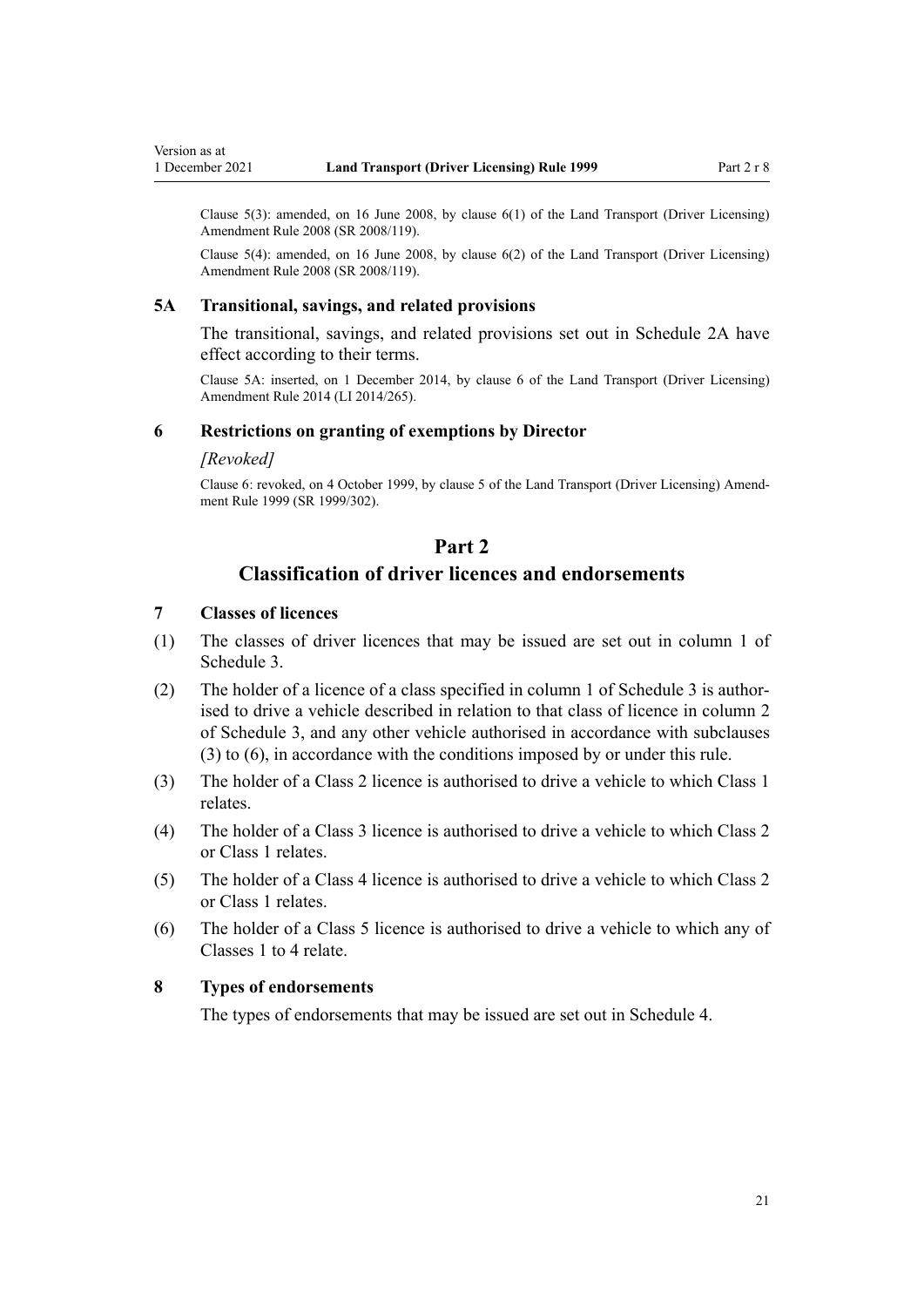Clause 5(3): amended, on 16 June 2008, by clause 6(1) of the Land Transport (Driver Licensing) Amendment Rule 2008 (SR 2008/119).

Clause 5(4): amended, on 16 June 2008, by clause 6(2) of the Land Transport (Driver Licensing) Amendment Rule 2008 (SR 2008/119).

### 5A Transitional, savings, and related provisions

The transitional, savings, and related provisions set out in Schedule 2A have effect according to their terms.

Clause 5A: inserted, on 1 December 2014, by clause 6 of the Land Transport (Driver Licensing) Amendment Rule 2014 (LI 2014/265).

### 6 Restrictions on granting of exemptions by Director

*[Revoked]*

Clause 6: revoked, on 4 October 1999, by clause 5 of the Land Transport (Driver Licensing) Amendment Rule 1999 (SR 1999/302).

## Part 2
## Classification of driver licences and endorsements

### 7 Classes of licences

(1) The classes of driver licences that may be issued are set out in column 1 of Schedule 3.

(2) The holder of a licence of a class specified in column 1 of Schedule 3 is authorised to drive a vehicle described in relation to that class of licence in column 2 of Schedule 3, and any other vehicle authorised in accordance with subclauses (3) to (6), in accordance with the conditions imposed by or under this rule.

(3) The holder of a Class 2 licence is authorised to drive a vehicle to which Class 1 relates.

(4) The holder of a Class 3 licence is authorised to drive a vehicle to which Class 2 or Class 1 relates.

(5) The holder of a Class 4 licence is authorised to drive a vehicle to which Class 2 or Class 1 relates.

(6) The holder of a Class 5 licence is authorised to drive a vehicle to which any of Classes 1 to 4 relate.

### 8 Types of endorsements

The types of endorsements that may be issued are set out in Schedule 4.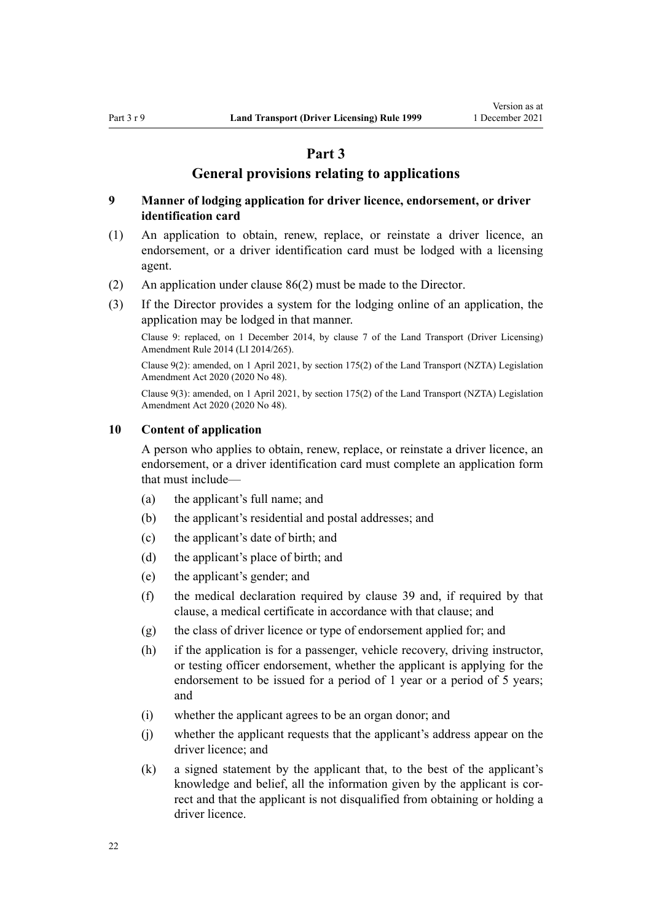# Part 3

## General provisions relating to applications

### 9 Manner of lodging application for driver licence, endorsement, or driver identification card

(1) An application to obtain, renew, replace, or reinstate a driver licence, an endorsement, or a driver identification card must be lodged with a licensing agent.

(2) An application under clause 86(2) must be made to the Director.

(3) If the Director provides a system for the lodging online of an application, the application may be lodged in that manner.

Clause 9: replaced, on 1 December 2014, by clause 7 of the Land Transport (Driver Licensing) Amendment Rule 2014 (LI 2014/265).

Clause 9(2): amended, on 1 April 2021, by section 175(2) of the Land Transport (NZTA) Legislation Amendment Act 2020 (2020 No 48).

Clause 9(3): amended, on 1 April 2021, by section 175(2) of the Land Transport (NZTA) Legislation Amendment Act 2020 (2020 No 48).

### 10 Content of application

A person who applies to obtain, renew, replace, or reinstate a driver licence, an endorsement, or a driver identification card must complete an application form that must include—

(a) the applicant's full name; and

(b) the applicant's residential and postal addresses; and

(c) the applicant's date of birth; and

(d) the applicant's place of birth; and

(e) the applicant's gender; and

(f) the medical declaration required by clause 39 and, if required by that clause, a medical certificate in accordance with that clause; and

(g) the class of driver licence or type of endorsement applied for; and

(h) if the application is for a passenger, vehicle recovery, driving instructor, or testing officer endorsement, whether the applicant is applying for the endorsement to be issued for a period of 1 year or a period of 5 years; and

(i) whether the applicant agrees to be an organ donor; and

(j) whether the applicant requests that the applicant's address appear on the driver licence; and

(k) a signed statement by the applicant that, to the best of the applicant's knowledge and belief, all the information given by the applicant is correct and that the applicant is not disqualified from obtaining or holding a driver licence.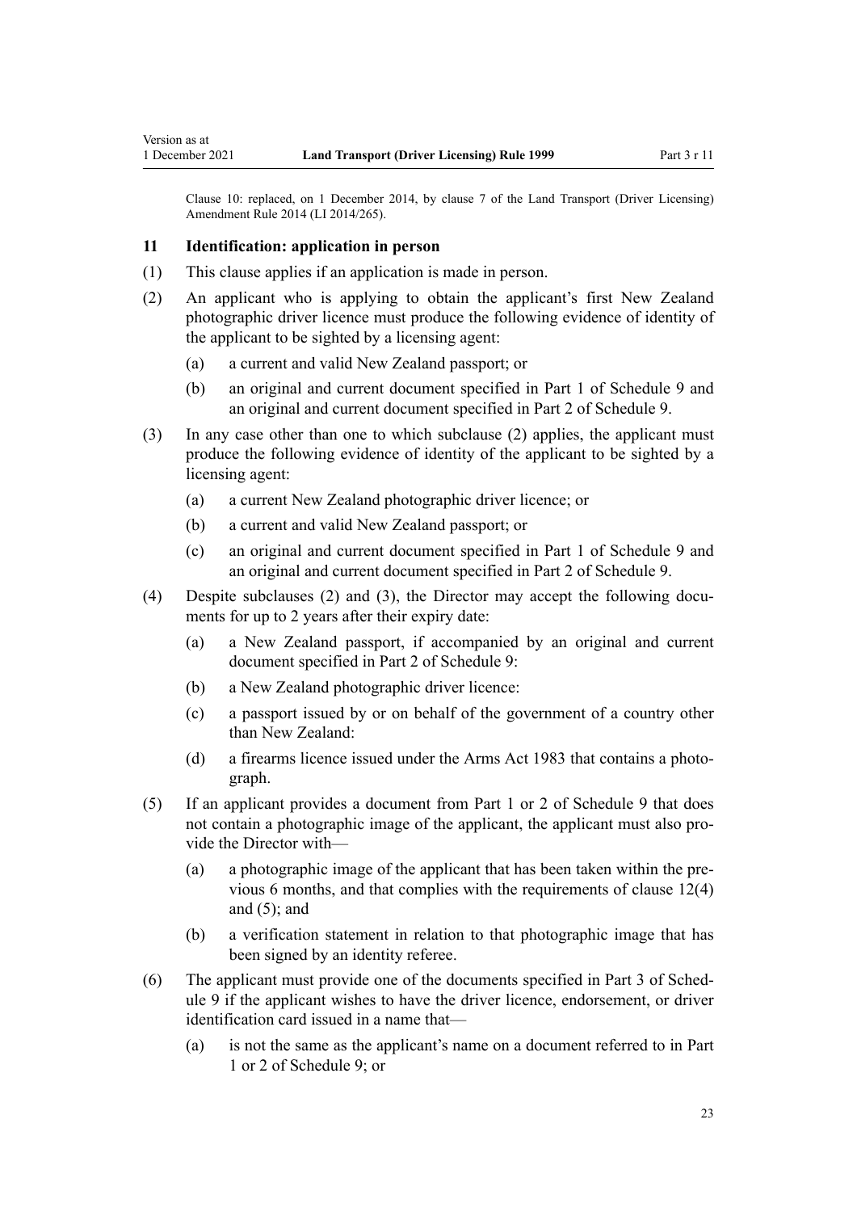Clause 10: replaced, on 1 December 2014, by clause 7 of the Land Transport (Driver Licensing) Amendment Rule 2014 (LI 2014/265).

### 11 Identification: application in person

(1) This clause applies if an application is made in person.

(2) An applicant who is applying to obtain the applicant's first New Zealand photographic driver licence must produce the following evidence of identity of the applicant to be sighted by a licensing agent:

   (a) a current and valid New Zealand passport; or

   (b) an original and current document specified in Part 1 of Schedule 9 and an original and current document specified in Part 2 of Schedule 9.

(3) In any case other than one to which subclause (2) applies, the applicant must produce the following evidence of identity of the applicant to be sighted by a licensing agent:

   (a) a current New Zealand photographic driver licence; or

   (b) a current and valid New Zealand passport; or

   (c) an original and current document specified in Part 1 of Schedule 9 and an original and current document specified in Part 2 of Schedule 9.

(4) Despite subclauses (2) and (3), the Director may accept the following documents for up to 2 years after their expiry date:

   (a) a New Zealand passport, if accompanied by an original and current document specified in Part 2 of Schedule 9:

   (b) a New Zealand photographic driver licence:

   (c) a passport issued by or on behalf of the government of a country other than New Zealand:

   (d) a firearms licence issued under the Arms Act 1983 that contains a photograph.

(5) If an applicant provides a document from Part 1 or 2 of Schedule 9 that does not contain a photographic image of the applicant, the applicant must also provide the Director with—

   (a) a photographic image of the applicant that has been taken within the previous 6 months, and that complies with the requirements of clause 12(4) and (5); and

   (b) a verification statement in relation to that photographic image that has been signed by an identity referee.

(6) The applicant must provide one of the documents specified in Part 3 of Schedule 9 if the applicant wishes to have the driver licence, endorsement, or driver identification card issued in a name that—

   (a) is not the same as the applicant's name on a document referred to in Part 1 or 2 of Schedule 9; or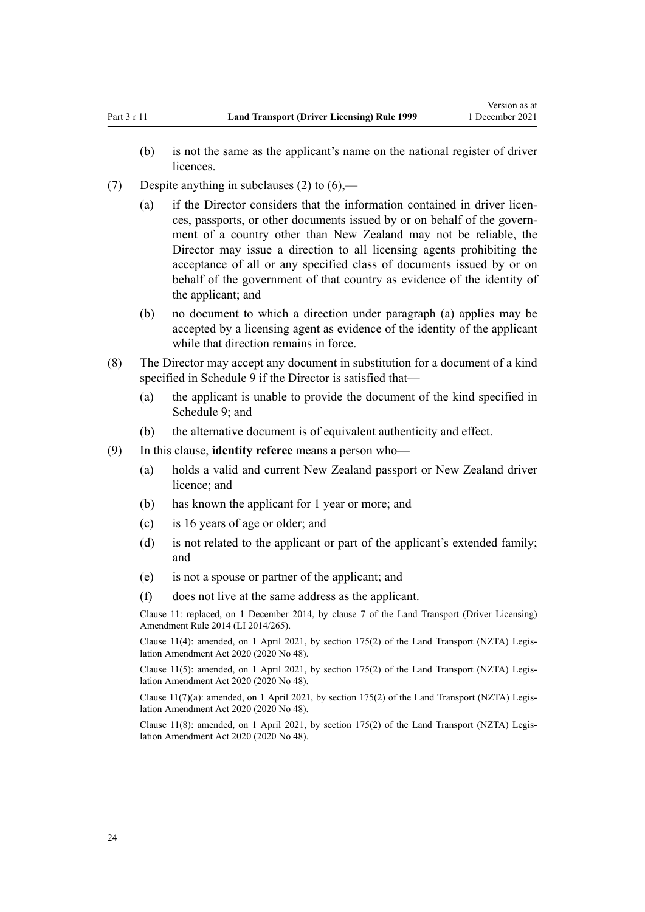(b) is not the same as the applicant's name on the national register of driver licences.

(7) Despite anything in subclauses (2) to (6),—

(a) if the Director considers that the information contained in driver licences, passports, or other documents issued by or on behalf of the government of a country other than New Zealand may not be reliable, the Director may issue a direction to all licensing agents prohibiting the acceptance of all or any specified class of documents issued by or on behalf of the government of that country as evidence of the identity of the applicant; and

(b) no document to which a direction under paragraph (a) applies may be accepted by a licensing agent as evidence of the identity of the applicant while that direction remains in force.

(8) The Director may accept any document in substitution for a document of a kind specified in Schedule 9 if the Director is satisfied that—

(a) the applicant is unable to provide the document of the kind specified in Schedule 9; and

(b) the alternative document is of equivalent authenticity and effect.

(9) In this clause, **identity referee** means a person who—

(a) holds a valid and current New Zealand passport or New Zealand driver licence; and

(b) has known the applicant for 1 year or more; and

(c) is 16 years of age or older; and

(d) is not related to the applicant or part of the applicant's extended family; and

(e) is not a spouse or partner of the applicant; and

(f) does not live at the same address as the applicant.

Clause 11: replaced, on 1 December 2014, by clause 7 of the Land Transport (Driver Licensing) Amendment Rule 2014 (LI 2014/265).

Clause 11(4): amended, on 1 April 2021, by section 175(2) of the Land Transport (NZTA) Legislation Amendment Act 2020 (2020 No 48).

Clause 11(5): amended, on 1 April 2021, by section 175(2) of the Land Transport (NZTA) Legislation Amendment Act 2020 (2020 No 48).

Clause 11(7)(a): amended, on 1 April 2021, by section 175(2) of the Land Transport (NZTA) Legislation Amendment Act 2020 (2020 No 48).

Clause 11(8): amended, on 1 April 2021, by section 175(2) of the Land Transport (NZTA) Legislation Amendment Act 2020 (2020 No 48).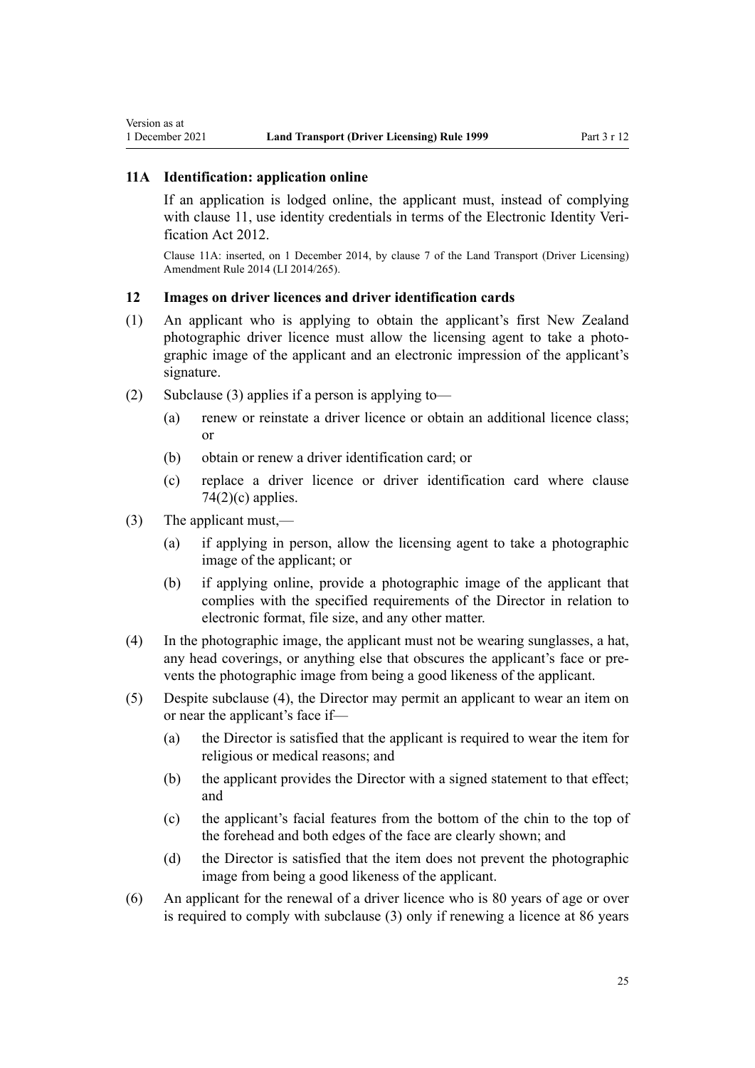### 11A Identification: application online

If an application is lodged online, the applicant must, instead of complying with clause 11, use identity credentials in terms of the Electronic Identity Verification Act 2012.

Clause 11A: inserted, on 1 December 2014, by clause 7 of the Land Transport (Driver Licensing) Amendment Rule 2014 (LI 2014/265).

### 12 Images on driver licences and driver identification cards

(1) An applicant who is applying to obtain the applicant's first New Zealand photographic driver licence must allow the licensing agent to take a photographic image of the applicant and an electronic impression of the applicant's signature.

(2) Subclause (3) applies if a person is applying to—

- (a) renew or reinstate a driver licence or obtain an additional licence class; or
- (b) obtain or renew a driver identification card; or
- (c) replace a driver licence or driver identification card where clause 74(2)(c) applies.

(3) The applicant must,—

- (a) if applying in person, allow the licensing agent to take a photographic image of the applicant; or
- (b) if applying online, provide a photographic image of the applicant that complies with the specified requirements of the Director in relation to electronic format, file size, and any other matter.

(4) In the photographic image, the applicant must not be wearing sunglasses, a hat, any head coverings, or anything else that obscures the applicant's face or prevents the photographic image from being a good likeness of the applicant.

(5) Despite subclause (4), the Director may permit an applicant to wear an item on or near the applicant's face if—

- (a) the Director is satisfied that the applicant is required to wear the item for religious or medical reasons; and
- (b) the applicant provides the Director with a signed statement to that effect; and
- (c) the applicant's facial features from the bottom of the chin to the top of the forehead and both edges of the face are clearly shown; and
- (d) the Director is satisfied that the item does not prevent the photographic image from being a good likeness of the applicant.

(6) An applicant for the renewal of a driver licence who is 80 years of age or over is required to comply with subclause (3) only if renewing a licence at 86 years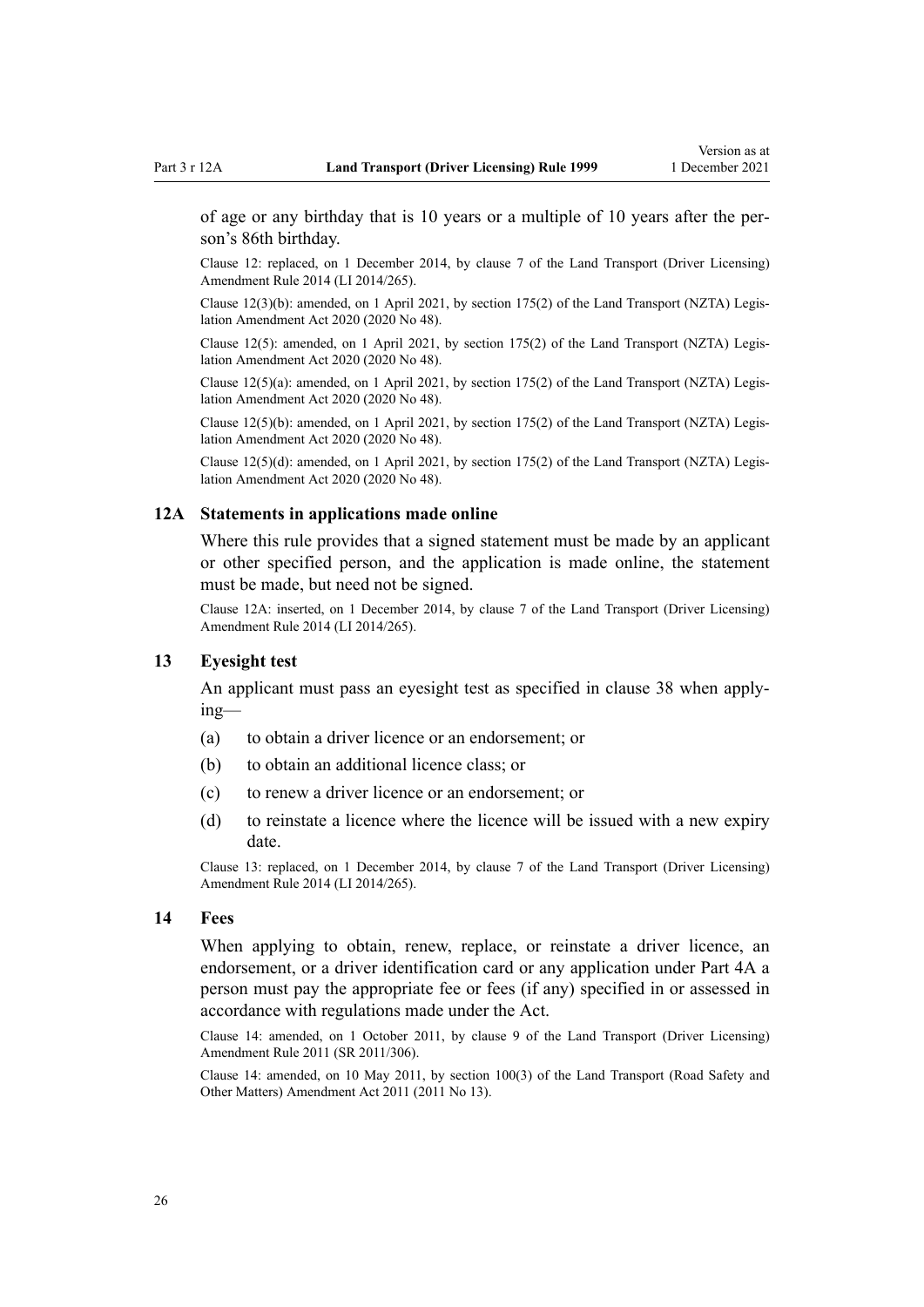of age or any birthday that is 10 years or a multiple of 10 years after the person's 86th birthday.

Clause 12: replaced, on 1 December 2014, by clause 7 of the Land Transport (Driver Licensing) Amendment Rule 2014 (LI 2014/265).

Clause 12(3)(b): amended, on 1 April 2021, by section 175(2) of the Land Transport (NZTA) Legislation Amendment Act 2020 (2020 No 48).

Clause 12(5): amended, on 1 April 2021, by section 175(2) of the Land Transport (NZTA) Legislation Amendment Act 2020 (2020 No 48).

Clause 12(5)(a): amended, on 1 April 2021, by section 175(2) of the Land Transport (NZTA) Legislation Amendment Act 2020 (2020 No 48).

Clause 12(5)(b): amended, on 1 April 2021, by section 175(2) of the Land Transport (NZTA) Legislation Amendment Act 2020 (2020 No 48).

Clause 12(5)(d): amended, on 1 April 2021, by section 175(2) of the Land Transport (NZTA) Legislation Amendment Act 2020 (2020 No 48).

### 12A Statements in applications made online

Where this rule provides that a signed statement must be made by an applicant or other specified person, and the application is made online, the statement must be made, but need not be signed.

Clause 12A: inserted, on 1 December 2014, by clause 7 of the Land Transport (Driver Licensing) Amendment Rule 2014 (LI 2014/265).

### 13 Eyesight test

An applicant must pass an eyesight test as specified in clause 38 when applying—

(a) to obtain a driver licence or an endorsement; or

(b) to obtain an additional licence class; or

(c) to renew a driver licence or an endorsement; or

(d) to reinstate a licence where the licence will be issued with a new expiry date.

Clause 13: replaced, on 1 December 2014, by clause 7 of the Land Transport (Driver Licensing) Amendment Rule 2014 (LI 2014/265).

### 14 Fees

When applying to obtain, renew, replace, or reinstate a driver licence, an endorsement, or a driver identification card or any application under Part 4A a person must pay the appropriate fee or fees (if any) specified in or assessed in accordance with regulations made under the Act.

Clause 14: amended, on 1 October 2011, by clause 9 of the Land Transport (Driver Licensing) Amendment Rule 2011 (SR 2011/306).

Clause 14: amended, on 10 May 2011, by section 100(3) of the Land Transport (Road Safety and Other Matters) Amendment Act 2011 (2011 No 13).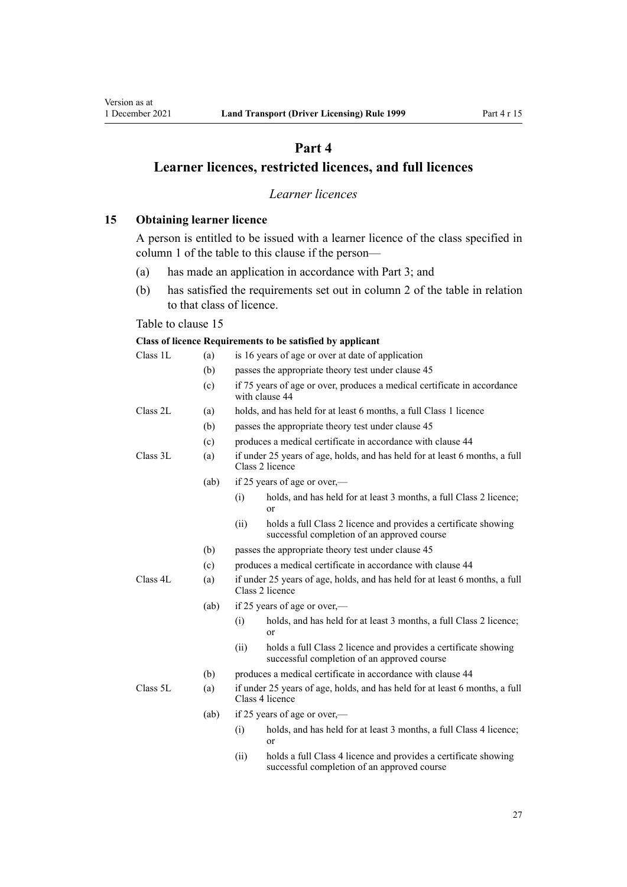# Part 4

# Learner licences, restricted licences, and full licences

*Learner licences*

## 15 Obtaining learner licence

A person is entitled to be issued with a learner licence of the class specified in column 1 of the table to this clause if the person—

(a) has made an application in accordance with Part 3; and

(b) has satisfied the requirements set out in column 2 of the table in relation to that class of licence.

Table to clause 15

| Class of licence | Requirements to be satisfied by applicant |
| --- | --- |
| Class 1L | (a) is 16 years of age or over at date of application |
| | (b) passes the appropriate theory test under clause 45 |
| | (c) if 75 years of age or over, produces a medical certificate in accordance with clause 44 |
| Class 2L | (a) holds, and has held for at least 6 months, a full Class 1 licence |
| | (b) passes the appropriate theory test under clause 45 |
| | (c) produces a medical certificate in accordance with clause 44 |
| Class 3L | (a) if under 25 years of age, holds, and has held for at least 6 months, a full Class 2 licence |
| | (ab) if 25 years of age or over,— |
| | (i) holds, and has held for at least 3 months, a full Class 2 licence; or |
| | (ii) holds a full Class 2 licence and provides a certificate showing successful completion of an approved course |
| | (b) passes the appropriate theory test under clause 45 |
| | (c) produces a medical certificate in accordance with clause 44 |
| Class 4L | (a) if under 25 years of age, holds, and has held for at least 6 months, a full Class 2 licence |
| | (ab) if 25 years of age or over,— |
| | (i) holds, and has held for at least 3 months, a full Class 2 licence; or |
| | (ii) holds a full Class 2 licence and provides a certificate showing successful completion of an approved course |
| | (b) produces a medical certificate in accordance with clause 44 |
| Class 5L | (a) if under 25 years of age, holds, and has held for at least 6 months, a full Class 4 licence |
| | (ab) if 25 years of age or over,— |
| | (i) holds, and has held for at least 3 months, a full Class 4 licence; or |
| | (ii) holds a full Class 4 licence and provides a certificate showing successful completion of an approved course |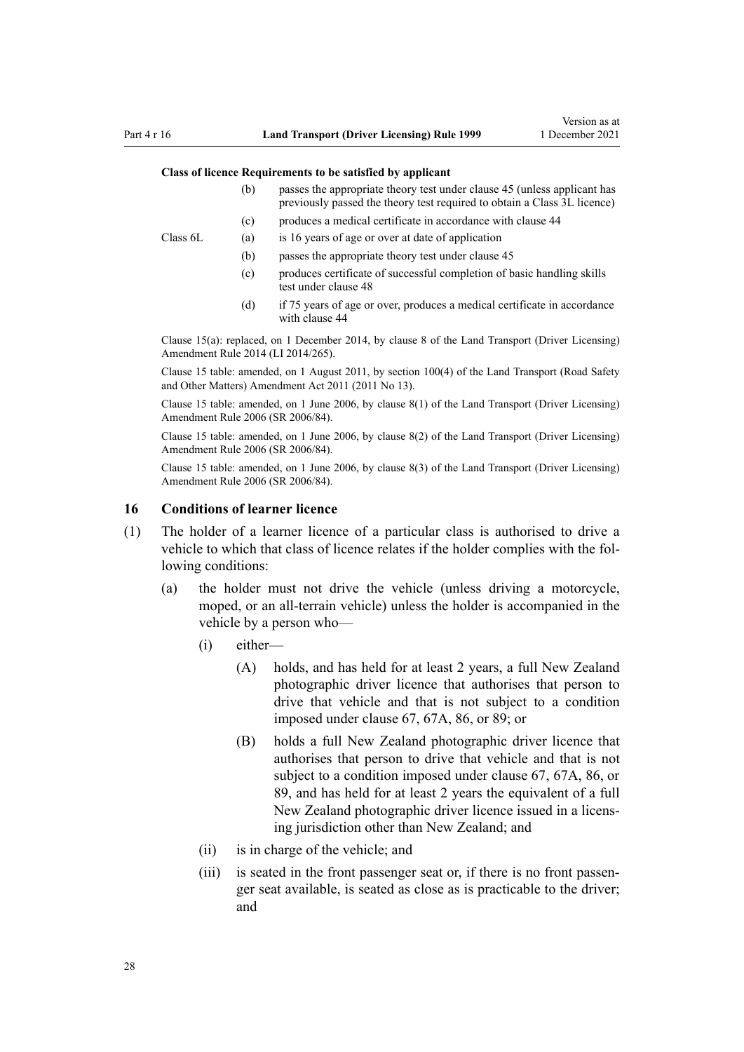| Class of licence | Requirements to be satisfied by applicant | |
|---|---|---|
| | (b) | passes the appropriate theory test under clause 45 (unless applicant has previously passed the theory test required to obtain a Class 3L licence) |
| | (c) | produces a medical certificate in accordance with clause 44 |
| Class 6L | (a) | is 16 years of age or over at date of application |
| | (b) | passes the appropriate theory test under clause 45 |
| | (c) | produces certificate of successful completion of basic handling skills test under clause 48 |
| | (d) | if 75 years of age or over, produces a medical certificate in accordance with clause 44 |

Clause 15(a): replaced, on 1 December 2014, by clause 8 of the Land Transport (Driver Licensing) Amendment Rule 2014 (LI 2014/265).

Clause 15 table: amended, on 1 August 2011, by section 100(4) of the Land Transport (Road Safety and Other Matters) Amendment Act 2011 (2011 No 13).

Clause 15 table: amended, on 1 June 2006, by clause 8(1) of the Land Transport (Driver Licensing) Amendment Rule 2006 (SR 2006/84).

Clause 15 table: amended, on 1 June 2006, by clause 8(2) of the Land Transport (Driver Licensing) Amendment Rule 2006 (SR 2006/84).

Clause 15 table: amended, on 1 June 2006, by clause 8(3) of the Land Transport (Driver Licensing) Amendment Rule 2006 (SR 2006/84).

## 16 Conditions of learner licence

(1) The holder of a learner licence of a particular class is authorised to drive a vehicle to which that class of licence relates if the holder complies with the following conditions:

- (a) the holder must not drive the vehicle (unless driving a motorcycle, moped, or an all-terrain vehicle) unless the holder is accompanied in the vehicle by a person who—
  - (i) either—
    - (A) holds, and has held for at least 2 years, a full New Zealand photographic driver licence that authorises that person to drive that vehicle and that is not subject to a condition imposed under clause 67, 67A, 86, or 89; or
    - (B) holds a full New Zealand photographic driver licence that authorises that person to drive that vehicle and that is not subject to a condition imposed under clause 67, 67A, 86, or 89, and has held for at least 2 years the equivalent of a full New Zealand photographic driver licence issued in a licensing jurisdiction other than New Zealand; and
  - (ii) is in charge of the vehicle; and
  - (iii) is seated in the front passenger seat or, if there is no front passenger seat available, is seated as close as is practicable to the driver; and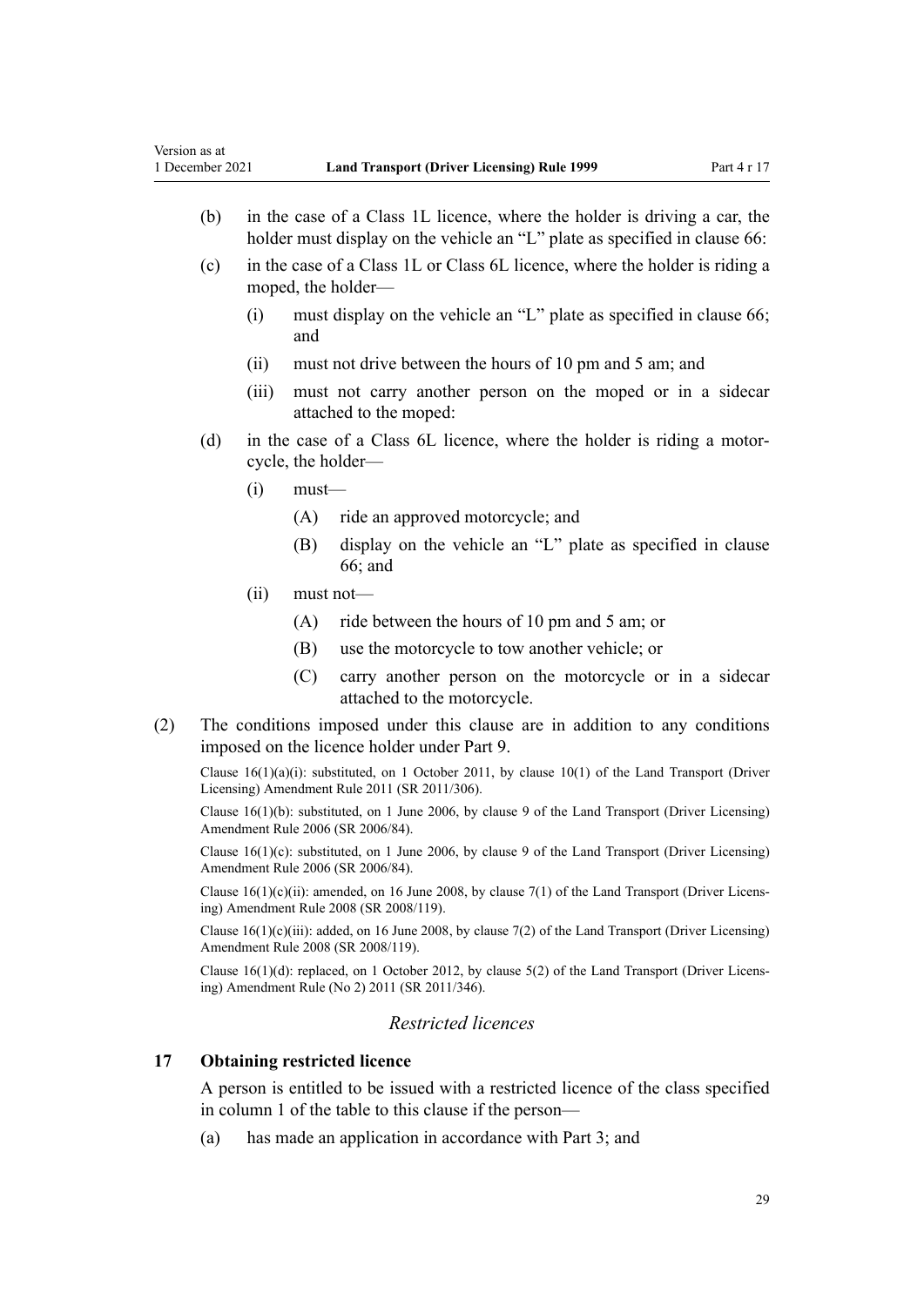(b) in the case of a Class 1L licence, where the holder is driving a car, the holder must display on the vehicle an "L" plate as specified in clause 66:

(c) in the case of a Class 1L or Class 6L licence, where the holder is riding a moped, the holder—

  (i) must display on the vehicle an "L" plate as specified in clause 66; and

  (ii) must not drive between the hours of 10 pm and 5 am; and

  (iii) must not carry another person on the moped or in a sidecar attached to the moped:

(d) in the case of a Class 6L licence, where the holder is riding a motorcycle, the holder—

  (i) must—

    (A) ride an approved motorcycle; and

    (B) display on the vehicle an "L" plate as specified in clause 66; and

  (ii) must not—

    (A) ride between the hours of 10 pm and 5 am; or

    (B) use the motorcycle to tow another vehicle; or

    (C) carry another person on the motorcycle or in a sidecar attached to the motorcycle.

(2) The conditions imposed under this clause are in addition to any conditions imposed on the licence holder under Part 9.

Clause 16(1)(a)(i): substituted, on 1 October 2011, by clause 10(1) of the Land Transport (Driver Licensing) Amendment Rule 2011 (SR 2011/306).

Clause 16(1)(b): substituted, on 1 June 2006, by clause 9 of the Land Transport (Driver Licensing) Amendment Rule 2006 (SR 2006/84).

Clause 16(1)(c): substituted, on 1 June 2006, by clause 9 of the Land Transport (Driver Licensing) Amendment Rule 2006 (SR 2006/84).

Clause 16(1)(c)(ii): amended, on 16 June 2008, by clause 7(1) of the Land Transport (Driver Licensing) Amendment Rule 2008 (SR 2008/119).

Clause 16(1)(c)(iii): added, on 16 June 2008, by clause 7(2) of the Land Transport (Driver Licensing) Amendment Rule 2008 (SR 2008/119).

Clause 16(1)(d): replaced, on 1 October 2012, by clause 5(2) of the Land Transport (Driver Licensing) Amendment Rule (No 2) 2011 (SR 2011/346).

*Restricted licences*

### 17 Obtaining restricted licence

A person is entitled to be issued with a restricted licence of the class specified in column 1 of the table to this clause if the person—

(a) has made an application in accordance with Part 3; and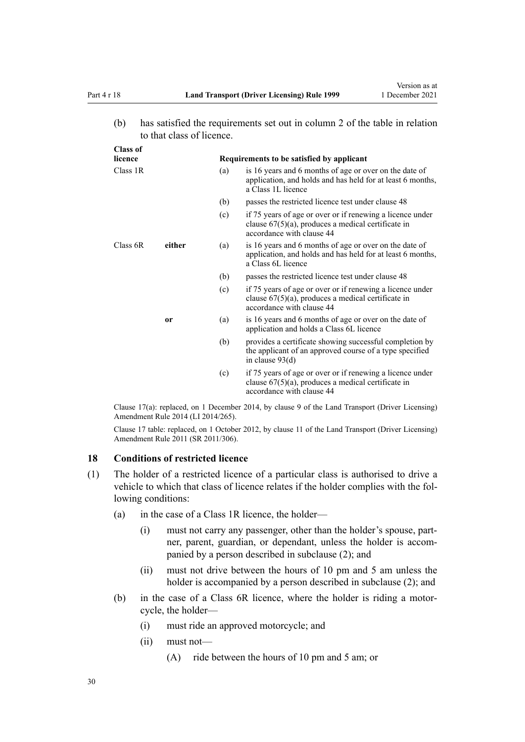(b) has satisfied the requirements set out in column 2 of the table in relation to that class of licence.

| Class of licence | | | Requirements to be satisfied by applicant |
|---|---|---|---|
| Class 1R | | (a) | is 16 years and 6 months of age or over on the date of application, and holds and has held for at least 6 months, a Class 1L licence |
| | | (b) | passes the restricted licence test under clause 48 |
| | | (c) | if 75 years of age or over or if renewing a licence under clause 67(5)(a), produces a medical certificate in accordance with clause 44 |
| Class 6R | **either** | (a) | is 16 years and 6 months of age or over on the date of application, and holds and has held for at least 6 months, a Class 6L licence |
| | | (b) | passes the restricted licence test under clause 48 |
| | | (c) | if 75 years of age or over or if renewing a licence under clause 67(5)(a), produces a medical certificate in accordance with clause 44 |
| | **or** | (a) | is 16 years and 6 months of age or over on the date of application and holds a Class 6L licence |
| | | (b) | provides a certificate showing successful completion by the applicant of an approved course of a type specified in clause 93(d) |
| | | (c) | if 75 years of age or over or if renewing a licence under clause 67(5)(a), produces a medical certificate in accordance with clause 44 |

Clause 17(a): replaced, on 1 December 2014, by clause 9 of the Land Transport (Driver Licensing) Amendment Rule 2014 (LI 2014/265).

Clause 17 table: replaced, on 1 October 2012, by clause 11 of the Land Transport (Driver Licensing) Amendment Rule 2011 (SR 2011/306).

### 18 Conditions of restricted licence

(1) The holder of a restricted licence of a particular class is authorised to drive a vehicle to which that class of licence relates if the holder complies with the following conditions:

- (a) in the case of a Class 1R licence, the holder—
  - (i) must not carry any passenger, other than the holder's spouse, partner, parent, guardian, or dependant, unless the holder is accompanied by a person described in subclause (2); and
  - (ii) must not drive between the hours of 10 pm and 5 am unless the holder is accompanied by a person described in subclause (2); and
- (b) in the case of a Class 6R licence, where the holder is riding a motorcycle, the holder—
  - (i) must ride an approved motorcycle; and
  - (ii) must not—
    - (A) ride between the hours of 10 pm and 5 am; or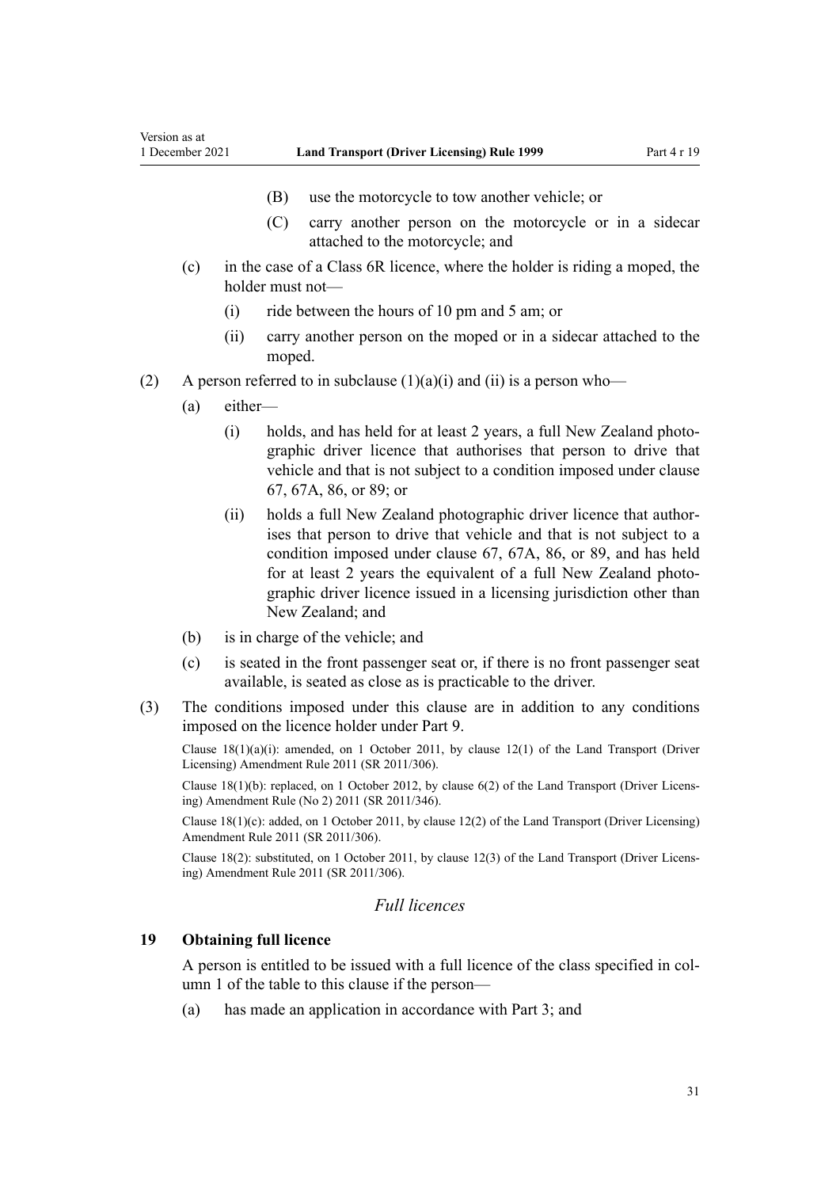(B) use the motorcycle to tow another vehicle; or

(C) carry another person on the motorcycle or in a sidecar attached to the motorcycle; and

(c) in the case of a Class 6R licence, where the holder is riding a moped, the holder must not—

(i) ride between the hours of 10 pm and 5 am; or

(ii) carry another person on the moped or in a sidecar attached to the moped.

(2) A person referred to in subclause (1)(a)(i) and (ii) is a person who—

(a) either—

(i) holds, and has held for at least 2 years, a full New Zealand photographic driver licence that authorises that person to drive that vehicle and that is not subject to a condition imposed under clause 67, 67A, 86, or 89; or

(ii) holds a full New Zealand photographic driver licence that authorises that person to drive that vehicle and that is not subject to a condition imposed under clause 67, 67A, 86, or 89, and has held for at least 2 years the equivalent of a full New Zealand photographic driver licence issued in a licensing jurisdiction other than New Zealand; and

(b) is in charge of the vehicle; and

(c) is seated in the front passenger seat or, if there is no front passenger seat available, is seated as close as is practicable to the driver.

(3) The conditions imposed under this clause are in addition to any conditions imposed on the licence holder under Part 9.

Clause 18(1)(a)(i): amended, on 1 October 2011, by clause 12(1) of the Land Transport (Driver Licensing) Amendment Rule 2011 (SR 2011/306).

Clause 18(1)(b): replaced, on 1 October 2012, by clause 6(2) of the Land Transport (Driver Licensing) Amendment Rule (No 2) 2011 (SR 2011/346).

Clause 18(1)(c): added, on 1 October 2011, by clause 12(2) of the Land Transport (Driver Licensing) Amendment Rule 2011 (SR 2011/306).

Clause 18(2): substituted, on 1 October 2011, by clause 12(3) of the Land Transport (Driver Licensing) Amendment Rule 2011 (SR 2011/306).

### *Full licences*

### 19 Obtaining full licence

A person is entitled to be issued with a full licence of the class specified in column 1 of the table to this clause if the person—

(a) has made an application in accordance with Part 3; and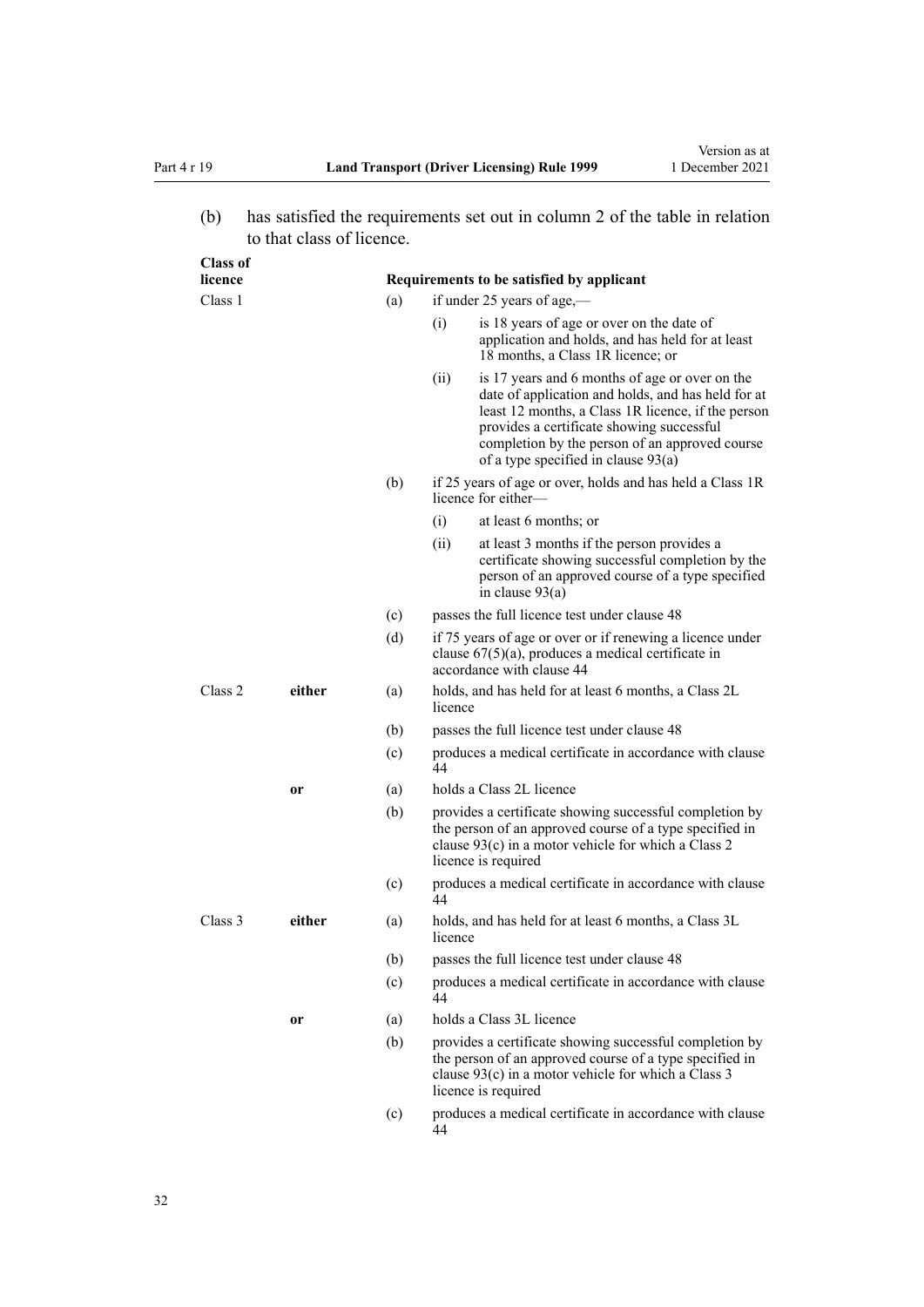(b) has satisfied the requirements set out in column 2 of the table in relation to that class of licence.

| Class of licence | | Requirements to be satisfied by applicant |
|---|---|---|
| Class 1 | | (a) if under 25 years of age,— (i) is 18 years of age or over on the date of application and holds, and has held for at least 18 months, a Class 1R licence; or (ii) is 17 years and 6 months of age or over on the date of application and holds, and has held for at least 12 months, a Class 1R licence, if the person provides a certificate showing successful completion by the person of an approved course of a type specified in clause 93(a) |
| | | (b) if 25 years of age or over, holds and has held a Class 1R licence for either— (i) at least 6 months; or (ii) at least 3 months if the person provides a certificate showing successful completion by the person of an approved course of a type specified in clause 93(a) |
| | | (c) passes the full licence test under clause 48 |
| | | (d) if 75 years of age or over or if renewing a licence under clause 67(5)(a), produces a medical certificate in accordance with clause 44 |
| Class 2 | **either** | (a) holds, and has held for at least 6 months, a Class 2L licence |
| | | (b) passes the full licence test under clause 48 |
| | | (c) produces a medical certificate in accordance with clause 44 |
| | **or** | (a) holds a Class 2L licence |
| | | (b) provides a certificate showing successful completion by the person of an approved course of a type specified in clause 93(c) in a motor vehicle for which a Class 2 licence is required |
| | | (c) produces a medical certificate in accordance with clause 44 |
| Class 3 | **either** | (a) holds, and has held for at least 6 months, a Class 3L licence |
| | | (b) passes the full licence test under clause 48 |
| | | (c) produces a medical certificate in accordance with clause 44 |
| | **or** | (a) holds a Class 3L licence |
| | | (b) provides a certificate showing successful completion by the person of an approved course of a type specified in clause 93(c) in a motor vehicle for which a Class 3 licence is required |
| | | (c) produces a medical certificate in accordance with clause 44 |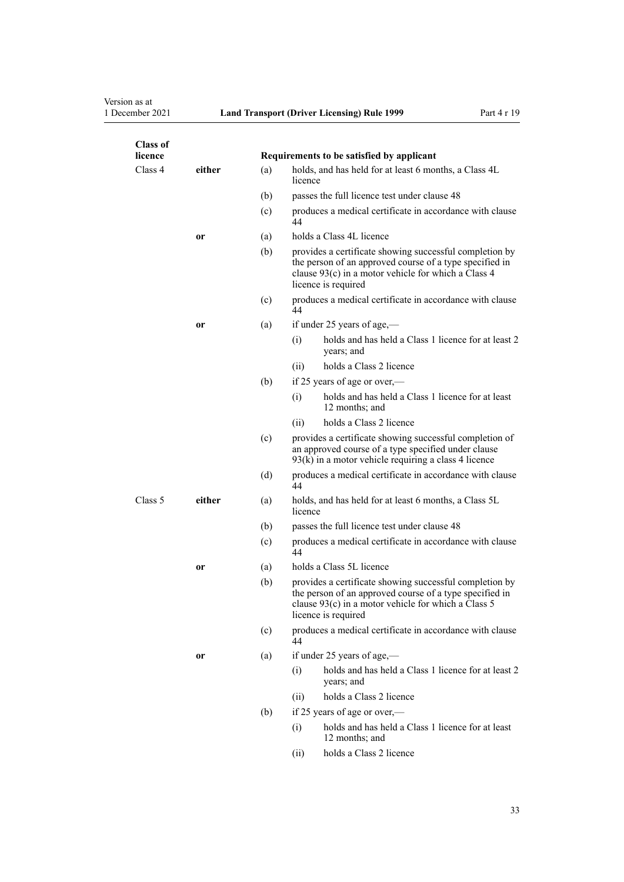| Class of licence | | | Requirements to be satisfied by applicant | |
|---|---|---|---|---|
| Class 4 | **either** | (a) | holds, and has held for at least 6 months, a Class 4L licence | |
| | | (b) | passes the full licence test under clause 48 | |
| | | (c) | produces a medical certificate in accordance with clause 44 | |
| | **or** | (a) | holds a Class 4L licence | |
| | | (b) | provides a certificate showing successful completion by the person of an approved course of a type specified in clause 93(c) in a motor vehicle for which a Class 4 licence is required | |
| | | (c) | produces a medical certificate in accordance with clause 44 | |
| | **or** | (a) | if under 25 years of age,— | |
| | | | (i) | holds and has held a Class 1 licence for at least 2 years; and |
| | | | (ii) | holds a Class 2 licence |
| | | (b) | if 25 years of age or over,— | |
| | | | (i) | holds and has held a Class 1 licence for at least 12 months; and |
| | | | (ii) | holds a Class 2 licence |
| | | (c) | provides a certificate showing successful completion of an approved course of a type specified under clause 93(k) in a motor vehicle requiring a class 4 licence | |
| | | (d) | produces a medical certificate in accordance with clause 44 | |
| Class 5 | **either** | (a) | holds, and has held for at least 6 months, a Class 5L licence | |
| | | (b) | passes the full licence test under clause 48 | |
| | | (c) | produces a medical certificate in accordance with clause 44 | |
| | **or** | (a) | holds a Class 5L licence | |
| | | (b) | provides a certificate showing successful completion by the person of an approved course of a type specified in clause 93(c) in a motor vehicle for which a Class 5 licence is required | |
| | | (c) | produces a medical certificate in accordance with clause 44 | |
| | **or** | (a) | if under 25 years of age,— | |
| | | | (i) | holds and has held a Class 1 licence for at least 2 years; and |
| | | | (ii) | holds a Class 2 licence |
| | | (b) | if 25 years of age or over,— | |
| | | | (i) | holds and has held a Class 1 licence for at least 12 months; and |
| | | | (ii) | holds a Class 2 licence |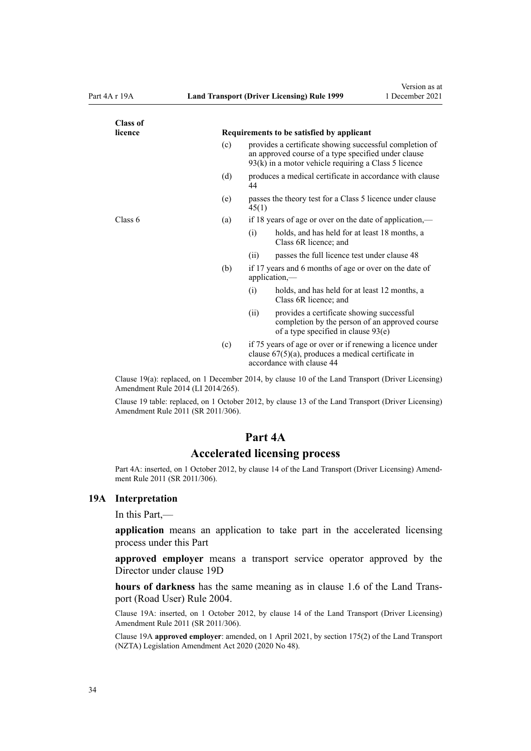| Class of licence | Requirements to be satisfied by applicant |
| --- | --- |
| | (c) provides a certificate showing successful completion of an approved course of a type specified under clause 93(k) in a motor vehicle requiring a Class 5 licence |
| | (d) produces a medical certificate in accordance with clause 44 |
| | (e) passes the theory test for a Class 5 licence under clause 45(1) |
| Class 6 | (a) if 18 years of age or over on the date of application,—<br>(i) holds, and has held for at least 18 months, a Class 6R licence; and<br>(ii) passes the full licence test under clause 48 |
| | (b) if 17 years and 6 months of age or over on the date of application,—<br>(i) holds, and has held for at least 12 months, a Class 6R licence; and<br>(ii) provides a certificate showing successful completion by the person of an approved course of a type specified in clause 93(e) |
| | (c) if 75 years of age or over or if renewing a licence under clause 67(5)(a), produces a medical certificate in accordance with clause 44 |

Clause 19(a): replaced, on 1 December 2014, by clause 10 of the Land Transport (Driver Licensing) Amendment Rule 2014 (LI 2014/265).

Clause 19 table: replaced, on 1 October 2012, by clause 13 of the Land Transport (Driver Licensing) Amendment Rule 2011 (SR 2011/306).

# Part 4A

## Accelerated licensing process

Part 4A: inserted, on 1 October 2012, by clause 14 of the Land Transport (Driver Licensing) Amendment Rule 2011 (SR 2011/306).

### 19A Interpretation

In this Part,—

**application** means an application to take part in the accelerated licensing process under this Part

**approved employer** means a transport service operator approved by the Director under clause 19D

**hours of darkness** has the same meaning as in clause 1.6 of the Land Transport (Road User) Rule 2004.

Clause 19A: inserted, on 1 October 2012, by clause 14 of the Land Transport (Driver Licensing) Amendment Rule 2011 (SR 2011/306).

Clause 19A **approved employer**: amended, on 1 April 2021, by section 175(2) of the Land Transport (NZTA) Legislation Amendment Act 2020 (2020 No 48).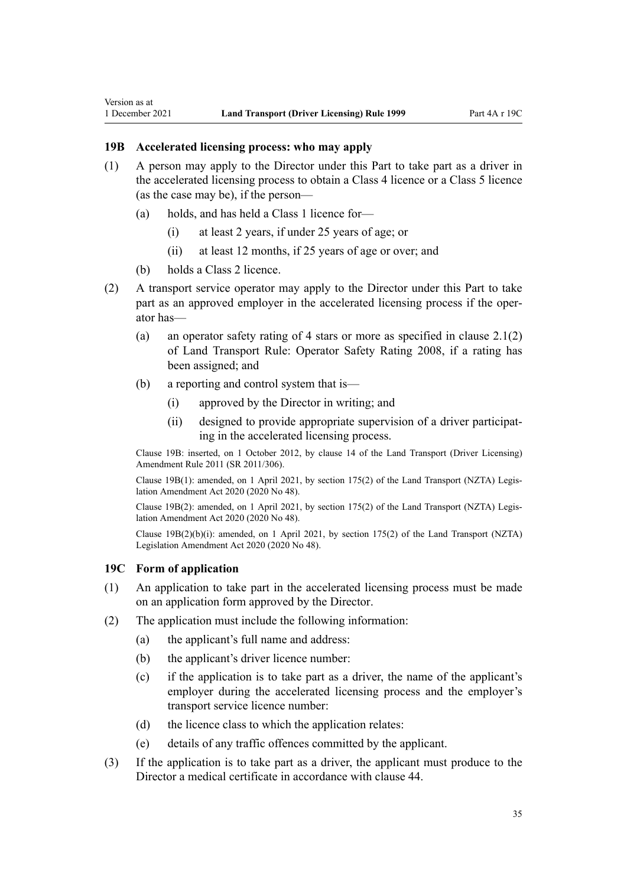### 19B Accelerated licensing process: who may apply

(1) A person may apply to the Director under this Part to take part as a driver in the accelerated licensing process to obtain a Class 4 licence or a Class 5 licence (as the case may be), if the person—

  (a) holds, and has held a Class 1 licence for—

    (i) at least 2 years, if under 25 years of age; or

    (ii) at least 12 months, if 25 years of age or over; and

  (b) holds a Class 2 licence.

(2) A transport service operator may apply to the Director under this Part to take part as an approved employer in the accelerated licensing process if the operator has—

  (a) an operator safety rating of 4 stars or more as specified in clause 2.1(2) of Land Transport Rule: Operator Safety Rating 2008, if a rating has been assigned; and

  (b) a reporting and control system that is—

    (i) approved by the Director in writing; and

    (ii) designed to provide appropriate supervision of a driver participating in the accelerated licensing process.

Clause 19B: inserted, on 1 October 2012, by clause 14 of the Land Transport (Driver Licensing) Amendment Rule 2011 (SR 2011/306).

Clause 19B(1): amended, on 1 April 2021, by section 175(2) of the Land Transport (NZTA) Legislation Amendment Act 2020 (2020 No 48).

Clause 19B(2): amended, on 1 April 2021, by section 175(2) of the Land Transport (NZTA) Legislation Amendment Act 2020 (2020 No 48).

Clause 19B(2)(b)(i): amended, on 1 April 2021, by section 175(2) of the Land Transport (NZTA) Legislation Amendment Act 2020 (2020 No 48).

### 19C Form of application

(1) An application to take part in the accelerated licensing process must be made on an application form approved by the Director.

(2) The application must include the following information:

  (a) the applicant's full name and address:

  (b) the applicant's driver licence number:

  (c) if the application is to take part as a driver, the name of the applicant's employer during the accelerated licensing process and the employer's transport service licence number:

  (d) the licence class to which the application relates:

  (e) details of any traffic offences committed by the applicant.

(3) If the application is to take part as a driver, the applicant must produce to the Director a medical certificate in accordance with clause 44.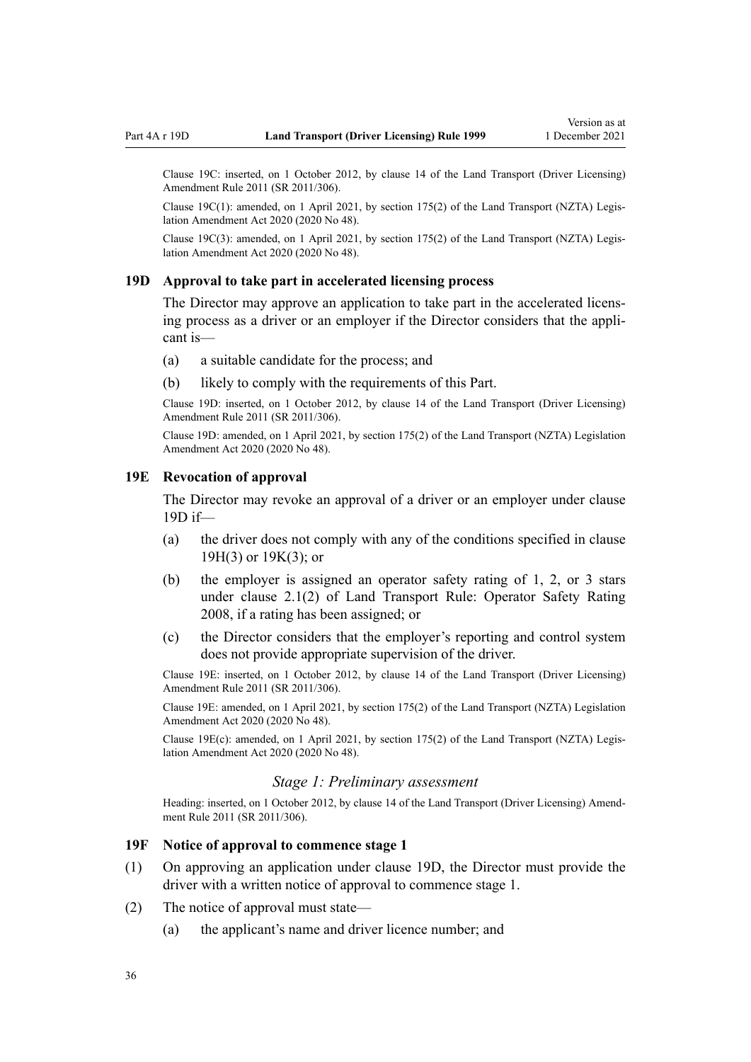Clause 19C: inserted, on 1 October 2012, by clause 14 of the Land Transport (Driver Licensing) Amendment Rule 2011 (SR 2011/306).

Clause 19C(1): amended, on 1 April 2021, by section 175(2) of the Land Transport (NZTA) Legislation Amendment Act 2020 (2020 No 48).

Clause 19C(3): amended, on 1 April 2021, by section 175(2) of the Land Transport (NZTA) Legislation Amendment Act 2020 (2020 No 48).

### 19D Approval to take part in accelerated licensing process

The Director may approve an application to take part in the accelerated licensing process as a driver or an employer if the Director considers that the applicant is—

(a) a suitable candidate for the process; and

(b) likely to comply with the requirements of this Part.

Clause 19D: inserted, on 1 October 2012, by clause 14 of the Land Transport (Driver Licensing) Amendment Rule 2011 (SR 2011/306).

Clause 19D: amended, on 1 April 2021, by section 175(2) of the Land Transport (NZTA) Legislation Amendment Act 2020 (2020 No 48).

### 19E Revocation of approval

The Director may revoke an approval of a driver or an employer under clause 19D if—

(a) the driver does not comply with any of the conditions specified in clause 19H(3) or 19K(3); or

(b) the employer is assigned an operator safety rating of 1, 2, or 3 stars under clause 2.1(2) of Land Transport Rule: Operator Safety Rating 2008, if a rating has been assigned; or

(c) the Director considers that the employer's reporting and control system does not provide appropriate supervision of the driver.

Clause 19E: inserted, on 1 October 2012, by clause 14 of the Land Transport (Driver Licensing) Amendment Rule 2011 (SR 2011/306).

Clause 19E: amended, on 1 April 2021, by section 175(2) of the Land Transport (NZTA) Legislation Amendment Act 2020 (2020 No 48).

Clause 19E(c): amended, on 1 April 2021, by section 175(2) of the Land Transport (NZTA) Legislation Amendment Act 2020 (2020 No 48).

#### *Stage 1: Preliminary assessment*

Heading: inserted, on 1 October 2012, by clause 14 of the Land Transport (Driver Licensing) Amendment Rule 2011 (SR 2011/306).

### 19F Notice of approval to commence stage 1

(1) On approving an application under clause 19D, the Director must provide the driver with a written notice of approval to commence stage 1.

(2) The notice of approval must state—

(a) the applicant's name and driver licence number; and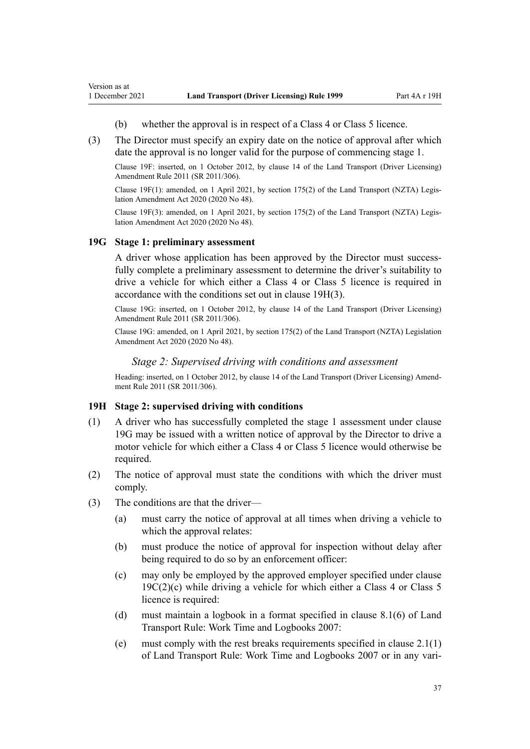(b) whether the approval is in respect of a Class 4 or Class 5 licence.

(3) The Director must specify an expiry date on the notice of approval after which date the approval is no longer valid for the purpose of commencing stage 1.

Clause 19F: inserted, on 1 October 2012, by clause 14 of the Land Transport (Driver Licensing) Amendment Rule 2011 (SR 2011/306).

Clause 19F(1): amended, on 1 April 2021, by section 175(2) of the Land Transport (NZTA) Legislation Amendment Act 2020 (2020 No 48).

Clause 19F(3): amended, on 1 April 2021, by section 175(2) of the Land Transport (NZTA) Legislation Amendment Act 2020 (2020 No 48).

### 19G Stage 1: preliminary assessment

A driver whose application has been approved by the Director must successfully complete a preliminary assessment to determine the driver's suitability to drive a vehicle for which either a Class 4 or Class 5 licence is required in accordance with the conditions set out in clause 19H(3).

Clause 19G: inserted, on 1 October 2012, by clause 14 of the Land Transport (Driver Licensing) Amendment Rule 2011 (SR 2011/306).

Clause 19G: amended, on 1 April 2021, by section 175(2) of the Land Transport (NZTA) Legislation Amendment Act 2020 (2020 No 48).

*Stage 2: Supervised driving with conditions and assessment*

Heading: inserted, on 1 October 2012, by clause 14 of the Land Transport (Driver Licensing) Amendment Rule 2011 (SR 2011/306).

### 19H Stage 2: supervised driving with conditions

(1) A driver who has successfully completed the stage 1 assessment under clause 19G may be issued with a written notice of approval by the Director to drive a motor vehicle for which either a Class 4 or Class 5 licence would otherwise be required.

(2) The notice of approval must state the conditions with which the driver must comply.

(3) The conditions are that the driver—

(a) must carry the notice of approval at all times when driving a vehicle to which the approval relates:

(b) must produce the notice of approval for inspection without delay after being required to do so by an enforcement officer:

(c) may only be employed by the approved employer specified under clause 19C(2)(c) while driving a vehicle for which either a Class 4 or Class 5 licence is required:

(d) must maintain a logbook in a format specified in clause 8.1(6) of Land Transport Rule: Work Time and Logbooks 2007:

(e) must comply with the rest breaks requirements specified in clause 2.1(1) of Land Transport Rule: Work Time and Logbooks 2007 or in any vari-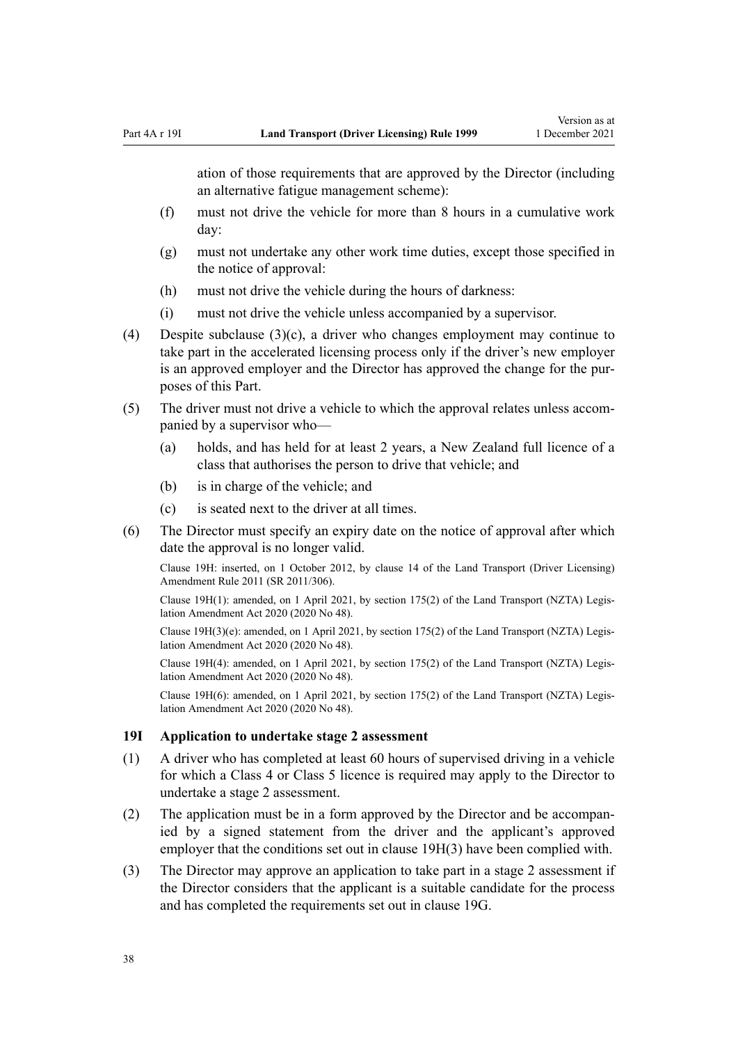ation of those requirements that are approved by the Director (including an alternative fatigue management scheme):

(f) must not drive the vehicle for more than 8 hours in a cumulative work day:

(g) must not undertake any other work time duties, except those specified in the notice of approval:

(h) must not drive the vehicle during the hours of darkness:

(i) must not drive the vehicle unless accompanied by a supervisor.

(4) Despite subclause (3)(c), a driver who changes employment may continue to take part in the accelerated licensing process only if the driver's new employer is an approved employer and the Director has approved the change for the purposes of this Part.

(5) The driver must not drive a vehicle to which the approval relates unless accompanied by a supervisor who—

(a) holds, and has held for at least 2 years, a New Zealand full licence of a class that authorises the person to drive that vehicle; and

(b) is in charge of the vehicle; and

(c) is seated next to the driver at all times.

(6) The Director must specify an expiry date on the notice of approval after which date the approval is no longer valid.

Clause 19H: inserted, on 1 October 2012, by clause 14 of the Land Transport (Driver Licensing) Amendment Rule 2011 (SR 2011/306).

Clause 19H(1): amended, on 1 April 2021, by section 175(2) of the Land Transport (NZTA) Legislation Amendment Act 2020 (2020 No 48).

Clause 19H(3)(e): amended, on 1 April 2021, by section 175(2) of the Land Transport (NZTA) Legislation Amendment Act 2020 (2020 No 48).

Clause 19H(4): amended, on 1 April 2021, by section 175(2) of the Land Transport (NZTA) Legislation Amendment Act 2020 (2020 No 48).

Clause 19H(6): amended, on 1 April 2021, by section 175(2) of the Land Transport (NZTA) Legislation Amendment Act 2020 (2020 No 48).

### 19I Application to undertake stage 2 assessment

(1) A driver who has completed at least 60 hours of supervised driving in a vehicle for which a Class 4 or Class 5 licence is required may apply to the Director to undertake a stage 2 assessment.

(2) The application must be in a form approved by the Director and be accompanied by a signed statement from the driver and the applicant's approved employer that the conditions set out in clause 19H(3) have been complied with.

(3) The Director may approve an application to take part in a stage 2 assessment if the Director considers that the applicant is a suitable candidate for the process and has completed the requirements set out in clause 19G.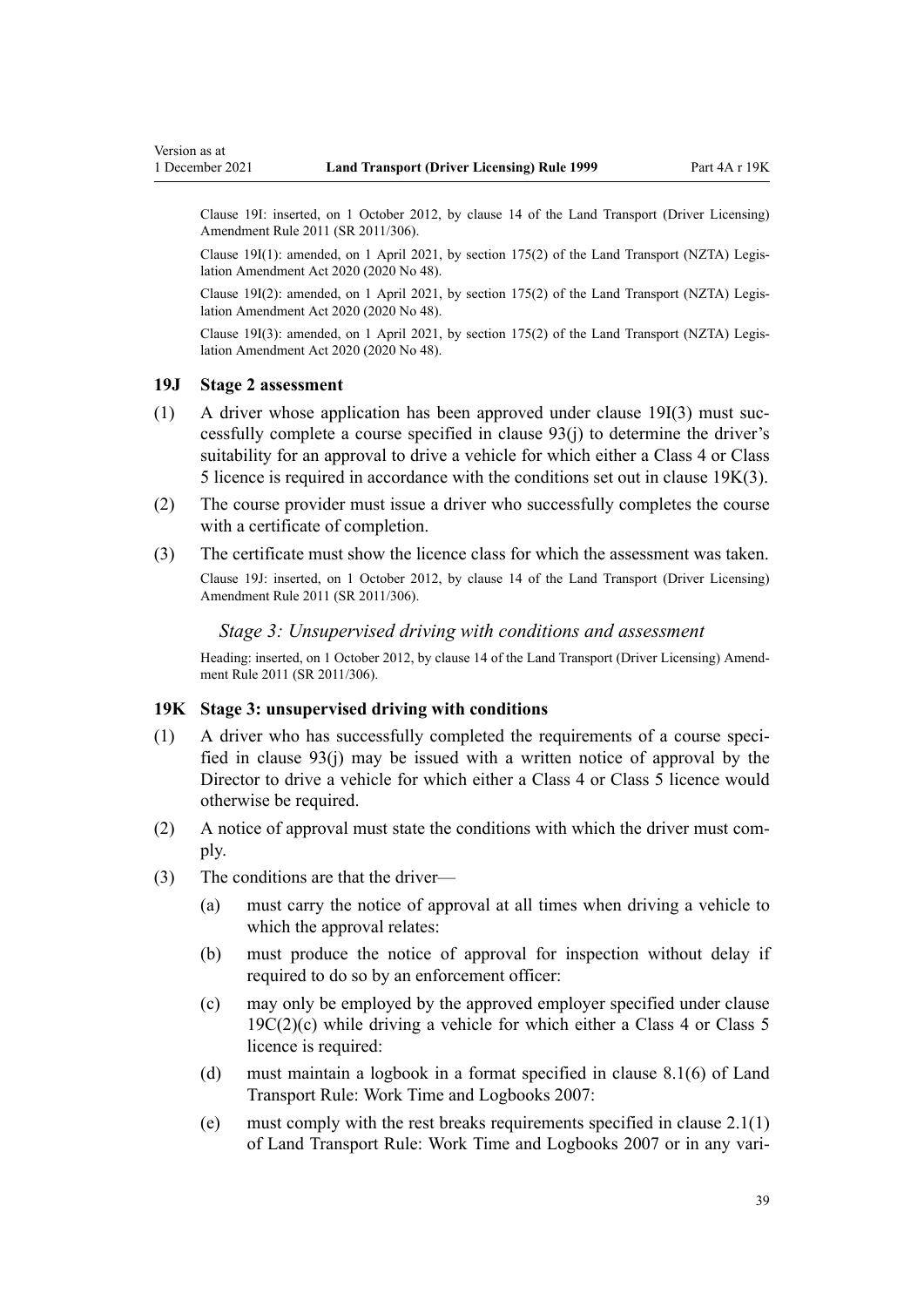Clause 19I: inserted, on 1 October 2012, by clause 14 of the Land Transport (Driver Licensing) Amendment Rule 2011 (SR 2011/306).

Clause 19I(1): amended, on 1 April 2021, by section 175(2) of the Land Transport (NZTA) Legislation Amendment Act 2020 (2020 No 48).

Clause 19I(2): amended, on 1 April 2021, by section 175(2) of the Land Transport (NZTA) Legislation Amendment Act 2020 (2020 No 48).

Clause 19I(3): amended, on 1 April 2021, by section 175(2) of the Land Transport (NZTA) Legislation Amendment Act 2020 (2020 No 48).

### 19J Stage 2 assessment

(1) A driver whose application has been approved under clause 19I(3) must successfully complete a course specified in clause 93(j) to determine the driver's suitability for an approval to drive a vehicle for which either a Class 4 or Class 5 licence is required in accordance with the conditions set out in clause 19K(3).

(2) The course provider must issue a driver who successfully completes the course with a certificate of completion.

(3) The certificate must show the licence class for which the assessment was taken.

Clause 19J: inserted, on 1 October 2012, by clause 14 of the Land Transport (Driver Licensing) Amendment Rule 2011 (SR 2011/306).

#### *Stage 3: Unsupervised driving with conditions and assessment*

Heading: inserted, on 1 October 2012, by clause 14 of the Land Transport (Driver Licensing) Amendment Rule 2011 (SR 2011/306).

### 19K Stage 3: unsupervised driving with conditions

(1) A driver who has successfully completed the requirements of a course specified in clause 93(j) may be issued with a written notice of approval by the Director to drive a vehicle for which either a Class 4 or Class 5 licence would otherwise be required.

(2) A notice of approval must state the conditions with which the driver must comply.

(3) The conditions are that the driver—

  (a) must carry the notice of approval at all times when driving a vehicle to which the approval relates:

  (b) must produce the notice of approval for inspection without delay if required to do so by an enforcement officer:

  (c) may only be employed by the approved employer specified under clause 19C(2)(c) while driving a vehicle for which either a Class 4 or Class 5 licence is required:

  (d) must maintain a logbook in a format specified in clause 8.1(6) of Land Transport Rule: Work Time and Logbooks 2007:

  (e) must comply with the rest breaks requirements specified in clause 2.1(1) of Land Transport Rule: Work Time and Logbooks 2007 or in any vari-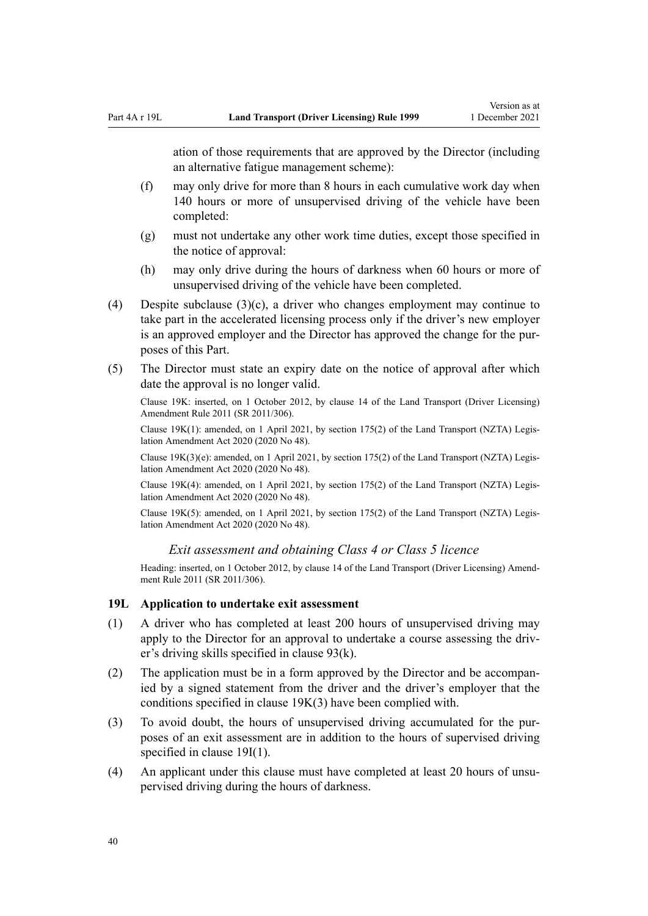ation of those requirements that are approved by the Director (including an alternative fatigue management scheme):

(f) may only drive for more than 8 hours in each cumulative work day when 140 hours or more of unsupervised driving of the vehicle have been completed:

(g) must not undertake any other work time duties, except those specified in the notice of approval:

(h) may only drive during the hours of darkness when 60 hours or more of unsupervised driving of the vehicle have been completed.

(4) Despite subclause (3)(c), a driver who changes employment may continue to take part in the accelerated licensing process only if the driver's new employer is an approved employer and the Director has approved the change for the purposes of this Part.

(5) The Director must state an expiry date on the notice of approval after which date the approval is no longer valid.

Clause 19K: inserted, on 1 October 2012, by clause 14 of the Land Transport (Driver Licensing) Amendment Rule 2011 (SR 2011/306).

Clause 19K(1): amended, on 1 April 2021, by section 175(2) of the Land Transport (NZTA) Legislation Amendment Act 2020 (2020 No 48).

Clause 19K(3)(e): amended, on 1 April 2021, by section 175(2) of the Land Transport (NZTA) Legislation Amendment Act 2020 (2020 No 48).

Clause 19K(4): amended, on 1 April 2021, by section 175(2) of the Land Transport (NZTA) Legislation Amendment Act 2020 (2020 No 48).

Clause 19K(5): amended, on 1 April 2021, by section 175(2) of the Land Transport (NZTA) Legislation Amendment Act 2020 (2020 No 48).

### *Exit assessment and obtaining Class 4 or Class 5 licence*

Heading: inserted, on 1 October 2012, by clause 14 of the Land Transport (Driver Licensing) Amendment Rule 2011 (SR 2011/306).

### 19L Application to undertake exit assessment

(1) A driver who has completed at least 200 hours of unsupervised driving may apply to the Director for an approval to undertake a course assessing the driver's driving skills specified in clause 93(k).

(2) The application must be in a form approved by the Director and be accompanied by a signed statement from the driver and the driver's employer that the conditions specified in clause 19K(3) have been complied with.

(3) To avoid doubt, the hours of unsupervised driving accumulated for the purposes of an exit assessment are in addition to the hours of supervised driving specified in clause 19I(1).

(4) An applicant under this clause must have completed at least 20 hours of unsupervised driving during the hours of darkness.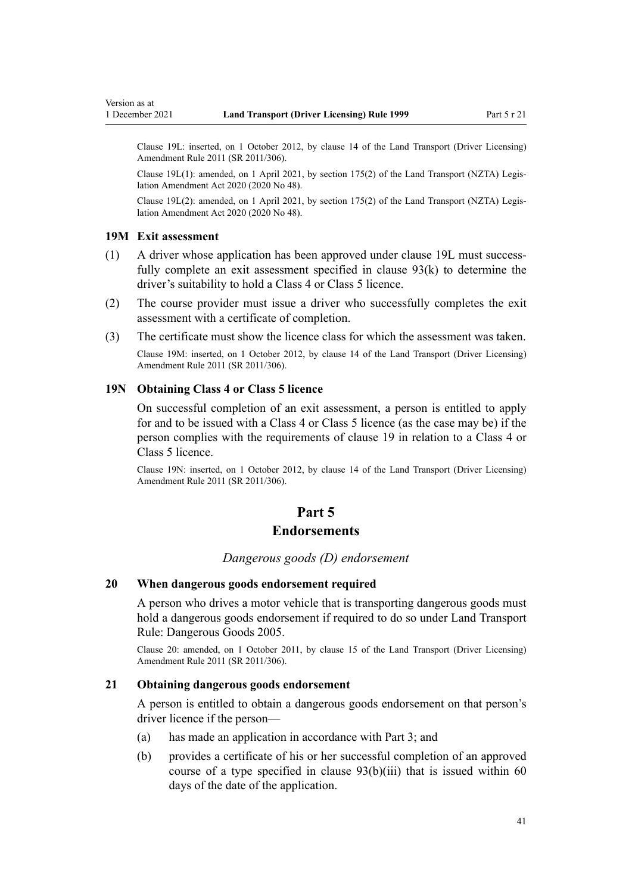Clause 19L: inserted, on 1 October 2012, by clause 14 of the Land Transport (Driver Licensing) Amendment Rule 2011 (SR 2011/306).

Clause 19L(1): amended, on 1 April 2021, by section 175(2) of the Land Transport (NZTA) Legislation Amendment Act 2020 (2020 No 48).

Clause 19L(2): amended, on 1 April 2021, by section 175(2) of the Land Transport (NZTA) Legislation Amendment Act 2020 (2020 No 48).

### 19M Exit assessment

(1) A driver whose application has been approved under clause 19L must successfully complete an exit assessment specified in clause 93(k) to determine the driver's suitability to hold a Class 4 or Class 5 licence.

(2) The course provider must issue a driver who successfully completes the exit assessment with a certificate of completion.

(3) The certificate must show the licence class for which the assessment was taken.

Clause 19M: inserted, on 1 October 2012, by clause 14 of the Land Transport (Driver Licensing) Amendment Rule 2011 (SR 2011/306).

### 19N Obtaining Class 4 or Class 5 licence

On successful completion of an exit assessment, a person is entitled to apply for and to be issued with a Class 4 or Class 5 licence (as the case may be) if the person complies with the requirements of clause 19 in relation to a Class 4 or Class 5 licence.

Clause 19N: inserted, on 1 October 2012, by clause 14 of the Land Transport (Driver Licensing) Amendment Rule 2011 (SR 2011/306).

# Part 5
# Endorsements

*Dangerous goods (D) endorsement*

### 20 When dangerous goods endorsement required

A person who drives a motor vehicle that is transporting dangerous goods must hold a dangerous goods endorsement if required to do so under Land Transport Rule: Dangerous Goods 2005.

Clause 20: amended, on 1 October 2011, by clause 15 of the Land Transport (Driver Licensing) Amendment Rule 2011 (SR 2011/306).

### 21 Obtaining dangerous goods endorsement

A person is entitled to obtain a dangerous goods endorsement on that person's driver licence if the person—

(a) has made an application in accordance with Part 3; and

(b) provides a certificate of his or her successful completion of an approved course of a type specified in clause 93(b)(iii) that is issued within 60 days of the date of the application.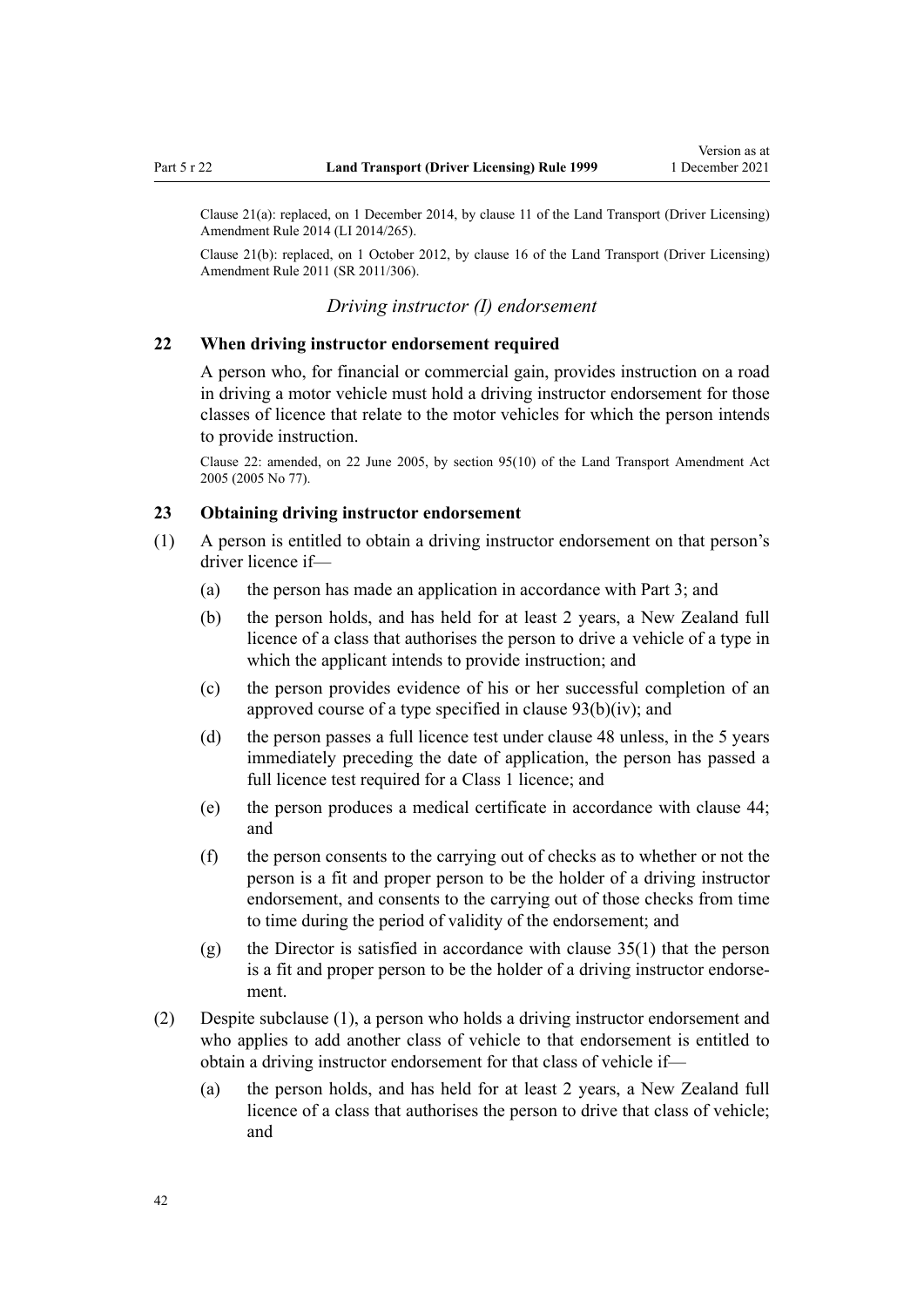Clause 21(a): replaced, on 1 December 2014, by clause 11 of the Land Transport (Driver Licensing) Amendment Rule 2014 (LI 2014/265).

Clause 21(b): replaced, on 1 October 2012, by clause 16 of the Land Transport (Driver Licensing) Amendment Rule 2011 (SR 2011/306).

### *Driving instructor (I) endorsement*

### 22 When driving instructor endorsement required

A person who, for financial or commercial gain, provides instruction on a road in driving a motor vehicle must hold a driving instructor endorsement for those classes of licence that relate to the motor vehicles for which the person intends to provide instruction.

Clause 22: amended, on 22 June 2005, by section 95(10) of the Land Transport Amendment Act 2005 (2005 No 77).

### 23 Obtaining driving instructor endorsement

(1) A person is entitled to obtain a driving instructor endorsement on that person's driver licence if—

(a) the person has made an application in accordance with Part 3; and

(b) the person holds, and has held for at least 2 years, a New Zealand full licence of a class that authorises the person to drive a vehicle of a type in which the applicant intends to provide instruction; and

(c) the person provides evidence of his or her successful completion of an approved course of a type specified in clause 93(b)(iv); and

(d) the person passes a full licence test under clause 48 unless, in the 5 years immediately preceding the date of application, the person has passed a full licence test required for a Class 1 licence; and

(e) the person produces a medical certificate in accordance with clause 44; and

(f) the person consents to the carrying out of checks as to whether or not the person is a fit and proper person to be the holder of a driving instructor endorsement, and consents to the carrying out of those checks from time to time during the period of validity of the endorsement; and

(g) the Director is satisfied in accordance with clause 35(1) that the person is a fit and proper person to be the holder of a driving instructor endorsement.

(2) Despite subclause (1), a person who holds a driving instructor endorsement and who applies to add another class of vehicle to that endorsement is entitled to obtain a driving instructor endorsement for that class of vehicle if—

(a) the person holds, and has held for at least 2 years, a New Zealand full licence of a class that authorises the person to drive that class of vehicle; and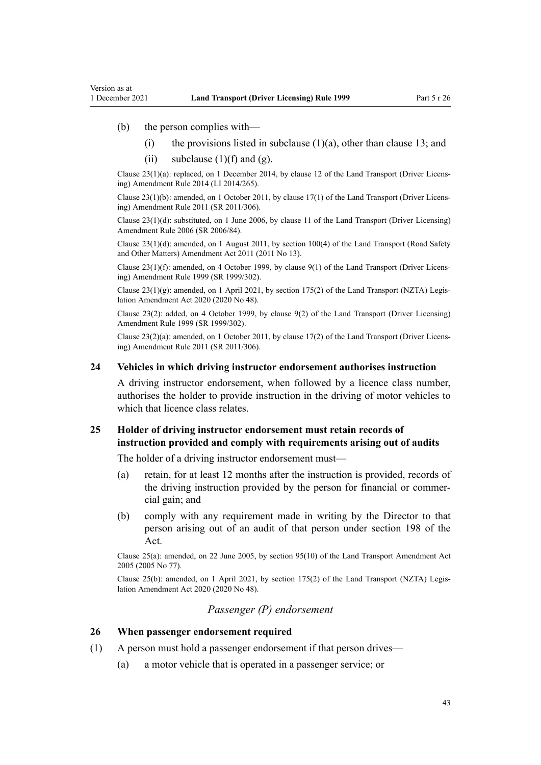(b) the person complies with—

(i) the provisions listed in subclause (1)(a), other than clause 13; and

(ii) subclause (1)(f) and (g).

Clause 23(1)(a): replaced, on 1 December 2014, by clause 12 of the Land Transport (Driver Licensing) Amendment Rule 2014 (LI 2014/265).

Clause 23(1)(b): amended, on 1 October 2011, by clause 17(1) of the Land Transport (Driver Licensing) Amendment Rule 2011 (SR 2011/306).

Clause 23(1)(d): substituted, on 1 June 2006, by clause 11 of the Land Transport (Driver Licensing) Amendment Rule 2006 (SR 2006/84).

Clause 23(1)(d): amended, on 1 August 2011, by section 100(4) of the Land Transport (Road Safety and Other Matters) Amendment Act 2011 (2011 No 13).

Clause 23(1)(f): amended, on 4 October 1999, by clause 9(1) of the Land Transport (Driver Licensing) Amendment Rule 1999 (SR 1999/302).

Clause 23(1)(g): amended, on 1 April 2021, by section 175(2) of the Land Transport (NZTA) Legislation Amendment Act 2020 (2020 No 48).

Clause 23(2): added, on 4 October 1999, by clause 9(2) of the Land Transport (Driver Licensing) Amendment Rule 1999 (SR 1999/302).

Clause 23(2)(a): amended, on 1 October 2011, by clause 17(2) of the Land Transport (Driver Licensing) Amendment Rule 2011 (SR 2011/306).

### 24 Vehicles in which driving instructor endorsement authorises instruction

A driving instructor endorsement, when followed by a licence class number, authorises the holder to provide instruction in the driving of motor vehicles to which that licence class relates.

### 25 Holder of driving instructor endorsement must retain records of instruction provided and comply with requirements arising out of audits

The holder of a driving instructor endorsement must—

(a) retain, for at least 12 months after the instruction is provided, records of the driving instruction provided by the person for financial or commercial gain; and

(b) comply with any requirement made in writing by the Director to that person arising out of an audit of that person under section 198 of the Act.

Clause 25(a): amended, on 22 June 2005, by section 95(10) of the Land Transport Amendment Act 2005 (2005 No 77).

Clause 25(b): amended, on 1 April 2021, by section 175(2) of the Land Transport (NZTA) Legislation Amendment Act 2020 (2020 No 48).

*Passenger (P) endorsement*

### 26 When passenger endorsement required

(1) A person must hold a passenger endorsement if that person drives—

(a) a motor vehicle that is operated in a passenger service; or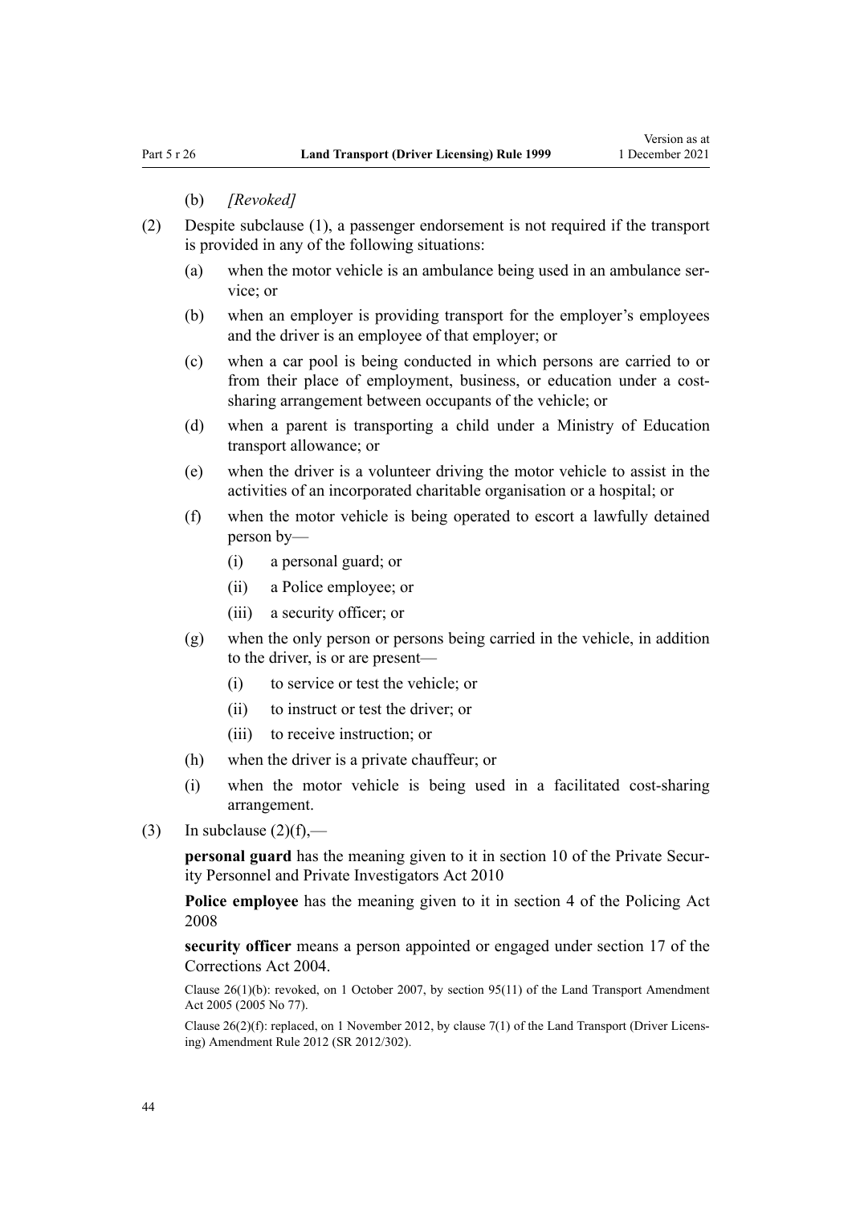(b) *[Revoked]*

(2) Despite subclause (1), a passenger endorsement is not required if the transport is provided in any of the following situations:

(a) when the motor vehicle is an ambulance being used in an ambulance service; or

(b) when an employer is providing transport for the employer's employees and the driver is an employee of that employer; or

(c) when a car pool is being conducted in which persons are carried to or from their place of employment, business, or education under a cost-sharing arrangement between occupants of the vehicle; or

(d) when a parent is transporting a child under a Ministry of Education transport allowance; or

(e) when the driver is a volunteer driving the motor vehicle to assist in the activities of an incorporated charitable organisation or a hospital; or

(f) when the motor vehicle is being operated to escort a lawfully detained person by—

(i) a personal guard; or

(ii) a Police employee; or

(iii) a security officer; or

(g) when the only person or persons being carried in the vehicle, in addition to the driver, is or are present—

(i) to service or test the vehicle; or

(ii) to instruct or test the driver; or

(iii) to receive instruction; or

(h) when the driver is a private chauffeur; or

(i) when the motor vehicle is being used in a facilitated cost-sharing arrangement.

(3) In subclause (2)(f),—

**personal guard** has the meaning given to it in section 10 of the Private Security Personnel and Private Investigators Act 2010

**Police employee** has the meaning given to it in section 4 of the Policing Act 2008

**security officer** means a person appointed or engaged under section 17 of the Corrections Act 2004.

Clause 26(1)(b): revoked, on 1 October 2007, by section 95(11) of the Land Transport Amendment Act 2005 (2005 No 77).

Clause 26(2)(f): replaced, on 1 November 2012, by clause 7(1) of the Land Transport (Driver Licensing) Amendment Rule 2012 (SR 2012/302).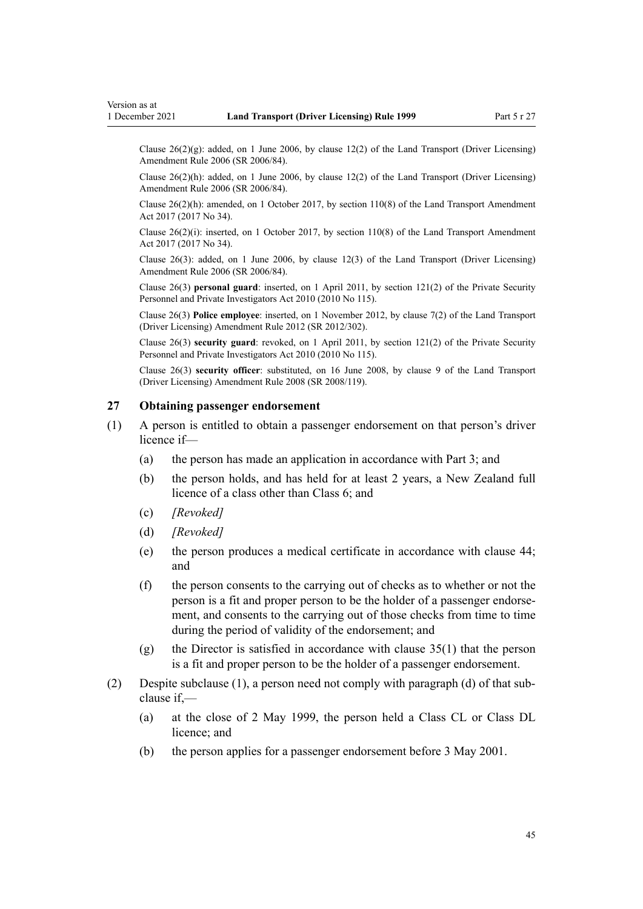Clause 26(2)(g): added, on 1 June 2006, by clause 12(2) of the Land Transport (Driver Licensing) Amendment Rule 2006 (SR 2006/84).

Clause 26(2)(h): added, on 1 June 2006, by clause 12(2) of the Land Transport (Driver Licensing) Amendment Rule 2006 (SR 2006/84).

Clause 26(2)(h): amended, on 1 October 2017, by section 110(8) of the Land Transport Amendment Act 2017 (2017 No 34).

Clause 26(2)(i): inserted, on 1 October 2017, by section 110(8) of the Land Transport Amendment Act 2017 (2017 No 34).

Clause 26(3): added, on 1 June 2006, by clause 12(3) of the Land Transport (Driver Licensing) Amendment Rule 2006 (SR 2006/84).

Clause 26(3) **personal guard**: inserted, on 1 April 2011, by section 121(2) of the Private Security Personnel and Private Investigators Act 2010 (2010 No 115).

Clause 26(3) **Police employee**: inserted, on 1 November 2012, by clause 7(2) of the Land Transport (Driver Licensing) Amendment Rule 2012 (SR 2012/302).

Clause 26(3) **security guard**: revoked, on 1 April 2011, by section 121(2) of the Private Security Personnel and Private Investigators Act 2010 (2010 No 115).

Clause 26(3) **security officer**: substituted, on 16 June 2008, by clause 9 of the Land Transport (Driver Licensing) Amendment Rule 2008 (SR 2008/119).

### 27 Obtaining passenger endorsement

(1) A person is entitled to obtain a passenger endorsement on that person's driver licence if—

 (a) the person has made an application in accordance with Part 3; and

 (b) the person holds, and has held for at least 2 years, a New Zealand full licence of a class other than Class 6; and

 (c) *[Revoked]*

 (d) *[Revoked]*

 (e) the person produces a medical certificate in accordance with clause 44; and

 (f) the person consents to the carrying out of checks as to whether or not the person is a fit and proper person to be the holder of a passenger endorsement, and consents to the carrying out of those checks from time to time during the period of validity of the endorsement; and

 (g) the Director is satisfied in accordance with clause 35(1) that the person is a fit and proper person to be the holder of a passenger endorsement.

(2) Despite subclause (1), a person need not comply with paragraph (d) of that subclause if,—

 (a) at the close of 2 May 1999, the person held a Class CL or Class DL licence; and

 (b) the person applies for a passenger endorsement before 3 May 2001.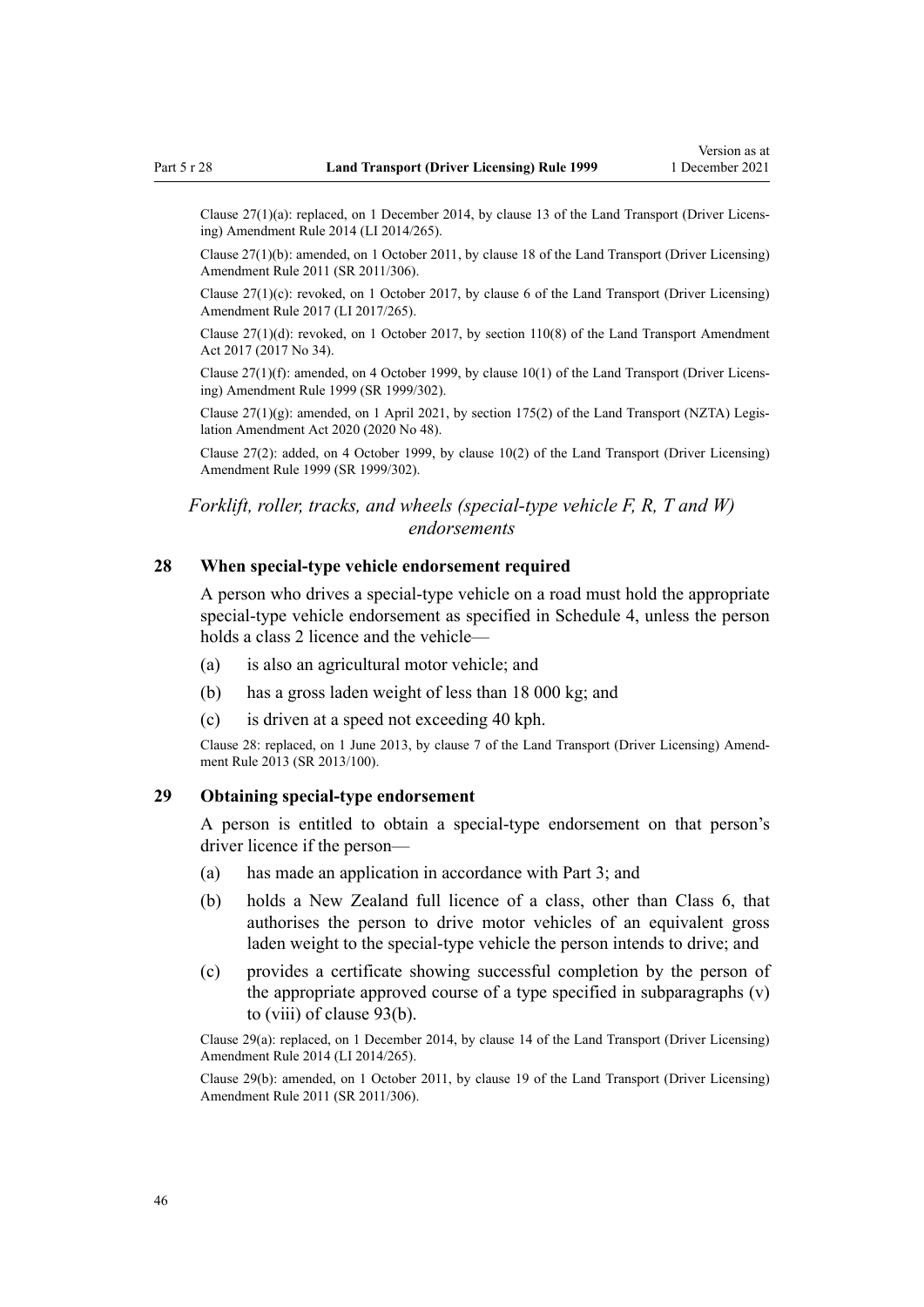Clause 27(1)(a): replaced, on 1 December 2014, by clause 13 of the Land Transport (Driver Licensing) Amendment Rule 2014 (LI 2014/265).

Clause 27(1)(b): amended, on 1 October 2011, by clause 18 of the Land Transport (Driver Licensing) Amendment Rule 2011 (SR 2011/306).

Clause 27(1)(c): revoked, on 1 October 2017, by clause 6 of the Land Transport (Driver Licensing) Amendment Rule 2017 (LI 2017/265).

Clause 27(1)(d): revoked, on 1 October 2017, by section 110(8) of the Land Transport Amendment Act 2017 (2017 No 34).

Clause 27(1)(f): amended, on 4 October 1999, by clause 10(1) of the Land Transport (Driver Licensing) Amendment Rule 1999 (SR 1999/302).

Clause 27(1)(g): amended, on 1 April 2021, by section 175(2) of the Land Transport (NZTA) Legislation Amendment Act 2020 (2020 No 48).

Clause 27(2): added, on 4 October 1999, by clause 10(2) of the Land Transport (Driver Licensing) Amendment Rule 1999 (SR 1999/302).

### *Forklift, roller, tracks, and wheels (special-type vehicle F, R, T and W) endorsements*

## 28 When special-type vehicle endorsement required

A person who drives a special-type vehicle on a road must hold the appropriate special-type vehicle endorsement as specified in Schedule 4, unless the person holds a class 2 licence and the vehicle—

(a) is also an agricultural motor vehicle; and

(b) has a gross laden weight of less than 18 000 kg; and

(c) is driven at a speed not exceeding 40 kph.

Clause 28: replaced, on 1 June 2013, by clause 7 of the Land Transport (Driver Licensing) Amendment Rule 2013 (SR 2013/100).

## 29 Obtaining special-type endorsement

A person is entitled to obtain a special-type endorsement on that person's driver licence if the person—

(a) has made an application in accordance with Part 3; and

(b) holds a New Zealand full licence of a class, other than Class 6, that authorises the person to drive motor vehicles of an equivalent gross laden weight to the special-type vehicle the person intends to drive; and

(c) provides a certificate showing successful completion by the person of the appropriate approved course of a type specified in subparagraphs (v) to (viii) of clause 93(b).

Clause 29(a): replaced, on 1 December 2014, by clause 14 of the Land Transport (Driver Licensing) Amendment Rule 2014 (LI 2014/265).

Clause 29(b): amended, on 1 October 2011, by clause 19 of the Land Transport (Driver Licensing) Amendment Rule 2011 (SR 2011/306).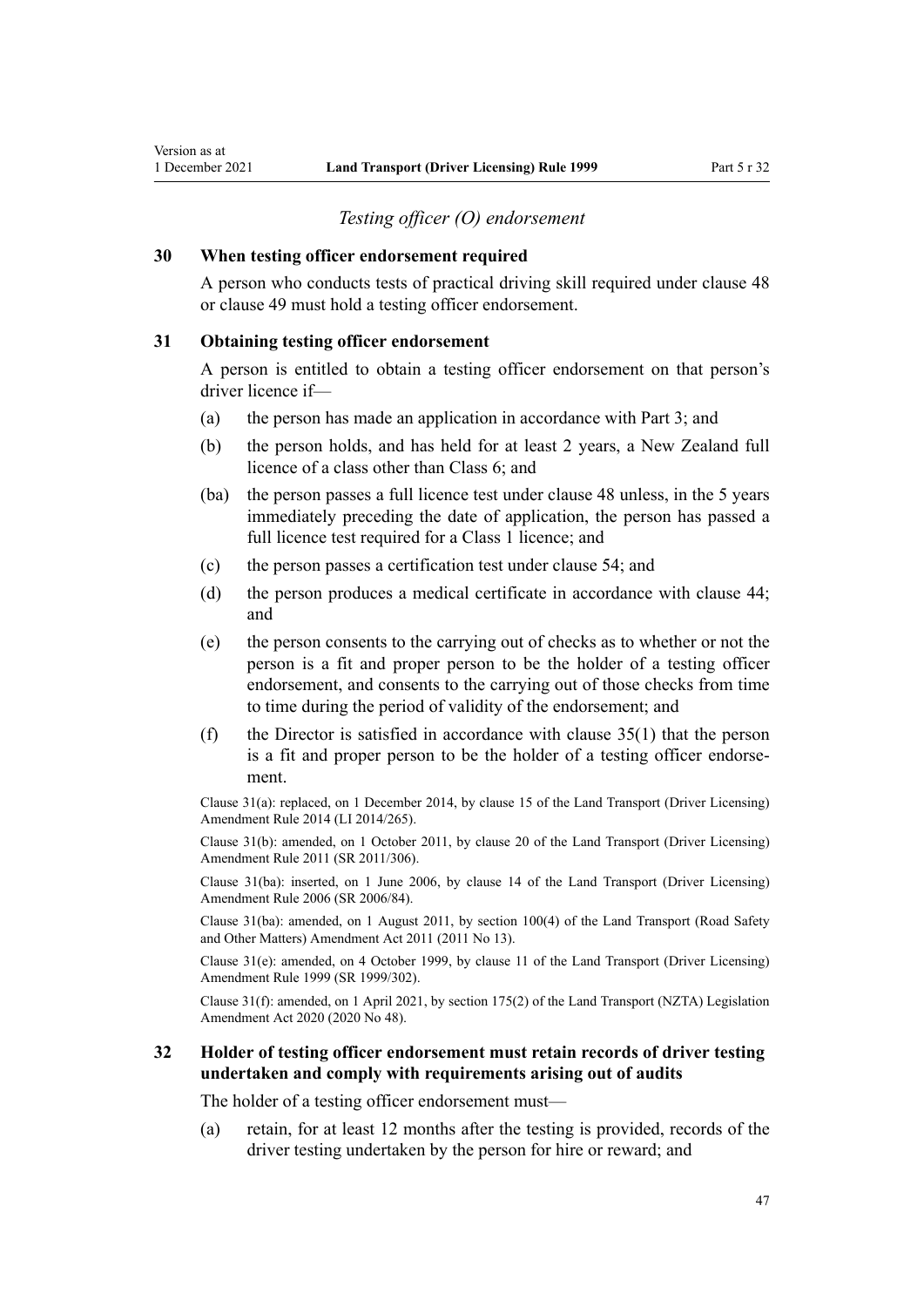### *Testing officer (O) endorsement*

**30 When testing officer endorsement required**

A person who conducts tests of practical driving skill required under clause 48 or clause 49 must hold a testing officer endorsement.

**31 Obtaining testing officer endorsement**

A person is entitled to obtain a testing officer endorsement on that person's driver licence if—

- (a) the person has made an application in accordance with Part 3; and
- (b) the person holds, and has held for at least 2 years, a New Zealand full licence of a class other than Class 6; and
- (ba) the person passes a full licence test under clause 48 unless, in the 5 years immediately preceding the date of application, the person has passed a full licence test required for a Class 1 licence; and
- (c) the person passes a certification test under clause 54; and
- (d) the person produces a medical certificate in accordance with clause 44; and
- (e) the person consents to the carrying out of checks as to whether or not the person is a fit and proper person to be the holder of a testing officer endorsement, and consents to the carrying out of those checks from time to time during the period of validity of the endorsement; and
- (f) the Director is satisfied in accordance with clause 35(1) that the person is a fit and proper person to be the holder of a testing officer endorsement.

Clause 31(a): replaced, on 1 December 2014, by clause 15 of the Land Transport (Driver Licensing) Amendment Rule 2014 (LI 2014/265).

Clause 31(b): amended, on 1 October 2011, by clause 20 of the Land Transport (Driver Licensing) Amendment Rule 2011 (SR 2011/306).

Clause 31(ba): inserted, on 1 June 2006, by clause 14 of the Land Transport (Driver Licensing) Amendment Rule 2006 (SR 2006/84).

Clause 31(ba): amended, on 1 August 2011, by section 100(4) of the Land Transport (Road Safety and Other Matters) Amendment Act 2011 (2011 No 13).

Clause 31(e): amended, on 4 October 1999, by clause 11 of the Land Transport (Driver Licensing) Amendment Rule 1999 (SR 1999/302).

Clause 31(f): amended, on 1 April 2021, by section 175(2) of the Land Transport (NZTA) Legislation Amendment Act 2020 (2020 No 48).

**32 Holder of testing officer endorsement must retain records of driver testing undertaken and comply with requirements arising out of audits**

The holder of a testing officer endorsement must—

- (a) retain, for at least 12 months after the testing is provided, records of the driver testing undertaken by the person for hire or reward; and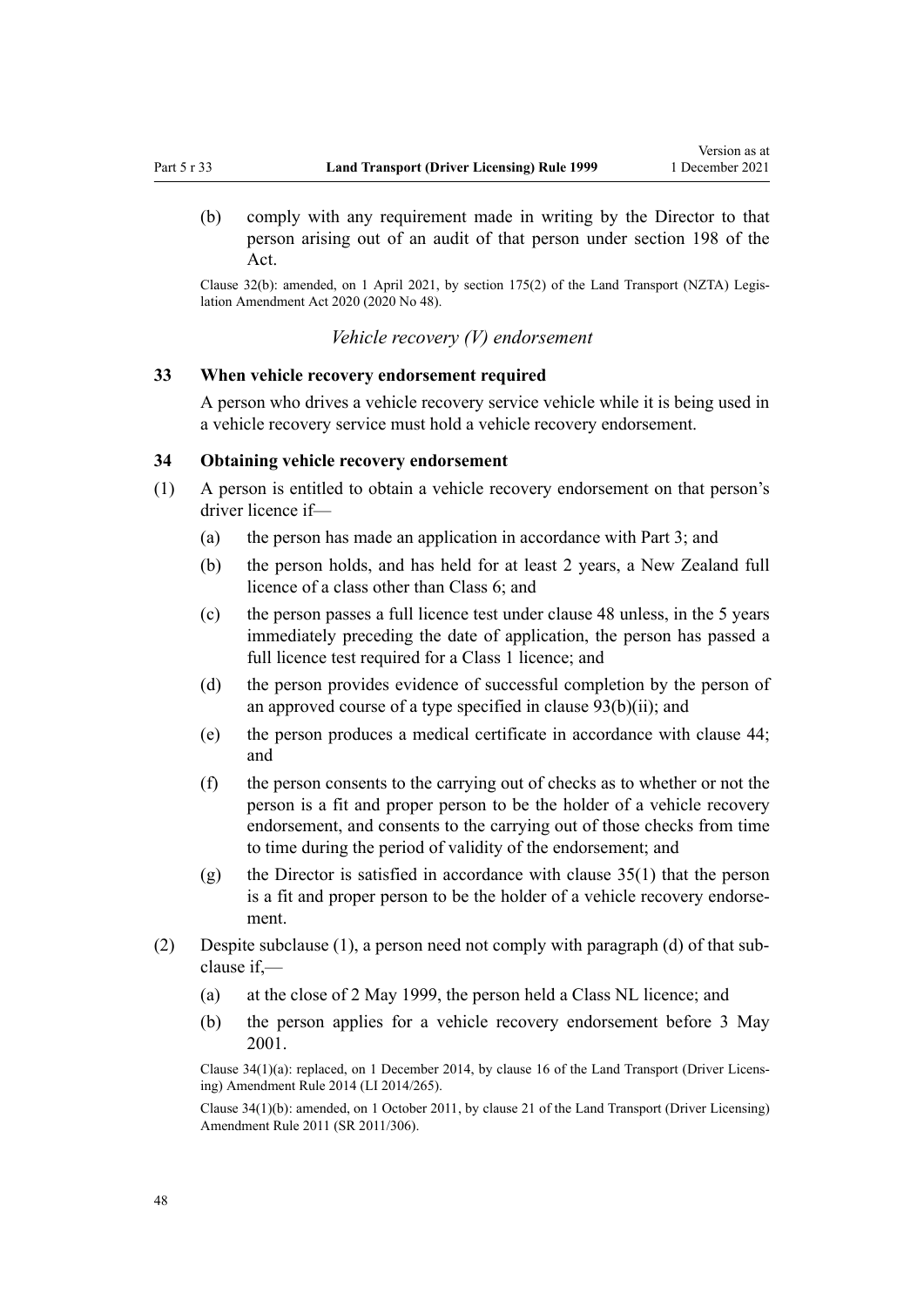(b) comply with any requirement made in writing by the Director to that person arising out of an audit of that person under section 198 of the Act.

Clause 32(b): amended, on 1 April 2021, by section 175(2) of the Land Transport (NZTA) Legislation Amendment Act 2020 (2020 No 48).

### *Vehicle recovery (V) endorsement*

### 33 When vehicle recovery endorsement required

A person who drives a vehicle recovery service vehicle while it is being used in a vehicle recovery service must hold a vehicle recovery endorsement.

### 34 Obtaining vehicle recovery endorsement

(1) A person is entitled to obtain a vehicle recovery endorsement on that person's driver licence if—

(a) the person has made an application in accordance with Part 3; and

(b) the person holds, and has held for at least 2 years, a New Zealand full licence of a class other than Class 6; and

(c) the person passes a full licence test under clause 48 unless, in the 5 years immediately preceding the date of application, the person has passed a full licence test required for a Class 1 licence; and

(d) the person provides evidence of successful completion by the person of an approved course of a type specified in clause 93(b)(ii); and

(e) the person produces a medical certificate in accordance with clause 44; and

(f) the person consents to the carrying out of checks as to whether or not the person is a fit and proper person to be the holder of a vehicle recovery endorsement, and consents to the carrying out of those checks from time to time during the period of validity of the endorsement; and

(g) the Director is satisfied in accordance with clause 35(1) that the person is a fit and proper person to be the holder of a vehicle recovery endorsement.

(2) Despite subclause (1), a person need not comply with paragraph (d) of that subclause if,—

(a) at the close of 2 May 1999, the person held a Class NL licence; and

(b) the person applies for a vehicle recovery endorsement before 3 May 2001.

Clause 34(1)(a): replaced, on 1 December 2014, by clause 16 of the Land Transport (Driver Licensing) Amendment Rule 2014 (LI 2014/265).

Clause 34(1)(b): amended, on 1 October 2011, by clause 21 of the Land Transport (Driver Licensing) Amendment Rule 2011 (SR 2011/306).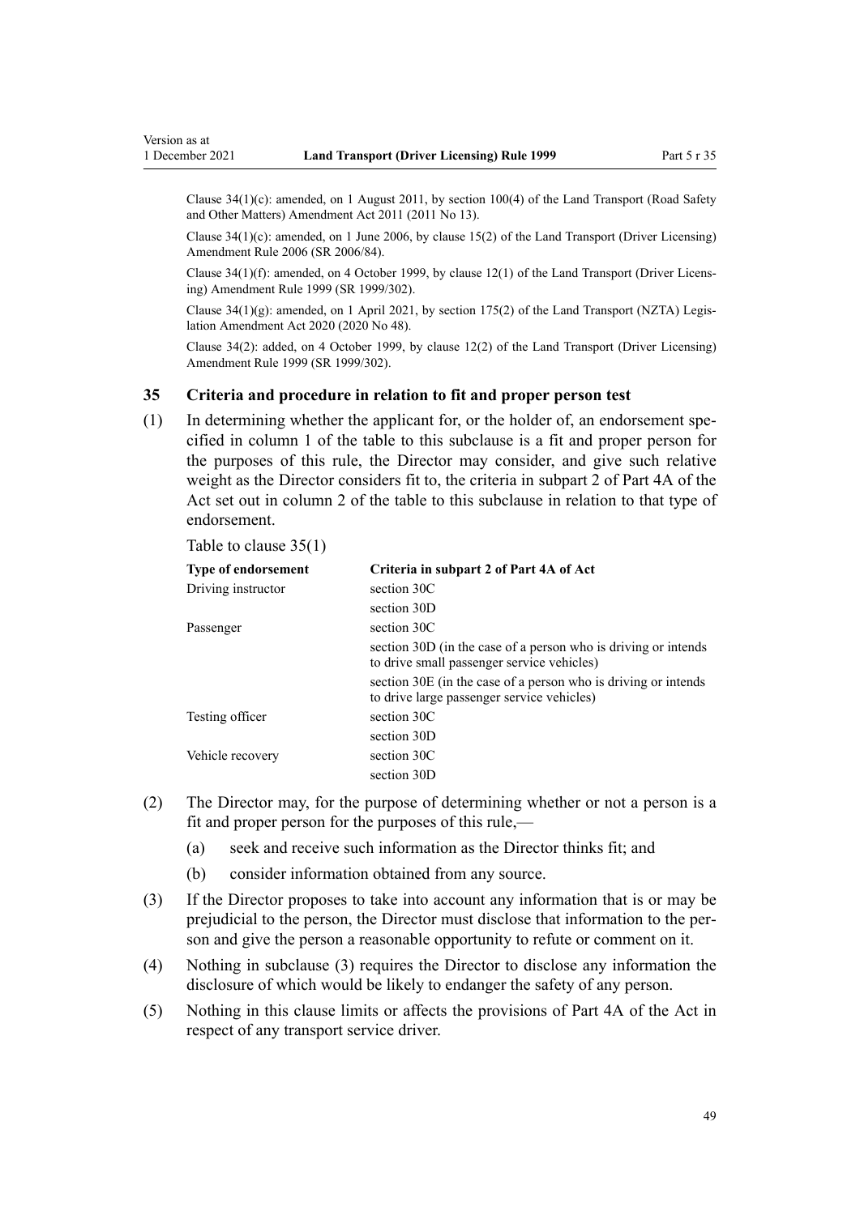Clause 34(1)(c): amended, on 1 August 2011, by section 100(4) of the Land Transport (Road Safety and Other Matters) Amendment Act 2011 (2011 No 13).

Clause 34(1)(c): amended, on 1 June 2006, by clause 15(2) of the Land Transport (Driver Licensing) Amendment Rule 2006 (SR 2006/84).

Clause 34(1)(f): amended, on 4 October 1999, by clause 12(1) of the Land Transport (Driver Licensing) Amendment Rule 1999 (SR 1999/302).

Clause 34(1)(g): amended, on 1 April 2021, by section 175(2) of the Land Transport (NZTA) Legislation Amendment Act 2020 (2020 No 48).

Clause 34(2): added, on 4 October 1999, by clause 12(2) of the Land Transport (Driver Licensing) Amendment Rule 1999 (SR 1999/302).

### 35 Criteria and procedure in relation to fit and proper person test

(1) In determining whether the applicant for, or the holder of, an endorsement specified in column 1 of the table to this subclause is a fit and proper person for the purposes of this rule, the Director may consider, and give such relative weight as the Director considers fit to, the criteria in subpart 2 of Part 4A of the Act set out in column 2 of the table to this subclause in relation to that type of endorsement.

Table to clause 35(1)

| Type of endorsement | Criteria in subpart 2 of Part 4A of Act |
|---|---|
| Driving instructor | section 30C |
| | section 30D |
| Passenger | section 30C |
| | section 30D (in the case of a person who is driving or intends to drive small passenger service vehicles) |
| | section 30E (in the case of a person who is driving or intends to drive large passenger service vehicles) |
| Testing officer | section 30C |
| | section 30D |
| Vehicle recovery | section 30C |
| | section 30D |

(2) The Director may, for the purpose of determining whether or not a person is a fit and proper person for the purposes of this rule,—

(a) seek and receive such information as the Director thinks fit; and

(b) consider information obtained from any source.

(3) If the Director proposes to take into account any information that is or may be prejudicial to the person, the Director must disclose that information to the person and give the person a reasonable opportunity to refute or comment on it.

(4) Nothing in subclause (3) requires the Director to disclose any information the disclosure of which would be likely to endanger the safety of any person.

(5) Nothing in this clause limits or affects the provisions of Part 4A of the Act in respect of any transport service driver.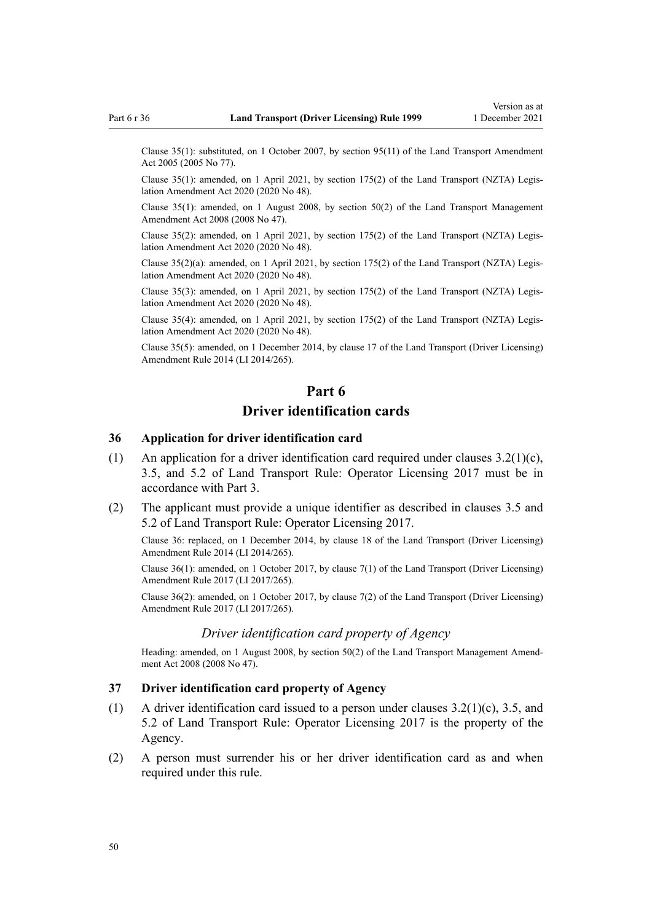Clause 35(1): substituted, on 1 October 2007, by section 95(11) of the Land Transport Amendment Act 2005 (2005 No 77).

Clause 35(1): amended, on 1 April 2021, by section 175(2) of the Land Transport (NZTA) Legislation Amendment Act 2020 (2020 No 48).

Clause 35(1): amended, on 1 August 2008, by section 50(2) of the Land Transport Management Amendment Act 2008 (2008 No 47).

Clause 35(2): amended, on 1 April 2021, by section 175(2) of the Land Transport (NZTA) Legislation Amendment Act 2020 (2020 No 48).

Clause 35(2)(a): amended, on 1 April 2021, by section 175(2) of the Land Transport (NZTA) Legislation Amendment Act 2020 (2020 No 48).

Clause 35(3): amended, on 1 April 2021, by section 175(2) of the Land Transport (NZTA) Legislation Amendment Act 2020 (2020 No 48).

Clause 35(4): amended, on 1 April 2021, by section 175(2) of the Land Transport (NZTA) Legislation Amendment Act 2020 (2020 No 48).

Clause 35(5): amended, on 1 December 2014, by clause 17 of the Land Transport (Driver Licensing) Amendment Rule 2014 (LI 2014/265).

# Part 6
# Driver identification cards

### 36 Application for driver identification card

(1) An application for a driver identification card required under clauses 3.2(1)(c), 3.5, and 5.2 of Land Transport Rule: Operator Licensing 2017 must be in accordance with Part 3.

(2) The applicant must provide a unique identifier as described in clauses 3.5 and 5.2 of Land Transport Rule: Operator Licensing 2017.

Clause 36: replaced, on 1 December 2014, by clause 18 of the Land Transport (Driver Licensing) Amendment Rule 2014 (LI 2014/265).

Clause 36(1): amended, on 1 October 2017, by clause 7(1) of the Land Transport (Driver Licensing) Amendment Rule 2017 (LI 2017/265).

Clause 36(2): amended, on 1 October 2017, by clause 7(2) of the Land Transport (Driver Licensing) Amendment Rule 2017 (LI 2017/265).

*Driver identification card property of Agency*

Heading: amended, on 1 August 2008, by section 50(2) of the Land Transport Management Amendment Act 2008 (2008 No 47).

### 37 Driver identification card property of Agency

(1) A driver identification card issued to a person under clauses 3.2(1)(c), 3.5, and 5.2 of Land Transport Rule: Operator Licensing 2017 is the property of the Agency.

(2) A person must surrender his or her driver identification card as and when required under this rule.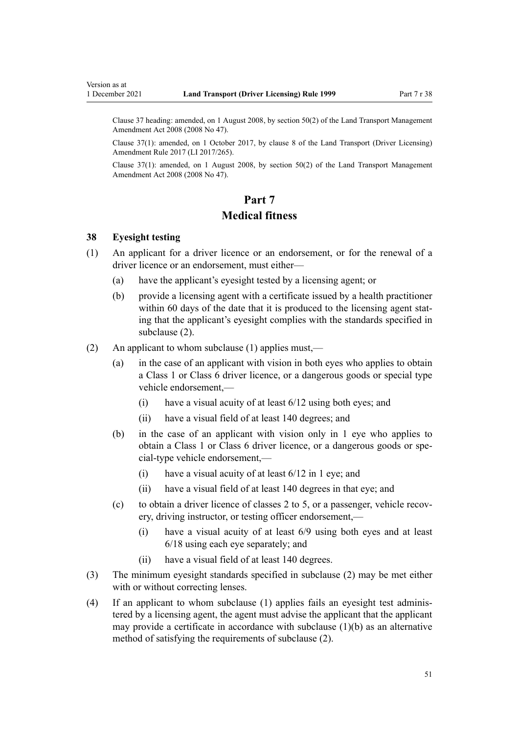Clause 37 heading: amended, on 1 August 2008, by section 50(2) of the Land Transport Management Amendment Act 2008 (2008 No 47).

Clause 37(1): amended, on 1 October 2017, by clause 8 of the Land Transport (Driver Licensing) Amendment Rule 2017 (LI 2017/265).

Clause 37(1): amended, on 1 August 2008, by section 50(2) of the Land Transport Management Amendment Act 2008 (2008 No 47).

# Part 7
# Medical fitness

### 38 Eyesight testing

(1) An applicant for a driver licence or an endorsement, or for the renewal of a driver licence or an endorsement, must either—

  (a) have the applicant's eyesight tested by a licensing agent; or

  (b) provide a licensing agent with a certificate issued by a health practitioner within 60 days of the date that it is produced to the licensing agent stating that the applicant's eyesight complies with the standards specified in subclause (2).

(2) An applicant to whom subclause (1) applies must,—

  (a) in the case of an applicant with vision in both eyes who applies to obtain a Class 1 or Class 6 driver licence, or a dangerous goods or special type vehicle endorsement,—

    (i) have a visual acuity of at least 6/12 using both eyes; and

    (ii) have a visual field of at least 140 degrees; and

  (b) in the case of an applicant with vision only in 1 eye who applies to obtain a Class 1 or Class 6 driver licence, or a dangerous goods or special-type vehicle endorsement,—

    (i) have a visual acuity of at least 6/12 in 1 eye; and

    (ii) have a visual field of at least 140 degrees in that eye; and

  (c) to obtain a driver licence of classes 2 to 5, or a passenger, vehicle recovery, driving instructor, or testing officer endorsement,—

    (i) have a visual acuity of at least 6/9 using both eyes and at least 6/18 using each eye separately; and

    (ii) have a visual field of at least 140 degrees.

(3) The minimum eyesight standards specified in subclause (2) may be met either with or without correcting lenses.

(4) If an applicant to whom subclause (1) applies fails an eyesight test administered by a licensing agent, the agent must advise the applicant that the applicant may provide a certificate in accordance with subclause (1)(b) as an alternative method of satisfying the requirements of subclause (2).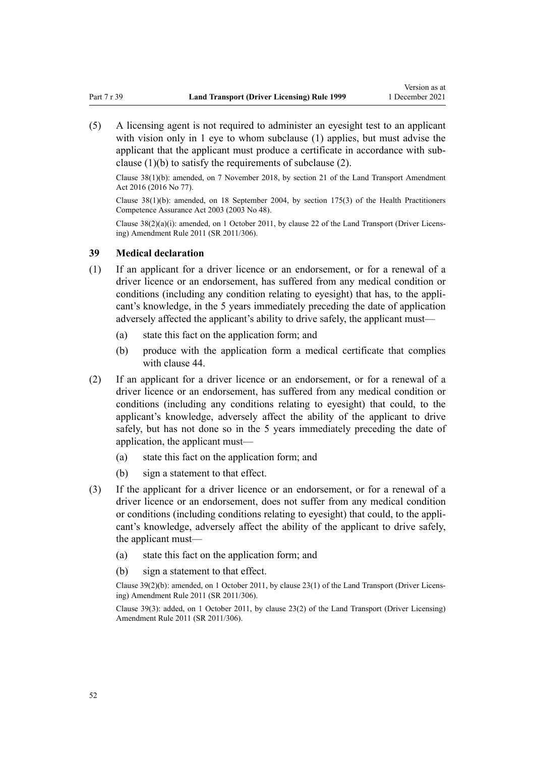(5) A licensing agent is not required to administer an eyesight test to an applicant with vision only in 1 eye to whom subclause (1) applies, but must advise the applicant that the applicant must produce a certificate in accordance with subclause (1)(b) to satisfy the requirements of subclause (2).

Clause 38(1)(b): amended, on 7 November 2018, by section 21 of the Land Transport Amendment Act 2016 (2016 No 77).

Clause 38(1)(b): amended, on 18 September 2004, by section 175(3) of the Health Practitioners Competence Assurance Act 2003 (2003 No 48).

Clause 38(2)(a)(i): amended, on 1 October 2011, by clause 22 of the Land Transport (Driver Licensing) Amendment Rule 2011 (SR 2011/306).

### 39 Medical declaration

(1) If an applicant for a driver licence or an endorsement, or for a renewal of a driver licence or an endorsement, has suffered from any medical condition or conditions (including any condition relating to eyesight) that has, to the applicant's knowledge, in the 5 years immediately preceding the date of application adversely affected the applicant's ability to drive safely, the applicant must—

(a) state this fact on the application form; and

(b) produce with the application form a medical certificate that complies with clause 44.

(2) If an applicant for a driver licence or an endorsement, or for a renewal of a driver licence or an endorsement, has suffered from any medical condition or conditions (including any conditions relating to eyesight) that could, to the applicant's knowledge, adversely affect the ability of the applicant to drive safely, but has not done so in the 5 years immediately preceding the date of application, the applicant must—

(a) state this fact on the application form; and

(b) sign a statement to that effect.

(3) If the applicant for a driver licence or an endorsement, or for a renewal of a driver licence or an endorsement, does not suffer from any medical condition or conditions (including conditions relating to eyesight) that could, to the applicant's knowledge, adversely affect the ability of the applicant to drive safely, the applicant must—

(a) state this fact on the application form; and

(b) sign a statement to that effect.

Clause 39(2)(b): amended, on 1 October 2011, by clause 23(1) of the Land Transport (Driver Licensing) Amendment Rule 2011 (SR 2011/306).

Clause 39(3): added, on 1 October 2011, by clause 23(2) of the Land Transport (Driver Licensing) Amendment Rule 2011 (SR 2011/306).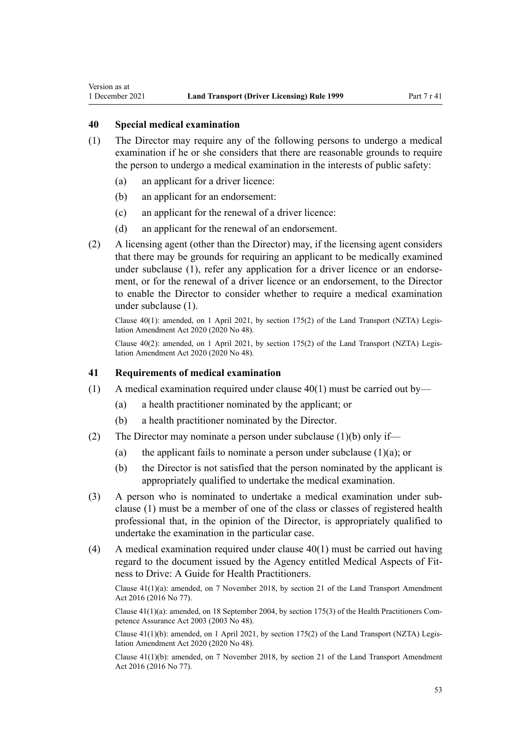### 40 Special medical examination

(1) The Director may require any of the following persons to undergo a medical examination if he or she considers that there are reasonable grounds to require the person to undergo a medical examination in the interests of public safety:

(a) an applicant for a driver licence:

(b) an applicant for an endorsement:

(c) an applicant for the renewal of a driver licence:

(d) an applicant for the renewal of an endorsement.

(2) A licensing agent (other than the Director) may, if the licensing agent considers that there may be grounds for requiring an applicant to be medically examined under subclause (1), refer any application for a driver licence or an endorsement, or for the renewal of a driver licence or an endorsement, to the Director to enable the Director to consider whether to require a medical examination under subclause (1).

Clause 40(1): amended, on 1 April 2021, by section 175(2) of the Land Transport (NZTA) Legislation Amendment Act 2020 (2020 No 48).

Clause 40(2): amended, on 1 April 2021, by section 175(2) of the Land Transport (NZTA) Legislation Amendment Act 2020 (2020 No 48).

### 41 Requirements of medical examination

(1) A medical examination required under clause 40(1) must be carried out by—

(a) a health practitioner nominated by the applicant; or

(b) a health practitioner nominated by the Director.

(2) The Director may nominate a person under subclause (1)(b) only if—

(a) the applicant fails to nominate a person under subclause (1)(a); or

(b) the Director is not satisfied that the person nominated by the applicant is appropriately qualified to undertake the medical examination.

(3) A person who is nominated to undertake a medical examination under subclause (1) must be a member of one of the class or classes of registered health professional that, in the opinion of the Director, is appropriately qualified to undertake the examination in the particular case.

(4) A medical examination required under clause 40(1) must be carried out having regard to the document issued by the Agency entitled Medical Aspects of Fitness to Drive: A Guide for Health Practitioners.

Clause 41(1)(a): amended, on 7 November 2018, by section 21 of the Land Transport Amendment Act 2016 (2016 No 77).

Clause 41(1)(a): amended, on 18 September 2004, by section 175(3) of the Health Practitioners Competence Assurance Act 2003 (2003 No 48).

Clause 41(1)(b): amended, on 1 April 2021, by section 175(2) of the Land Transport (NZTA) Legislation Amendment Act 2020 (2020 No 48).

Clause 41(1)(b): amended, on 7 November 2018, by section 21 of the Land Transport Amendment Act 2016 (2016 No 77).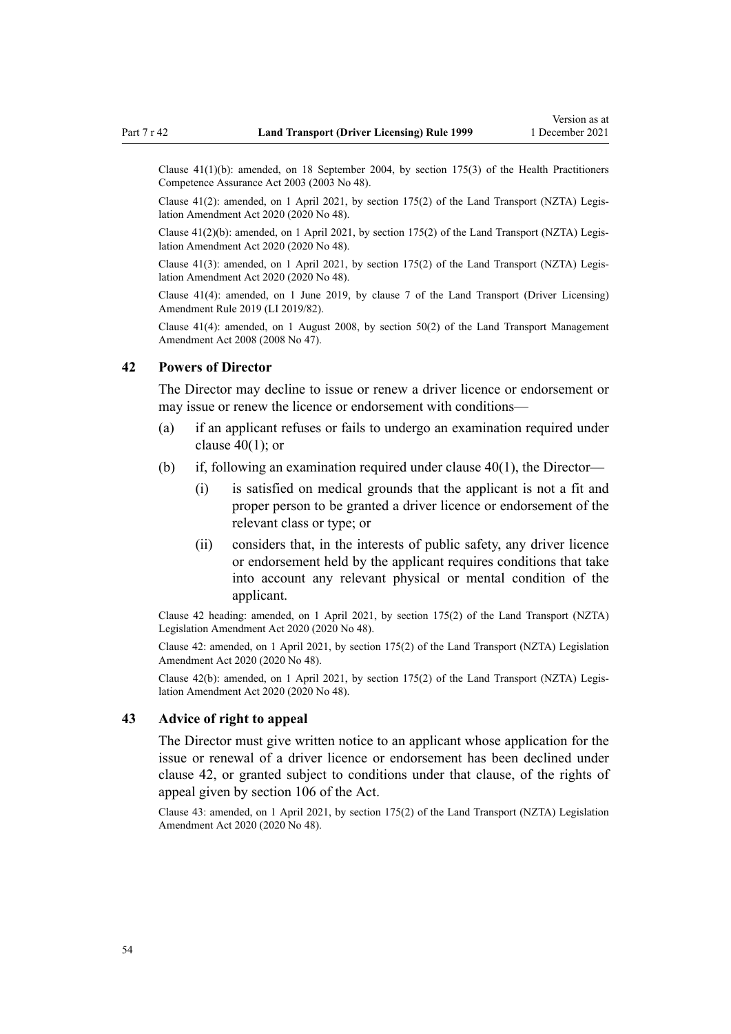Clause 41(1)(b): amended, on 18 September 2004, by section 175(3) of the Health Practitioners Competence Assurance Act 2003 (2003 No 48).

Clause 41(2): amended, on 1 April 2021, by section 175(2) of the Land Transport (NZTA) Legislation Amendment Act 2020 (2020 No 48).

Clause 41(2)(b): amended, on 1 April 2021, by section 175(2) of the Land Transport (NZTA) Legislation Amendment Act 2020 (2020 No 48).

Clause 41(3): amended, on 1 April 2021, by section 175(2) of the Land Transport (NZTA) Legislation Amendment Act 2020 (2020 No 48).

Clause 41(4): amended, on 1 June 2019, by clause 7 of the Land Transport (Driver Licensing) Amendment Rule 2019 (LI 2019/82).

Clause 41(4): amended, on 1 August 2008, by section 50(2) of the Land Transport Management Amendment Act 2008 (2008 No 47).

### 42 Powers of Director

The Director may decline to issue or renew a driver licence or endorsement or may issue or renew the licence or endorsement with conditions—

(a) if an applicant refuses or fails to undergo an examination required under clause 40(1); or

(b) if, following an examination required under clause 40(1), the Director—

  (i) is satisfied on medical grounds that the applicant is not a fit and proper person to be granted a driver licence or endorsement of the relevant class or type; or

  (ii) considers that, in the interests of public safety, any driver licence or endorsement held by the applicant requires conditions that take into account any relevant physical or mental condition of the applicant.

Clause 42 heading: amended, on 1 April 2021, by section 175(2) of the Land Transport (NZTA) Legislation Amendment Act 2020 (2020 No 48).

Clause 42: amended, on 1 April 2021, by section 175(2) of the Land Transport (NZTA) Legislation Amendment Act 2020 (2020 No 48).

Clause 42(b): amended, on 1 April 2021, by section 175(2) of the Land Transport (NZTA) Legislation Amendment Act 2020 (2020 No 48).

### 43 Advice of right to appeal

The Director must give written notice to an applicant whose application for the issue or renewal of a driver licence or endorsement has been declined under clause 42, or granted subject to conditions under that clause, of the rights of appeal given by section 106 of the Act.

Clause 43: amended, on 1 April 2021, by section 175(2) of the Land Transport (NZTA) Legislation Amendment Act 2020 (2020 No 48).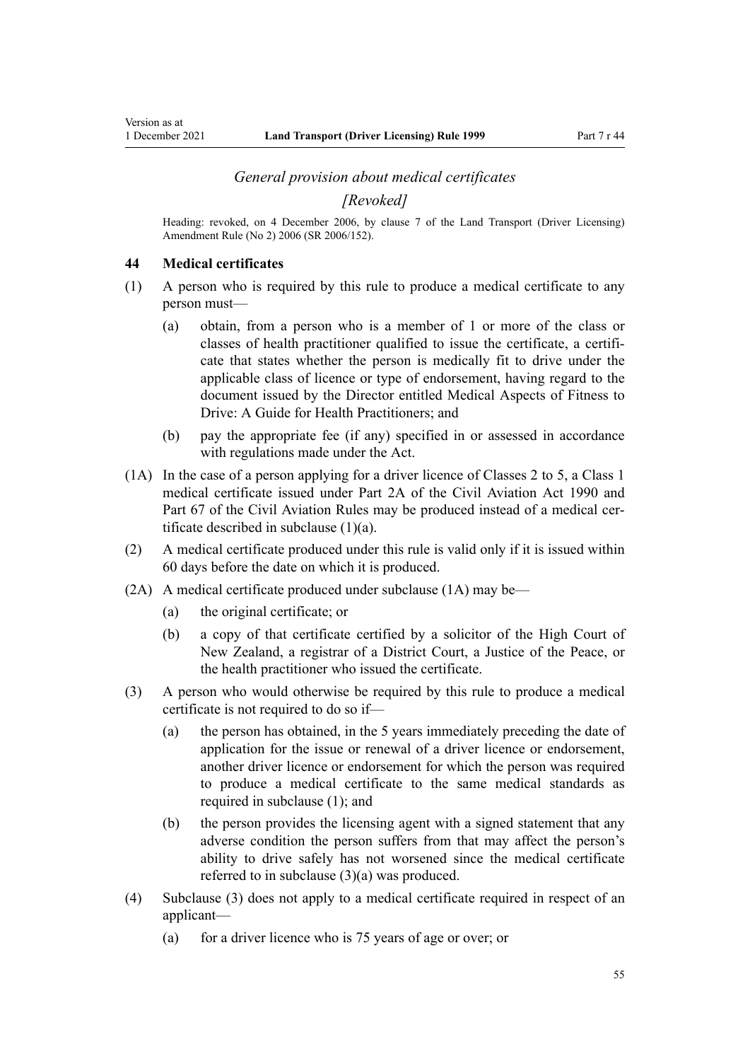*General provision about medical certificates*

*[Revoked]*

Heading: revoked, on 4 December 2006, by clause 7 of the Land Transport (Driver Licensing) Amendment Rule (No 2) 2006 (SR 2006/152).

### 44 Medical certificates

(1) A person who is required by this rule to produce a medical certificate to any person must—

(a) obtain, from a person who is a member of 1 or more of the class or classes of health practitioner qualified to issue the certificate, a certificate that states whether the person is medically fit to drive under the applicable class of licence or type of endorsement, having regard to the document issued by the Director entitled Medical Aspects of Fitness to Drive: A Guide for Health Practitioners; and

(b) pay the appropriate fee (if any) specified in or assessed in accordance with regulations made under the Act.

(1A) In the case of a person applying for a driver licence of Classes 2 to 5, a Class 1 medical certificate issued under Part 2A of the Civil Aviation Act 1990 and Part 67 of the Civil Aviation Rules may be produced instead of a medical certificate described in subclause (1)(a).

(2) A medical certificate produced under this rule is valid only if it is issued within 60 days before the date on which it is produced.

(2A) A medical certificate produced under subclause (1A) may be—

(a) the original certificate; or

(b) a copy of that certificate certified by a solicitor of the High Court of New Zealand, a registrar of a District Court, a Justice of the Peace, or the health practitioner who issued the certificate.

(3) A person who would otherwise be required by this rule to produce a medical certificate is not required to do so if—

(a) the person has obtained, in the 5 years immediately preceding the date of application for the issue or renewal of a driver licence or endorsement, another driver licence or endorsement for which the person was required to produce a medical certificate to the same medical standards as required in subclause (1); and

(b) the person provides the licensing agent with a signed statement that any adverse condition the person suffers from that may affect the person's ability to drive safely has not worsened since the medical certificate referred to in subclause (3)(a) was produced.

(4) Subclause (3) does not apply to a medical certificate required in respect of an applicant—

(a) for a driver licence who is 75 years of age or over; or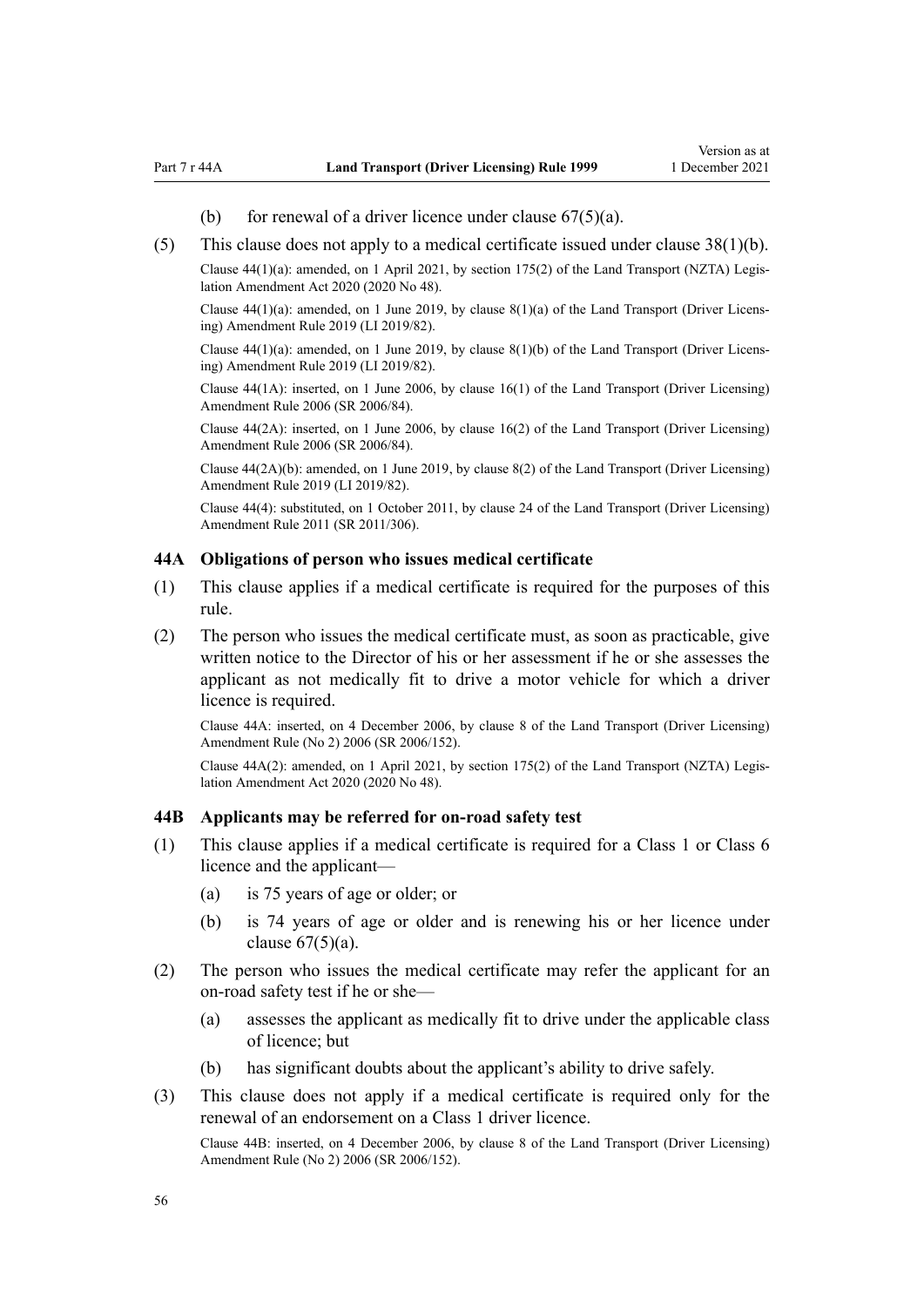(b) for renewal of a driver licence under clause 67(5)(a).

(5) This clause does not apply to a medical certificate issued under clause 38(1)(b).

Clause 44(1)(a): amended, on 1 April 2021, by section 175(2) of the Land Transport (NZTA) Legislation Amendment Act 2020 (2020 No 48).

Clause 44(1)(a): amended, on 1 June 2019, by clause 8(1)(a) of the Land Transport (Driver Licensing) Amendment Rule 2019 (LI 2019/82).

Clause 44(1)(a): amended, on 1 June 2019, by clause 8(1)(b) of the Land Transport (Driver Licensing) Amendment Rule 2019 (LI 2019/82).

Clause 44(1A): inserted, on 1 June 2006, by clause 16(1) of the Land Transport (Driver Licensing) Amendment Rule 2006 (SR 2006/84).

Clause 44(2A): inserted, on 1 June 2006, by clause 16(2) of the Land Transport (Driver Licensing) Amendment Rule 2006 (SR 2006/84).

Clause 44(2A)(b): amended, on 1 June 2019, by clause 8(2) of the Land Transport (Driver Licensing) Amendment Rule 2019 (LI 2019/82).

Clause 44(4): substituted, on 1 October 2011, by clause 24 of the Land Transport (Driver Licensing) Amendment Rule 2011 (SR 2011/306).

### 44A Obligations of person who issues medical certificate

(1) This clause applies if a medical certificate is required for the purposes of this rule.

(2) The person who issues the medical certificate must, as soon as practicable, give written notice to the Director of his or her assessment if he or she assesses the applicant as not medically fit to drive a motor vehicle for which a driver licence is required.

Clause 44A: inserted, on 4 December 2006, by clause 8 of the Land Transport (Driver Licensing) Amendment Rule (No 2) 2006 (SR 2006/152).

Clause 44A(2): amended, on 1 April 2021, by section 175(2) of the Land Transport (NZTA) Legislation Amendment Act 2020 (2020 No 48).

### 44B Applicants may be referred for on-road safety test

(1) This clause applies if a medical certificate is required for a Class 1 or Class 6 licence and the applicant—

  (a) is 75 years of age or older; or

  (b) is 74 years of age or older and is renewing his or her licence under clause 67(5)(a).

(2) The person who issues the medical certificate may refer the applicant for an on-road safety test if he or she—

  (a) assesses the applicant as medically fit to drive under the applicable class of licence; but

  (b) has significant doubts about the applicant's ability to drive safely.

(3) This clause does not apply if a medical certificate is required only for the renewal of an endorsement on a Class 1 driver licence.

Clause 44B: inserted, on 4 December 2006, by clause 8 of the Land Transport (Driver Licensing) Amendment Rule (No 2) 2006 (SR 2006/152).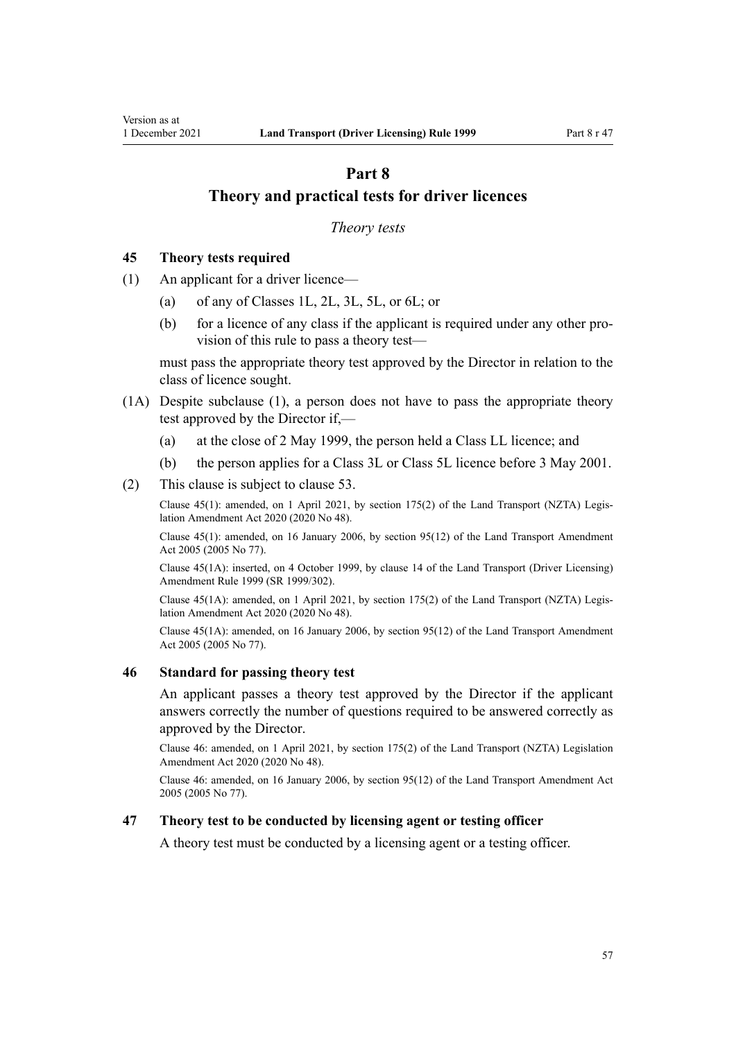# Part 8

# Theory and practical tests for driver licences

*Theory tests*

### 45 Theory tests required

(1) An applicant for a driver licence—

(a) of any of Classes 1L, 2L, 3L, 5L, or 6L; or

(b) for a licence of any class if the applicant is required under any other provision of this rule to pass a theory test—

must pass the appropriate theory test approved by the Director in relation to the class of licence sought.

(1A) Despite subclause (1), a person does not have to pass the appropriate theory test approved by the Director if,—

(a) at the close of 2 May 1999, the person held a Class LL licence; and

(b) the person applies for a Class 3L or Class 5L licence before 3 May 2001.

(2) This clause is subject to clause 53.

Clause 45(1): amended, on 1 April 2021, by section 175(2) of the Land Transport (NZTA) Legislation Amendment Act 2020 (2020 No 48).

Clause 45(1): amended, on 16 January 2006, by section 95(12) of the Land Transport Amendment Act 2005 (2005 No 77).

Clause 45(1A): inserted, on 4 October 1999, by clause 14 of the Land Transport (Driver Licensing) Amendment Rule 1999 (SR 1999/302).

Clause 45(1A): amended, on 1 April 2021, by section 175(2) of the Land Transport (NZTA) Legislation Amendment Act 2020 (2020 No 48).

Clause 45(1A): amended, on 16 January 2006, by section 95(12) of the Land Transport Amendment Act 2005 (2005 No 77).

### 46 Standard for passing theory test

An applicant passes a theory test approved by the Director if the applicant answers correctly the number of questions required to be answered correctly as approved by the Director.

Clause 46: amended, on 1 April 2021, by section 175(2) of the Land Transport (NZTA) Legislation Amendment Act 2020 (2020 No 48).

Clause 46: amended, on 16 January 2006, by section 95(12) of the Land Transport Amendment Act 2005 (2005 No 77).

### 47 Theory test to be conducted by licensing agent or testing officer

A theory test must be conducted by a licensing agent or a testing officer.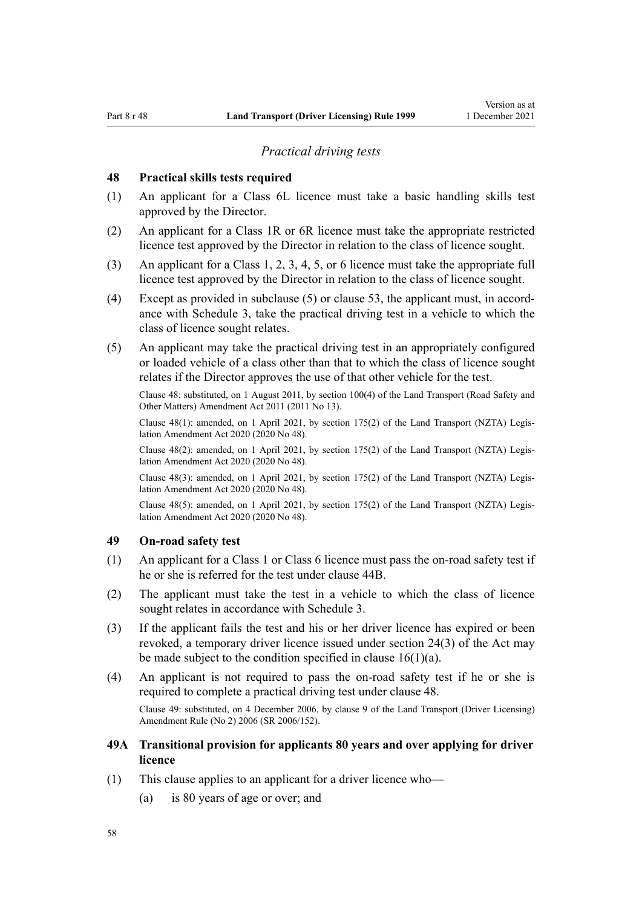*Practical driving tests*

### 48 Practical skills tests required

(1) An applicant for a Class 6L licence must take a basic handling skills test approved by the Director.

(2) An applicant for a Class 1R or 6R licence must take the appropriate restricted licence test approved by the Director in relation to the class of licence sought.

(3) An applicant for a Class 1, 2, 3, 4, 5, or 6 licence must take the appropriate full licence test approved by the Director in relation to the class of licence sought.

(4) Except as provided in subclause (5) or clause 53, the applicant must, in accordance with Schedule 3, take the practical driving test in a vehicle to which the class of licence sought relates.

(5) An applicant may take the practical driving test in an appropriately configured or loaded vehicle of a class other than that to which the class of licence sought relates if the Director approves the use of that other vehicle for the test.

Clause 48: substituted, on 1 August 2011, by section 100(4) of the Land Transport (Road Safety and Other Matters) Amendment Act 2011 (2011 No 13).

Clause 48(1): amended, on 1 April 2021, by section 175(2) of the Land Transport (NZTA) Legislation Amendment Act 2020 (2020 No 48).

Clause 48(2): amended, on 1 April 2021, by section 175(2) of the Land Transport (NZTA) Legislation Amendment Act 2020 (2020 No 48).

Clause 48(3): amended, on 1 April 2021, by section 175(2) of the Land Transport (NZTA) Legislation Amendment Act 2020 (2020 No 48).

Clause 48(5): amended, on 1 April 2021, by section 175(2) of the Land Transport (NZTA) Legislation Amendment Act 2020 (2020 No 48).

### 49 On-road safety test

(1) An applicant for a Class 1 or Class 6 licence must pass the on-road safety test if he or she is referred for the test under clause 44B.

(2) The applicant must take the test in a vehicle to which the class of licence sought relates in accordance with Schedule 3.

(3) If the applicant fails the test and his or her driver licence has expired or been revoked, a temporary driver licence issued under section 24(3) of the Act may be made subject to the condition specified in clause 16(1)(a).

(4) An applicant is not required to pass the on-road safety test if he or she is required to complete a practical driving test under clause 48.

Clause 49: substituted, on 4 December 2006, by clause 9 of the Land Transport (Driver Licensing) Amendment Rule (No 2) 2006 (SR 2006/152).

### 49A Transitional provision for applicants 80 years and over applying for driver licence

(1) This clause applies to an applicant for a driver licence who—

(a) is 80 years of age or over; and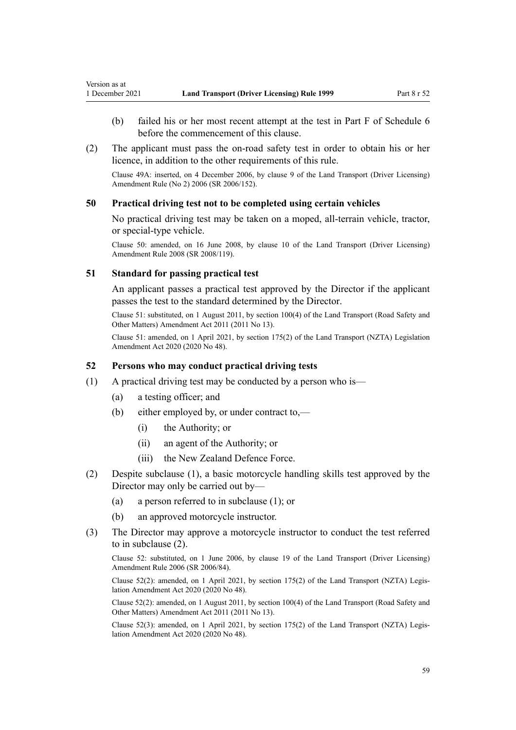(b) failed his or her most recent attempt at the test in Part F of Schedule 6 before the commencement of this clause.

(2) The applicant must pass the on-road safety test in order to obtain his or her licence, in addition to the other requirements of this rule.

Clause 49A: inserted, on 4 December 2006, by clause 9 of the Land Transport (Driver Licensing) Amendment Rule (No 2) 2006 (SR 2006/152).

### 50 Practical driving test not to be completed using certain vehicles

No practical driving test may be taken on a moped, all-terrain vehicle, tractor, or special-type vehicle.

Clause 50: amended, on 16 June 2008, by clause 10 of the Land Transport (Driver Licensing) Amendment Rule 2008 (SR 2008/119).

### 51 Standard for passing practical test

An applicant passes a practical test approved by the Director if the applicant passes the test to the standard determined by the Director.

Clause 51: substituted, on 1 August 2011, by section 100(4) of the Land Transport (Road Safety and Other Matters) Amendment Act 2011 (2011 No 13).

Clause 51: amended, on 1 April 2021, by section 175(2) of the Land Transport (NZTA) Legislation Amendment Act 2020 (2020 No 48).

### 52 Persons who may conduct practical driving tests

(1) A practical driving test may be conducted by a person who is—

(a) a testing officer; and

(b) either employed by, or under contract to,—

(i) the Authority; or

(ii) an agent of the Authority; or

(iii) the New Zealand Defence Force.

(2) Despite subclause (1), a basic motorcycle handling skills test approved by the Director may only be carried out by—

(a) a person referred to in subclause (1); or

(b) an approved motorcycle instructor.

(3) The Director may approve a motorcycle instructor to conduct the test referred to in subclause (2).

Clause 52: substituted, on 1 June 2006, by clause 19 of the Land Transport (Driver Licensing) Amendment Rule 2006 (SR 2006/84).

Clause 52(2): amended, on 1 April 2021, by section 175(2) of the Land Transport (NZTA) Legislation Amendment Act 2020 (2020 No 48).

Clause 52(2): amended, on 1 August 2011, by section 100(4) of the Land Transport (Road Safety and Other Matters) Amendment Act 2011 (2011 No 13).

Clause 52(3): amended, on 1 April 2021, by section 175(2) of the Land Transport (NZTA) Legislation Amendment Act 2020 (2020 No 48).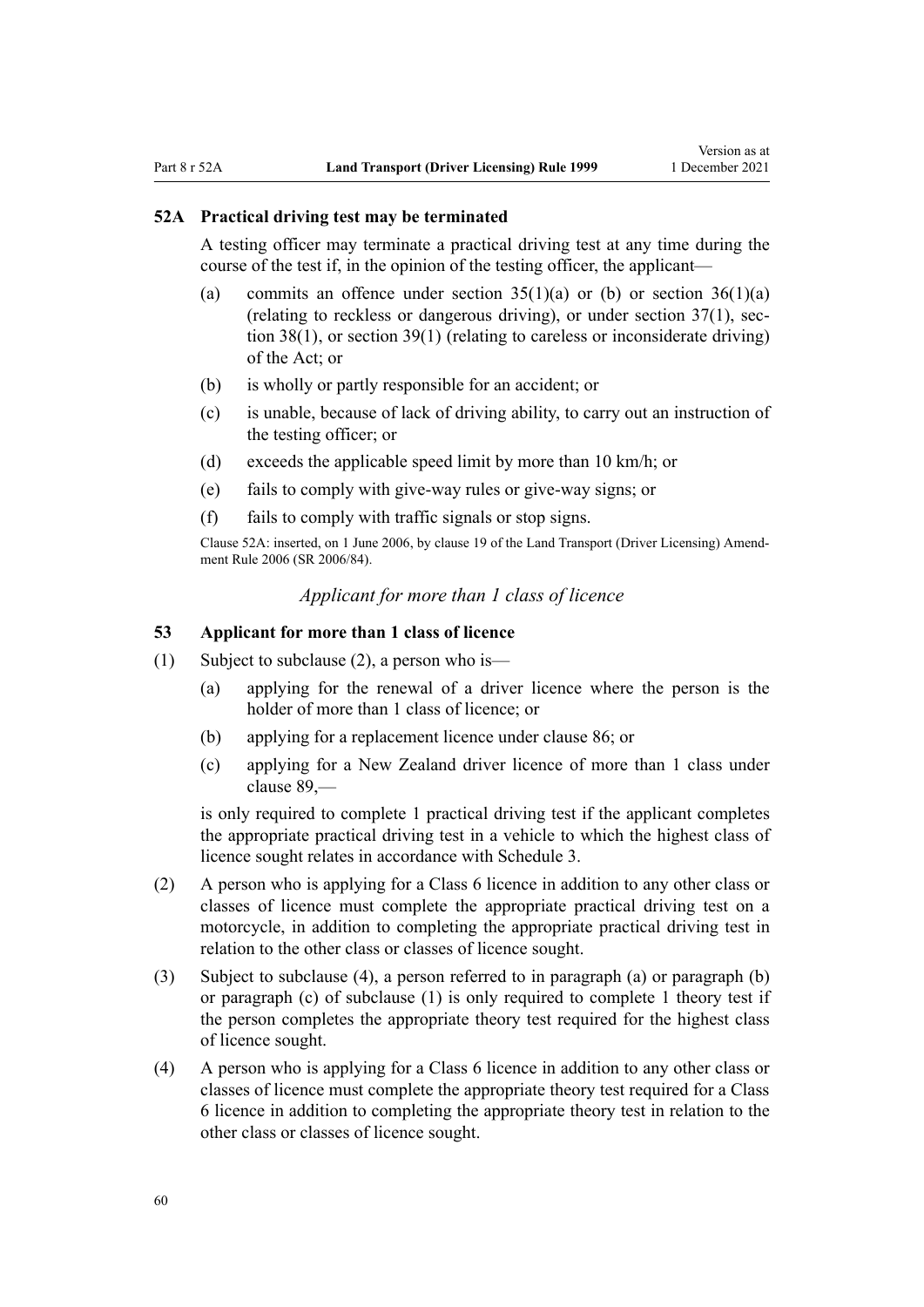### 52A Practical driving test may be terminated

A testing officer may terminate a practical driving test at any time during the course of the test if, in the opinion of the testing officer, the applicant—

(a) commits an offence under section 35(1)(a) or (b) or section 36(1)(a) (relating to reckless or dangerous driving), or under section 37(1), section 38(1), or section 39(1) (relating to careless or inconsiderate driving) of the Act; or

(b) is wholly or partly responsible for an accident; or

(c) is unable, because of lack of driving ability, to carry out an instruction of the testing officer; or

(d) exceeds the applicable speed limit by more than 10 km/h; or

(e) fails to comply with give-way rules or give-way signs; or

(f) fails to comply with traffic signals or stop signs.

Clause 52A: inserted, on 1 June 2006, by clause 19 of the Land Transport (Driver Licensing) Amendment Rule 2006 (SR 2006/84).

*Applicant for more than 1 class of licence*

### 53 Applicant for more than 1 class of licence

(1) Subject to subclause (2), a person who is—

(a) applying for the renewal of a driver licence where the person is the holder of more than 1 class of licence; or

(b) applying for a replacement licence under clause 86; or

(c) applying for a New Zealand driver licence of more than 1 class under clause 89,—

is only required to complete 1 practical driving test if the applicant completes the appropriate practical driving test in a vehicle to which the highest class of licence sought relates in accordance with Schedule 3.

(2) A person who is applying for a Class 6 licence in addition to any other class or classes of licence must complete the appropriate practical driving test on a motorcycle, in addition to completing the appropriate practical driving test in relation to the other class or classes of licence sought.

(3) Subject to subclause (4), a person referred to in paragraph (a) or paragraph (b) or paragraph (c) of subclause (1) is only required to complete 1 theory test if the person completes the appropriate theory test required for the highest class of licence sought.

(4) A person who is applying for a Class 6 licence in addition to any other class or classes of licence must complete the appropriate theory test required for a Class 6 licence in addition to completing the appropriate theory test in relation to the other class or classes of licence sought.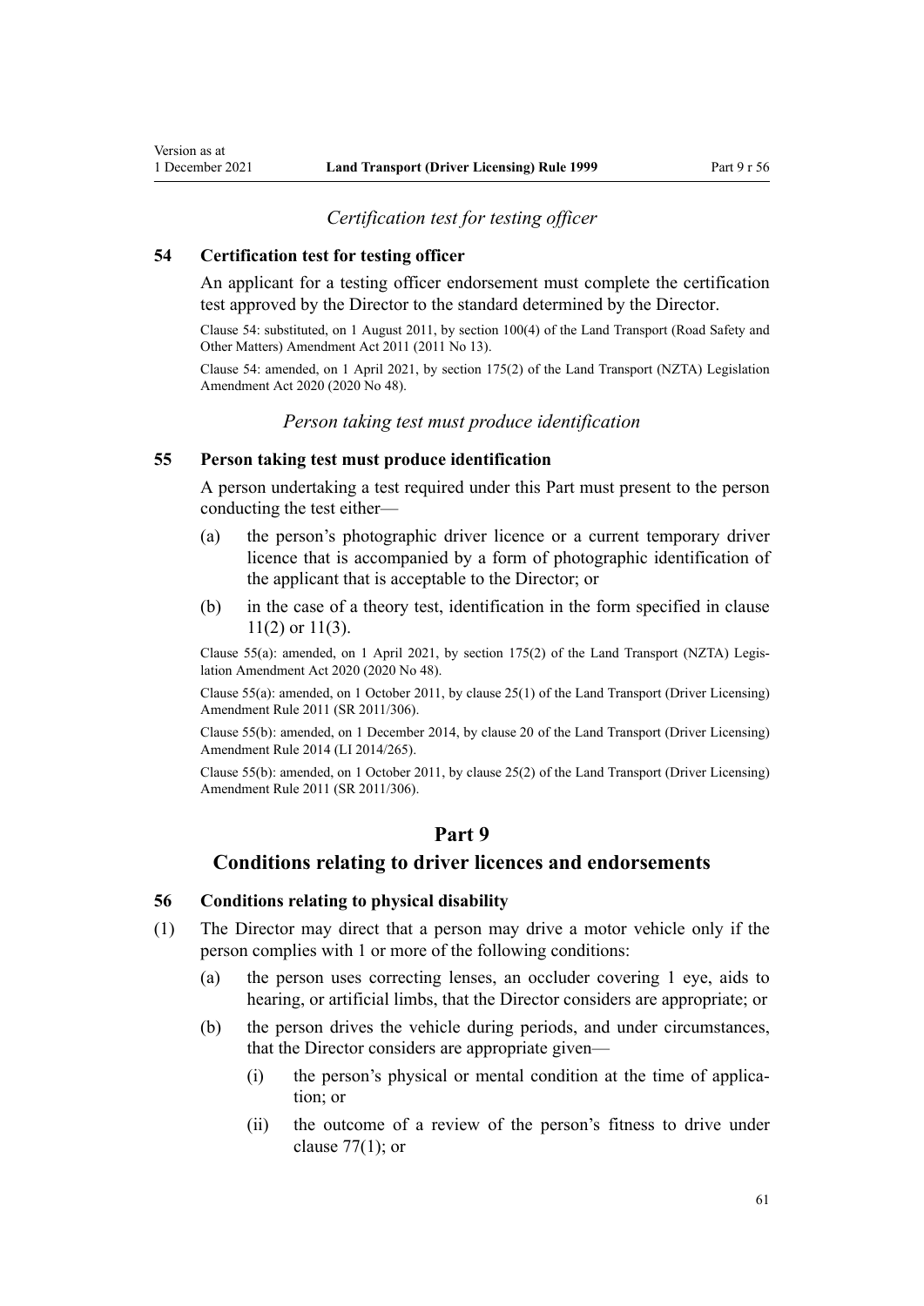*Certification test for testing officer*

### 54 Certification test for testing officer

An applicant for a testing officer endorsement must complete the certification test approved by the Director to the standard determined by the Director.

Clause 54: substituted, on 1 August 2011, by section 100(4) of the Land Transport (Road Safety and Other Matters) Amendment Act 2011 (2011 No 13).

Clause 54: amended, on 1 April 2021, by section 175(2) of the Land Transport (NZTA) Legislation Amendment Act 2020 (2020 No 48).

*Person taking test must produce identification*

### 55 Person taking test must produce identification

A person undertaking a test required under this Part must present to the person conducting the test either—

(a) the person's photographic driver licence or a current temporary driver licence that is accompanied by a form of photographic identification of the applicant that is acceptable to the Director; or

(b) in the case of a theory test, identification in the form specified in clause 11(2) or 11(3).

Clause 55(a): amended, on 1 April 2021, by section 175(2) of the Land Transport (NZTA) Legislation Amendment Act 2020 (2020 No 48).

Clause 55(a): amended, on 1 October 2011, by clause 25(1) of the Land Transport (Driver Licensing) Amendment Rule 2011 (SR 2011/306).

Clause 55(b): amended, on 1 December 2014, by clause 20 of the Land Transport (Driver Licensing) Amendment Rule 2014 (LI 2014/265).

Clause 55(b): amended, on 1 October 2011, by clause 25(2) of the Land Transport (Driver Licensing) Amendment Rule 2011 (SR 2011/306).

## Part 9

## Conditions relating to driver licences and endorsements

### 56 Conditions relating to physical disability

(1) The Director may direct that a person may drive a motor vehicle only if the person complies with 1 or more of the following conditions:

(a) the person uses correcting lenses, an occluder covering 1 eye, aids to hearing, or artificial limbs, that the Director considers are appropriate; or

(b) the person drives the vehicle during periods, and under circumstances, that the Director considers are appropriate given—

(i) the person's physical or mental condition at the time of application; or

(ii) the outcome of a review of the person's fitness to drive under clause 77(1); or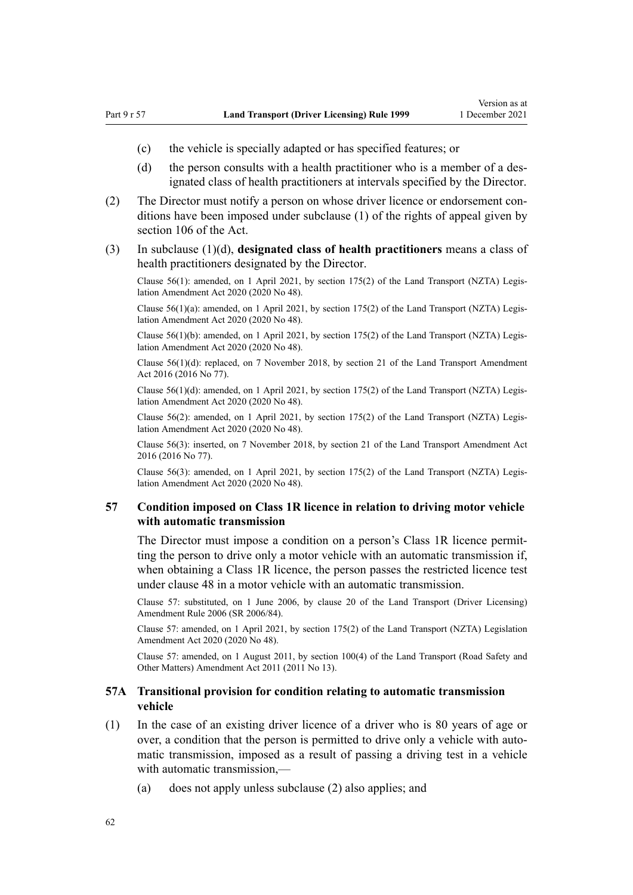(c) the vehicle is specially adapted or has specified features; or

(d) the person consults with a health practitioner who is a member of a designated class of health practitioners at intervals specified by the Director.

(2) The Director must notify a person on whose driver licence or endorsement conditions have been imposed under subclause (1) of the rights of appeal given by section 106 of the Act.

(3) In subclause (1)(d), **designated class of health practitioners** means a class of health practitioners designated by the Director.

Clause 56(1): amended, on 1 April 2021, by section 175(2) of the Land Transport (NZTA) Legislation Amendment Act 2020 (2020 No 48).

Clause 56(1)(a): amended, on 1 April 2021, by section 175(2) of the Land Transport (NZTA) Legislation Amendment Act 2020 (2020 No 48).

Clause 56(1)(b): amended, on 1 April 2021, by section 175(2) of the Land Transport (NZTA) Legislation Amendment Act 2020 (2020 No 48).

Clause 56(1)(d): replaced, on 7 November 2018, by section 21 of the Land Transport Amendment Act 2016 (2016 No 77).

Clause 56(1)(d): amended, on 1 April 2021, by section 175(2) of the Land Transport (NZTA) Legislation Amendment Act 2020 (2020 No 48).

Clause 56(2): amended, on 1 April 2021, by section 175(2) of the Land Transport (NZTA) Legislation Amendment Act 2020 (2020 No 48).

Clause 56(3): inserted, on 7 November 2018, by section 21 of the Land Transport Amendment Act 2016 (2016 No 77).

Clause 56(3): amended, on 1 April 2021, by section 175(2) of the Land Transport (NZTA) Legislation Amendment Act 2020 (2020 No 48).

### 57 Condition imposed on Class 1R licence in relation to driving motor vehicle with automatic transmission

The Director must impose a condition on a person's Class 1R licence permitting the person to drive only a motor vehicle with an automatic transmission if, when obtaining a Class 1R licence, the person passes the restricted licence test under clause 48 in a motor vehicle with an automatic transmission.

Clause 57: substituted, on 1 June 2006, by clause 20 of the Land Transport (Driver Licensing) Amendment Rule 2006 (SR 2006/84).

Clause 57: amended, on 1 April 2021, by section 175(2) of the Land Transport (NZTA) Legislation Amendment Act 2020 (2020 No 48).

Clause 57: amended, on 1 August 2011, by section 100(4) of the Land Transport (Road Safety and Other Matters) Amendment Act 2011 (2011 No 13).

### 57A Transitional provision for condition relating to automatic transmission vehicle

(1) In the case of an existing driver licence of a driver who is 80 years of age or over, a condition that the person is permitted to drive only a vehicle with automatic transmission, imposed as a result of passing a driving test in a vehicle with automatic transmission,—

(a) does not apply unless subclause (2) also applies; and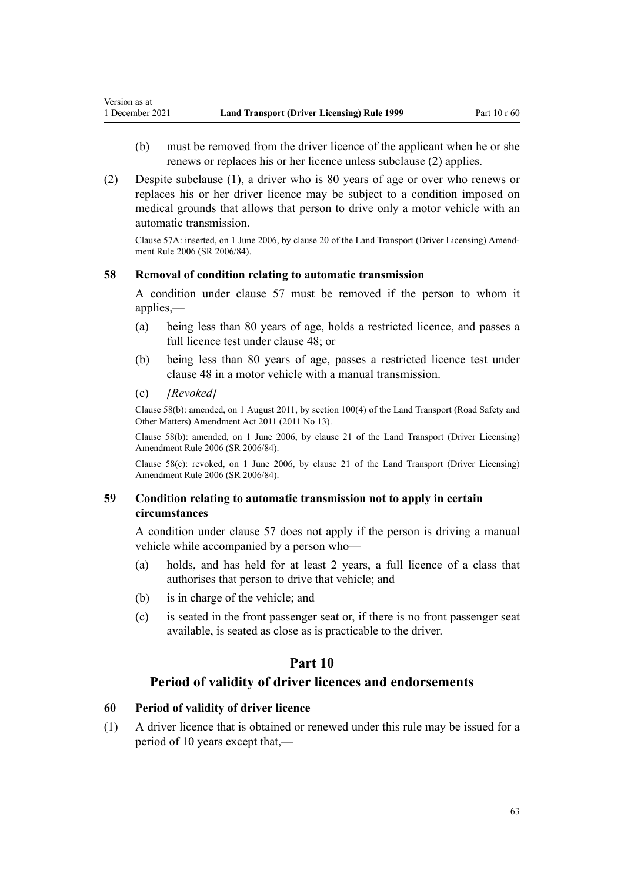(b) must be removed from the driver licence of the applicant when he or she renews or replaces his or her licence unless subclause (2) applies.

(2) Despite subclause (1), a driver who is 80 years of age or over who renews or replaces his or her driver licence may be subject to a condition imposed on medical grounds that allows that person to drive only a motor vehicle with an automatic transmission.

Clause 57A: inserted, on 1 June 2006, by clause 20 of the Land Transport (Driver Licensing) Amendment Rule 2006 (SR 2006/84).

### 58 Removal of condition relating to automatic transmission

A condition under clause 57 must be removed if the person to whom it applies,—

(a) being less than 80 years of age, holds a restricted licence, and passes a full licence test under clause 48; or

(b) being less than 80 years of age, passes a restricted licence test under clause 48 in a motor vehicle with a manual transmission.

(c) *[Revoked]*

Clause 58(b): amended, on 1 August 2011, by section 100(4) of the Land Transport (Road Safety and Other Matters) Amendment Act 2011 (2011 No 13).

Clause 58(b): amended, on 1 June 2006, by clause 21 of the Land Transport (Driver Licensing) Amendment Rule 2006 (SR 2006/84).

Clause 58(c): revoked, on 1 June 2006, by clause 21 of the Land Transport (Driver Licensing) Amendment Rule 2006 (SR 2006/84).

### 59 Condition relating to automatic transmission not to apply in certain circumstances

A condition under clause 57 does not apply if the person is driving a manual vehicle while accompanied by a person who—

(a) holds, and has held for at least 2 years, a full licence of a class that authorises that person to drive that vehicle; and

(b) is in charge of the vehicle; and

(c) is seated in the front passenger seat or, if there is no front passenger seat available, is seated as close as is practicable to the driver.

## Part 10
## Period of validity of driver licences and endorsements

### 60 Period of validity of driver licence

(1) A driver licence that is obtained or renewed under this rule may be issued for a period of 10 years except that,—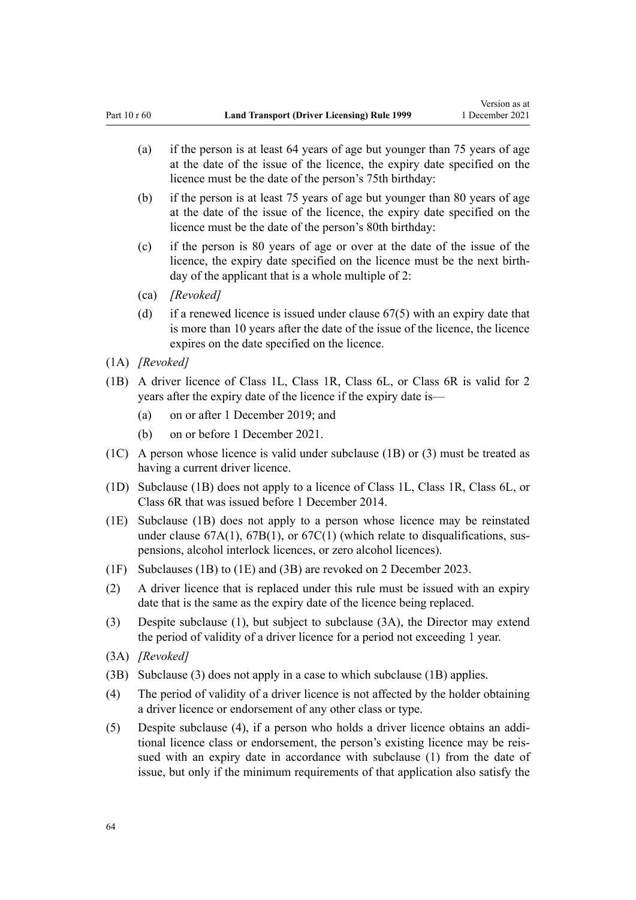(a) if the person is at least 64 years of age but younger than 75 years of age at the date of the issue of the licence, the expiry date specified on the licence must be the date of the person's 75th birthday:

(b) if the person is at least 75 years of age but younger than 80 years of age at the date of the issue of the licence, the expiry date specified on the licence must be the date of the person's 80th birthday:

(c) if the person is 80 years of age or over at the date of the issue of the licence, the expiry date specified on the licence must be the next birthday of the applicant that is a whole multiple of 2:

(ca) *[Revoked]*

(d) if a renewed licence is issued under clause 67(5) with an expiry date that is more than 10 years after the date of the issue of the licence, the licence expires on the date specified on the licence.

(1A) *[Revoked]*

(1B) A driver licence of Class 1L, Class 1R, Class 6L, or Class 6R is valid for 2 years after the expiry date of the licence if the expiry date is—

(a) on or after 1 December 2019; and

(b) on or before 1 December 2021.

(1C) A person whose licence is valid under subclause (1B) or (3) must be treated as having a current driver licence.

(1D) Subclause (1B) does not apply to a licence of Class 1L, Class 1R, Class 6L, or Class 6R that was issued before 1 December 2014.

(1E) Subclause (1B) does not apply to a person whose licence may be reinstated under clause 67A(1), 67B(1), or 67C(1) (which relate to disqualifications, suspensions, alcohol interlock licences, or zero alcohol licences).

(1F) Subclauses (1B) to (1E) and (3B) are revoked on 2 December 2023.

(2) A driver licence that is replaced under this rule must be issued with an expiry date that is the same as the expiry date of the licence being replaced.

(3) Despite subclause (1), but subject to subclause (3A), the Director may extend the period of validity of a driver licence for a period not exceeding 1 year.

(3A) *[Revoked]*

(3B) Subclause (3) does not apply in a case to which subclause (1B) applies.

(4) The period of validity of a driver licence is not affected by the holder obtaining a driver licence or endorsement of any other class or type.

(5) Despite subclause (4), if a person who holds a driver licence obtains an additional licence class or endorsement, the person's existing licence may be reissued with an expiry date in accordance with subclause (1) from the date of issue, but only if the minimum requirements of that application also satisfy the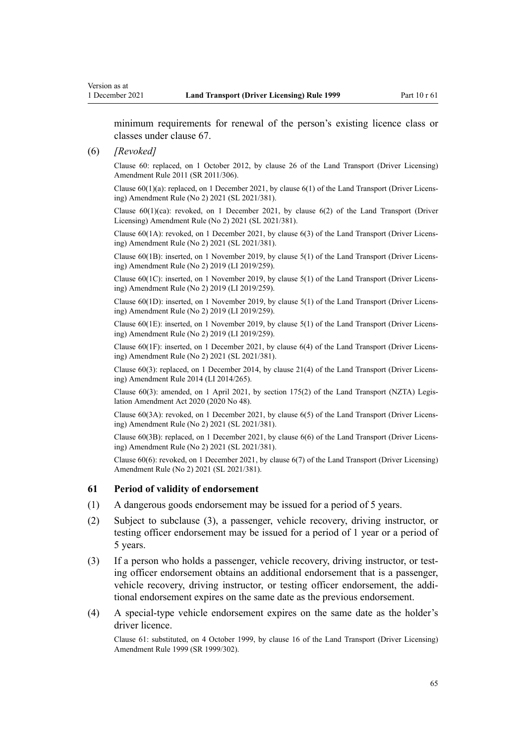minimum requirements for renewal of the person's existing licence class or classes under clause 67.

(6) *[Revoked]*

Clause 60: replaced, on 1 October 2012, by clause 26 of the Land Transport (Driver Licensing) Amendment Rule 2011 (SR 2011/306).

Clause 60(1)(a): replaced, on 1 December 2021, by clause 6(1) of the Land Transport (Driver Licensing) Amendment Rule (No 2) 2021 (SL 2021/381).

Clause 60(1)(ca): revoked, on 1 December 2021, by clause 6(2) of the Land Transport (Driver Licensing) Amendment Rule (No 2) 2021 (SL 2021/381).

Clause 60(1A): revoked, on 1 December 2021, by clause 6(3) of the Land Transport (Driver Licensing) Amendment Rule (No 2) 2021 (SL 2021/381).

Clause 60(1B): inserted, on 1 November 2019, by clause 5(1) of the Land Transport (Driver Licensing) Amendment Rule (No 2) 2019 (LI 2019/259).

Clause 60(1C): inserted, on 1 November 2019, by clause 5(1) of the Land Transport (Driver Licensing) Amendment Rule (No 2) 2019 (LI 2019/259).

Clause 60(1D): inserted, on 1 November 2019, by clause 5(1) of the Land Transport (Driver Licensing) Amendment Rule (No 2) 2019 (LI 2019/259).

Clause 60(1E): inserted, on 1 November 2019, by clause 5(1) of the Land Transport (Driver Licensing) Amendment Rule (No 2) 2019 (LI 2019/259).

Clause 60(1F): inserted, on 1 December 2021, by clause 6(4) of the Land Transport (Driver Licensing) Amendment Rule (No 2) 2021 (SL 2021/381).

Clause 60(3): replaced, on 1 December 2014, by clause 21(4) of the Land Transport (Driver Licensing) Amendment Rule 2014 (LI 2014/265).

Clause 60(3): amended, on 1 April 2021, by section 175(2) of the Land Transport (NZTA) Legislation Amendment Act 2020 (2020 No 48).

Clause 60(3A): revoked, on 1 December 2021, by clause 6(5) of the Land Transport (Driver Licensing) Amendment Rule (No 2) 2021 (SL 2021/381).

Clause 60(3B): replaced, on 1 December 2021, by clause 6(6) of the Land Transport (Driver Licensing) Amendment Rule (No 2) 2021 (SL 2021/381).

Clause 60(6): revoked, on 1 December 2021, by clause 6(7) of the Land Transport (Driver Licensing) Amendment Rule (No 2) 2021 (SL 2021/381).

### 61 Period of validity of endorsement

(1) A dangerous goods endorsement may be issued for a period of 5 years.

(2) Subject to subclause (3), a passenger, vehicle recovery, driving instructor, or testing officer endorsement may be issued for a period of 1 year or a period of 5 years.

(3) If a person who holds a passenger, vehicle recovery, driving instructor, or testing officer endorsement obtains an additional endorsement that is a passenger, vehicle recovery, driving instructor, or testing officer endorsement, the additional endorsement expires on the same date as the previous endorsement.

(4) A special-type vehicle endorsement expires on the same date as the holder's driver licence.

Clause 61: substituted, on 4 October 1999, by clause 16 of the Land Transport (Driver Licensing) Amendment Rule 1999 (SR 1999/302).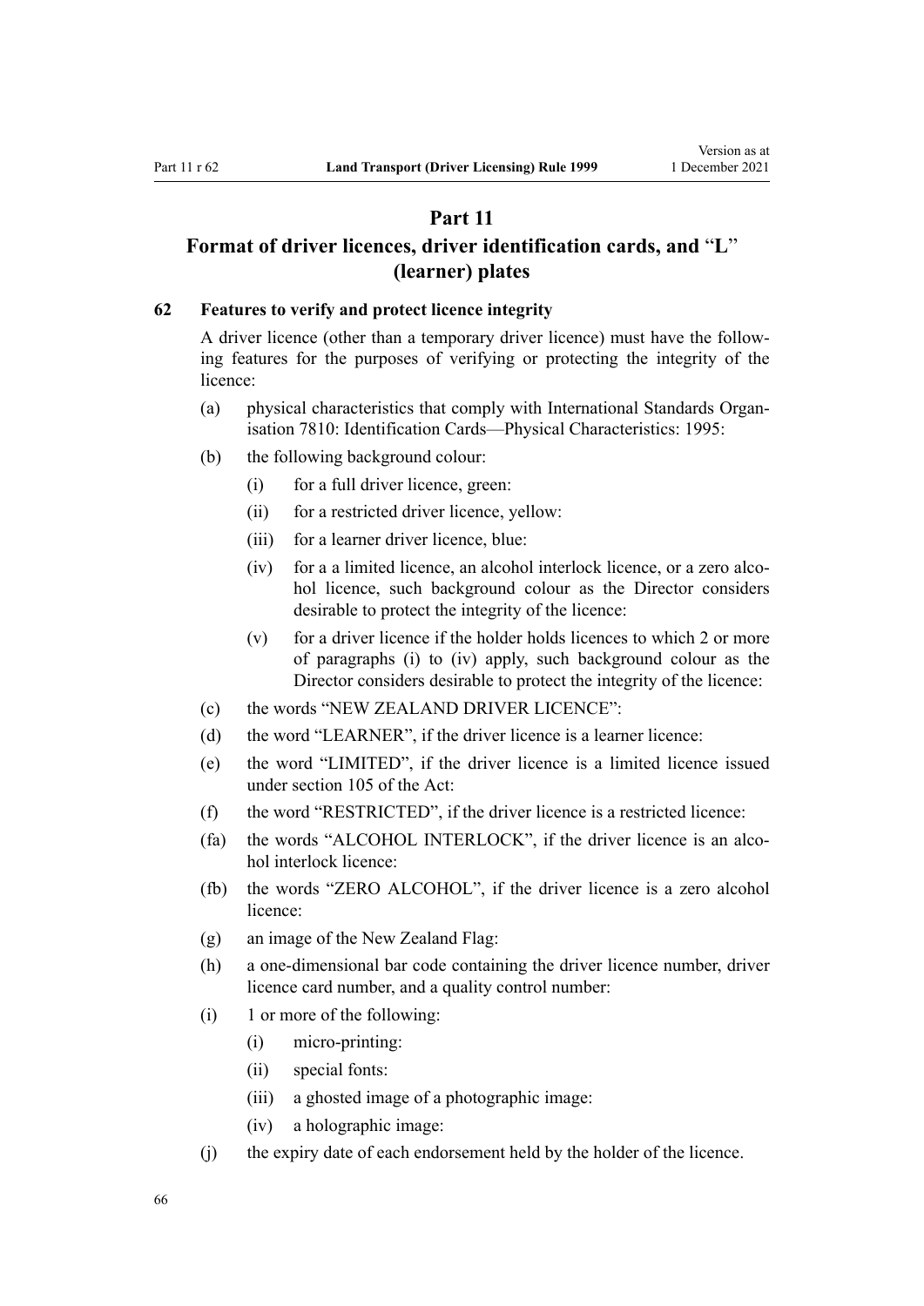# Part 11

# Format of driver licences, driver identification cards, and "L" (learner) plates

### 62 Features to verify and protect licence integrity

A driver licence (other than a temporary driver licence) must have the following features for the purposes of verifying or protecting the integrity of the licence:

- (a) physical characteristics that comply with International Standards Organisation 7810: Identification Cards—Physical Characteristics: 1995:
- (b) the following background colour:
  - (i) for a full driver licence, green:
  - (ii) for a restricted driver licence, yellow:
  - (iii) for a learner driver licence, blue:
  - (iv) for a a limited licence, an alcohol interlock licence, or a zero alcohol licence, such background colour as the Director considers desirable to protect the integrity of the licence:
  - (v) for a driver licence if the holder holds licences to which 2 or more of paragraphs (i) to (iv) apply, such background colour as the Director considers desirable to protect the integrity of the licence:
- (c) the words "NEW ZEALAND DRIVER LICENCE":
- (d) the word "LEARNER", if the driver licence is a learner licence:
- (e) the word "LIMITED", if the driver licence is a limited licence issued under section 105 of the Act:
- (f) the word "RESTRICTED", if the driver licence is a restricted licence:
- (fa) the words "ALCOHOL INTERLOCK", if the driver licence is an alcohol interlock licence:
- (fb) the words "ZERO ALCOHOL", if the driver licence is a zero alcohol licence:
- (g) an image of the New Zealand Flag:
- (h) a one-dimensional bar code containing the driver licence number, driver licence card number, and a quality control number:
- (i) 1 or more of the following:
  - (i) micro-printing:
  - (ii) special fonts:
  - (iii) a ghosted image of a photographic image:
  - (iv) a holographic image:
- (j) the expiry date of each endorsement held by the holder of the licence.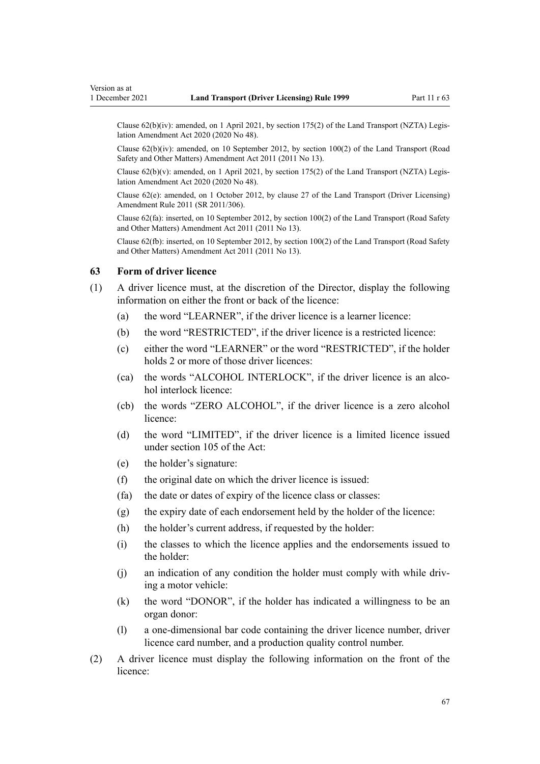Clause 62(b)(iv): amended, on 1 April 2021, by section 175(2) of the Land Transport (NZTA) Legislation Amendment Act 2020 (2020 No 48).

Clause 62(b)(iv): amended, on 10 September 2012, by section 100(2) of the Land Transport (Road Safety and Other Matters) Amendment Act 2011 (2011 No 13).

Clause 62(b)(v): amended, on 1 April 2021, by section 175(2) of the Land Transport (NZTA) Legislation Amendment Act 2020 (2020 No 48).

Clause 62(e): amended, on 1 October 2012, by clause 27 of the Land Transport (Driver Licensing) Amendment Rule 2011 (SR 2011/306).

Clause 62(fa): inserted, on 10 September 2012, by section 100(2) of the Land Transport (Road Safety and Other Matters) Amendment Act 2011 (2011 No 13).

Clause 62(fb): inserted, on 10 September 2012, by section 100(2) of the Land Transport (Road Safety and Other Matters) Amendment Act 2011 (2011 No 13).

### 63 Form of driver licence

(1) A driver licence must, at the discretion of the Director, display the following information on either the front or back of the licence:

- (a) the word "LEARNER", if the driver licence is a learner licence:
- (b) the word "RESTRICTED", if the driver licence is a restricted licence:
- (c) either the word "LEARNER" or the word "RESTRICTED", if the holder holds 2 or more of those driver licences:
- (ca) the words "ALCOHOL INTERLOCK", if the driver licence is an alcohol interlock licence:
- (cb) the words "ZERO ALCOHOL", if the driver licence is a zero alcohol licence:
- (d) the word "LIMITED", if the driver licence is a limited licence issued under section 105 of the Act:
- (e) the holder's signature:
- (f) the original date on which the driver licence is issued:
- (fa) the date or dates of expiry of the licence class or classes:
- (g) the expiry date of each endorsement held by the holder of the licence:
- (h) the holder's current address, if requested by the holder:
- (i) the classes to which the licence applies and the endorsements issued to the holder:
- (j) an indication of any condition the holder must comply with while driving a motor vehicle:
- (k) the word "DONOR", if the holder has indicated a willingness to be an organ donor:
- (l) a one-dimensional bar code containing the driver licence number, driver licence card number, and a production quality control number.

(2) A driver licence must display the following information on the front of the licence: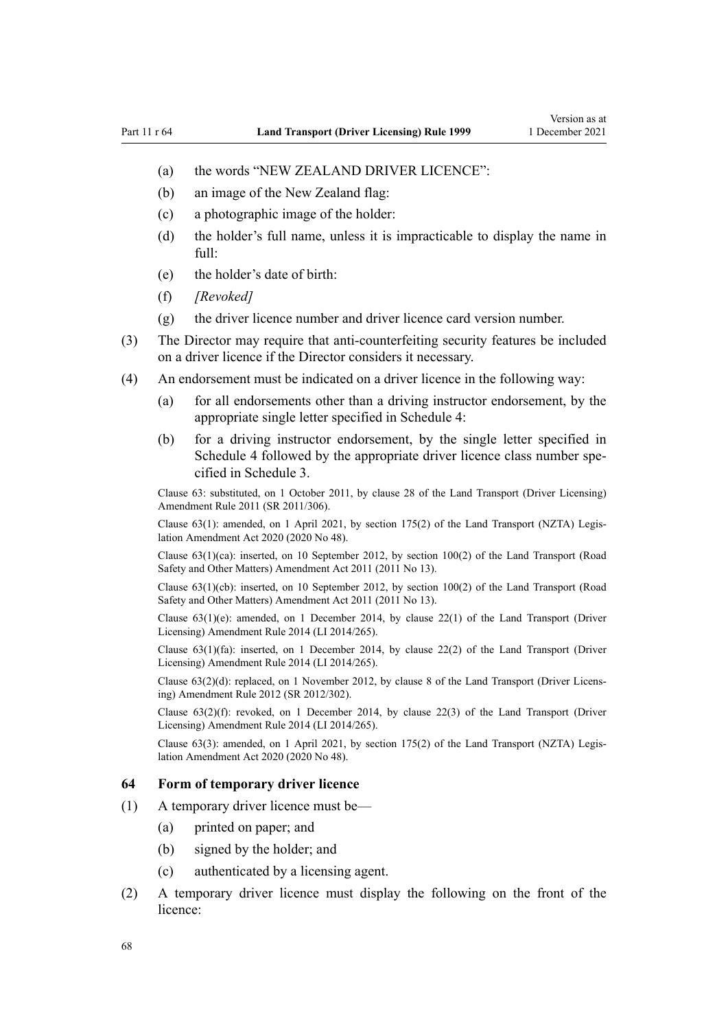(a) the words "NEW ZEALAND DRIVER LICENCE":

(b) an image of the New Zealand flag:

(c) a photographic image of the holder:

(d) the holder's full name, unless it is impracticable to display the name in full:

(e) the holder's date of birth:

(f) *[Revoked]*

(g) the driver licence number and driver licence card version number.

(3) The Director may require that anti-counterfeiting security features be included on a driver licence if the Director considers it necessary.

(4) An endorsement must be indicated on a driver licence in the following way:

(a) for all endorsements other than a driving instructor endorsement, by the appropriate single letter specified in Schedule 4:

(b) for a driving instructor endorsement, by the single letter specified in Schedule 4 followed by the appropriate driver licence class number specified in Schedule 3.

Clause 63: substituted, on 1 October 2011, by clause 28 of the Land Transport (Driver Licensing) Amendment Rule 2011 (SR 2011/306).

Clause 63(1): amended, on 1 April 2021, by section 175(2) of the Land Transport (NZTA) Legislation Amendment Act 2020 (2020 No 48).

Clause 63(1)(ca): inserted, on 10 September 2012, by section 100(2) of the Land Transport (Road Safety and Other Matters) Amendment Act 2011 (2011 No 13).

Clause 63(1)(cb): inserted, on 10 September 2012, by section 100(2) of the Land Transport (Road Safety and Other Matters) Amendment Act 2011 (2011 No 13).

Clause 63(1)(e): amended, on 1 December 2014, by clause 22(1) of the Land Transport (Driver Licensing) Amendment Rule 2014 (LI 2014/265).

Clause 63(1)(fa): inserted, on 1 December 2014, by clause 22(2) of the Land Transport (Driver Licensing) Amendment Rule 2014 (LI 2014/265).

Clause 63(2)(d): replaced, on 1 November 2012, by clause 8 of the Land Transport (Driver Licensing) Amendment Rule 2012 (SR 2012/302).

Clause 63(2)(f): revoked, on 1 December 2014, by clause 22(3) of the Land Transport (Driver Licensing) Amendment Rule 2014 (LI 2014/265).

Clause 63(3): amended, on 1 April 2021, by section 175(2) of the Land Transport (NZTA) Legislation Amendment Act 2020 (2020 No 48).

### 64 Form of temporary driver licence

(1) A temporary driver licence must be—

(a) printed on paper; and

(b) signed by the holder; and

(c) authenticated by a licensing agent.

(2) A temporary driver licence must display the following on the front of the licence: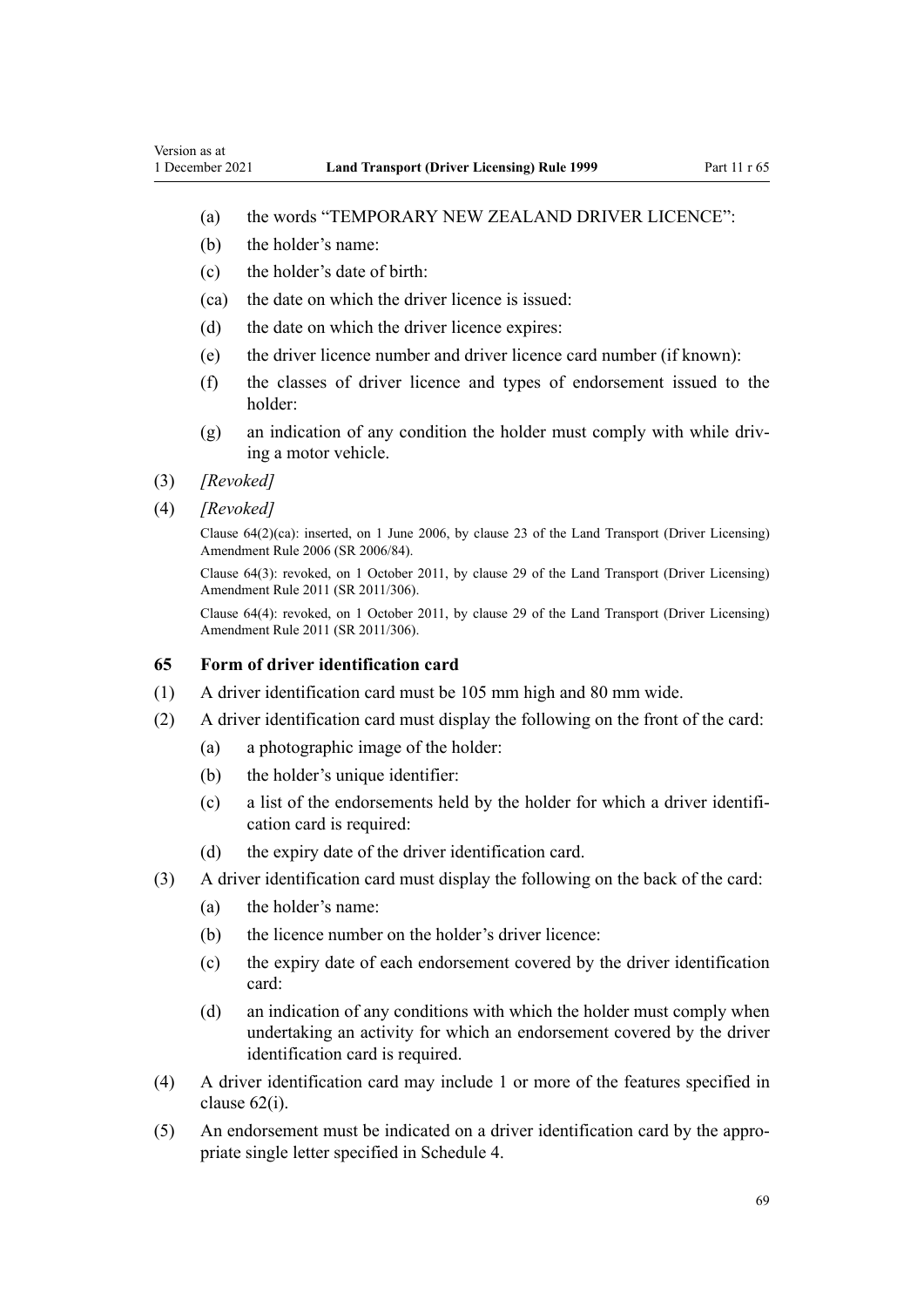(a) the words "TEMPORARY NEW ZEALAND DRIVER LICENCE":

(b) the holder's name:

(c) the holder's date of birth:

(ca) the date on which the driver licence is issued:

(d) the date on which the driver licence expires:

(e) the driver licence number and driver licence card number (if known):

(f) the classes of driver licence and types of endorsement issued to the holder:

(g) an indication of any condition the holder must comply with while driving a motor vehicle.

(3) *[Revoked]*

(4) *[Revoked]*

Clause 64(2)(ca): inserted, on 1 June 2006, by clause 23 of the Land Transport (Driver Licensing) Amendment Rule 2006 (SR 2006/84).

Clause 64(3): revoked, on 1 October 2011, by clause 29 of the Land Transport (Driver Licensing) Amendment Rule 2011 (SR 2011/306).

Clause 64(4): revoked, on 1 October 2011, by clause 29 of the Land Transport (Driver Licensing) Amendment Rule 2011 (SR 2011/306).

### 65 Form of driver identification card

(1) A driver identification card must be 105 mm high and 80 mm wide.

(2) A driver identification card must display the following on the front of the card:

(a) a photographic image of the holder:

(b) the holder's unique identifier:

(c) a list of the endorsements held by the holder for which a driver identification card is required:

(d) the expiry date of the driver identification card.

(3) A driver identification card must display the following on the back of the card:

(a) the holder's name:

(b) the licence number on the holder's driver licence:

(c) the expiry date of each endorsement covered by the driver identification card:

(d) an indication of any conditions with which the holder must comply when undertaking an activity for which an endorsement covered by the driver identification card is required.

(4) A driver identification card may include 1 or more of the features specified in clause 62(i).

(5) An endorsement must be indicated on a driver identification card by the appropriate single letter specified in Schedule 4.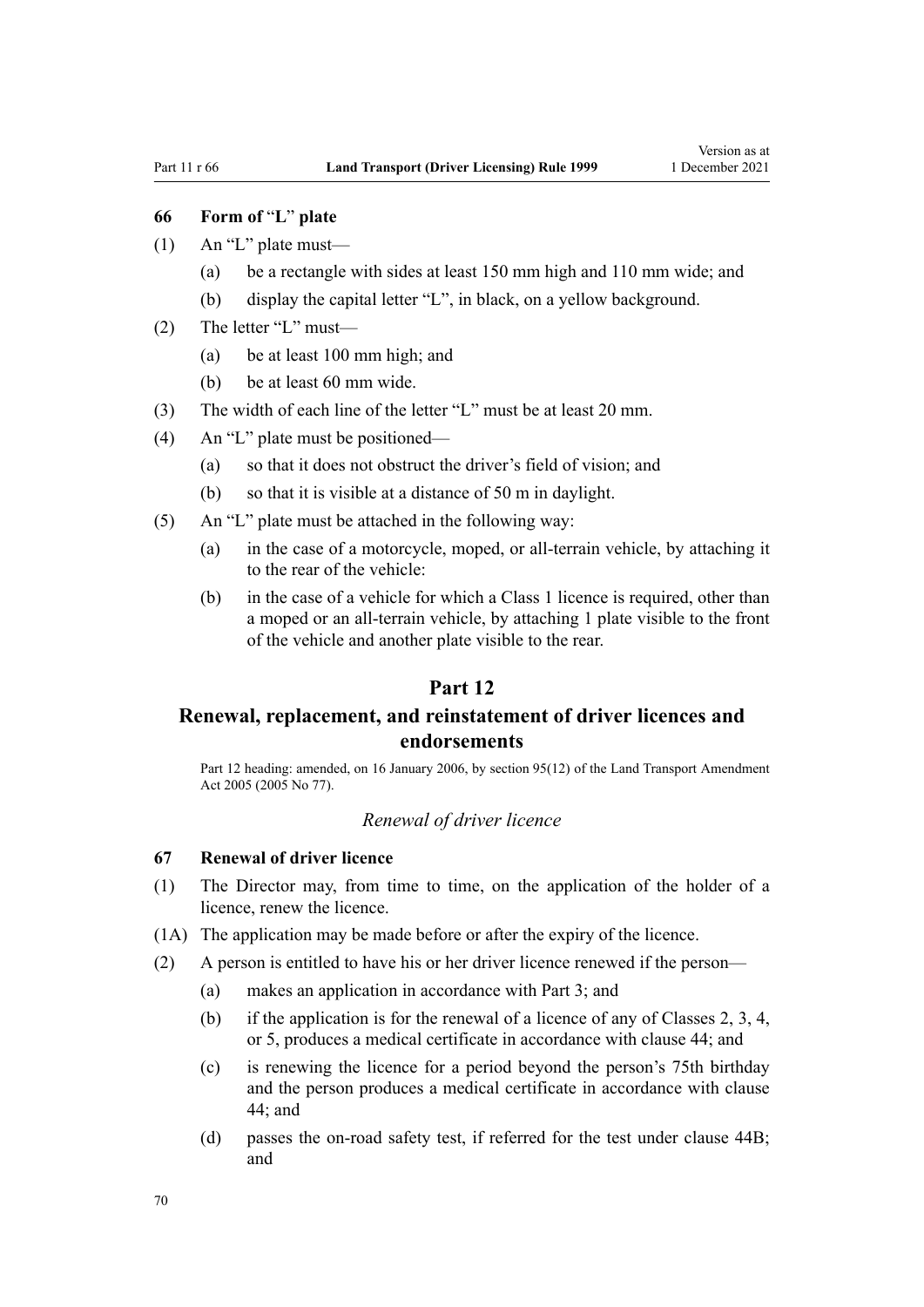### 66 Form of "L" plate

(1) An "L" plate must—

(a) be a rectangle with sides at least 150 mm high and 110 mm wide; and

(b) display the capital letter "L", in black, on a yellow background.

(2) The letter "L" must—

(a) be at least 100 mm high; and

(b) be at least 60 mm wide.

(3) The width of each line of the letter "L" must be at least 20 mm.

(4) An "L" plate must be positioned—

(a) so that it does not obstruct the driver's field of vision; and

(b) so that it is visible at a distance of 50 m in daylight.

(5) An "L" plate must be attached in the following way:

(a) in the case of a motorcycle, moped, or all-terrain vehicle, by attaching it to the rear of the vehicle:

(b) in the case of a vehicle for which a Class 1 licence is required, other than a moped or an all-terrain vehicle, by attaching 1 plate visible to the front of the vehicle and another plate visible to the rear.

## Part 12

## Renewal, replacement, and reinstatement of driver licences and endorsements

Part 12 heading: amended, on 16 January 2006, by section 95(12) of the Land Transport Amendment Act 2005 (2005 No 77).

*Renewal of driver licence*

### 67 Renewal of driver licence

(1) The Director may, from time to time, on the application of the holder of a licence, renew the licence.

(1A) The application may be made before or after the expiry of the licence.

(2) A person is entitled to have his or her driver licence renewed if the person—

(a) makes an application in accordance with Part 3; and

(b) if the application is for the renewal of a licence of any of Classes 2, 3, 4, or 5, produces a medical certificate in accordance with clause 44; and

(c) is renewing the licence for a period beyond the person's 75th birthday and the person produces a medical certificate in accordance with clause 44; and

(d) passes the on-road safety test, if referred for the test under clause 44B; and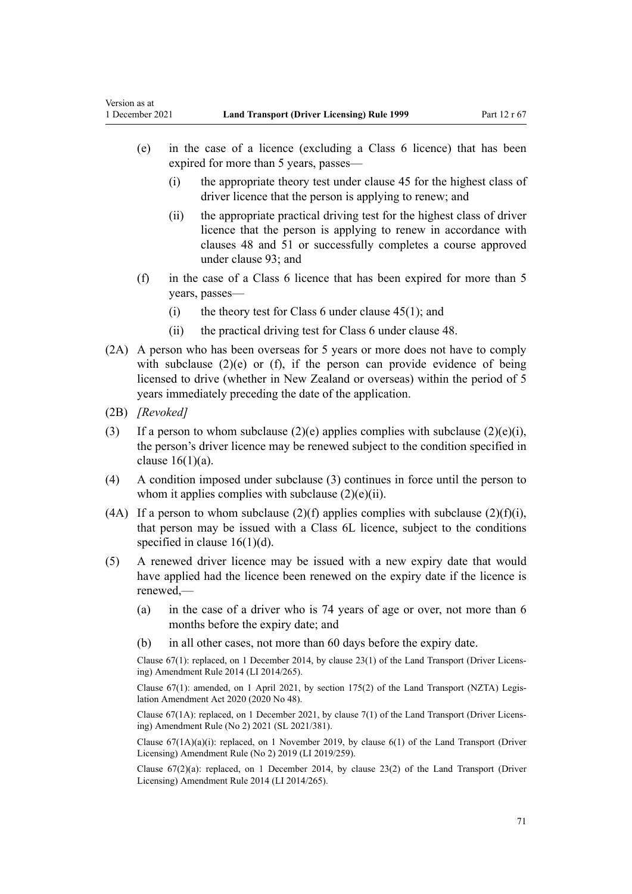(e) in the case of a licence (excluding a Class 6 licence) that has been expired for more than 5 years, passes—

  (i) the appropriate theory test under clause 45 for the highest class of driver licence that the person is applying to renew; and

  (ii) the appropriate practical driving test for the highest class of driver licence that the person is applying to renew in accordance with clauses 48 and 51 or successfully completes a course approved under clause 93; and

(f) in the case of a Class 6 licence that has been expired for more than 5 years, passes—

  (i) the theory test for Class 6 under clause 45(1); and

  (ii) the practical driving test for Class 6 under clause 48.

(2A) A person who has been overseas for 5 years or more does not have to comply with subclause (2)(e) or (f), if the person can provide evidence of being licensed to drive (whether in New Zealand or overseas) within the period of 5 years immediately preceding the date of the application.

(2B) *[Revoked]*

(3) If a person to whom subclause (2)(e) applies complies with subclause (2)(e)(i), the person's driver licence may be renewed subject to the condition specified in clause 16(1)(a).

(4) A condition imposed under subclause (3) continues in force until the person to whom it applies complies with subclause (2)(e)(ii).

(4A) If a person to whom subclause (2)(f) applies complies with subclause (2)(f)(i), that person may be issued with a Class 6L licence, subject to the conditions specified in clause 16(1)(d).

(5) A renewed driver licence may be issued with a new expiry date that would have applied had the licence been renewed on the expiry date if the licence is renewed,—

  (a) in the case of a driver who is 74 years of age or over, not more than 6 months before the expiry date; and

  (b) in all other cases, not more than 60 days before the expiry date.

Clause 67(1): replaced, on 1 December 2014, by clause 23(1) of the Land Transport (Driver Licensing) Amendment Rule 2014 (LI 2014/265).

Clause 67(1): amended, on 1 April 2021, by section 175(2) of the Land Transport (NZTA) Legislation Amendment Act 2020 (2020 No 48).

Clause 67(1A): replaced, on 1 December 2021, by clause 7(1) of the Land Transport (Driver Licensing) Amendment Rule (No 2) 2021 (SL 2021/381).

Clause 67(1A)(a)(i): replaced, on 1 November 2019, by clause 6(1) of the Land Transport (Driver Licensing) Amendment Rule (No 2) 2019 (LI 2019/259).

Clause 67(2)(a): replaced, on 1 December 2014, by clause 23(2) of the Land Transport (Driver Licensing) Amendment Rule 2014 (LI 2014/265).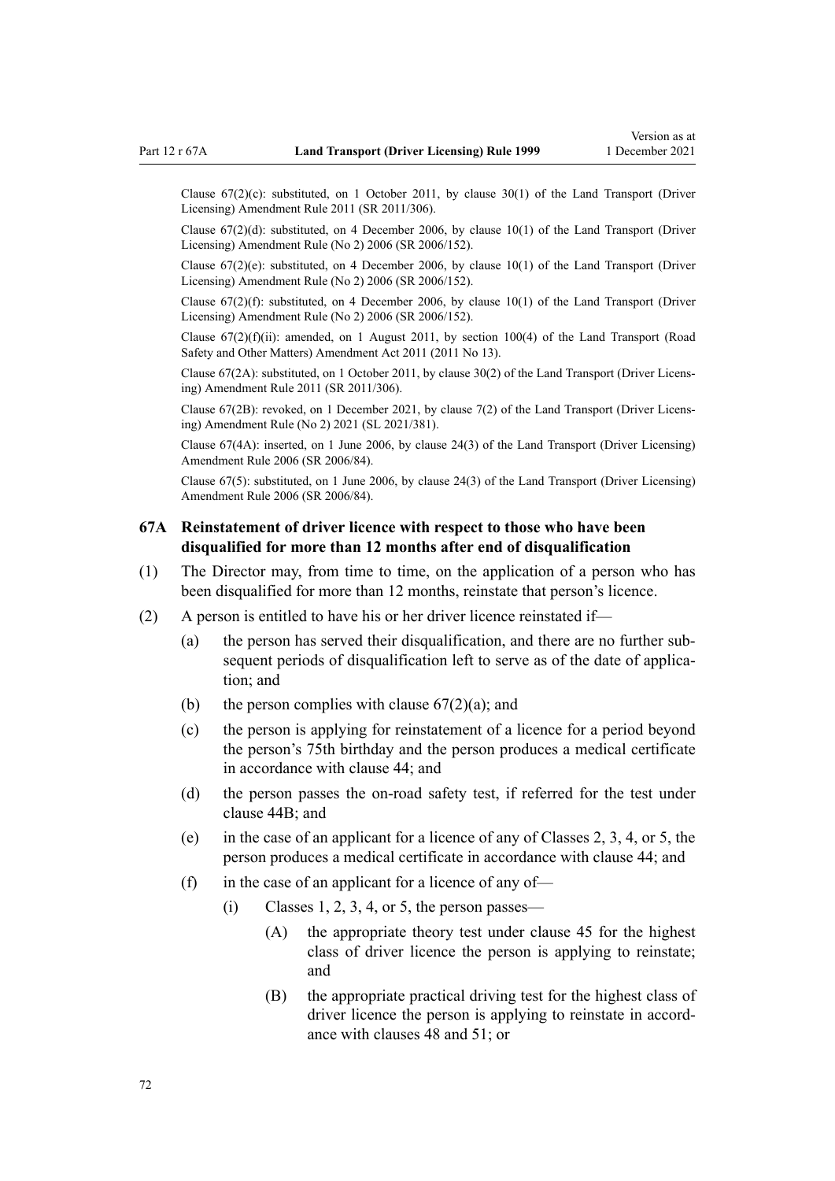Clause 67(2)(c): substituted, on 1 October 2011, by clause 30(1) of the Land Transport (Driver Licensing) Amendment Rule 2011 (SR 2011/306).

Clause 67(2)(d): substituted, on 4 December 2006, by clause 10(1) of the Land Transport (Driver Licensing) Amendment Rule (No 2) 2006 (SR 2006/152).

Clause 67(2)(e): substituted, on 4 December 2006, by clause 10(1) of the Land Transport (Driver Licensing) Amendment Rule (No 2) 2006 (SR 2006/152).

Clause 67(2)(f): substituted, on 4 December 2006, by clause 10(1) of the Land Transport (Driver Licensing) Amendment Rule (No 2) 2006 (SR 2006/152).

Clause 67(2)(f)(ii): amended, on 1 August 2011, by section 100(4) of the Land Transport (Road Safety and Other Matters) Amendment Act 2011 (2011 No 13).

Clause 67(2A): substituted, on 1 October 2011, by clause 30(2) of the Land Transport (Driver Licensing) Amendment Rule 2011 (SR 2011/306).

Clause 67(2B): revoked, on 1 December 2021, by clause 7(2) of the Land Transport (Driver Licensing) Amendment Rule (No 2) 2021 (SL 2021/381).

Clause 67(4A): inserted, on 1 June 2006, by clause 24(3) of the Land Transport (Driver Licensing) Amendment Rule 2006 (SR 2006/84).

Clause 67(5): substituted, on 1 June 2006, by clause 24(3) of the Land Transport (Driver Licensing) Amendment Rule 2006 (SR 2006/84).

### 67A Reinstatement of driver licence with respect to those who have been disqualified for more than 12 months after end of disqualification

(1) The Director may, from time to time, on the application of a person who has been disqualified for more than 12 months, reinstate that person's licence.

(2) A person is entitled to have his or her driver licence reinstated if—

- (a) the person has served their disqualification, and there are no further subsequent periods of disqualification left to serve as of the date of application; and
- (b) the person complies with clause 67(2)(a); and
- (c) the person is applying for reinstatement of a licence for a period beyond the person's 75th birthday and the person produces a medical certificate in accordance with clause 44; and
- (d) the person passes the on-road safety test, if referred for the test under clause 44B; and
- (e) in the case of an applicant for a licence of any of Classes 2, 3, 4, or 5, the person produces a medical certificate in accordance with clause 44; and
- (f) in the case of an applicant for a licence of any of—
  - (i) Classes 1, 2, 3, 4, or 5, the person passes—
    - (A) the appropriate theory test under clause 45 for the highest class of driver licence the person is applying to reinstate; and
    - (B) the appropriate practical driving test for the highest class of driver licence the person is applying to reinstate in accordance with clauses 48 and 51; or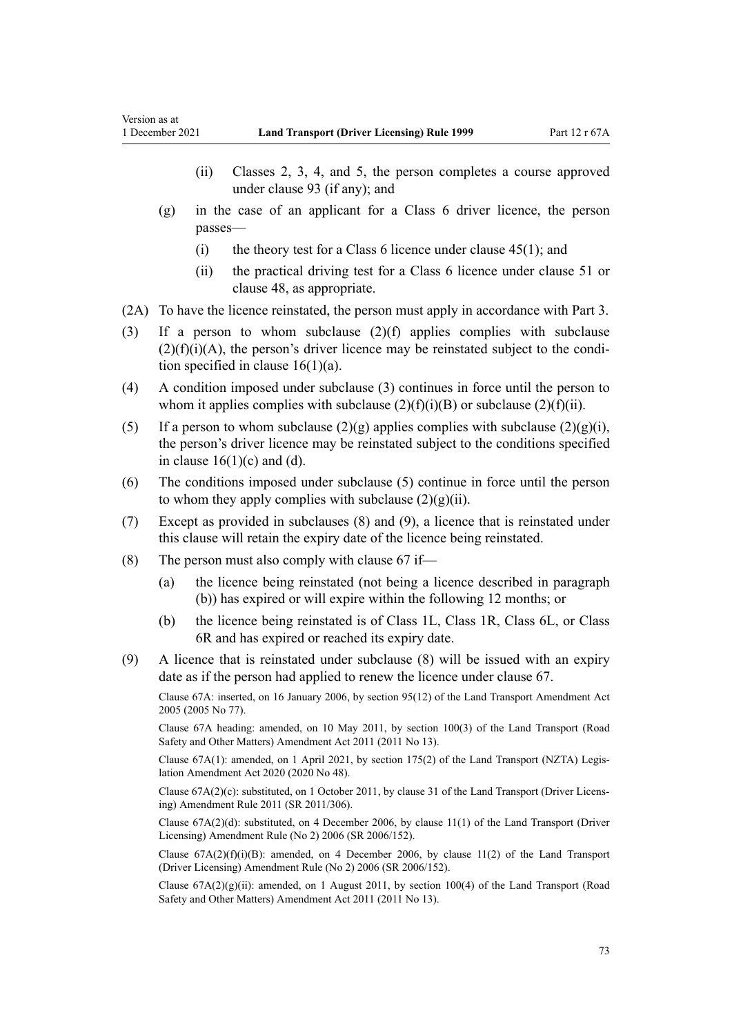(ii) Classes 2, 3, 4, and 5, the person completes a course approved under clause 93 (if any); and

(g) in the case of an applicant for a Class 6 driver licence, the person passes—

(i) the theory test for a Class 6 licence under clause 45(1); and

(ii) the practical driving test for a Class 6 licence under clause 51 or clause 48, as appropriate.

(2A) To have the licence reinstated, the person must apply in accordance with Part 3.

(3) If a person to whom subclause (2)(f) applies complies with subclause (2)(f)(i)(A), the person's driver licence may be reinstated subject to the condition specified in clause 16(1)(a).

(4) A condition imposed under subclause (3) continues in force until the person to whom it applies complies with subclause (2)(f)(i)(B) or subclause (2)(f)(ii).

(5) If a person to whom subclause (2)(g) applies complies with subclause (2)(g)(i), the person's driver licence may be reinstated subject to the conditions specified in clause 16(1)(c) and (d).

(6) The conditions imposed under subclause (5) continue in force until the person to whom they apply complies with subclause (2)(g)(ii).

(7) Except as provided in subclauses (8) and (9), a licence that is reinstated under this clause will retain the expiry date of the licence being reinstated.

(8) The person must also comply with clause 67 if—

(a) the licence being reinstated (not being a licence described in paragraph (b)) has expired or will expire within the following 12 months; or

(b) the licence being reinstated is of Class 1L, Class 1R, Class 6L, or Class 6R and has expired or reached its expiry date.

(9) A licence that is reinstated under subclause (8) will be issued with an expiry date as if the person had applied to renew the licence under clause 67.

Clause 67A: inserted, on 16 January 2006, by section 95(12) of the Land Transport Amendment Act 2005 (2005 No 77).

Clause 67A heading: amended, on 10 May 2011, by section 100(3) of the Land Transport (Road Safety and Other Matters) Amendment Act 2011 (2011 No 13).

Clause 67A(1): amended, on 1 April 2021, by section 175(2) of the Land Transport (NZTA) Legislation Amendment Act 2020 (2020 No 48).

Clause 67A(2)(c): substituted, on 1 October 2011, by clause 31 of the Land Transport (Driver Licensing) Amendment Rule 2011 (SR 2011/306).

Clause 67A(2)(d): substituted, on 4 December 2006, by clause 11(1) of the Land Transport (Driver Licensing) Amendment Rule (No 2) 2006 (SR 2006/152).

Clause 67A(2)(f)(i)(B): amended, on 4 December 2006, by clause 11(2) of the Land Transport (Driver Licensing) Amendment Rule (No 2) 2006 (SR 2006/152).

Clause 67A(2)(g)(ii): amended, on 1 August 2011, by section 100(4) of the Land Transport (Road Safety and Other Matters) Amendment Act 2011 (2011 No 13).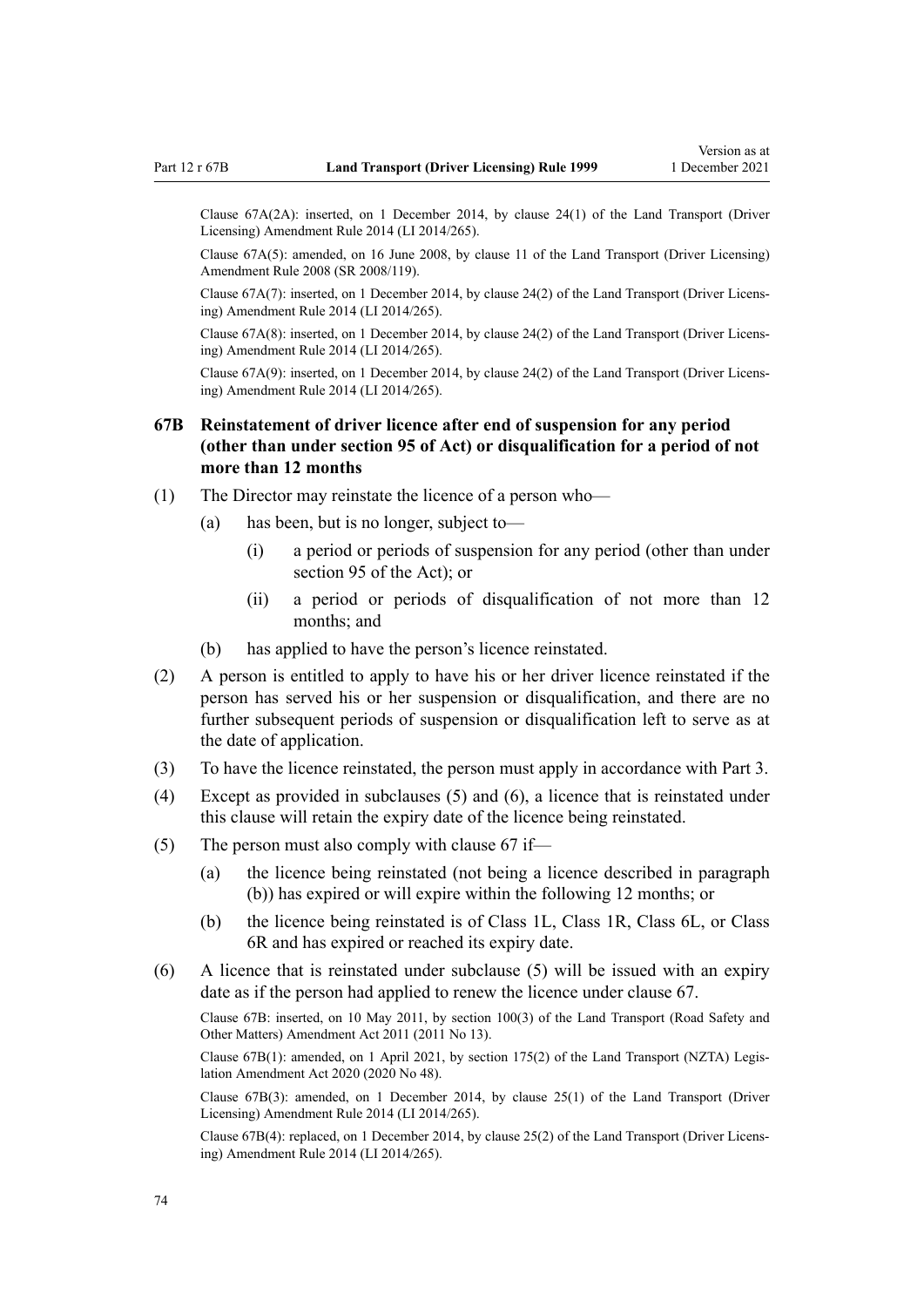Clause 67A(2A): inserted, on 1 December 2014, by clause 24(1) of the Land Transport (Driver Licensing) Amendment Rule 2014 (LI 2014/265).

Clause 67A(5): amended, on 16 June 2008, by clause 11 of the Land Transport (Driver Licensing) Amendment Rule 2008 (SR 2008/119).

Clause 67A(7): inserted, on 1 December 2014, by clause 24(2) of the Land Transport (Driver Licensing) Amendment Rule 2014 (LI 2014/265).

Clause 67A(8): inserted, on 1 December 2014, by clause 24(2) of the Land Transport (Driver Licensing) Amendment Rule 2014 (LI 2014/265).

Clause 67A(9): inserted, on 1 December 2014, by clause 24(2) of the Land Transport (Driver Licensing) Amendment Rule 2014 (LI 2014/265).

### 67B Reinstatement of driver licence after end of suspension for any period (other than under section 95 of Act) or disqualification for a period of not more than 12 months

(1) The Director may reinstate the licence of a person who—

  (a) has been, but is no longer, subject to—

    (i) a period or periods of suspension for any period (other than under section 95 of the Act); or

    (ii) a period or periods of disqualification of not more than 12 months; and

  (b) has applied to have the person's licence reinstated.

(2) A person is entitled to apply to have his or her driver licence reinstated if the person has served his or her suspension or disqualification, and there are no further subsequent periods of suspension or disqualification left to serve as at the date of application.

(3) To have the licence reinstated, the person must apply in accordance with Part 3.

(4) Except as provided in subclauses (5) and (6), a licence that is reinstated under this clause will retain the expiry date of the licence being reinstated.

(5) The person must also comply with clause 67 if—

  (a) the licence being reinstated (not being a licence described in paragraph (b)) has expired or will expire within the following 12 months; or

  (b) the licence being reinstated is of Class 1L, Class 1R, Class 6L, or Class 6R and has expired or reached its expiry date.

(6) A licence that is reinstated under subclause (5) will be issued with an expiry date as if the person had applied to renew the licence under clause 67.

Clause 67B: inserted, on 10 May 2011, by section 100(3) of the Land Transport (Road Safety and Other Matters) Amendment Act 2011 (2011 No 13).

Clause 67B(1): amended, on 1 April 2021, by section 175(2) of the Land Transport (NZTA) Legislation Amendment Act 2020 (2020 No 48).

Clause 67B(3): amended, on 1 December 2014, by clause 25(1) of the Land Transport (Driver Licensing) Amendment Rule 2014 (LI 2014/265).

Clause 67B(4): replaced, on 1 December 2014, by clause 25(2) of the Land Transport (Driver Licensing) Amendment Rule 2014 (LI 2014/265).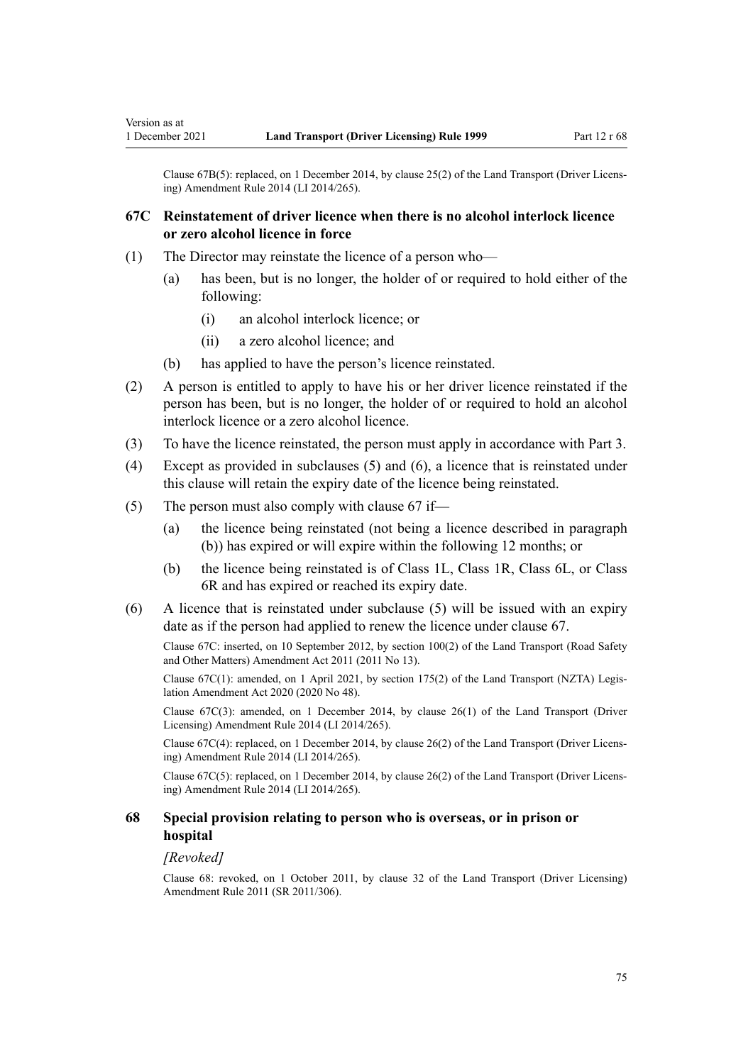Clause 67B(5): replaced, on 1 December 2014, by clause 25(2) of the Land Transport (Driver Licensing) Amendment Rule 2014 (LI 2014/265).

### 67C Reinstatement of driver licence when there is no alcohol interlock licence or zero alcohol licence in force

(1) The Director may reinstate the licence of a person who—

(a) has been, but is no longer, the holder of or required to hold either of the following:

(i) an alcohol interlock licence; or

(ii) a zero alcohol licence; and

(b) has applied to have the person's licence reinstated.

(2) A person is entitled to apply to have his or her driver licence reinstated if the person has been, but is no longer, the holder of or required to hold an alcohol interlock licence or a zero alcohol licence.

(3) To have the licence reinstated, the person must apply in accordance with Part 3.

(4) Except as provided in subclauses (5) and (6), a licence that is reinstated under this clause will retain the expiry date of the licence being reinstated.

(5) The person must also comply with clause 67 if—

(a) the licence being reinstated (not being a licence described in paragraph (b)) has expired or will expire within the following 12 months; or

(b) the licence being reinstated is of Class 1L, Class 1R, Class 6L, or Class 6R and has expired or reached its expiry date.

(6) A licence that is reinstated under subclause (5) will be issued with an expiry date as if the person had applied to renew the licence under clause 67.

Clause 67C: inserted, on 10 September 2012, by section 100(2) of the Land Transport (Road Safety and Other Matters) Amendment Act 2011 (2011 No 13).

Clause 67C(1): amended, on 1 April 2021, by section 175(2) of the Land Transport (NZTA) Legislation Amendment Act 2020 (2020 No 48).

Clause 67C(3): amended, on 1 December 2014, by clause 26(1) of the Land Transport (Driver Licensing) Amendment Rule 2014 (LI 2014/265).

Clause 67C(4): replaced, on 1 December 2014, by clause 26(2) of the Land Transport (Driver Licensing) Amendment Rule 2014 (LI 2014/265).

Clause 67C(5): replaced, on 1 December 2014, by clause 26(2) of the Land Transport (Driver Licensing) Amendment Rule 2014 (LI 2014/265).

### 68 Special provision relating to person who is overseas, or in prison or hospital

*[Revoked]*

Clause 68: revoked, on 1 October 2011, by clause 32 of the Land Transport (Driver Licensing) Amendment Rule 2011 (SR 2011/306).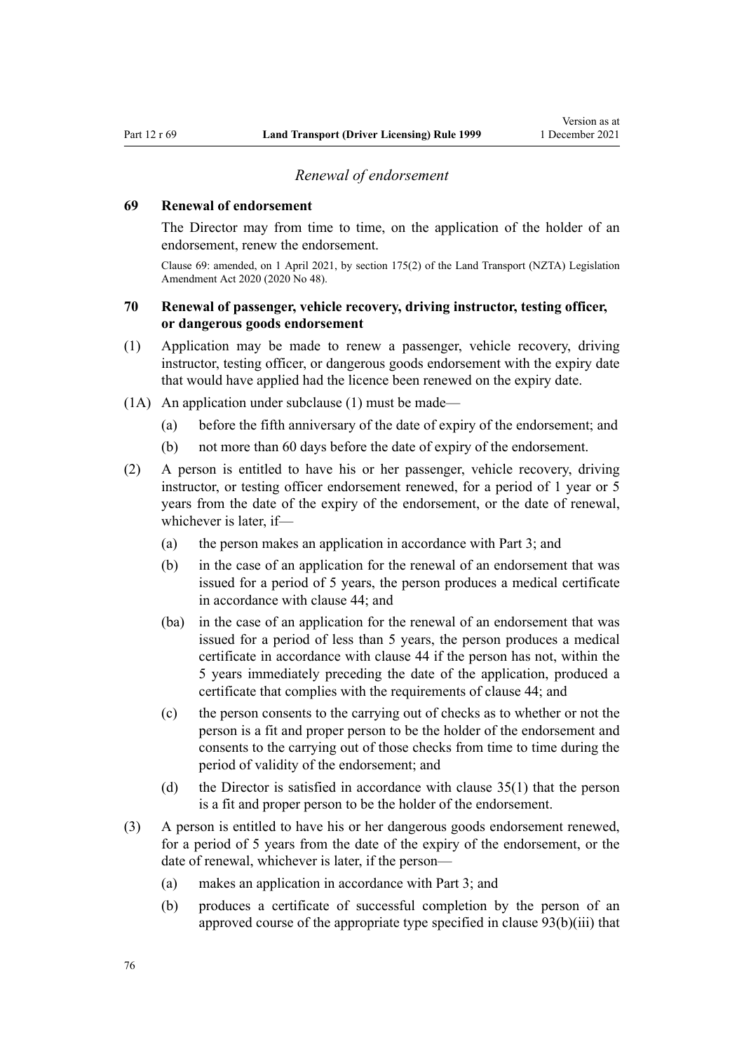### *Renewal of endorsement*

**69 Renewal of endorsement**

The Director may from time to time, on the application of the holder of an endorsement, renew the endorsement.

Clause 69: amended, on 1 April 2021, by section 175(2) of the Land Transport (NZTA) Legislation Amendment Act 2020 (2020 No 48).

**70 Renewal of passenger, vehicle recovery, driving instructor, testing officer, or dangerous goods endorsement**

(1) Application may be made to renew a passenger, vehicle recovery, driving instructor, testing officer, or dangerous goods endorsement with the expiry date that would have applied had the licence been renewed on the expiry date.

(1A) An application under subclause (1) must be made—

- (a) before the fifth anniversary of the date of expiry of the endorsement; and
- (b) not more than 60 days before the date of expiry of the endorsement.

(2) A person is entitled to have his or her passenger, vehicle recovery, driving instructor, or testing officer endorsement renewed, for a period of 1 year or 5 years from the date of the expiry of the endorsement, or the date of renewal, whichever is later, if—

- (a) the person makes an application in accordance with Part 3; and
- (b) in the case of an application for the renewal of an endorsement that was issued for a period of 5 years, the person produces a medical certificate in accordance with clause 44; and
- (ba) in the case of an application for the renewal of an endorsement that was issued for a period of less than 5 years, the person produces a medical certificate in accordance with clause 44 if the person has not, within the 5 years immediately preceding the date of the application, produced a certificate that complies with the requirements of clause 44; and
- (c) the person consents to the carrying out of checks as to whether or not the person is a fit and proper person to be the holder of the endorsement and consents to the carrying out of those checks from time to time during the period of validity of the endorsement; and
- (d) the Director is satisfied in accordance with clause 35(1) that the person is a fit and proper person to be the holder of the endorsement.

(3) A person is entitled to have his or her dangerous goods endorsement renewed, for a period of 5 years from the date of the expiry of the endorsement, or the date of renewal, whichever is later, if the person—

- (a) makes an application in accordance with Part 3; and
- (b) produces a certificate of successful completion by the person of an approved course of the appropriate type specified in clause 93(b)(iii) that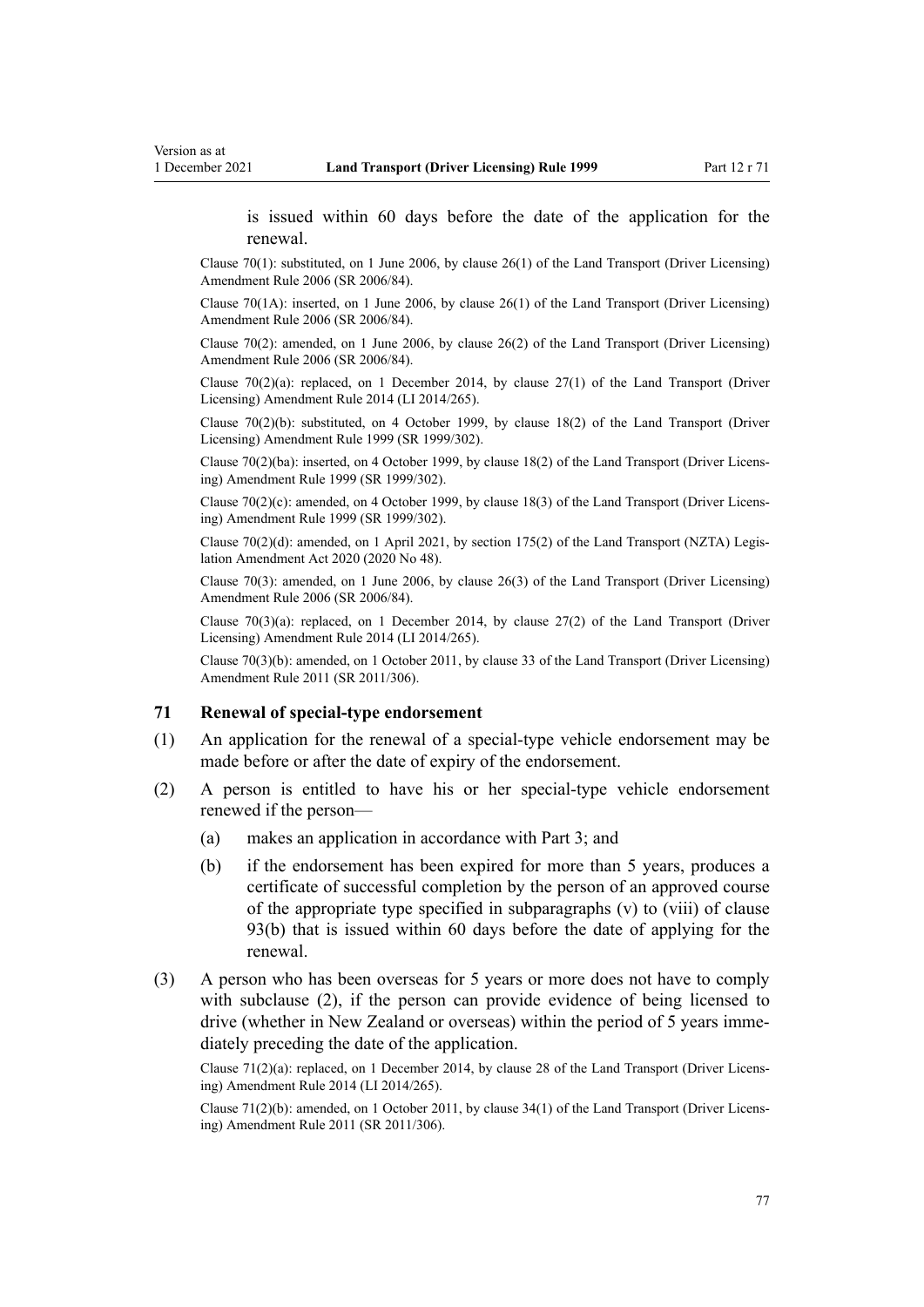is issued within 60 days before the date of the application for the renewal.

Clause 70(1): substituted, on 1 June 2006, by clause 26(1) of the Land Transport (Driver Licensing) Amendment Rule 2006 (SR 2006/84).

Clause 70(1A): inserted, on 1 June 2006, by clause 26(1) of the Land Transport (Driver Licensing) Amendment Rule 2006 (SR 2006/84).

Clause 70(2): amended, on 1 June 2006, by clause 26(2) of the Land Transport (Driver Licensing) Amendment Rule 2006 (SR 2006/84).

Clause 70(2)(a): replaced, on 1 December 2014, by clause 27(1) of the Land Transport (Driver Licensing) Amendment Rule 2014 (LI 2014/265).

Clause 70(2)(b): substituted, on 4 October 1999, by clause 18(2) of the Land Transport (Driver Licensing) Amendment Rule 1999 (SR 1999/302).

Clause 70(2)(ba): inserted, on 4 October 1999, by clause 18(2) of the Land Transport (Driver Licensing) Amendment Rule 1999 (SR 1999/302).

Clause 70(2)(c): amended, on 4 October 1999, by clause 18(3) of the Land Transport (Driver Licensing) Amendment Rule 1999 (SR 1999/302).

Clause 70(2)(d): amended, on 1 April 2021, by section 175(2) of the Land Transport (NZTA) Legislation Amendment Act 2020 (2020 No 48).

Clause 70(3): amended, on 1 June 2006, by clause 26(3) of the Land Transport (Driver Licensing) Amendment Rule 2006 (SR 2006/84).

Clause 70(3)(a): replaced, on 1 December 2014, by clause 27(2) of the Land Transport (Driver Licensing) Amendment Rule 2014 (LI 2014/265).

Clause 70(3)(b): amended, on 1 October 2011, by clause 33 of the Land Transport (Driver Licensing) Amendment Rule 2011 (SR 2011/306).

### 71 Renewal of special-type endorsement

(1) An application for the renewal of a special-type vehicle endorsement may be made before or after the date of expiry of the endorsement.

(2) A person is entitled to have his or her special-type vehicle endorsement renewed if the person—

  (a) makes an application in accordance with Part 3; and

  (b) if the endorsement has been expired for more than 5 years, produces a certificate of successful completion by the person of an approved course of the appropriate type specified in subparagraphs (v) to (viii) of clause 93(b) that is issued within 60 days before the date of applying for the renewal.

(3) A person who has been overseas for 5 years or more does not have to comply with subclause (2), if the person can provide evidence of being licensed to drive (whether in New Zealand or overseas) within the period of 5 years immediately preceding the date of the application.

Clause 71(2)(a): replaced, on 1 December 2014, by clause 28 of the Land Transport (Driver Licensing) Amendment Rule 2014 (LI 2014/265).

Clause 71(2)(b): amended, on 1 October 2011, by clause 34(1) of the Land Transport (Driver Licensing) Amendment Rule 2011 (SR 2011/306).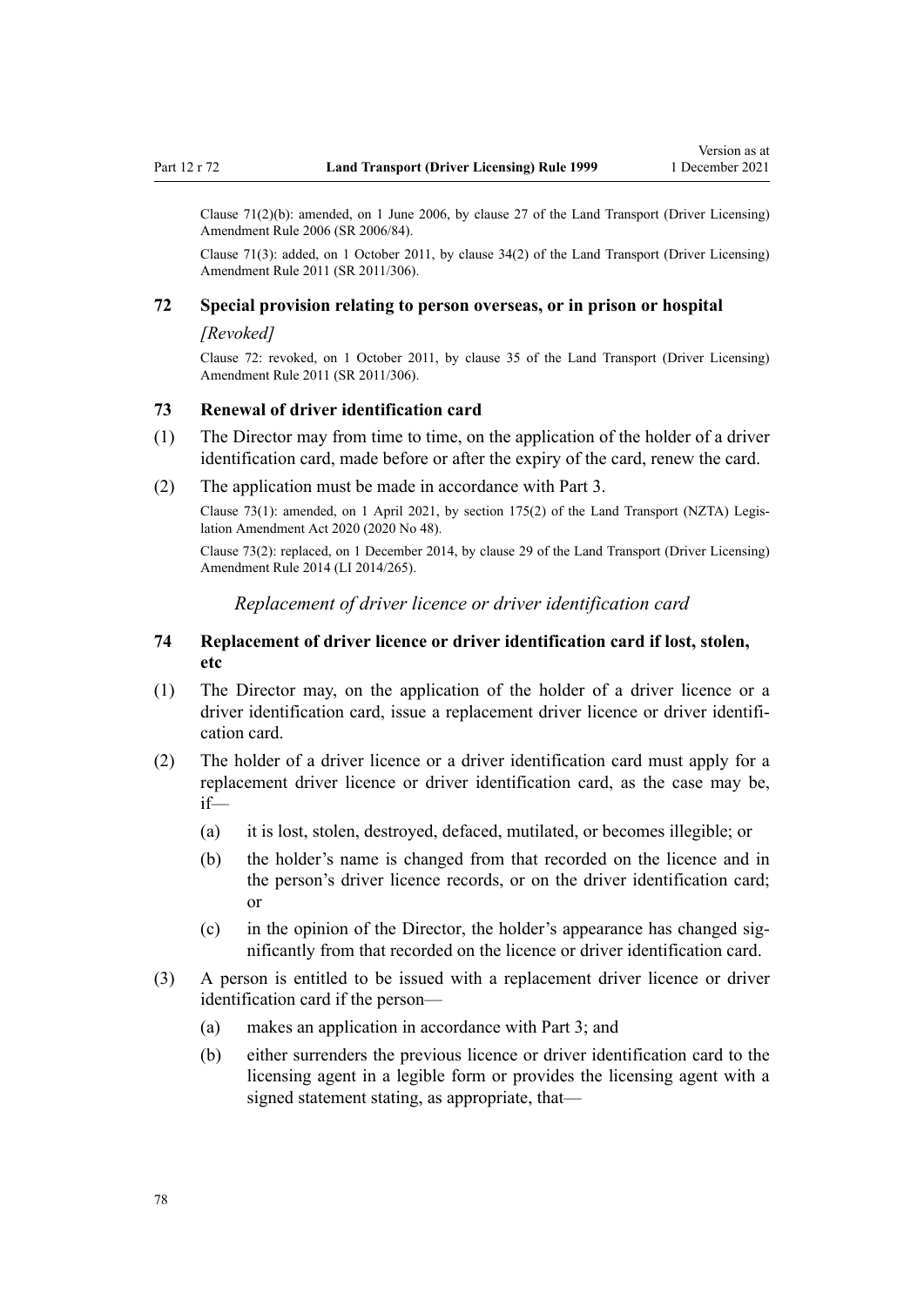Clause 71(2)(b): amended, on 1 June 2006, by clause 27 of the Land Transport (Driver Licensing) Amendment Rule 2006 (SR 2006/84).

Clause 71(3): added, on 1 October 2011, by clause 34(2) of the Land Transport (Driver Licensing) Amendment Rule 2011 (SR 2011/306).

### 72 Special provision relating to person overseas, or in prison or hospital

*[Revoked]*

Clause 72: revoked, on 1 October 2011, by clause 35 of the Land Transport (Driver Licensing) Amendment Rule 2011 (SR 2011/306).

### 73 Renewal of driver identification card

(1) The Director may from time to time, on the application of the holder of a driver identification card, made before or after the expiry of the card, renew the card.

(2) The application must be made in accordance with Part 3.

Clause 73(1): amended, on 1 April 2021, by section 175(2) of the Land Transport (NZTA) Legislation Amendment Act 2020 (2020 No 48).

Clause 73(2): replaced, on 1 December 2014, by clause 29 of the Land Transport (Driver Licensing) Amendment Rule 2014 (LI 2014/265).

*Replacement of driver licence or driver identification card*

### 74 Replacement of driver licence or driver identification card if lost, stolen, etc

(1) The Director may, on the application of the holder of a driver licence or a driver identification card, issue a replacement driver licence or driver identification card.

(2) The holder of a driver licence or a driver identification card must apply for a replacement driver licence or driver identification card, as the case may be, if—

- (a) it is lost, stolen, destroyed, defaced, mutilated, or becomes illegible; or
- (b) the holder's name is changed from that recorded on the licence and in the person's driver licence records, or on the driver identification card; or
- (c) in the opinion of the Director, the holder's appearance has changed significantly from that recorded on the licence or driver identification card.

(3) A person is entitled to be issued with a replacement driver licence or driver identification card if the person—

- (a) makes an application in accordance with Part 3; and
- (b) either surrenders the previous licence or driver identification card to the licensing agent in a legible form or provides the licensing agent with a signed statement stating, as appropriate, that—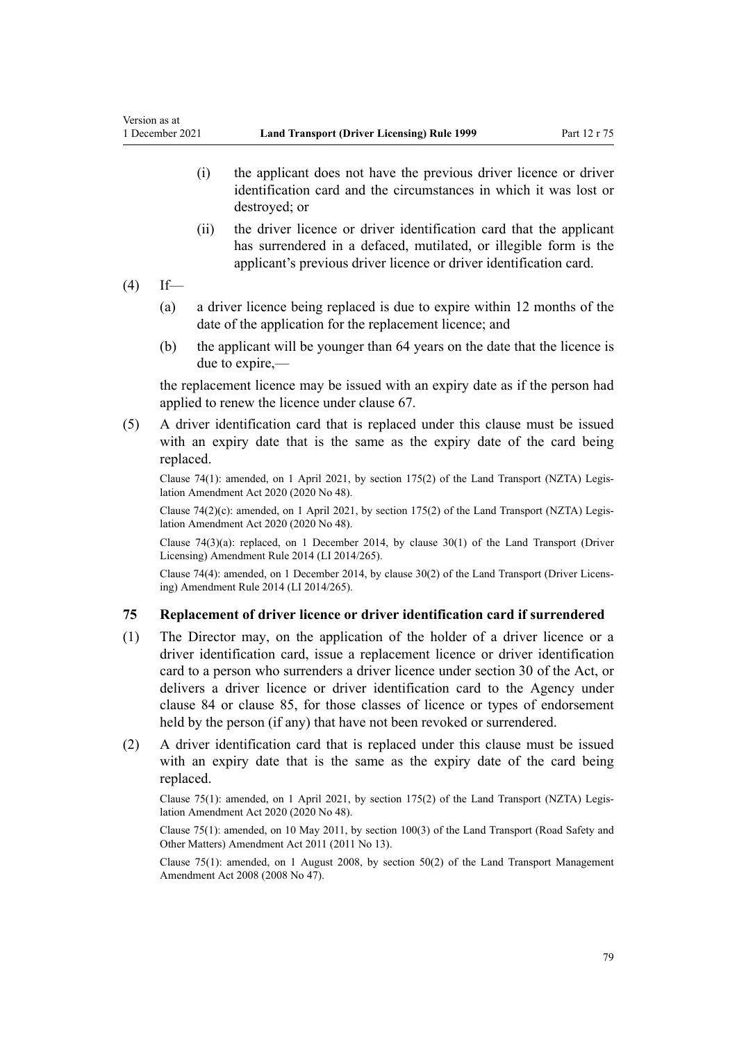(i) the applicant does not have the previous driver licence or driver identification card and the circumstances in which it was lost or destroyed; or

(ii) the driver licence or driver identification card that the applicant has surrendered in a defaced, mutilated, or illegible form is the applicant's previous driver licence or driver identification card.

(4) If—

(a) a driver licence being replaced is due to expire within 12 months of the date of the application for the replacement licence; and

(b) the applicant will be younger than 64 years on the date that the licence is due to expire,—

the replacement licence may be issued with an expiry date as if the person had applied to renew the licence under clause 67.

(5) A driver identification card that is replaced under this clause must be issued with an expiry date that is the same as the expiry date of the card being replaced.

Clause 74(1): amended, on 1 April 2021, by section 175(2) of the Land Transport (NZTA) Legislation Amendment Act 2020 (2020 No 48).

Clause 74(2)(c): amended, on 1 April 2021, by section 175(2) of the Land Transport (NZTA) Legislation Amendment Act 2020 (2020 No 48).

Clause 74(3)(a): replaced, on 1 December 2014, by clause 30(1) of the Land Transport (Driver Licensing) Amendment Rule 2014 (LI 2014/265).

Clause 74(4): amended, on 1 December 2014, by clause 30(2) of the Land Transport (Driver Licensing) Amendment Rule 2014 (LI 2014/265).

### 75 Replacement of driver licence or driver identification card if surrendered

(1) The Director may, on the application of the holder of a driver licence or a driver identification card, issue a replacement licence or driver identification card to a person who surrenders a driver licence under section 30 of the Act, or delivers a driver licence or driver identification card to the Agency under clause 84 or clause 85, for those classes of licence or types of endorsement held by the person (if any) that have not been revoked or surrendered.

(2) A driver identification card that is replaced under this clause must be issued with an expiry date that is the same as the expiry date of the card being replaced.

Clause 75(1): amended, on 1 April 2021, by section 175(2) of the Land Transport (NZTA) Legislation Amendment Act 2020 (2020 No 48).

Clause 75(1): amended, on 10 May 2011, by section 100(3) of the Land Transport (Road Safety and Other Matters) Amendment Act 2011 (2011 No 13).

Clause 75(1): amended, on 1 August 2008, by section 50(2) of the Land Transport Management Amendment Act 2008 (2008 No 47).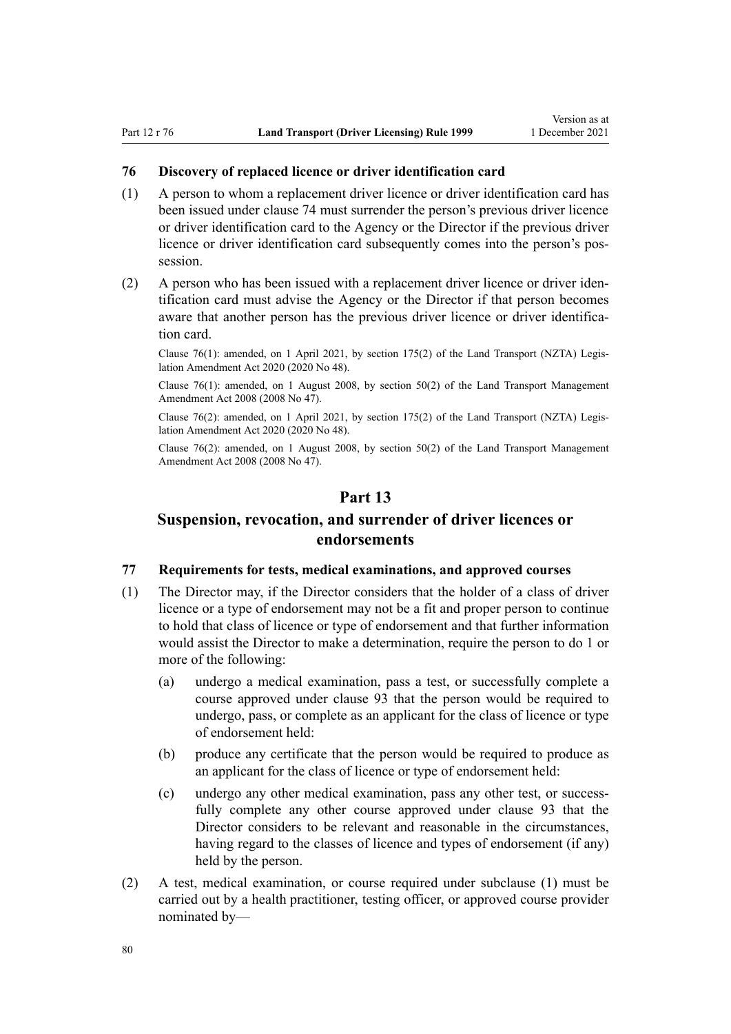### 76 Discovery of replaced licence or driver identification card

(1) A person to whom a replacement driver licence or driver identification card has been issued under clause 74 must surrender the person's previous driver licence or driver identification card to the Agency or the Director if the previous driver licence or driver identification card subsequently comes into the person's possession.

(2) A person who has been issued with a replacement driver licence or driver identification card must advise the Agency or the Director if that person becomes aware that another person has the previous driver licence or driver identification card.

Clause 76(1): amended, on 1 April 2021, by section 175(2) of the Land Transport (NZTA) Legislation Amendment Act 2020 (2020 No 48).

Clause 76(1): amended, on 1 August 2008, by section 50(2) of the Land Transport Management Amendment Act 2008 (2008 No 47).

Clause 76(2): amended, on 1 April 2021, by section 175(2) of the Land Transport (NZTA) Legislation Amendment Act 2020 (2020 No 48).

Clause 76(2): amended, on 1 August 2008, by section 50(2) of the Land Transport Management Amendment Act 2008 (2008 No 47).

## Part 13
## Suspension, revocation, and surrender of driver licences or endorsements

### 77 Requirements for tests, medical examinations, and approved courses

(1) The Director may, if the Director considers that the holder of a class of driver licence or a type of endorsement may not be a fit and proper person to continue to hold that class of licence or type of endorsement and that further information would assist the Director to make a determination, require the person to do 1 or more of the following:

  (a) undergo a medical examination, pass a test, or successfully complete a course approved under clause 93 that the person would be required to undergo, pass, or complete as an applicant for the class of licence or type of endorsement held:

  (b) produce any certificate that the person would be required to produce as an applicant for the class of licence or type of endorsement held:

  (c) undergo any other medical examination, pass any other test, or successfully complete any other course approved under clause 93 that the Director considers to be relevant and reasonable in the circumstances, having regard to the classes of licence and types of endorsement (if any) held by the person.

(2) A test, medical examination, or course required under subclause (1) must be carried out by a health practitioner, testing officer, or approved course provider nominated by—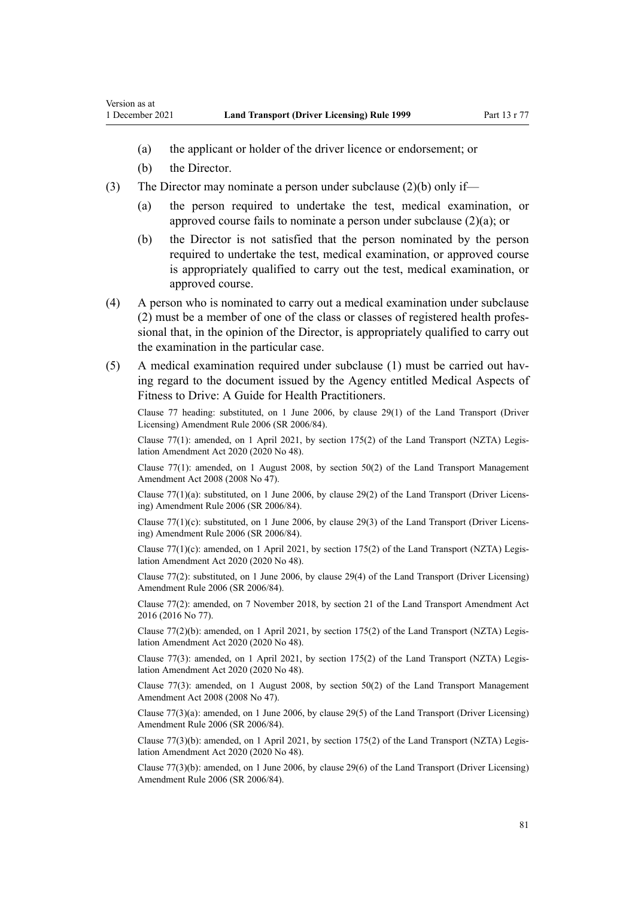(a) the applicant or holder of the driver licence or endorsement; or

(b) the Director.

(3) The Director may nominate a person under subclause (2)(b) only if—

(a) the person required to undertake the test, medical examination, or approved course fails to nominate a person under subclause (2)(a); or

(b) the Director is not satisfied that the person nominated by the person required to undertake the test, medical examination, or approved course is appropriately qualified to carry out the test, medical examination, or approved course.

(4) A person who is nominated to carry out a medical examination under subclause (2) must be a member of one of the class or classes of registered health professional that, in the opinion of the Director, is appropriately qualified to carry out the examination in the particular case.

(5) A medical examination required under subclause (1) must be carried out having regard to the document issued by the Agency entitled Medical Aspects of Fitness to Drive: A Guide for Health Practitioners.

Clause 77 heading: substituted, on 1 June 2006, by clause 29(1) of the Land Transport (Driver Licensing) Amendment Rule 2006 (SR 2006/84).

Clause 77(1): amended, on 1 April 2021, by section 175(2) of the Land Transport (NZTA) Legislation Amendment Act 2020 (2020 No 48).

Clause 77(1): amended, on 1 August 2008, by section 50(2) of the Land Transport Management Amendment Act 2008 (2008 No 47).

Clause 77(1)(a): substituted, on 1 June 2006, by clause 29(2) of the Land Transport (Driver Licensing) Amendment Rule 2006 (SR 2006/84).

Clause 77(1)(c): substituted, on 1 June 2006, by clause 29(3) of the Land Transport (Driver Licensing) Amendment Rule 2006 (SR 2006/84).

Clause 77(1)(c): amended, on 1 April 2021, by section 175(2) of the Land Transport (NZTA) Legislation Amendment Act 2020 (2020 No 48).

Clause 77(2): substituted, on 1 June 2006, by clause 29(4) of the Land Transport (Driver Licensing) Amendment Rule 2006 (SR 2006/84).

Clause 77(2): amended, on 7 November 2018, by section 21 of the Land Transport Amendment Act 2016 (2016 No 77).

Clause 77(2)(b): amended, on 1 April 2021, by section 175(2) of the Land Transport (NZTA) Legislation Amendment Act 2020 (2020 No 48).

Clause 77(3): amended, on 1 April 2021, by section 175(2) of the Land Transport (NZTA) Legislation Amendment Act 2020 (2020 No 48).

Clause 77(3): amended, on 1 August 2008, by section 50(2) of the Land Transport Management Amendment Act 2008 (2008 No 47).

Clause 77(3)(a): amended, on 1 June 2006, by clause 29(5) of the Land Transport (Driver Licensing) Amendment Rule 2006 (SR 2006/84).

Clause 77(3)(b): amended, on 1 April 2021, by section 175(2) of the Land Transport (NZTA) Legislation Amendment Act 2020 (2020 No 48).

Clause 77(3)(b): amended, on 1 June 2006, by clause 29(6) of the Land Transport (Driver Licensing) Amendment Rule 2006 (SR 2006/84).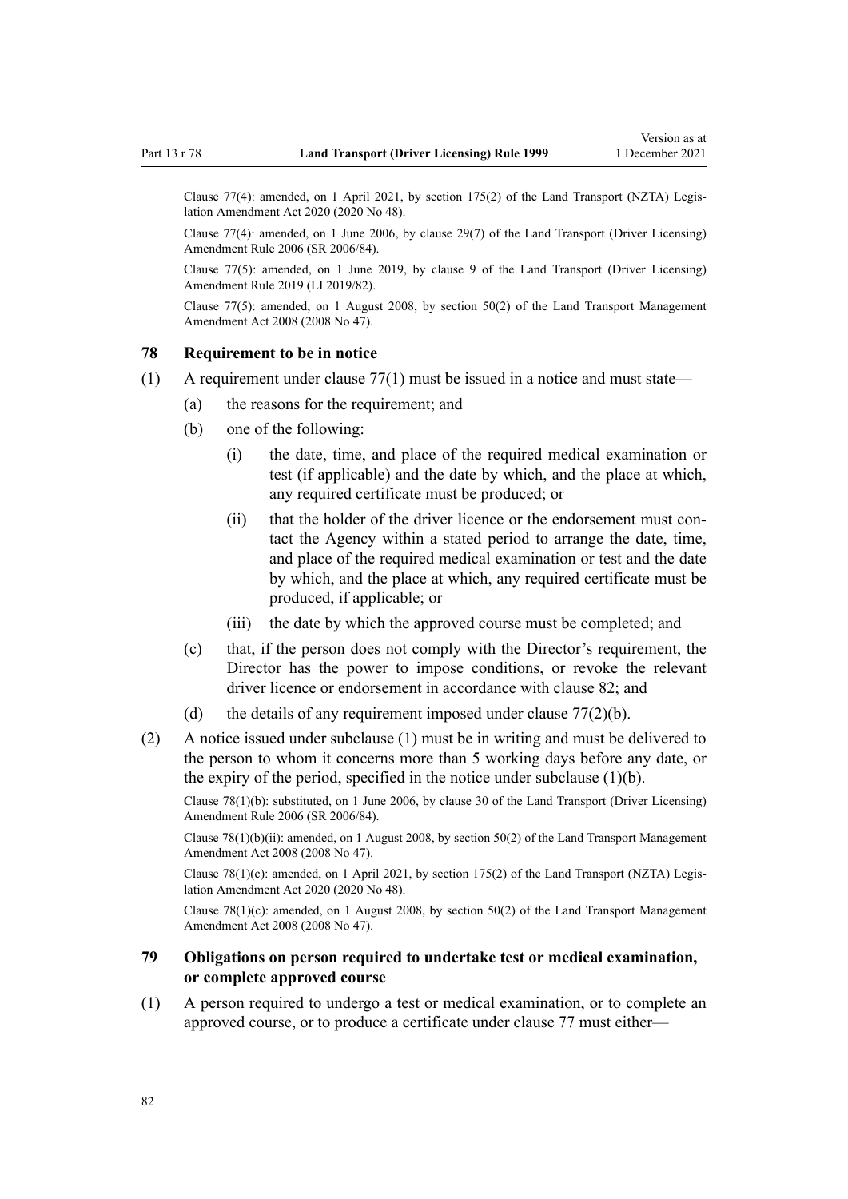Clause 77(4): amended, on 1 April 2021, by section 175(2) of the Land Transport (NZTA) Legislation Amendment Act 2020 (2020 No 48).

Clause 77(4): amended, on 1 June 2006, by clause 29(7) of the Land Transport (Driver Licensing) Amendment Rule 2006 (SR 2006/84).

Clause 77(5): amended, on 1 June 2019, by clause 9 of the Land Transport (Driver Licensing) Amendment Rule 2019 (LI 2019/82).

Clause 77(5): amended, on 1 August 2008, by section 50(2) of the Land Transport Management Amendment Act 2008 (2008 No 47).

## 78 Requirement to be in notice

(1) A requirement under clause 77(1) must be issued in a notice and must state—

  (a) the reasons for the requirement; and

  (b) one of the following:

    (i) the date, time, and place of the required medical examination or test (if applicable) and the date by which, and the place at which, any required certificate must be produced; or

    (ii) that the holder of the driver licence or the endorsement must contact the Agency within a stated period to arrange the date, time, and place of the required medical examination or test and the date by which, and the place at which, any required certificate must be produced, if applicable; or

    (iii) the date by which the approved course must be completed; and

  (c) that, if the person does not comply with the Director's requirement, the Director has the power to impose conditions, or revoke the relevant driver licence or endorsement in accordance with clause 82; and

  (d) the details of any requirement imposed under clause 77(2)(b).

(2) A notice issued under subclause (1) must be in writing and must be delivered to the person to whom it concerns more than 5 working days before any date, or the expiry of the period, specified in the notice under subclause (1)(b).

Clause 78(1)(b): substituted, on 1 June 2006, by clause 30 of the Land Transport (Driver Licensing) Amendment Rule 2006 (SR 2006/84).

Clause 78(1)(b)(ii): amended, on 1 August 2008, by section 50(2) of the Land Transport Management Amendment Act 2008 (2008 No 47).

Clause 78(1)(c): amended, on 1 April 2021, by section 175(2) of the Land Transport (NZTA) Legislation Amendment Act 2020 (2020 No 48).

Clause 78(1)(c): amended, on 1 August 2008, by section 50(2) of the Land Transport Management Amendment Act 2008 (2008 No 47).

## 79 Obligations on person required to undertake test or medical examination, or complete approved course

(1) A person required to undergo a test or medical examination, or to complete an approved course, or to produce a certificate under clause 77 must either—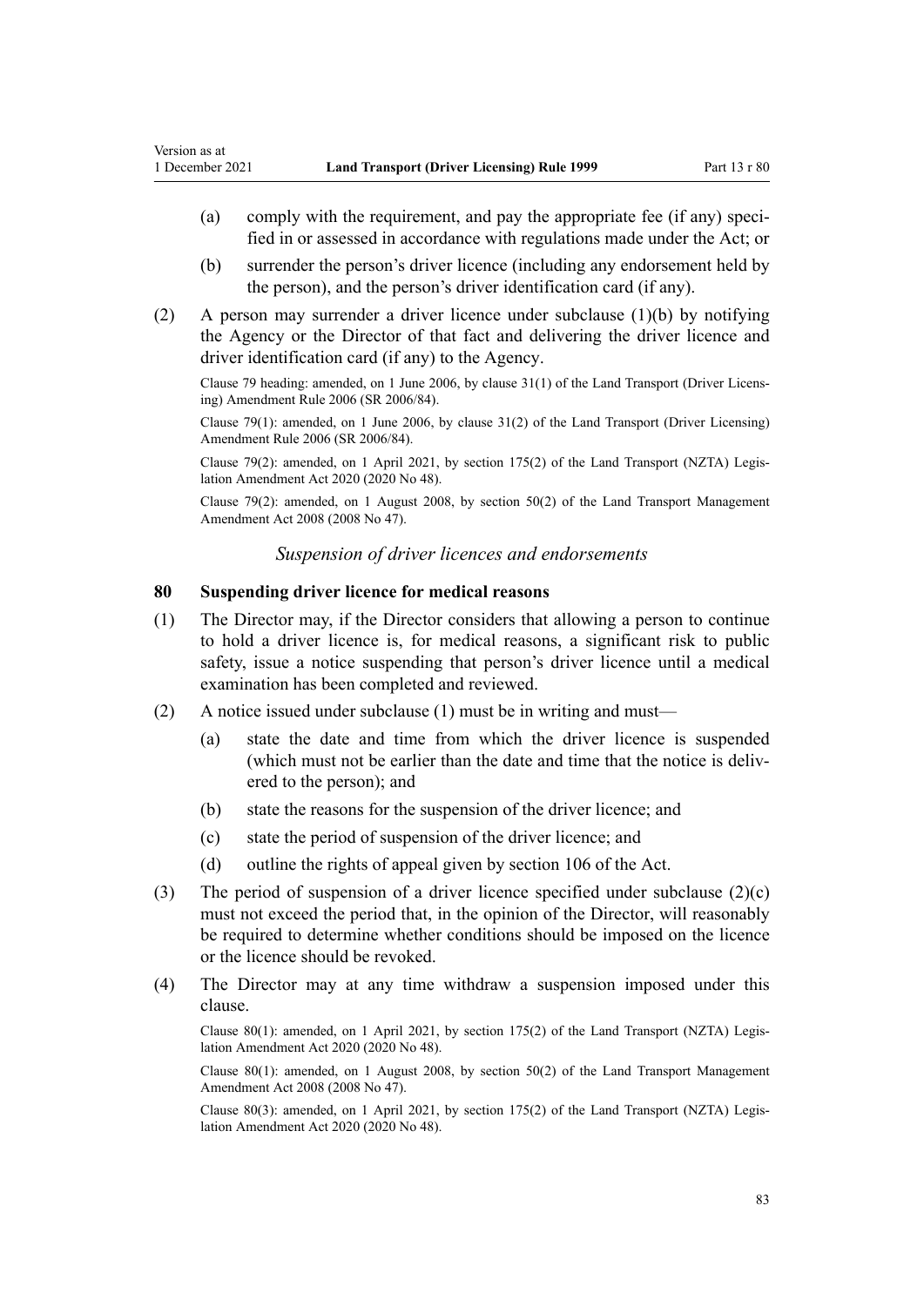(a) comply with the requirement, and pay the appropriate fee (if any) specified in or assessed in accordance with regulations made under the Act; or

(b) surrender the person's driver licence (including any endorsement held by the person), and the person's driver identification card (if any).

(2) A person may surrender a driver licence under subclause (1)(b) by notifying the Agency or the Director of that fact and delivering the driver licence and driver identification card (if any) to the Agency.

Clause 79 heading: amended, on 1 June 2006, by clause 31(1) of the Land Transport (Driver Licensing) Amendment Rule 2006 (SR 2006/84).

Clause 79(1): amended, on 1 June 2006, by clause 31(2) of the Land Transport (Driver Licensing) Amendment Rule 2006 (SR 2006/84).

Clause 79(2): amended, on 1 April 2021, by section 175(2) of the Land Transport (NZTA) Legislation Amendment Act 2020 (2020 No 48).

Clause 79(2): amended, on 1 August 2008, by section 50(2) of the Land Transport Management Amendment Act 2008 (2008 No 47).

*Suspension of driver licences and endorsements*

### 80 Suspending driver licence for medical reasons

(1) The Director may, if the Director considers that allowing a person to continue to hold a driver licence is, for medical reasons, a significant risk to public safety, issue a notice suspending that person's driver licence until a medical examination has been completed and reviewed.

(2) A notice issued under subclause (1) must be in writing and must—

(a) state the date and time from which the driver licence is suspended (which must not be earlier than the date and time that the notice is delivered to the person); and

(b) state the reasons for the suspension of the driver licence; and

(c) state the period of suspension of the driver licence; and

(d) outline the rights of appeal given by section 106 of the Act.

(3) The period of suspension of a driver licence specified under subclause (2)(c) must not exceed the period that, in the opinion of the Director, will reasonably be required to determine whether conditions should be imposed on the licence or the licence should be revoked.

(4) The Director may at any time withdraw a suspension imposed under this clause.

Clause 80(1): amended, on 1 April 2021, by section 175(2) of the Land Transport (NZTA) Legislation Amendment Act 2020 (2020 No 48).

Clause 80(1): amended, on 1 August 2008, by section 50(2) of the Land Transport Management Amendment Act 2008 (2008 No 47).

Clause 80(3): amended, on 1 April 2021, by section 175(2) of the Land Transport (NZTA) Legislation Amendment Act 2020 (2020 No 48).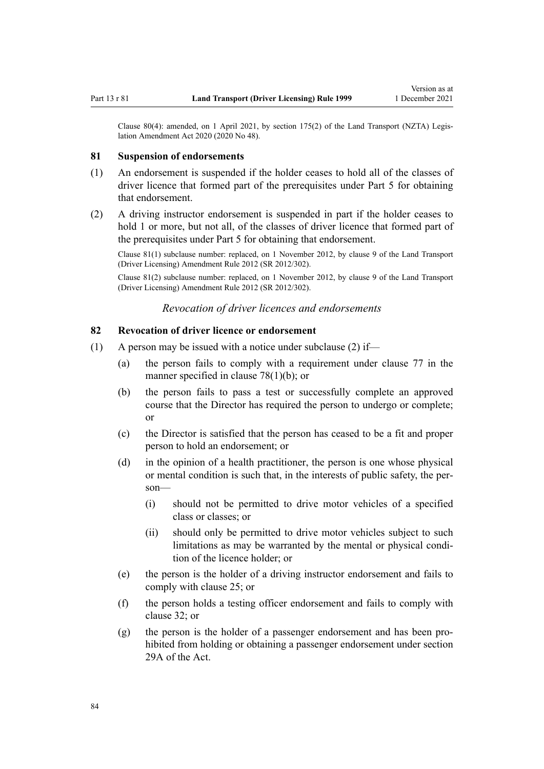Clause 80(4): amended, on 1 April 2021, by section 175(2) of the Land Transport (NZTA) Legislation Amendment Act 2020 (2020 No 48).

### 81 Suspension of endorsements

(1) An endorsement is suspended if the holder ceases to hold all of the classes of driver licence that formed part of the prerequisites under Part 5 for obtaining that endorsement.

(2) A driving instructor endorsement is suspended in part if the holder ceases to hold 1 or more, but not all, of the classes of driver licence that formed part of the prerequisites under Part 5 for obtaining that endorsement.

Clause 81(1) subclause number: replaced, on 1 November 2012, by clause 9 of the Land Transport (Driver Licensing) Amendment Rule 2012 (SR 2012/302).

Clause 81(2) subclause number: replaced, on 1 November 2012, by clause 9 of the Land Transport (Driver Licensing) Amendment Rule 2012 (SR 2012/302).

*Revocation of driver licences and endorsements*

### 82 Revocation of driver licence or endorsement

(1) A person may be issued with a notice under subclause (2) if—

   (a) the person fails to comply with a requirement under clause 77 in the manner specified in clause 78(1)(b); or

   (b) the person fails to pass a test or successfully complete an approved course that the Director has required the person to undergo or complete; or

   (c) the Director is satisfied that the person has ceased to be a fit and proper person to hold an endorsement; or

   (d) in the opinion of a health practitioner, the person is one whose physical or mental condition is such that, in the interests of public safety, the person—

      (i) should not be permitted to drive motor vehicles of a specified class or classes; or

      (ii) should only be permitted to drive motor vehicles subject to such limitations as may be warranted by the mental or physical condition of the licence holder; or

   (e) the person is the holder of a driving instructor endorsement and fails to comply with clause 25; or

   (f) the person holds a testing officer endorsement and fails to comply with clause 32; or

   (g) the person is the holder of a passenger endorsement and has been prohibited from holding or obtaining a passenger endorsement under section 29A of the Act.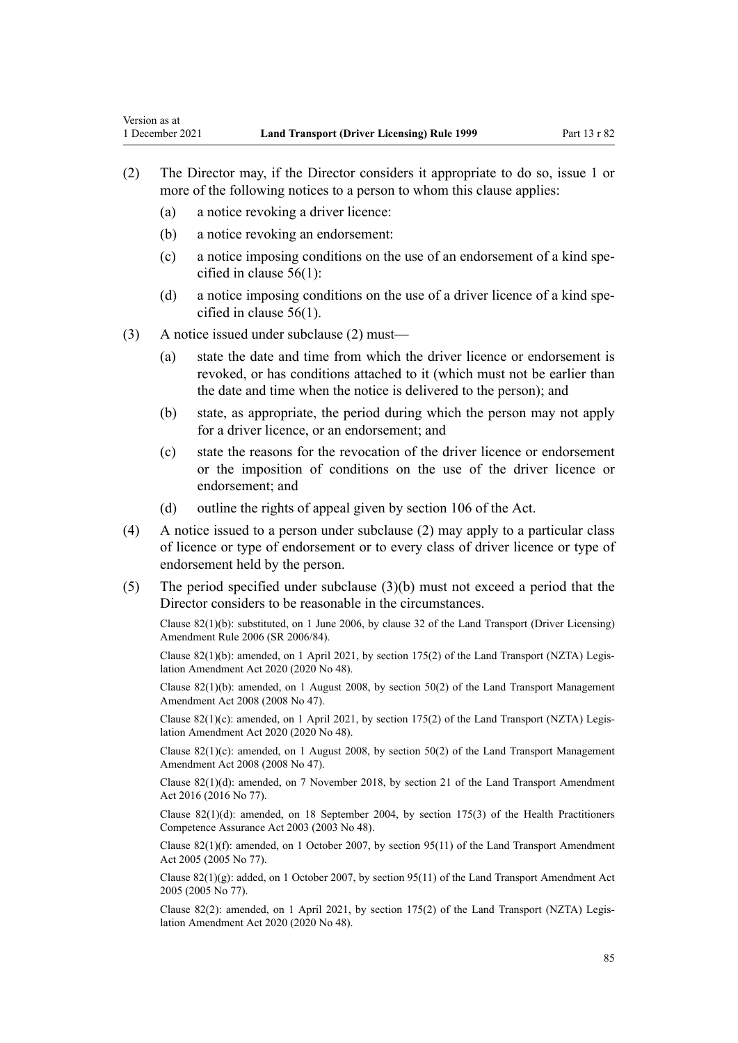(2) The Director may, if the Director considers it appropriate to do so, issue 1 or more of the following notices to a person to whom this clause applies:

(a) a notice revoking a driver licence:

(b) a notice revoking an endorsement:

(c) a notice imposing conditions on the use of an endorsement of a kind specified in clause 56(1):

(d) a notice imposing conditions on the use of a driver licence of a kind specified in clause 56(1).

(3) A notice issued under subclause (2) must—

(a) state the date and time from which the driver licence or endorsement is revoked, or has conditions attached to it (which must not be earlier than the date and time when the notice is delivered to the person); and

(b) state, as appropriate, the period during which the person may not apply for a driver licence, or an endorsement; and

(c) state the reasons for the revocation of the driver licence or endorsement or the imposition of conditions on the use of the driver licence or endorsement; and

(d) outline the rights of appeal given by section 106 of the Act.

(4) A notice issued to a person under subclause (2) may apply to a particular class of licence or type of endorsement or to every class of driver licence or type of endorsement held by the person.

(5) The period specified under subclause (3)(b) must not exceed a period that the Director considers to be reasonable in the circumstances.

Clause 82(1)(b): substituted, on 1 June 2006, by clause 32 of the Land Transport (Driver Licensing) Amendment Rule 2006 (SR 2006/84).

Clause 82(1)(b): amended, on 1 April 2021, by section 175(2) of the Land Transport (NZTA) Legislation Amendment Act 2020 (2020 No 48).

Clause 82(1)(b): amended, on 1 August 2008, by section 50(2) of the Land Transport Management Amendment Act 2008 (2008 No 47).

Clause 82(1)(c): amended, on 1 April 2021, by section 175(2) of the Land Transport (NZTA) Legislation Amendment Act 2020 (2020 No 48).

Clause 82(1)(c): amended, on 1 August 2008, by section 50(2) of the Land Transport Management Amendment Act 2008 (2008 No 47).

Clause 82(1)(d): amended, on 7 November 2018, by section 21 of the Land Transport Amendment Act 2016 (2016 No 77).

Clause 82(1)(d): amended, on 18 September 2004, by section 175(3) of the Health Practitioners Competence Assurance Act 2003 (2003 No 48).

Clause 82(1)(f): amended, on 1 October 2007, by section 95(11) of the Land Transport Amendment Act 2005 (2005 No 77).

Clause 82(1)(g): added, on 1 October 2007, by section 95(11) of the Land Transport Amendment Act 2005 (2005 No 77).

Clause 82(2): amended, on 1 April 2021, by section 175(2) of the Land Transport (NZTA) Legislation Amendment Act 2020 (2020 No 48).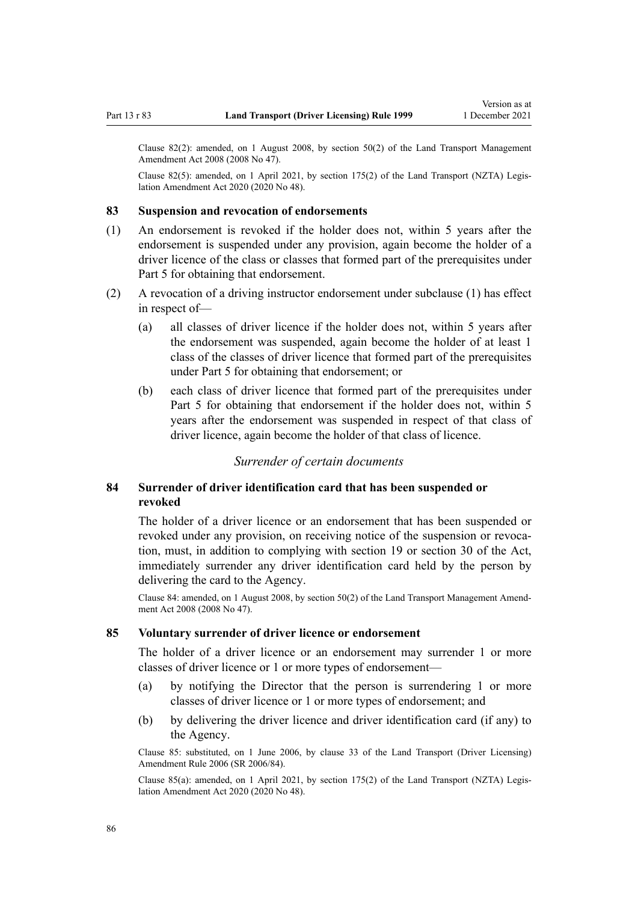Clause 82(2): amended, on 1 August 2008, by section 50(2) of the Land Transport Management Amendment Act 2008 (2008 No 47).

Clause 82(5): amended, on 1 April 2021, by section 175(2) of the Land Transport (NZTA) Legislation Amendment Act 2020 (2020 No 48).

### 83 Suspension and revocation of endorsements

(1) An endorsement is revoked if the holder does not, within 5 years after the endorsement is suspended under any provision, again become the holder of a driver licence of the class or classes that formed part of the prerequisites under Part 5 for obtaining that endorsement.

(2) A revocation of a driving instructor endorsement under subclause (1) has effect in respect of—

(a) all classes of driver licence if the holder does not, within 5 years after the endorsement was suspended, again become the holder of at least 1 class of the classes of driver licence that formed part of the prerequisites under Part 5 for obtaining that endorsement; or

(b) each class of driver licence that formed part of the prerequisites under Part 5 for obtaining that endorsement if the holder does not, within 5 years after the endorsement was suspended in respect of that class of driver licence, again become the holder of that class of licence.

*Surrender of certain documents*

### 84 Surrender of driver identification card that has been suspended or revoked

The holder of a driver licence or an endorsement that has been suspended or revoked under any provision, on receiving notice of the suspension or revocation, must, in addition to complying with section 19 or section 30 of the Act, immediately surrender any driver identification card held by the person by delivering the card to the Agency.

Clause 84: amended, on 1 August 2008, by section 50(2) of the Land Transport Management Amendment Act 2008 (2008 No 47).

### 85 Voluntary surrender of driver licence or endorsement

The holder of a driver licence or an endorsement may surrender 1 or more classes of driver licence or 1 or more types of endorsement—

(a) by notifying the Director that the person is surrendering 1 or more classes of driver licence or 1 or more types of endorsement; and

(b) by delivering the driver licence and driver identification card (if any) to the Agency.

Clause 85: substituted, on 1 June 2006, by clause 33 of the Land Transport (Driver Licensing) Amendment Rule 2006 (SR 2006/84).

Clause 85(a): amended, on 1 April 2021, by section 175(2) of the Land Transport (NZTA) Legislation Amendment Act 2020 (2020 No 48).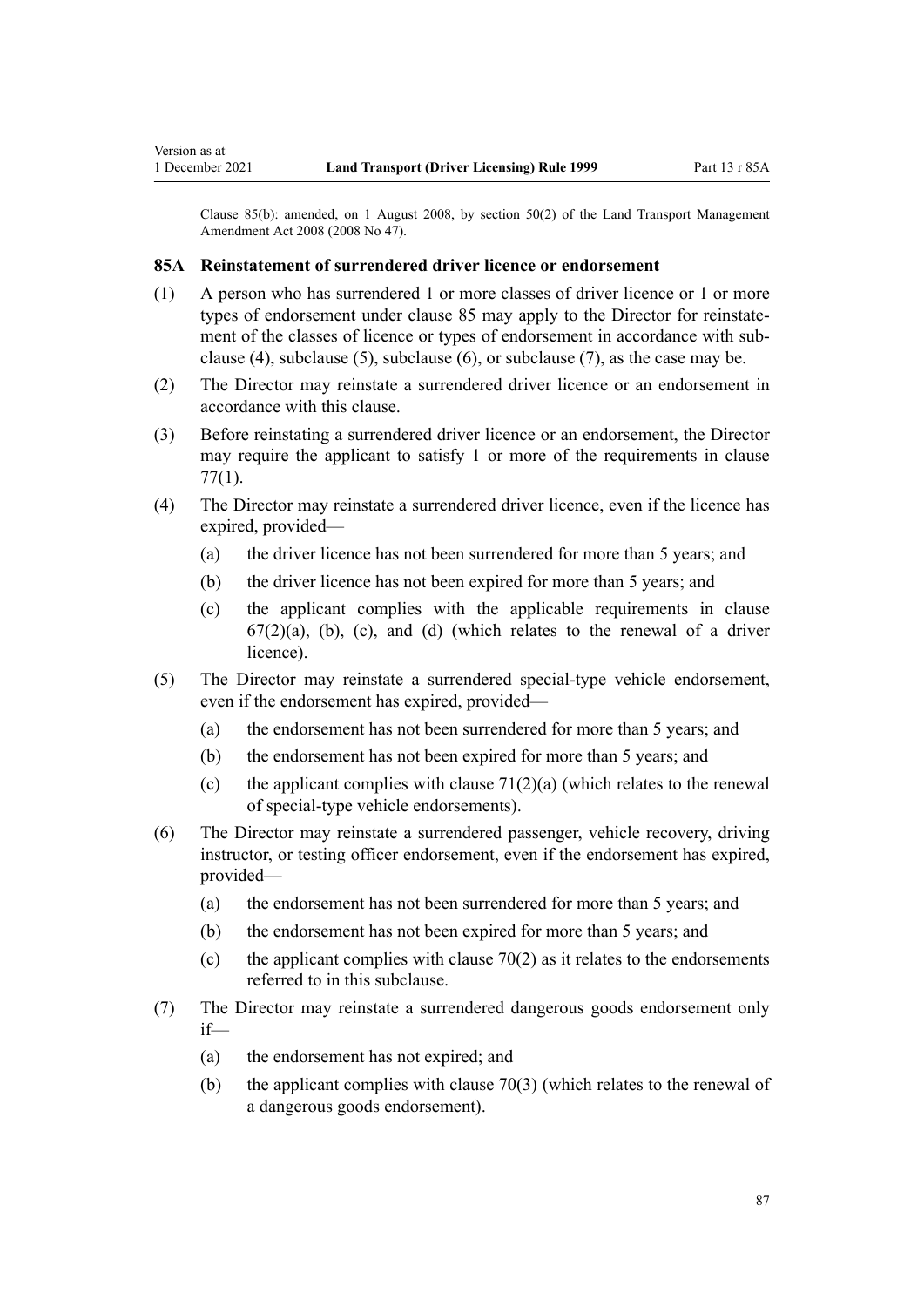Clause 85(b): amended, on 1 August 2008, by section 50(2) of the Land Transport Management Amendment Act 2008 (2008 No 47).

### 85A Reinstatement of surrendered driver licence or endorsement

(1) A person who has surrendered 1 or more classes of driver licence or 1 or more types of endorsement under clause 85 may apply to the Director for reinstatement of the classes of licence or types of endorsement in accordance with subclause (4), subclause (5), subclause (6), or subclause (7), as the case may be.

(2) The Director may reinstate a surrendered driver licence or an endorsement in accordance with this clause.

(3) Before reinstating a surrendered driver licence or an endorsement, the Director may require the applicant to satisfy 1 or more of the requirements in clause 77(1).

(4) The Director may reinstate a surrendered driver licence, even if the licence has expired, provided—

   (a) the driver licence has not been surrendered for more than 5 years; and

   (b) the driver licence has not been expired for more than 5 years; and

   (c) the applicant complies with the applicable requirements in clause 67(2)(a), (b), (c), and (d) (which relates to the renewal of a driver licence).

(5) The Director may reinstate a surrendered special-type vehicle endorsement, even if the endorsement has expired, provided—

   (a) the endorsement has not been surrendered for more than 5 years; and

   (b) the endorsement has not been expired for more than 5 years; and

   (c) the applicant complies with clause 71(2)(a) (which relates to the renewal of special-type vehicle endorsements).

(6) The Director may reinstate a surrendered passenger, vehicle recovery, driving instructor, or testing officer endorsement, even if the endorsement has expired, provided—

   (a) the endorsement has not been surrendered for more than 5 years; and

   (b) the endorsement has not been expired for more than 5 years; and

   (c) the applicant complies with clause 70(2) as it relates to the endorsements referred to in this subclause.

(7) The Director may reinstate a surrendered dangerous goods endorsement only if—

   (a) the endorsement has not expired; and

   (b) the applicant complies with clause 70(3) (which relates to the renewal of a dangerous goods endorsement).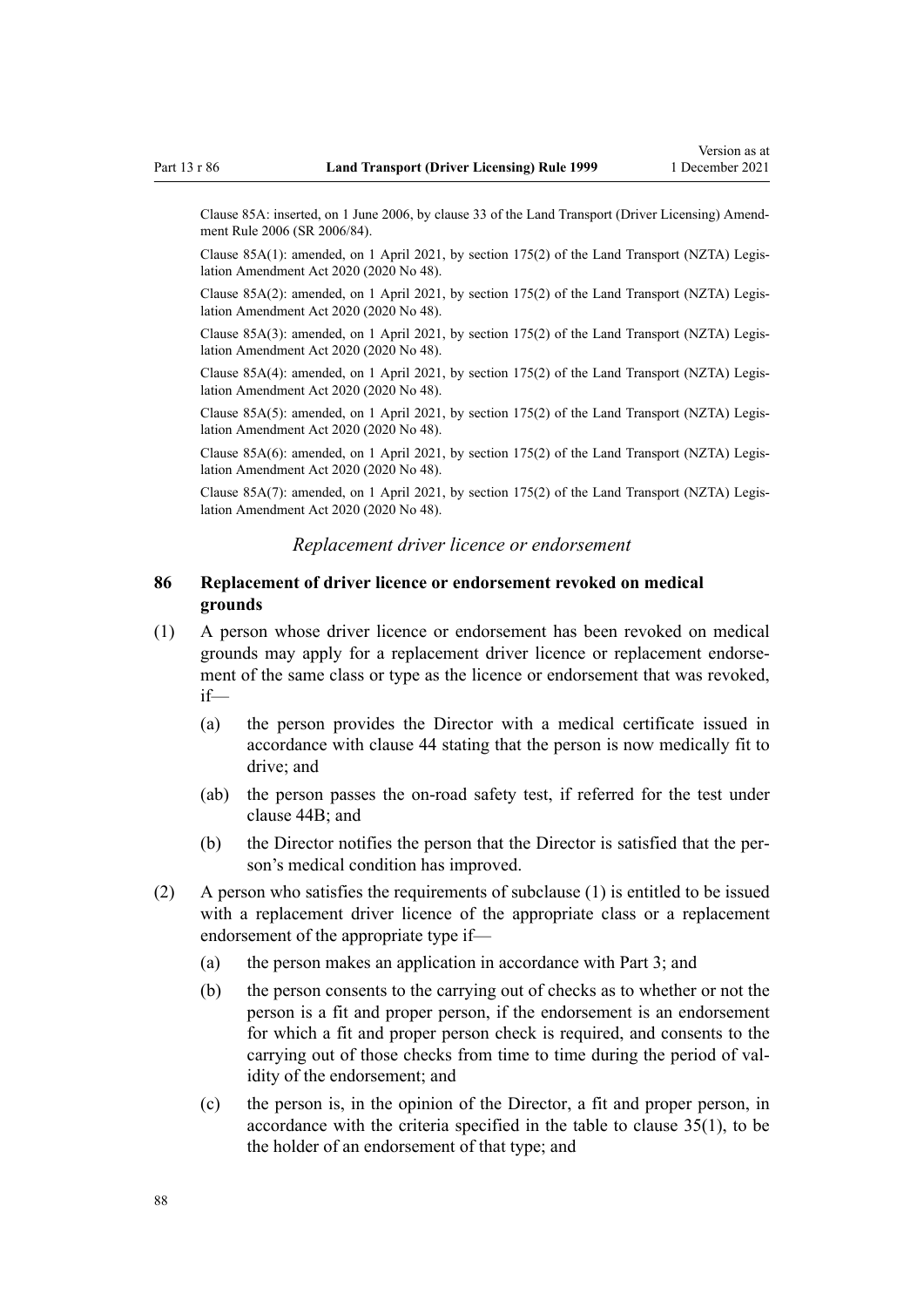Clause 85A: inserted, on 1 June 2006, by clause 33 of the Land Transport (Driver Licensing) Amendment Rule 2006 (SR 2006/84).

Clause 85A(1): amended, on 1 April 2021, by section 175(2) of the Land Transport (NZTA) Legislation Amendment Act 2020 (2020 No 48).

Clause 85A(2): amended, on 1 April 2021, by section 175(2) of the Land Transport (NZTA) Legislation Amendment Act 2020 (2020 No 48).

Clause 85A(3): amended, on 1 April 2021, by section 175(2) of the Land Transport (NZTA) Legislation Amendment Act 2020 (2020 No 48).

Clause 85A(4): amended, on 1 April 2021, by section 175(2) of the Land Transport (NZTA) Legislation Amendment Act 2020 (2020 No 48).

Clause 85A(5): amended, on 1 April 2021, by section 175(2) of the Land Transport (NZTA) Legislation Amendment Act 2020 (2020 No 48).

Clause 85A(6): amended, on 1 April 2021, by section 175(2) of the Land Transport (NZTA) Legislation Amendment Act 2020 (2020 No 48).

Clause 85A(7): amended, on 1 April 2021, by section 175(2) of the Land Transport (NZTA) Legislation Amendment Act 2020 (2020 No 48).

*Replacement driver licence or endorsement*

### 86 Replacement of driver licence or endorsement revoked on medical grounds

(1) A person whose driver licence or endorsement has been revoked on medical grounds may apply for a replacement driver licence or replacement endorsement of the same class or type as the licence or endorsement that was revoked, if—

- (a) the person provides the Director with a medical certificate issued in accordance with clause 44 stating that the person is now medically fit to drive; and
- (ab) the person passes the on-road safety test, if referred for the test under clause 44B; and
- (b) the Director notifies the person that the Director is satisfied that the person's medical condition has improved.

(2) A person who satisfies the requirements of subclause (1) is entitled to be issued with a replacement driver licence of the appropriate class or a replacement endorsement of the appropriate type if—

- (a) the person makes an application in accordance with Part 3; and
- (b) the person consents to the carrying out of checks as to whether or not the person is a fit and proper person, if the endorsement is an endorsement for which a fit and proper person check is required, and consents to the carrying out of those checks from time to time during the period of validity of the endorsement; and
- (c) the person is, in the opinion of the Director, a fit and proper person, in accordance with the criteria specified in the table to clause 35(1), to be the holder of an endorsement of that type; and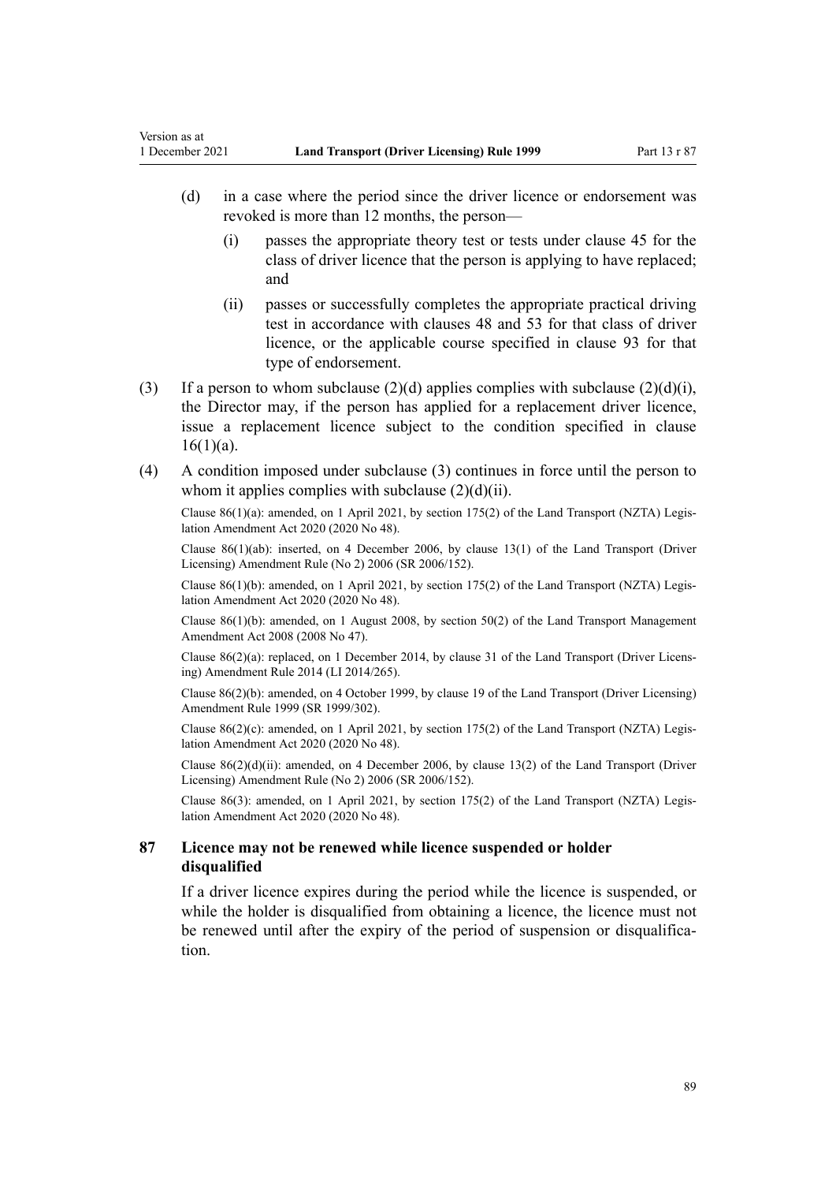- (d) in a case where the period since the driver licence or endorsement was revoked is more than 12 months, the person—
  - (i) passes the appropriate theory test or tests under clause 45 for the class of driver licence that the person is applying to have replaced; and
  - (ii) passes or successfully completes the appropriate practical driving test in accordance with clauses 48 and 53 for that class of driver licence, or the applicable course specified in clause 93 for that type of endorsement.

(3) If a person to whom subclause (2)(d) applies complies with subclause (2)(d)(i), the Director may, if the person has applied for a replacement driver licence, issue a replacement licence subject to the condition specified in clause 16(1)(a).

(4) A condition imposed under subclause (3) continues in force until the person to whom it applies complies with subclause (2)(d)(ii).

Clause 86(1)(a): amended, on 1 April 2021, by section 175(2) of the Land Transport (NZTA) Legislation Amendment Act 2020 (2020 No 48).

Clause 86(1)(ab): inserted, on 4 December 2006, by clause 13(1) of the Land Transport (Driver Licensing) Amendment Rule (No 2) 2006 (SR 2006/152).

Clause 86(1)(b): amended, on 1 April 2021, by section 175(2) of the Land Transport (NZTA) Legislation Amendment Act 2020 (2020 No 48).

Clause 86(1)(b): amended, on 1 August 2008, by section 50(2) of the Land Transport Management Amendment Act 2008 (2008 No 47).

Clause 86(2)(a): replaced, on 1 December 2014, by clause 31 of the Land Transport (Driver Licensing) Amendment Rule 2014 (LI 2014/265).

Clause 86(2)(b): amended, on 4 October 1999, by clause 19 of the Land Transport (Driver Licensing) Amendment Rule 1999 (SR 1999/302).

Clause 86(2)(c): amended, on 1 April 2021, by section 175(2) of the Land Transport (NZTA) Legislation Amendment Act 2020 (2020 No 48).

Clause 86(2)(d)(ii): amended, on 4 December 2006, by clause 13(2) of the Land Transport (Driver Licensing) Amendment Rule (No 2) 2006 (SR 2006/152).

Clause 86(3): amended, on 1 April 2021, by section 175(2) of the Land Transport (NZTA) Legislation Amendment Act 2020 (2020 No 48).

### 87 Licence may not be renewed while licence suspended or holder disqualified

If a driver licence expires during the period while the licence is suspended, or while the holder is disqualified from obtaining a licence, the licence must not be renewed until after the expiry of the period of suspension or disqualification.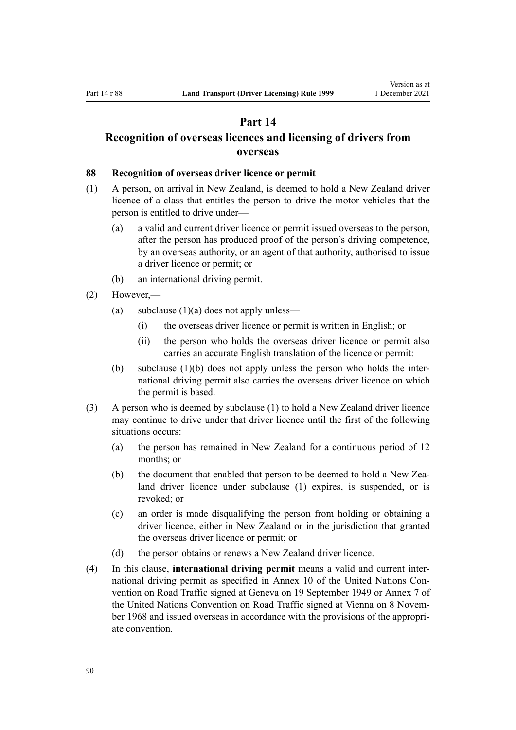# Part 14

## Recognition of overseas licences and licensing of drivers from overseas

### 88 Recognition of overseas driver licence or permit

(1) A person, on arrival in New Zealand, is deemed to hold a New Zealand driver licence of a class that entitles the person to drive the motor vehicles that the person is entitled to drive under—

   (a) a valid and current driver licence or permit issued overseas to the person, after the person has produced proof of the person's driving competence, by an overseas authority, or an agent of that authority, authorised to issue a driver licence or permit; or

   (b) an international driving permit.

(2) However,—

   (a) subclause (1)(a) does not apply unless—

      (i) the overseas driver licence or permit is written in English; or

      (ii) the person who holds the overseas driver licence or permit also carries an accurate English translation of the licence or permit:

   (b) subclause (1)(b) does not apply unless the person who holds the international driving permit also carries the overseas driver licence on which the permit is based.

(3) A person who is deemed by subclause (1) to hold a New Zealand driver licence may continue to drive under that driver licence until the first of the following situations occurs:

   (a) the person has remained in New Zealand for a continuous period of 12 months; or

   (b) the document that enabled that person to be deemed to hold a New Zealand driver licence under subclause (1) expires, is suspended, or is revoked; or

   (c) an order is made disqualifying the person from holding or obtaining a driver licence, either in New Zealand or in the jurisdiction that granted the overseas driver licence or permit; or

   (d) the person obtains or renews a New Zealand driver licence.

(4) In this clause, **international driving permit** means a valid and current international driving permit as specified in Annex 10 of the United Nations Convention on Road Traffic signed at Geneva on 19 September 1949 or Annex 7 of the United Nations Convention on Road Traffic signed at Vienna on 8 November 1968 and issued overseas in accordance with the provisions of the appropriate convention.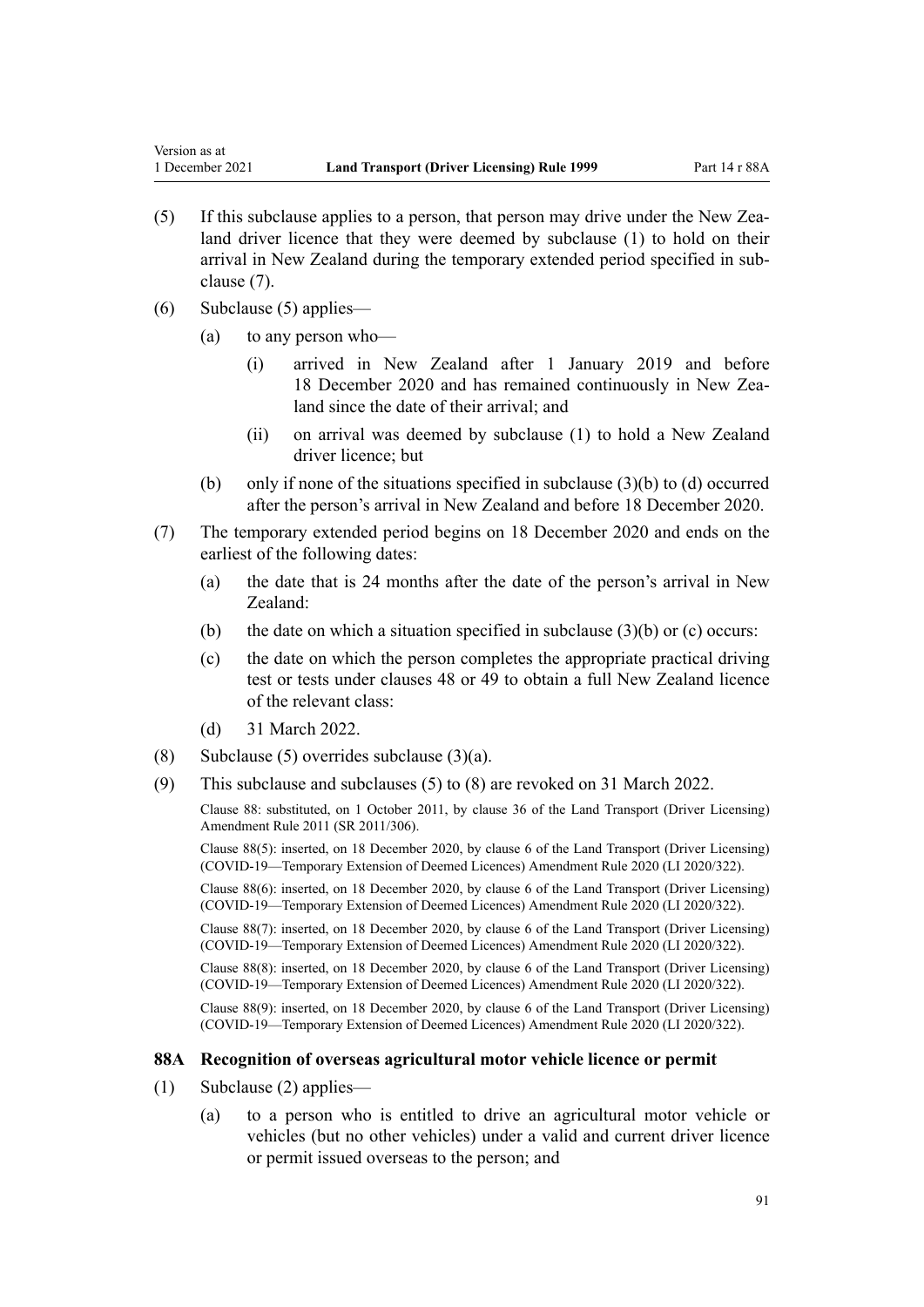(5) If this subclause applies to a person, that person may drive under the New Zealand driver licence that they were deemed by subclause (1) to hold on their arrival in New Zealand during the temporary extended period specified in subclause (7).

(6) Subclause (5) applies—

- (a) to any person who—
  - (i) arrived in New Zealand after 1 January 2019 and before 18 December 2020 and has remained continuously in New Zealand since the date of their arrival; and
  - (ii) on arrival was deemed by subclause (1) to hold a New Zealand driver licence; but
- (b) only if none of the situations specified in subclause (3)(b) to (d) occurred after the person's arrival in New Zealand and before 18 December 2020.

(7) The temporary extended period begins on 18 December 2020 and ends on the earliest of the following dates:

- (a) the date that is 24 months after the date of the person's arrival in New Zealand:
- (b) the date on which a situation specified in subclause (3)(b) or (c) occurs:
- (c) the date on which the person completes the appropriate practical driving test or tests under clauses 48 or 49 to obtain a full New Zealand licence of the relevant class:
- (d) 31 March 2022.

(8) Subclause (5) overrides subclause (3)(a).

(9) This subclause and subclauses (5) to (8) are revoked on 31 March 2022.

Clause 88: substituted, on 1 October 2011, by clause 36 of the Land Transport (Driver Licensing) Amendment Rule 2011 (SR 2011/306).

Clause 88(5): inserted, on 18 December 2020, by clause 6 of the Land Transport (Driver Licensing) (COVID-19—Temporary Extension of Deemed Licences) Amendment Rule 2020 (LI 2020/322).

Clause 88(6): inserted, on 18 December 2020, by clause 6 of the Land Transport (Driver Licensing) (COVID-19—Temporary Extension of Deemed Licences) Amendment Rule 2020 (LI 2020/322).

Clause 88(7): inserted, on 18 December 2020, by clause 6 of the Land Transport (Driver Licensing) (COVID-19—Temporary Extension of Deemed Licences) Amendment Rule 2020 (LI 2020/322).

Clause 88(8): inserted, on 18 December 2020, by clause 6 of the Land Transport (Driver Licensing) (COVID-19—Temporary Extension of Deemed Licences) Amendment Rule 2020 (LI 2020/322).

Clause 88(9): inserted, on 18 December 2020, by clause 6 of the Land Transport (Driver Licensing) (COVID-19—Temporary Extension of Deemed Licences) Amendment Rule 2020 (LI 2020/322).

### 88A Recognition of overseas agricultural motor vehicle licence or permit

(1) Subclause (2) applies—

- (a) to a person who is entitled to drive an agricultural motor vehicle or vehicles (but no other vehicles) under a valid and current driver licence or permit issued overseas to the person; and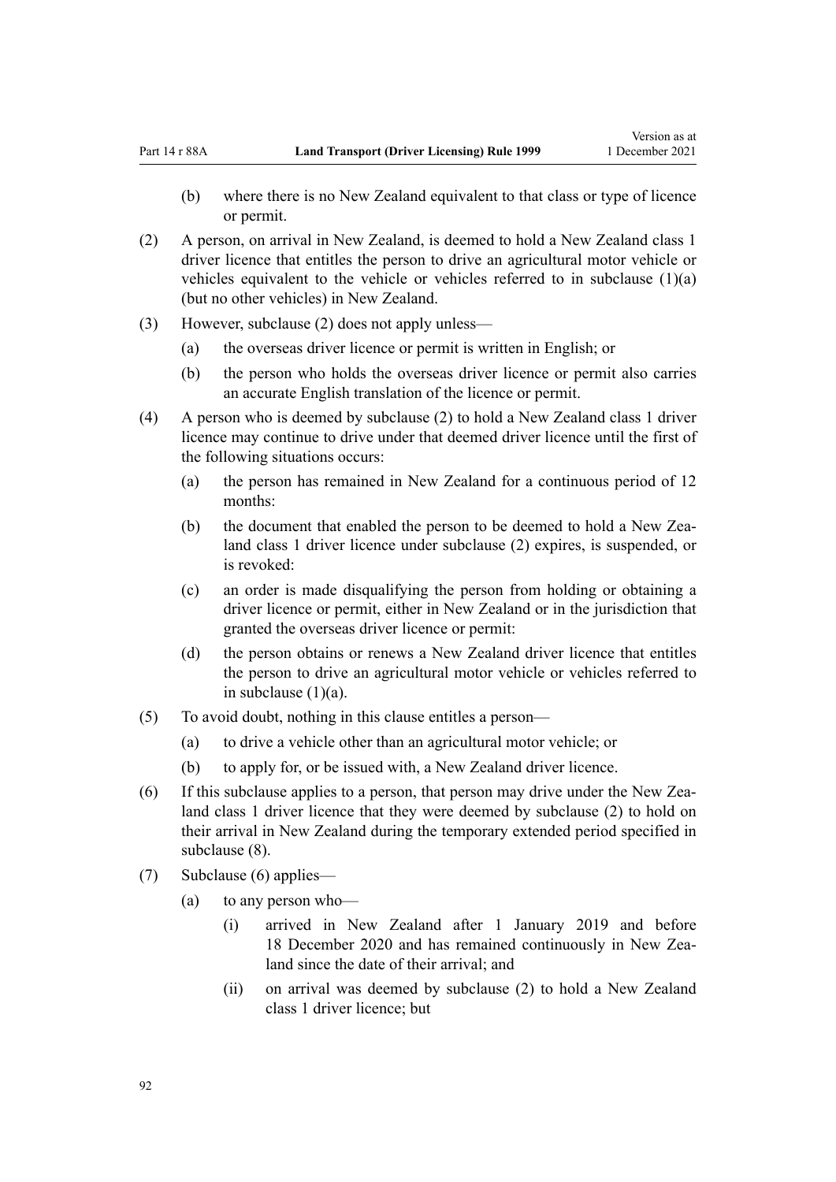(b) where there is no New Zealand equivalent to that class or type of licence or permit.

(2) A person, on arrival in New Zealand, is deemed to hold a New Zealand class 1 driver licence that entitles the person to drive an agricultural motor vehicle or vehicles equivalent to the vehicle or vehicles referred to in subclause (1)(a) (but no other vehicles) in New Zealand.

(3) However, subclause (2) does not apply unless—

- (a) the overseas driver licence or permit is written in English; or
- (b) the person who holds the overseas driver licence or permit also carries an accurate English translation of the licence or permit.

(4) A person who is deemed by subclause (2) to hold a New Zealand class 1 driver licence may continue to drive under that deemed driver licence until the first of the following situations occurs:

- (a) the person has remained in New Zealand for a continuous period of 12 months:
- (b) the document that enabled the person to be deemed to hold a New Zealand class 1 driver licence under subclause (2) expires, is suspended, or is revoked:
- (c) an order is made disqualifying the person from holding or obtaining a driver licence or permit, either in New Zealand or in the jurisdiction that granted the overseas driver licence or permit:
- (d) the person obtains or renews a New Zealand driver licence that entitles the person to drive an agricultural motor vehicle or vehicles referred to in subclause (1)(a).

(5) To avoid doubt, nothing in this clause entitles a person—

- (a) to drive a vehicle other than an agricultural motor vehicle; or
- (b) to apply for, or be issued with, a New Zealand driver licence.

(6) If this subclause applies to a person, that person may drive under the New Zealand class 1 driver licence that they were deemed by subclause (2) to hold on their arrival in New Zealand during the temporary extended period specified in subclause (8).

(7) Subclause (6) applies—

- (a) to any person who—
  - (i) arrived in New Zealand after 1 January 2019 and before 18 December 2020 and has remained continuously in New Zealand since the date of their arrival; and
  - (ii) on arrival was deemed by subclause (2) to hold a New Zealand class 1 driver licence; but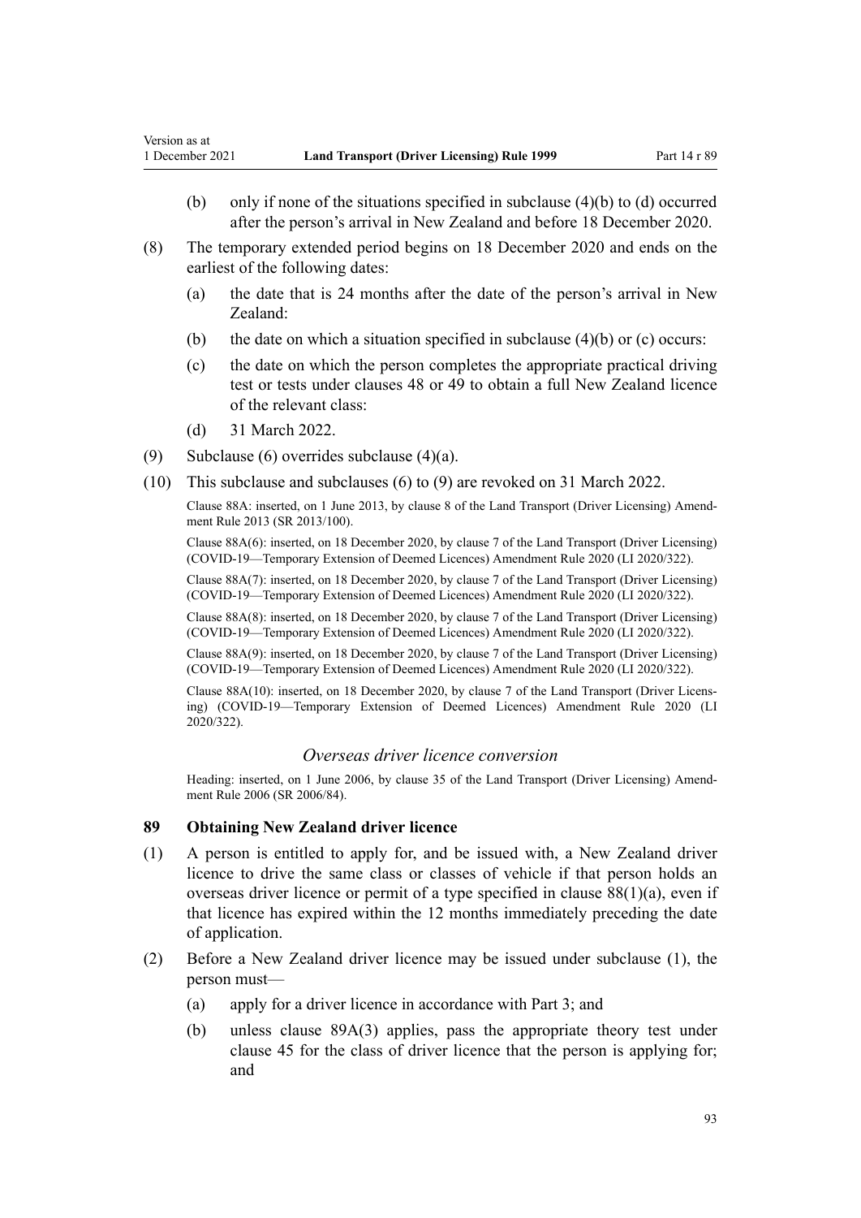(b) only if none of the situations specified in subclause (4)(b) to (d) occurred after the person's arrival in New Zealand and before 18 December 2020.

(8) The temporary extended period begins on 18 December 2020 and ends on the earliest of the following dates:

(a) the date that is 24 months after the date of the person's arrival in New Zealand:

(b) the date on which a situation specified in subclause (4)(b) or (c) occurs:

(c) the date on which the person completes the appropriate practical driving test or tests under clauses 48 or 49 to obtain a full New Zealand licence of the relevant class:

(d) 31 March 2022.

(9) Subclause (6) overrides subclause (4)(a).

(10) This subclause and subclauses (6) to (9) are revoked on 31 March 2022.

Clause 88A: inserted, on 1 June 2013, by clause 8 of the Land Transport (Driver Licensing) Amendment Rule 2013 (SR 2013/100).

Clause 88A(6): inserted, on 18 December 2020, by clause 7 of the Land Transport (Driver Licensing) (COVID-19—Temporary Extension of Deemed Licences) Amendment Rule 2020 (LI 2020/322).

Clause 88A(7): inserted, on 18 December 2020, by clause 7 of the Land Transport (Driver Licensing) (COVID-19—Temporary Extension of Deemed Licences) Amendment Rule 2020 (LI 2020/322).

Clause 88A(8): inserted, on 18 December 2020, by clause 7 of the Land Transport (Driver Licensing) (COVID-19—Temporary Extension of Deemed Licences) Amendment Rule 2020 (LI 2020/322).

Clause 88A(9): inserted, on 18 December 2020, by clause 7 of the Land Transport (Driver Licensing) (COVID-19—Temporary Extension of Deemed Licences) Amendment Rule 2020 (LI 2020/322).

Clause 88A(10): inserted, on 18 December 2020, by clause 7 of the Land Transport (Driver Licensing) (COVID-19—Temporary Extension of Deemed Licences) Amendment Rule 2020 (LI 2020/322).

*Overseas driver licence conversion*

Heading: inserted, on 1 June 2006, by clause 35 of the Land Transport (Driver Licensing) Amendment Rule 2006 (SR 2006/84).

### 89 Obtaining New Zealand driver licence

(1) A person is entitled to apply for, and be issued with, a New Zealand driver licence to drive the same class or classes of vehicle if that person holds an overseas driver licence or permit of a type specified in clause 88(1)(a), even if that licence has expired within the 12 months immediately preceding the date of application.

(2) Before a New Zealand driver licence may be issued under subclause (1), the person must—

(a) apply for a driver licence in accordance with Part 3; and

(b) unless clause 89A(3) applies, pass the appropriate theory test under clause 45 for the class of driver licence that the person is applying for; and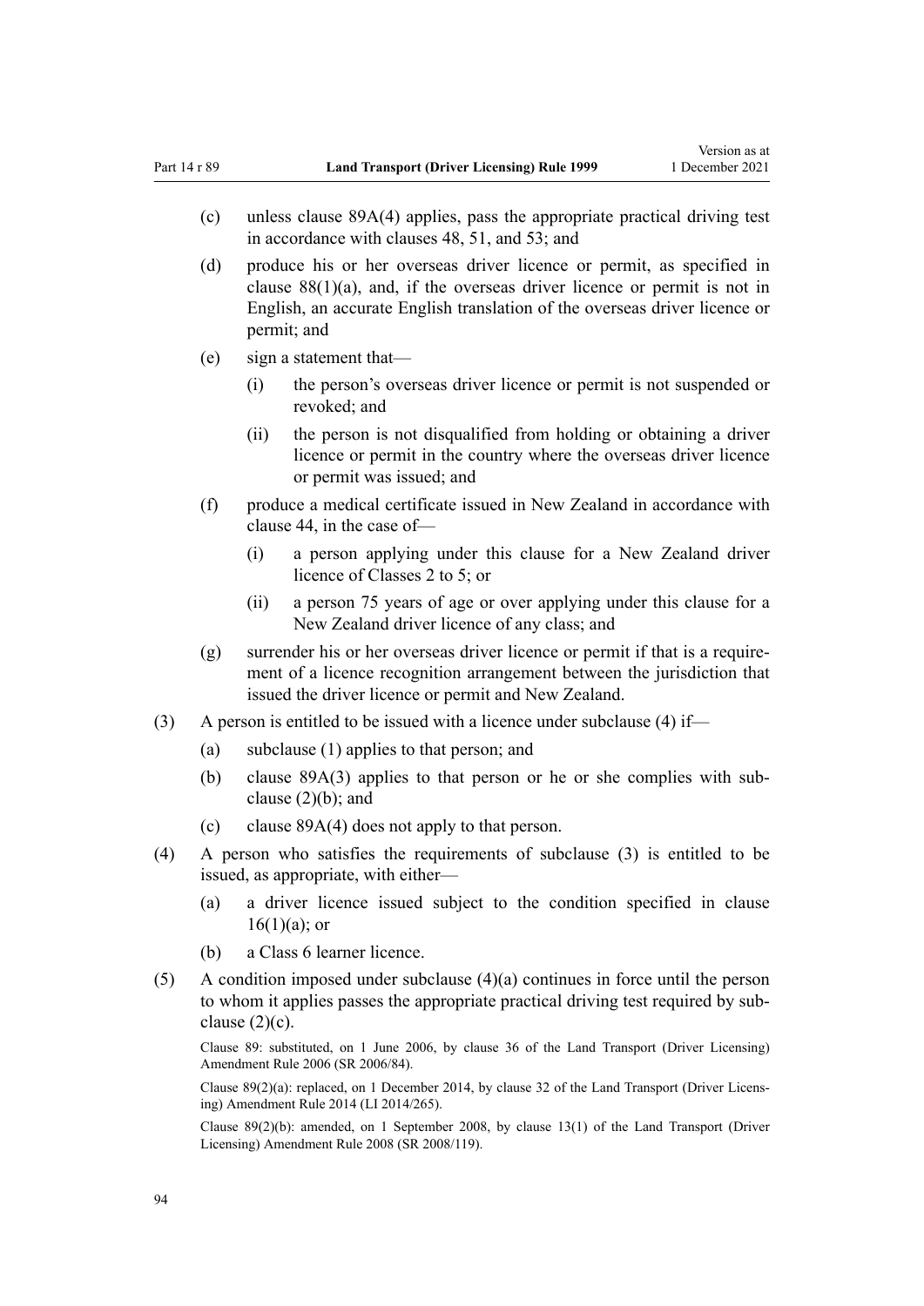(c) unless clause 89A(4) applies, pass the appropriate practical driving test in accordance with clauses 48, 51, and 53; and

(d) produce his or her overseas driver licence or permit, as specified in clause 88(1)(a), and, if the overseas driver licence or permit is not in English, an accurate English translation of the overseas driver licence or permit; and

(e) sign a statement that—

  (i) the person's overseas driver licence or permit is not suspended or revoked; and

  (ii) the person is not disqualified from holding or obtaining a driver licence or permit in the country where the overseas driver licence or permit was issued; and

(f) produce a medical certificate issued in New Zealand in accordance with clause 44, in the case of—

  (i) a person applying under this clause for a New Zealand driver licence of Classes 2 to 5; or

  (ii) a person 75 years of age or over applying under this clause for a New Zealand driver licence of any class; and

(g) surrender his or her overseas driver licence or permit if that is a requirement of a licence recognition arrangement between the jurisdiction that issued the driver licence or permit and New Zealand.

(3) A person is entitled to be issued with a licence under subclause (4) if—

  (a) subclause (1) applies to that person; and

  (b) clause 89A(3) applies to that person or he or she complies with subclause (2)(b); and

  (c) clause 89A(4) does not apply to that person.

(4) A person who satisfies the requirements of subclause (3) is entitled to be issued, as appropriate, with either—

  (a) a driver licence issued subject to the condition specified in clause 16(1)(a); or

  (b) a Class 6 learner licence.

(5) A condition imposed under subclause (4)(a) continues in force until the person to whom it applies passes the appropriate practical driving test required by subclause (2)(c).

Clause 89: substituted, on 1 June 2006, by clause 36 of the Land Transport (Driver Licensing) Amendment Rule 2006 (SR 2006/84).

Clause 89(2)(a): replaced, on 1 December 2014, by clause 32 of the Land Transport (Driver Licensing) Amendment Rule 2014 (LI 2014/265).

Clause 89(2)(b): amended, on 1 September 2008, by clause 13(1) of the Land Transport (Driver Licensing) Amendment Rule 2008 (SR 2008/119).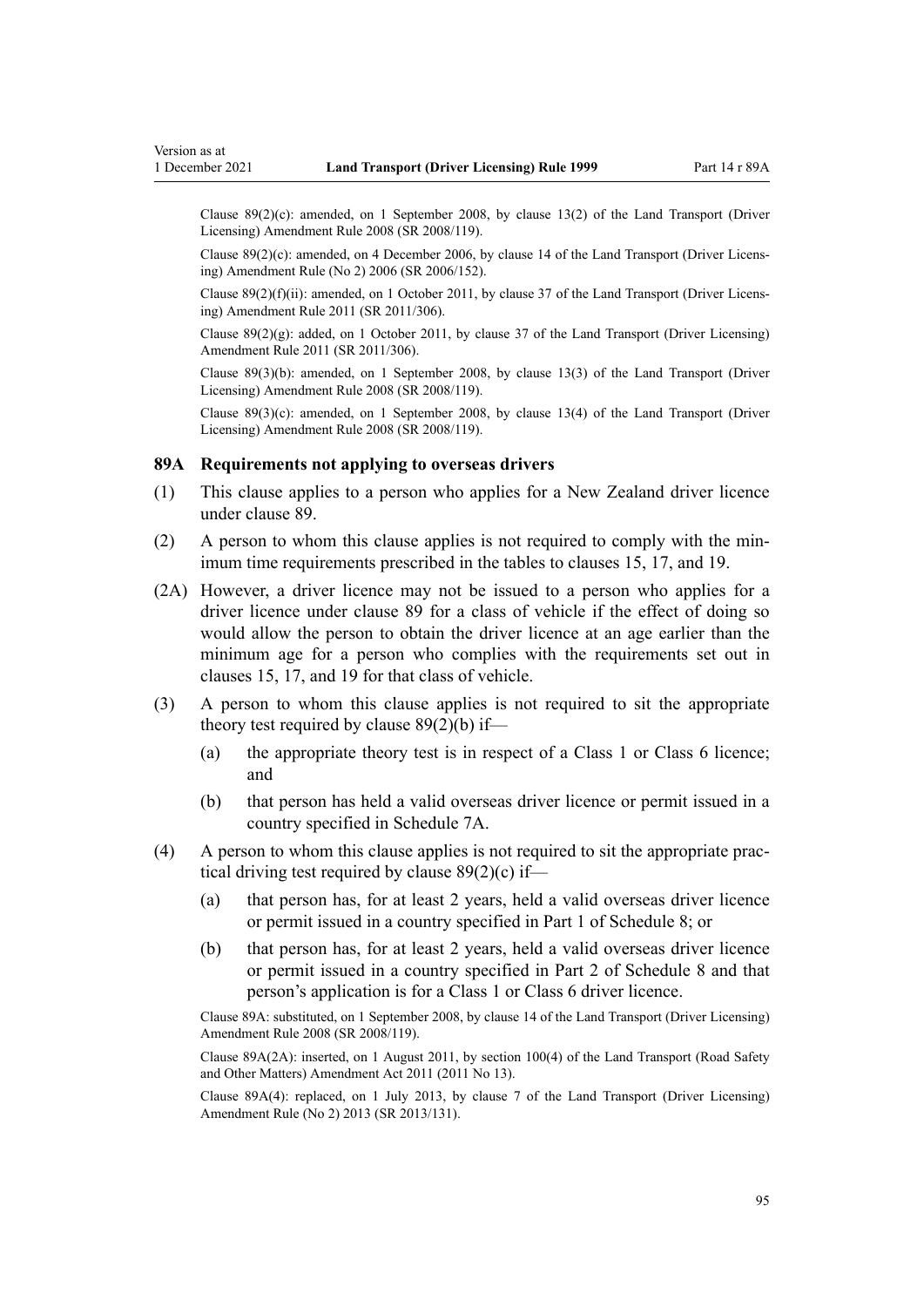Clause 89(2)(c): amended, on 1 September 2008, by clause 13(2) of the Land Transport (Driver Licensing) Amendment Rule 2008 (SR 2008/119).

Clause 89(2)(c): amended, on 4 December 2006, by clause 14 of the Land Transport (Driver Licensing) Amendment Rule (No 2) 2006 (SR 2006/152).

Clause 89(2)(f)(ii): amended, on 1 October 2011, by clause 37 of the Land Transport (Driver Licensing) Amendment Rule 2011 (SR 2011/306).

Clause 89(2)(g): added, on 1 October 2011, by clause 37 of the Land Transport (Driver Licensing) Amendment Rule 2011 (SR 2011/306).

Clause 89(3)(b): amended, on 1 September 2008, by clause 13(3) of the Land Transport (Driver Licensing) Amendment Rule 2008 (SR 2008/119).

Clause 89(3)(c): amended, on 1 September 2008, by clause 13(4) of the Land Transport (Driver Licensing) Amendment Rule 2008 (SR 2008/119).

### 89A Requirements not applying to overseas drivers

(1) This clause applies to a person who applies for a New Zealand driver licence under clause 89.

(2) A person to whom this clause applies is not required to comply with the minimum time requirements prescribed in the tables to clauses 15, 17, and 19.

(2A) However, a driver licence may not be issued to a person who applies for a driver licence under clause 89 for a class of vehicle if the effect of doing so would allow the person to obtain the driver licence at an age earlier than the minimum age for a person who complies with the requirements set out in clauses 15, 17, and 19 for that class of vehicle.

(3) A person to whom this clause applies is not required to sit the appropriate theory test required by clause 89(2)(b) if—

- (a) the appropriate theory test is in respect of a Class 1 or Class 6 licence; and
- (b) that person has held a valid overseas driver licence or permit issued in a country specified in Schedule 7A.

(4) A person to whom this clause applies is not required to sit the appropriate practical driving test required by clause 89(2)(c) if—

- (a) that person has, for at least 2 years, held a valid overseas driver licence or permit issued in a country specified in Part 1 of Schedule 8; or
- (b) that person has, for at least 2 years, held a valid overseas driver licence or permit issued in a country specified in Part 2 of Schedule 8 and that person's application is for a Class 1 or Class 6 driver licence.

Clause 89A: substituted, on 1 September 2008, by clause 14 of the Land Transport (Driver Licensing) Amendment Rule 2008 (SR 2008/119).

Clause 89A(2A): inserted, on 1 August 2011, by section 100(4) of the Land Transport (Road Safety and Other Matters) Amendment Act 2011 (2011 No 13).

Clause 89A(4): replaced, on 1 July 2013, by clause 7 of the Land Transport (Driver Licensing) Amendment Rule (No 2) 2013 (SR 2013/131).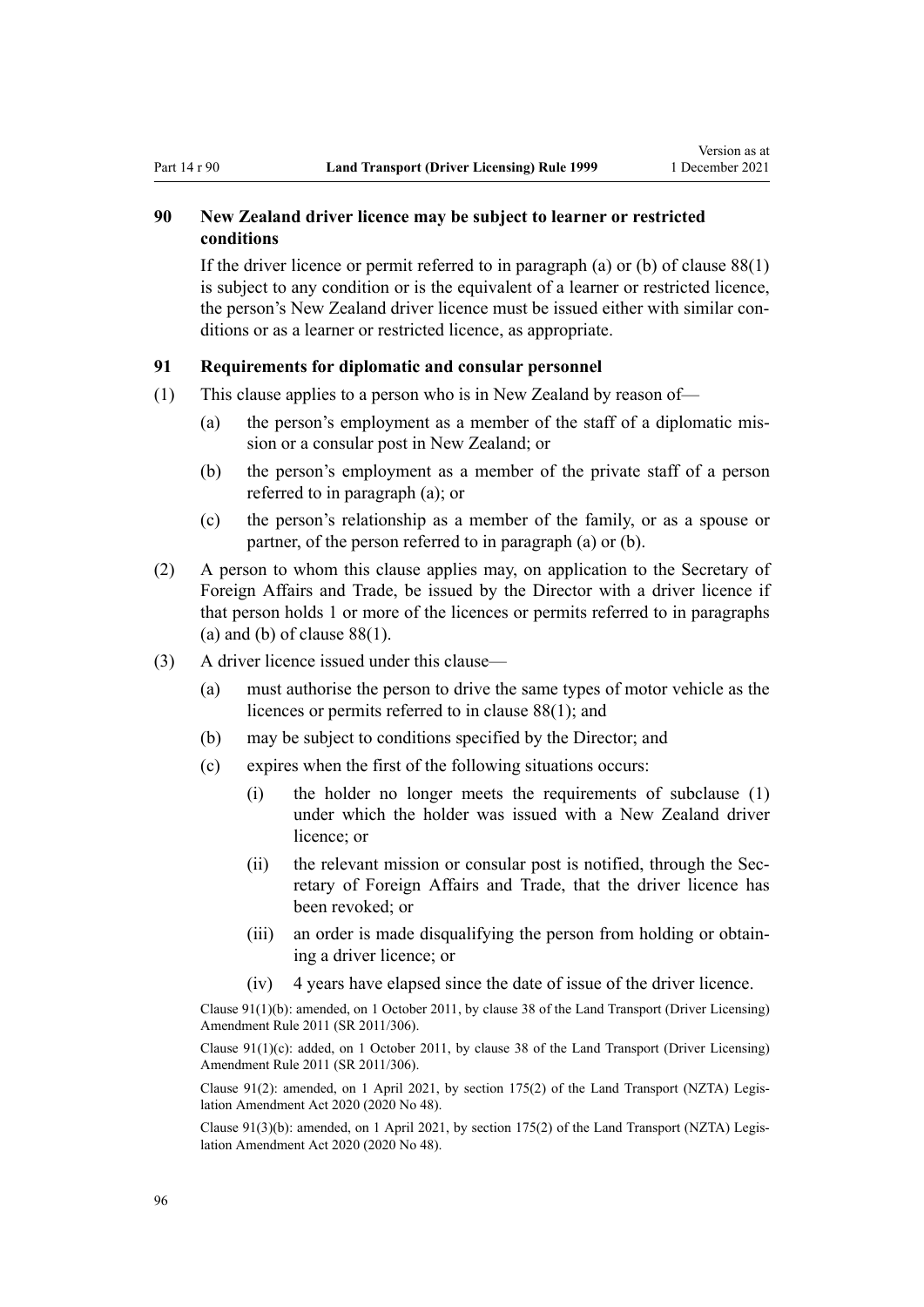## 90 New Zealand driver licence may be subject to learner or restricted conditions

If the driver licence or permit referred to in paragraph (a) or (b) of clause 88(1) is subject to any condition or is the equivalent of a learner or restricted licence, the person's New Zealand driver licence must be issued either with similar conditions or as a learner or restricted licence, as appropriate.

## 91 Requirements for diplomatic and consular personnel

(1) This clause applies to a person who is in New Zealand by reason of—

- (a) the person's employment as a member of the staff of a diplomatic mission or a consular post in New Zealand; or
- (b) the person's employment as a member of the private staff of a person referred to in paragraph (a); or
- (c) the person's relationship as a member of the family, or as a spouse or partner, of the person referred to in paragraph (a) or (b).

(2) A person to whom this clause applies may, on application to the Secretary of Foreign Affairs and Trade, be issued by the Director with a driver licence if that person holds 1 or more of the licences or permits referred to in paragraphs (a) and (b) of clause 88(1).

(3) A driver licence issued under this clause—

- (a) must authorise the person to drive the same types of motor vehicle as the licences or permits referred to in clause 88(1); and
- (b) may be subject to conditions specified by the Director; and
- (c) expires when the first of the following situations occurs:
  - (i) the holder no longer meets the requirements of subclause (1) under which the holder was issued with a New Zealand driver licence; or
  - (ii) the relevant mission or consular post is notified, through the Secretary of Foreign Affairs and Trade, that the driver licence has been revoked; or
  - (iii) an order is made disqualifying the person from holding or obtaining a driver licence; or
  - (iv) 4 years have elapsed since the date of issue of the driver licence.

Clause 91(1)(b): amended, on 1 October 2011, by clause 38 of the Land Transport (Driver Licensing) Amendment Rule 2011 (SR 2011/306).

Clause 91(1)(c): added, on 1 October 2011, by clause 38 of the Land Transport (Driver Licensing) Amendment Rule 2011 (SR 2011/306).

Clause 91(2): amended, on 1 April 2021, by section 175(2) of the Land Transport (NZTA) Legislation Amendment Act 2020 (2020 No 48).

Clause 91(3)(b): amended, on 1 April 2021, by section 175(2) of the Land Transport (NZTA) Legislation Amendment Act 2020 (2020 No 48).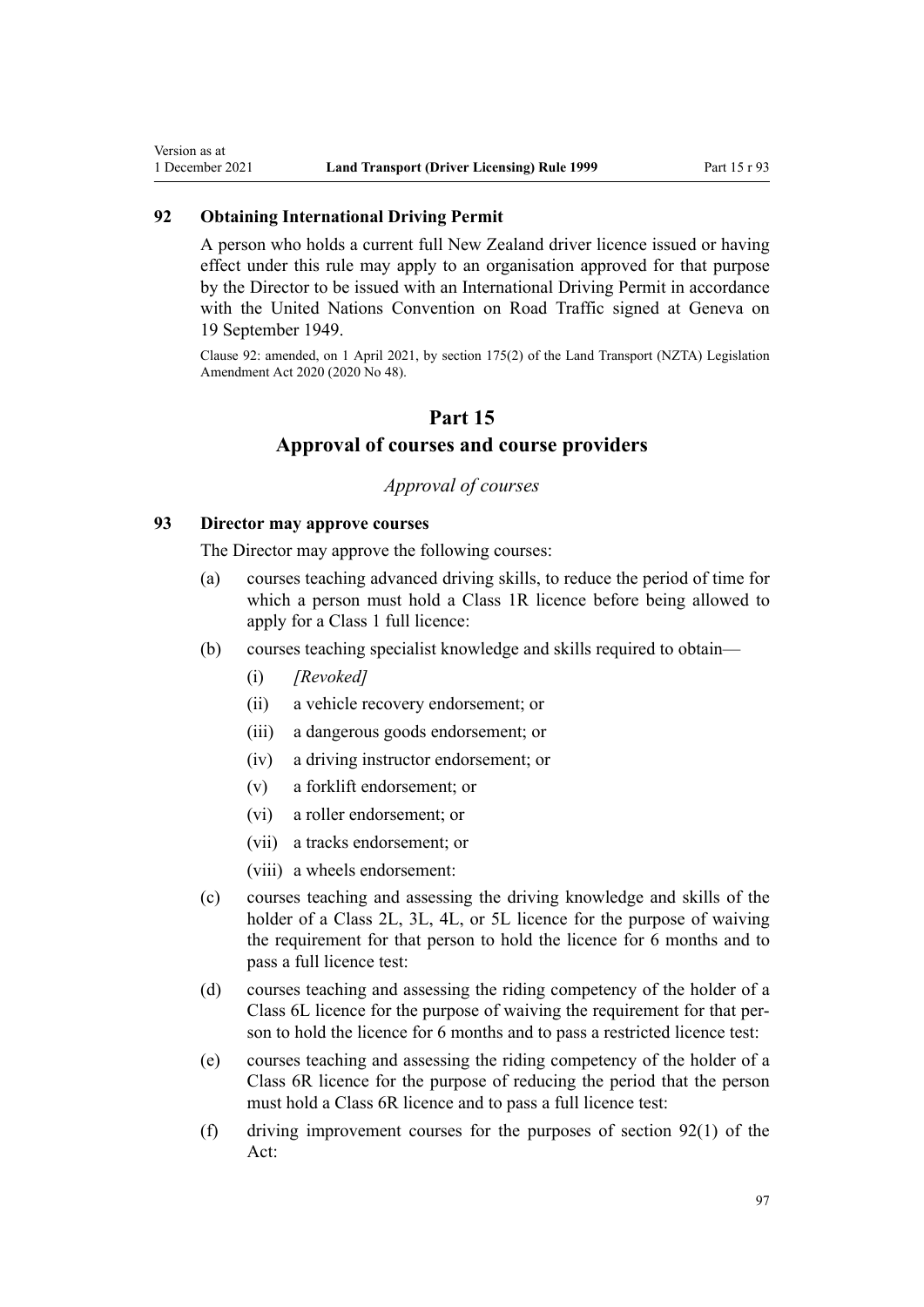### 92 Obtaining International Driving Permit

A person who holds a current full New Zealand driver licence issued or having effect under this rule may apply to an organisation approved for that purpose by the Director to be issued with an International Driving Permit in accordance with the United Nations Convention on Road Traffic signed at Geneva on 19 September 1949.

Clause 92: amended, on 1 April 2021, by section 175(2) of the Land Transport (NZTA) Legislation Amendment Act 2020 (2020 No 48).

## Part 15
## Approval of courses and course providers

*Approval of courses*

### 93 Director may approve courses

The Director may approve the following courses:

(a) courses teaching advanced driving skills, to reduce the period of time for which a person must hold a Class 1R licence before being allowed to apply for a Class 1 full licence:

(b) courses teaching specialist knowledge and skills required to obtain—

  (i) *[Revoked]*

  (ii) a vehicle recovery endorsement; or

  (iii) a dangerous goods endorsement; or

  (iv) a driving instructor endorsement; or

  (v) a forklift endorsement; or

  (vi) a roller endorsement; or

  (vii) a tracks endorsement; or

  (viii) a wheels endorsement:

(c) courses teaching and assessing the driving knowledge and skills of the holder of a Class 2L, 3L, 4L, or 5L licence for the purpose of waiving the requirement for that person to hold the licence for 6 months and to pass a full licence test:

(d) courses teaching and assessing the riding competency of the holder of a Class 6L licence for the purpose of waiving the requirement for that person to hold the licence for 6 months and to pass a restricted licence test:

(e) courses teaching and assessing the riding competency of the holder of a Class 6R licence for the purpose of reducing the period that the person must hold a Class 6R licence and to pass a full licence test:

(f) driving improvement courses for the purposes of section 92(1) of the Act: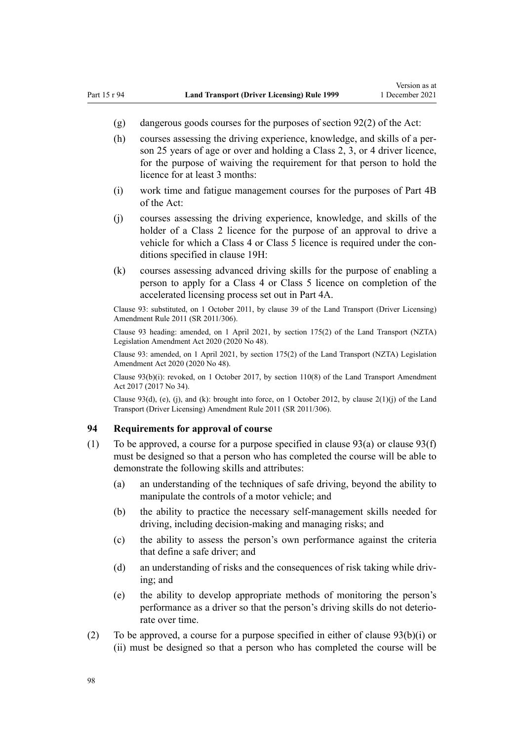(g) dangerous goods courses for the purposes of section 92(2) of the Act:

(h) courses assessing the driving experience, knowledge, and skills of a person 25 years of age or over and holding a Class 2, 3, or 4 driver licence, for the purpose of waiving the requirement for that person to hold the licence for at least 3 months:

(i) work time and fatigue management courses for the purposes of Part 4B of the Act:

(j) courses assessing the driving experience, knowledge, and skills of the holder of a Class 2 licence for the purpose of an approval to drive a vehicle for which a Class 4 or Class 5 licence is required under the conditions specified in clause 19H:

(k) courses assessing advanced driving skills for the purpose of enabling a person to apply for a Class 4 or Class 5 licence on completion of the accelerated licensing process set out in Part 4A.

Clause 93: substituted, on 1 October 2011, by clause 39 of the Land Transport (Driver Licensing) Amendment Rule 2011 (SR 2011/306).

Clause 93 heading: amended, on 1 April 2021, by section 175(2) of the Land Transport (NZTA) Legislation Amendment Act 2020 (2020 No 48).

Clause 93: amended, on 1 April 2021, by section 175(2) of the Land Transport (NZTA) Legislation Amendment Act 2020 (2020 No 48).

Clause 93(b)(i): revoked, on 1 October 2017, by section 110(8) of the Land Transport Amendment Act 2017 (2017 No 34).

Clause 93(d), (e), (j), and (k): brought into force, on 1 October 2012, by clause 2(1)(j) of the Land Transport (Driver Licensing) Amendment Rule 2011 (SR 2011/306).

### 94 Requirements for approval of course

(1) To be approved, a course for a purpose specified in clause 93(a) or clause 93(f) must be designed so that a person who has completed the course will be able to demonstrate the following skills and attributes:

(a) an understanding of the techniques of safe driving, beyond the ability to manipulate the controls of a motor vehicle; and

(b) the ability to practice the necessary self-management skills needed for driving, including decision-making and managing risks; and

(c) the ability to assess the person's own performance against the criteria that define a safe driver; and

(d) an understanding of risks and the consequences of risk taking while driving; and

(e) the ability to develop appropriate methods of monitoring the person's performance as a driver so that the person's driving skills do not deteriorate over time.

(2) To be approved, a course for a purpose specified in either of clause 93(b)(i) or (ii) must be designed so that a person who has completed the course will be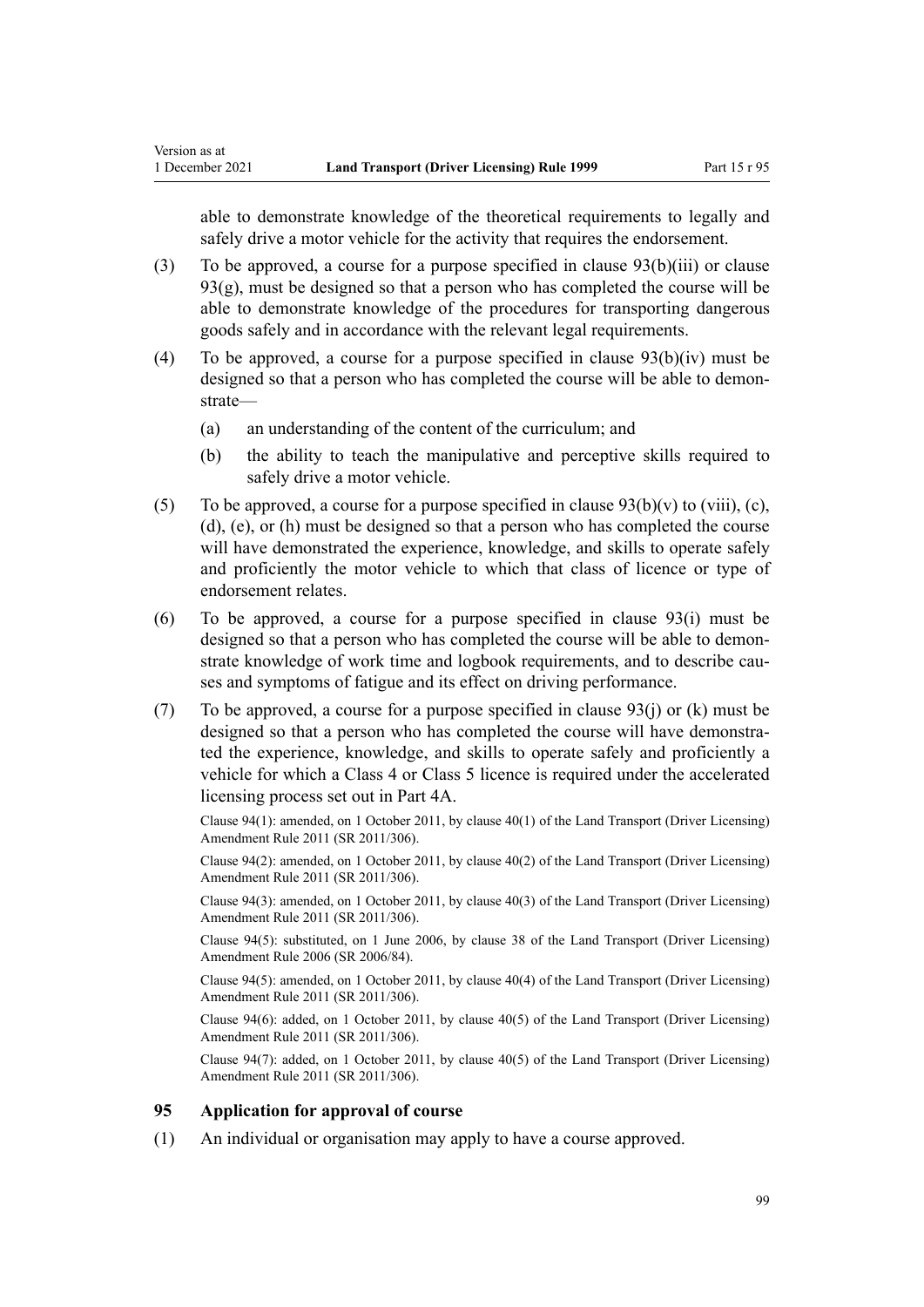able to demonstrate knowledge of the theoretical requirements to legally and safely drive a motor vehicle for the activity that requires the endorsement.

(3) To be approved, a course for a purpose specified in clause 93(b)(iii) or clause 93(g), must be designed so that a person who has completed the course will be able to demonstrate knowledge of the procedures for transporting dangerous goods safely and in accordance with the relevant legal requirements.

(4) To be approved, a course for a purpose specified in clause 93(b)(iv) must be designed so that a person who has completed the course will be able to demonstrate—

(a) an understanding of the content of the curriculum; and

(b) the ability to teach the manipulative and perceptive skills required to safely drive a motor vehicle.

(5) To be approved, a course for a purpose specified in clause 93(b)(v) to (viii), (c), (d), (e), or (h) must be designed so that a person who has completed the course will have demonstrated the experience, knowledge, and skills to operate safely and proficiently the motor vehicle to which that class of licence or type of endorsement relates.

(6) To be approved, a course for a purpose specified in clause 93(i) must be designed so that a person who has completed the course will be able to demonstrate knowledge of work time and logbook requirements, and to describe causes and symptoms of fatigue and its effect on driving performance.

(7) To be approved, a course for a purpose specified in clause 93(j) or (k) must be designed so that a person who has completed the course will have demonstrated the experience, knowledge, and skills to operate safely and proficiently a vehicle for which a Class 4 or Class 5 licence is required under the accelerated licensing process set out in Part 4A.

Clause 94(1): amended, on 1 October 2011, by clause 40(1) of the Land Transport (Driver Licensing) Amendment Rule 2011 (SR 2011/306).

Clause 94(2): amended, on 1 October 2011, by clause 40(2) of the Land Transport (Driver Licensing) Amendment Rule 2011 (SR 2011/306).

Clause 94(3): amended, on 1 October 2011, by clause 40(3) of the Land Transport (Driver Licensing) Amendment Rule 2011 (SR 2011/306).

Clause 94(5): substituted, on 1 June 2006, by clause 38 of the Land Transport (Driver Licensing) Amendment Rule 2006 (SR 2006/84).

Clause 94(5): amended, on 1 October 2011, by clause 40(4) of the Land Transport (Driver Licensing) Amendment Rule 2011 (SR 2011/306).

Clause 94(6): added, on 1 October 2011, by clause 40(5) of the Land Transport (Driver Licensing) Amendment Rule 2011 (SR 2011/306).

Clause 94(7): added, on 1 October 2011, by clause 40(5) of the Land Transport (Driver Licensing) Amendment Rule 2011 (SR 2011/306).

### 95 Application for approval of course

(1) An individual or organisation may apply to have a course approved.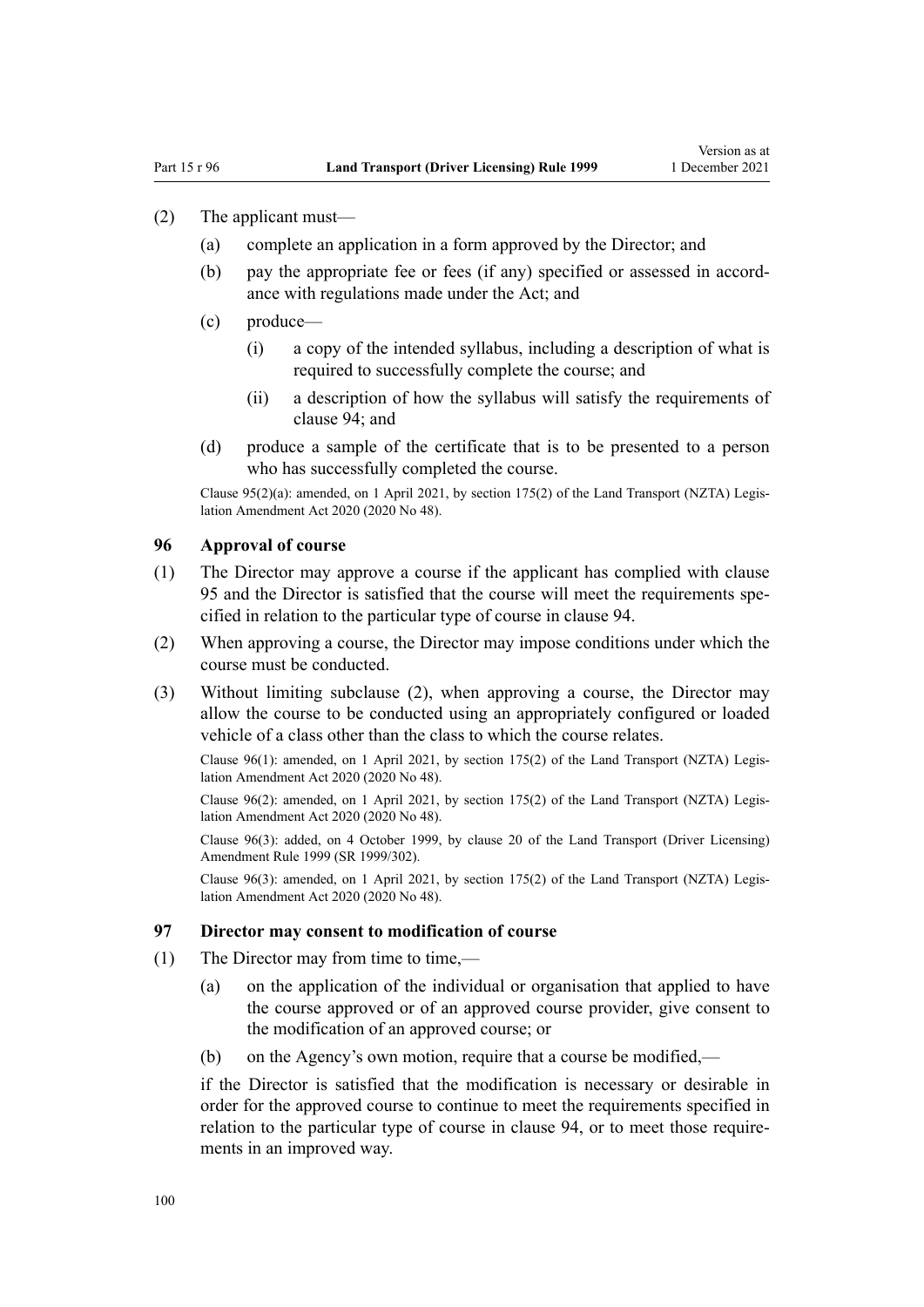(2) The applicant must—

(a) complete an application in a form approved by the Director; and

(b) pay the appropriate fee or fees (if any) specified or assessed in accordance with regulations made under the Act; and

(c) produce—

(i) a copy of the intended syllabus, including a description of what is required to successfully complete the course; and

(ii) a description of how the syllabus will satisfy the requirements of clause 94; and

(d) produce a sample of the certificate that is to be presented to a person who has successfully completed the course.

Clause 95(2)(a): amended, on 1 April 2021, by section 175(2) of the Land Transport (NZTA) Legislation Amendment Act 2020 (2020 No 48).

### 96 Approval of course

(1) The Director may approve a course if the applicant has complied with clause 95 and the Director is satisfied that the course will meet the requirements specified in relation to the particular type of course in clause 94.

(2) When approving a course, the Director may impose conditions under which the course must be conducted.

(3) Without limiting subclause (2), when approving a course, the Director may allow the course to be conducted using an appropriately configured or loaded vehicle of a class other than the class to which the course relates.

Clause 96(1): amended, on 1 April 2021, by section 175(2) of the Land Transport (NZTA) Legislation Amendment Act 2020 (2020 No 48).

Clause 96(2): amended, on 1 April 2021, by section 175(2) of the Land Transport (NZTA) Legislation Amendment Act 2020 (2020 No 48).

Clause 96(3): added, on 4 October 1999, by clause 20 of the Land Transport (Driver Licensing) Amendment Rule 1999 (SR 1999/302).

Clause 96(3): amended, on 1 April 2021, by section 175(2) of the Land Transport (NZTA) Legislation Amendment Act 2020 (2020 No 48).

### 97 Director may consent to modification of course

(1) The Director may from time to time,—

(a) on the application of the individual or organisation that applied to have the course approved or of an approved course provider, give consent to the modification of an approved course; or

(b) on the Agency's own motion, require that a course be modified,—

if the Director is satisfied that the modification is necessary or desirable in order for the approved course to continue to meet the requirements specified in relation to the particular type of course in clause 94, or to meet those requirements in an improved way.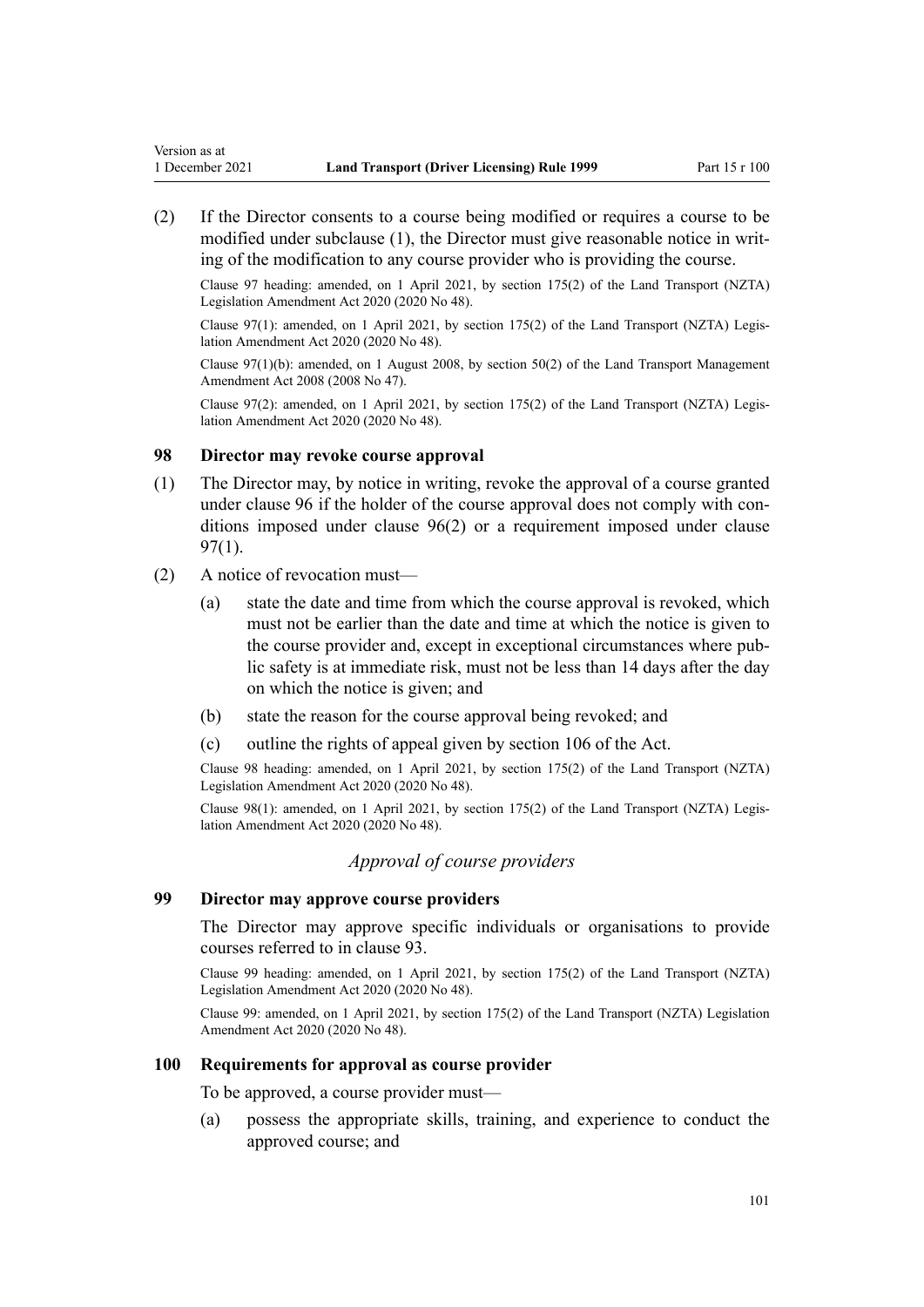(2) If the Director consents to a course being modified or requires a course to be modified under subclause (1), the Director must give reasonable notice in writing of the modification to any course provider who is providing the course.

Clause 97 heading: amended, on 1 April 2021, by section 175(2) of the Land Transport (NZTA) Legislation Amendment Act 2020 (2020 No 48).

Clause 97(1): amended, on 1 April 2021, by section 175(2) of the Land Transport (NZTA) Legislation Amendment Act 2020 (2020 No 48).

Clause 97(1)(b): amended, on 1 August 2008, by section 50(2) of the Land Transport Management Amendment Act 2008 (2008 No 47).

Clause 97(2): amended, on 1 April 2021, by section 175(2) of the Land Transport (NZTA) Legislation Amendment Act 2020 (2020 No 48).

### 98 Director may revoke course approval

(1) The Director may, by notice in writing, revoke the approval of a course granted under clause 96 if the holder of the course approval does not comply with conditions imposed under clause 96(2) or a requirement imposed under clause 97(1).

(2) A notice of revocation must—

- (a) state the date and time from which the course approval is revoked, which must not be earlier than the date and time at which the notice is given to the course provider and, except in exceptional circumstances where public safety is at immediate risk, must not be less than 14 days after the day on which the notice is given; and
- (b) state the reason for the course approval being revoked; and
- (c) outline the rights of appeal given by section 106 of the Act.

Clause 98 heading: amended, on 1 April 2021, by section 175(2) of the Land Transport (NZTA) Legislation Amendment Act 2020 (2020 No 48).

Clause 98(1): amended, on 1 April 2021, by section 175(2) of the Land Transport (NZTA) Legislation Amendment Act 2020 (2020 No 48).

*Approval of course providers*

### 99 Director may approve course providers

The Director may approve specific individuals or organisations to provide courses referred to in clause 93.

Clause 99 heading: amended, on 1 April 2021, by section 175(2) of the Land Transport (NZTA) Legislation Amendment Act 2020 (2020 No 48).

Clause 99: amended, on 1 April 2021, by section 175(2) of the Land Transport (NZTA) Legislation Amendment Act 2020 (2020 No 48).

### 100 Requirements for approval as course provider

To be approved, a course provider must—

- (a) possess the appropriate skills, training, and experience to conduct the approved course; and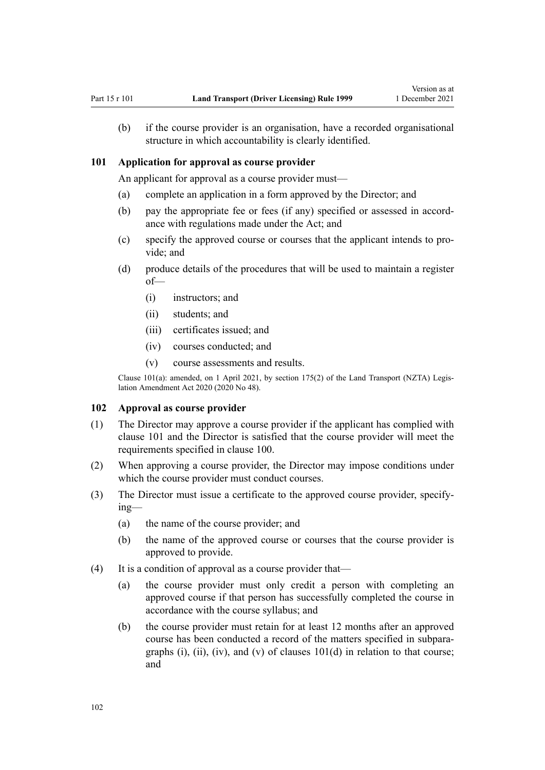(b) if the course provider is an organisation, have a recorded organisational structure in which accountability is clearly identified.

### 101 Application for approval as course provider

An applicant for approval as a course provider must—

(a) complete an application in a form approved by the Director; and

(b) pay the appropriate fee or fees (if any) specified or assessed in accordance with regulations made under the Act; and

(c) specify the approved course or courses that the applicant intends to provide; and

(d) produce details of the procedures that will be used to maintain a register of—

(i) instructors; and

(ii) students; and

(iii) certificates issued; and

(iv) courses conducted; and

(v) course assessments and results.

Clause 101(a): amended, on 1 April 2021, by section 175(2) of the Land Transport (NZTA) Legislation Amendment Act 2020 (2020 No 48).

### 102 Approval as course provider

(1) The Director may approve a course provider if the applicant has complied with clause 101 and the Director is satisfied that the course provider will meet the requirements specified in clause 100.

(2) When approving a course provider, the Director may impose conditions under which the course provider must conduct courses.

(3) The Director must issue a certificate to the approved course provider, specifying—

(a) the name of the course provider; and

(b) the name of the approved course or courses that the course provider is approved to provide.

(4) It is a condition of approval as a course provider that—

(a) the course provider must only credit a person with completing an approved course if that person has successfully completed the course in accordance with the course syllabus; and

(b) the course provider must retain for at least 12 months after an approved course has been conducted a record of the matters specified in subparagraphs (i), (ii), (iv), and (v) of clauses 101(d) in relation to that course; and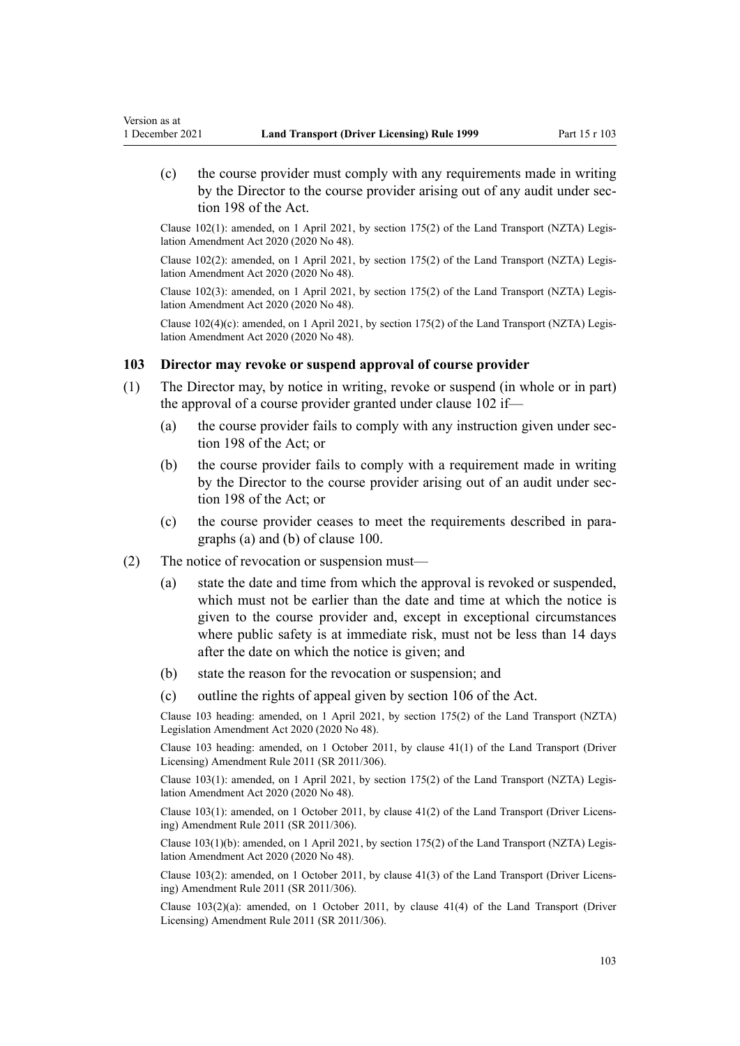(c) the course provider must comply with any requirements made in writing by the Director to the course provider arising out of any audit under section 198 of the Act.

Clause 102(1): amended, on 1 April 2021, by section 175(2) of the Land Transport (NZTA) Legislation Amendment Act 2020 (2020 No 48).

Clause 102(2): amended, on 1 April 2021, by section 175(2) of the Land Transport (NZTA) Legislation Amendment Act 2020 (2020 No 48).

Clause 102(3): amended, on 1 April 2021, by section 175(2) of the Land Transport (NZTA) Legislation Amendment Act 2020 (2020 No 48).

Clause 102(4)(c): amended, on 1 April 2021, by section 175(2) of the Land Transport (NZTA) Legislation Amendment Act 2020 (2020 No 48).

### 103 Director may revoke or suspend approval of course provider

(1) The Director may, by notice in writing, revoke or suspend (in whole or in part) the approval of a course provider granted under clause 102 if—

(a) the course provider fails to comply with any instruction given under section 198 of the Act; or

(b) the course provider fails to comply with a requirement made in writing by the Director to the course provider arising out of an audit under section 198 of the Act; or

(c) the course provider ceases to meet the requirements described in paragraphs (a) and (b) of clause 100.

(2) The notice of revocation or suspension must—

(a) state the date and time from which the approval is revoked or suspended, which must not be earlier than the date and time at which the notice is given to the course provider and, except in exceptional circumstances where public safety is at immediate risk, must not be less than 14 days after the date on which the notice is given; and

(b) state the reason for the revocation or suspension; and

(c) outline the rights of appeal given by section 106 of the Act.

Clause 103 heading: amended, on 1 April 2021, by section 175(2) of the Land Transport (NZTA) Legislation Amendment Act 2020 (2020 No 48).

Clause 103 heading: amended, on 1 October 2011, by clause 41(1) of the Land Transport (Driver Licensing) Amendment Rule 2011 (SR 2011/306).

Clause 103(1): amended, on 1 April 2021, by section 175(2) of the Land Transport (NZTA) Legislation Amendment Act 2020 (2020 No 48).

Clause 103(1): amended, on 1 October 2011, by clause 41(2) of the Land Transport (Driver Licensing) Amendment Rule 2011 (SR 2011/306).

Clause 103(1)(b): amended, on 1 April 2021, by section 175(2) of the Land Transport (NZTA) Legislation Amendment Act 2020 (2020 No 48).

Clause 103(2): amended, on 1 October 2011, by clause 41(3) of the Land Transport (Driver Licensing) Amendment Rule 2011 (SR 2011/306).

Clause 103(2)(a): amended, on 1 October 2011, by clause 41(4) of the Land Transport (Driver Licensing) Amendment Rule 2011 (SR 2011/306).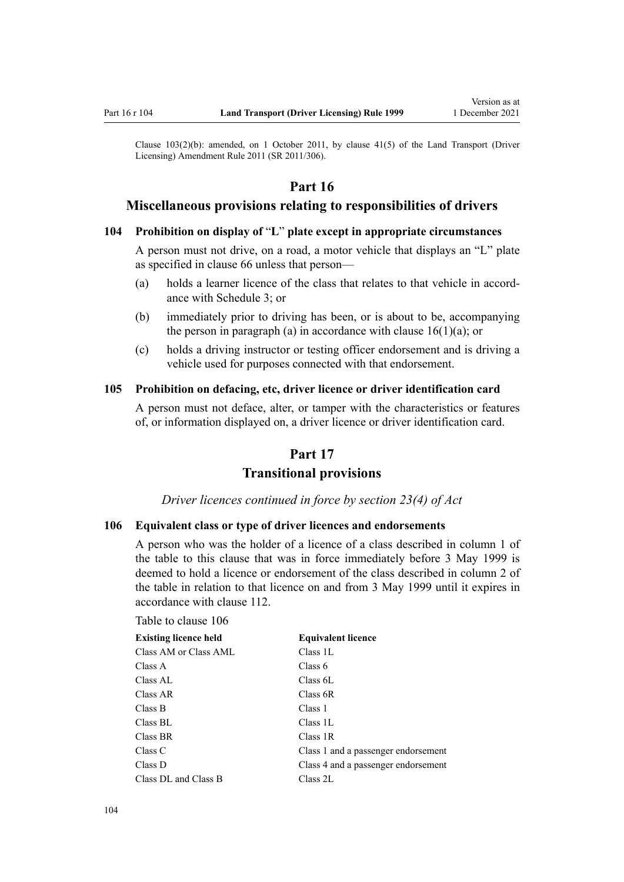Clause 103(2)(b): amended, on 1 October 2011, by clause 41(5) of the Land Transport (Driver Licensing) Amendment Rule 2011 (SR 2011/306).

# Part 16

## Miscellaneous provisions relating to responsibilities of drivers

### 104 Prohibition on display of "L" plate except in appropriate circumstances

A person must not drive, on a road, a motor vehicle that displays an "L" plate as specified in clause 66 unless that person—

(a) holds a learner licence of the class that relates to that vehicle in accordance with Schedule 3; or

(b) immediately prior to driving has been, or is about to be, accompanying the person in paragraph (a) in accordance with clause 16(1)(a); or

(c) holds a driving instructor or testing officer endorsement and is driving a vehicle used for purposes connected with that endorsement.

### 105 Prohibition on defacing, etc, driver licence or driver identification card

A person must not deface, alter, or tamper with the characteristics or features of, or information displayed on, a driver licence or driver identification card.

# Part 17

## Transitional provisions

*Driver licences continued in force by section 23(4) of Act*

### 106 Equivalent class or type of driver licences and endorsements

A person who was the holder of a licence of a class described in column 1 of the table to this clause that was in force immediately before 3 May 1999 is deemed to hold a licence or endorsement of the class described in column 2 of the table in relation to that licence on and from 3 May 1999 until it expires in accordance with clause 112.

Table to clause 106

| Existing licence held | Equivalent licence |
|---|---|
| Class AM or Class AML | Class 1L |
| Class A | Class 6 |
| Class AL | Class 6L |
| Class AR | Class 6R |
| Class B | Class 1 |
| Class BL | Class 1L |
| Class BR | Class 1R |
| Class C | Class 1 and a passenger endorsement |
| Class D | Class 4 and a passenger endorsement |
| Class DL and Class B | Class 2L |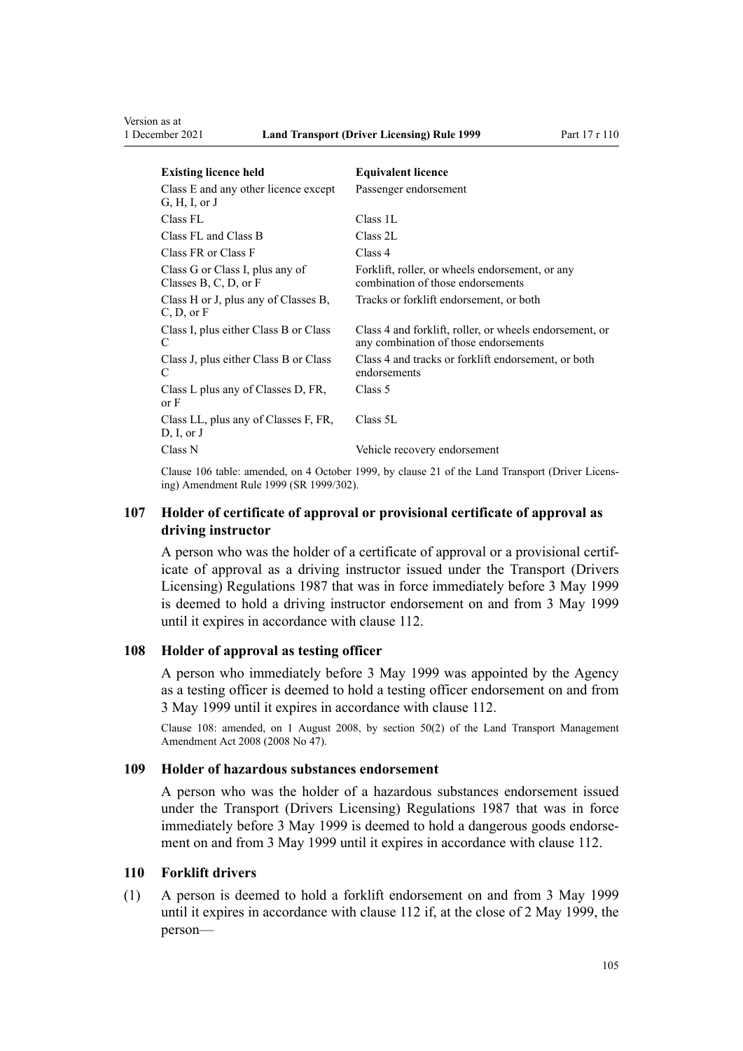| Existing licence held | Equivalent licence |
|---|---|
| Class E and any other licence except G, H, I, or J | Passenger endorsement |
| Class FL | Class 1L |
| Class FL and Class B | Class 2L |
| Class FR or Class F | Class 4 |
| Class G or Class I, plus any of Classes B, C, D, or F | Forklift, roller, or wheels endorsement, or any combination of those endorsements |
| Class H or J, plus any of Classes B, C, D, or F | Tracks or forklift endorsement, or both |
| Class I, plus either Class B or Class C | Class 4 and forklift, roller, or wheels endorsement, or any combination of those endorsements |
| Class J, plus either Class B or Class C | Class 4 and tracks or forklift endorsement, or both endorsements |
| Class L plus any of Classes D, FR, or F | Class 5 |
| Class LL, plus any of Classes F, FR, D, I, or J | Class 5L |
| Class N | Vehicle recovery endorsement |

Clause 106 table: amended, on 4 October 1999, by clause 21 of the Land Transport (Driver Licensing) Amendment Rule 1999 (SR 1999/302).

### 107 Holder of certificate of approval or provisional certificate of approval as driving instructor

A person who was the holder of a certificate of approval or a provisional certificate of approval as a driving instructor issued under the Transport (Drivers Licensing) Regulations 1987 that was in force immediately before 3 May 1999 is deemed to hold a driving instructor endorsement on and from 3 May 1999 until it expires in accordance with clause 112.

### 108 Holder of approval as testing officer

A person who immediately before 3 May 1999 was appointed by the Agency as a testing officer is deemed to hold a testing officer endorsement on and from 3 May 1999 until it expires in accordance with clause 112.

Clause 108: amended, on 1 August 2008, by section 50(2) of the Land Transport Management Amendment Act 2008 (2008 No 47).

### 109 Holder of hazardous substances endorsement

A person who was the holder of a hazardous substances endorsement issued under the Transport (Drivers Licensing) Regulations 1987 that was in force immediately before 3 May 1999 is deemed to hold a dangerous goods endorsement on and from 3 May 1999 until it expires in accordance with clause 112.

### 110 Forklift drivers

(1) A person is deemed to hold a forklift endorsement on and from 3 May 1999 until it expires in accordance with clause 112 if, at the close of 2 May 1999, the person—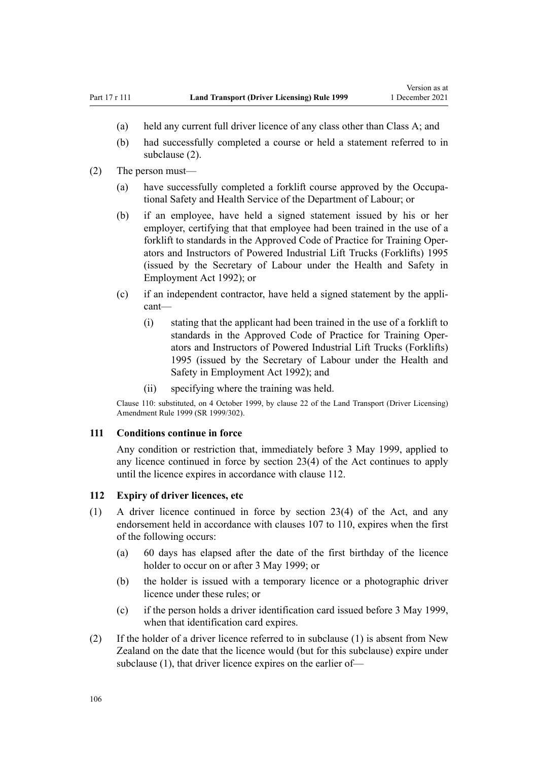- (a) held any current full driver licence of any class other than Class A; and
- (b) had successfully completed a course or held a statement referred to in subclause (2).

(2) The person must—

- (a) have successfully completed a forklift course approved by the Occupational Safety and Health Service of the Department of Labour; or
- (b) if an employee, have held a signed statement issued by his or her employer, certifying that that employee had been trained in the use of a forklift to standards in the Approved Code of Practice for Training Operators and Instructors of Powered Industrial Lift Trucks (Forklifts) 1995 (issued by the Secretary of Labour under the Health and Safety in Employment Act 1992); or
- (c) if an independent contractor, have held a signed statement by the applicant—
  - (i) stating that the applicant had been trained in the use of a forklift to standards in the Approved Code of Practice for Training Operators and Instructors of Powered Industrial Lift Trucks (Forklifts) 1995 (issued by the Secretary of Labour under the Health and Safety in Employment Act 1992); and
  - (ii) specifying where the training was held.

Clause 110: substituted, on 4 October 1999, by clause 22 of the Land Transport (Driver Licensing) Amendment Rule 1999 (SR 1999/302).

### 111 Conditions continue in force

Any condition or restriction that, immediately before 3 May 1999, applied to any licence continued in force by section 23(4) of the Act continues to apply until the licence expires in accordance with clause 112.

### 112 Expiry of driver licences, etc

(1) A driver licence continued in force by section 23(4) of the Act, and any endorsement held in accordance with clauses 107 to 110, expires when the first of the following occurs:

- (a) 60 days has elapsed after the date of the first birthday of the licence holder to occur on or after 3 May 1999; or
- (b) the holder is issued with a temporary licence or a photographic driver licence under these rules; or
- (c) if the person holds a driver identification card issued before 3 May 1999, when that identification card expires.

(2) If the holder of a driver licence referred to in subclause (1) is absent from New Zealand on the date that the licence would (but for this subclause) expire under subclause (1), that driver licence expires on the earlier of—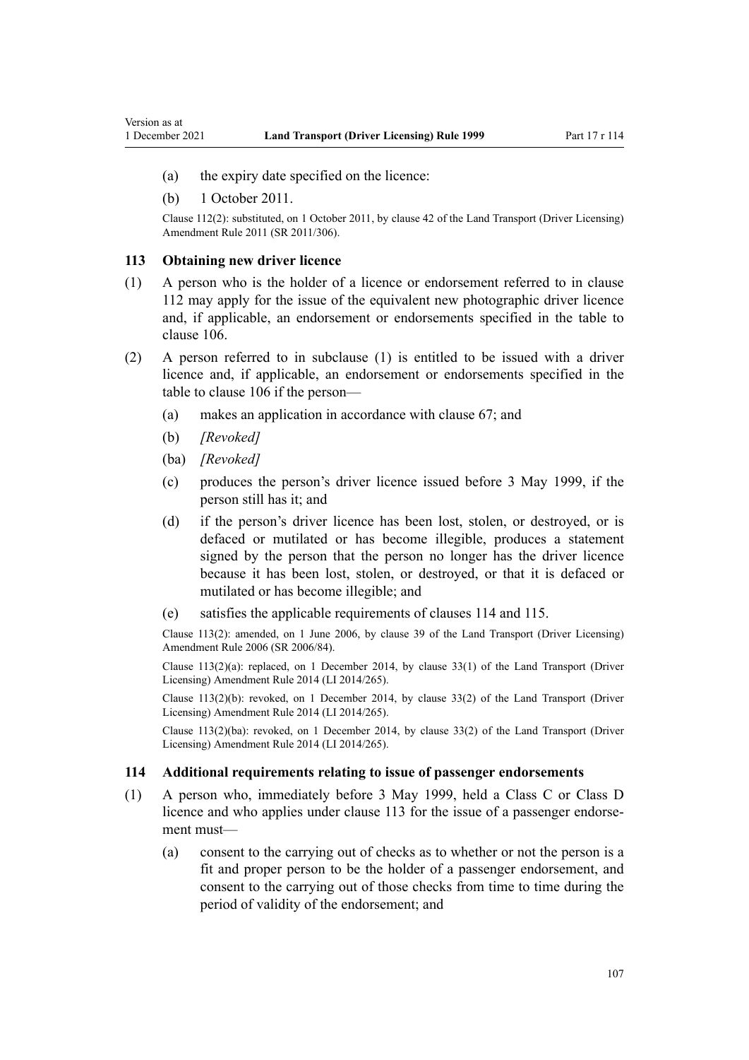(a) the expiry date specified on the licence:

(b) 1 October 2011.

Clause 112(2): substituted, on 1 October 2011, by clause 42 of the Land Transport (Driver Licensing) Amendment Rule 2011 (SR 2011/306).

### 113 Obtaining new driver licence

(1) A person who is the holder of a licence or endorsement referred to in clause 112 may apply for the issue of the equivalent new photographic driver licence and, if applicable, an endorsement or endorsements specified in the table to clause 106.

(2) A person referred to in subclause (1) is entitled to be issued with a driver licence and, if applicable, an endorsement or endorsements specified in the table to clause 106 if the person—

(a) makes an application in accordance with clause 67; and

(b) *[Revoked]*

(ba) *[Revoked]*

(c) produces the person's driver licence issued before 3 May 1999, if the person still has it; and

(d) if the person's driver licence has been lost, stolen, or destroyed, or is defaced or mutilated or has become illegible, produces a statement signed by the person that the person no longer has the driver licence because it has been lost, stolen, or destroyed, or that it is defaced or mutilated or has become illegible; and

(e) satisfies the applicable requirements of clauses 114 and 115.

Clause 113(2): amended, on 1 June 2006, by clause 39 of the Land Transport (Driver Licensing) Amendment Rule 2006 (SR 2006/84).

Clause 113(2)(a): replaced, on 1 December 2014, by clause 33(1) of the Land Transport (Driver Licensing) Amendment Rule 2014 (LI 2014/265).

Clause 113(2)(b): revoked, on 1 December 2014, by clause 33(2) of the Land Transport (Driver Licensing) Amendment Rule 2014 (LI 2014/265).

Clause 113(2)(ba): revoked, on 1 December 2014, by clause 33(2) of the Land Transport (Driver Licensing) Amendment Rule 2014 (LI 2014/265).

### 114 Additional requirements relating to issue of passenger endorsements

(1) A person who, immediately before 3 May 1999, held a Class C or Class D licence and who applies under clause 113 for the issue of a passenger endorsement must—

(a) consent to the carrying out of checks as to whether or not the person is a fit and proper person to be the holder of a passenger endorsement, and consent to the carrying out of those checks from time to time during the period of validity of the endorsement; and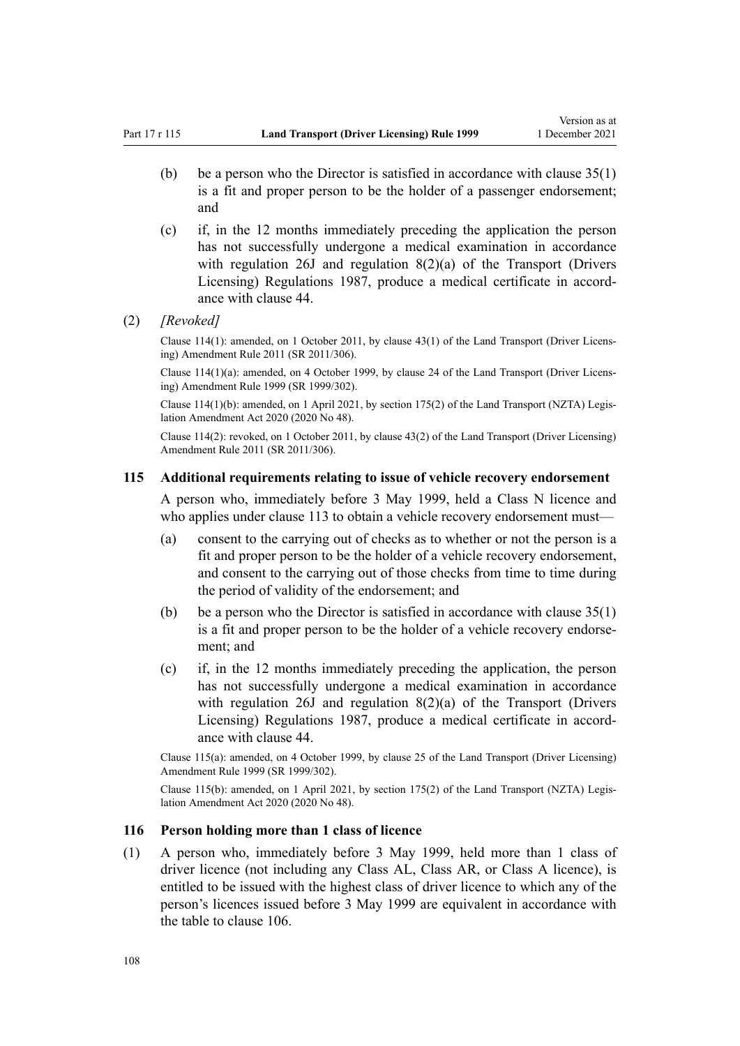(b) be a person who the Director is satisfied in accordance with clause 35(1) is a fit and proper person to be the holder of a passenger endorsement; and

(c) if, in the 12 months immediately preceding the application the person has not successfully undergone a medical examination in accordance with regulation 26J and regulation 8(2)(a) of the Transport (Drivers Licensing) Regulations 1987, produce a medical certificate in accordance with clause 44.

(2) *[Revoked]*

Clause 114(1): amended, on 1 October 2011, by clause 43(1) of the Land Transport (Driver Licensing) Amendment Rule 2011 (SR 2011/306).

Clause 114(1)(a): amended, on 4 October 1999, by clause 24 of the Land Transport (Driver Licensing) Amendment Rule 1999 (SR 1999/302).

Clause 114(1)(b): amended, on 1 April 2021, by section 175(2) of the Land Transport (NZTA) Legislation Amendment Act 2020 (2020 No 48).

Clause 114(2): revoked, on 1 October 2011, by clause 43(2) of the Land Transport (Driver Licensing) Amendment Rule 2011 (SR 2011/306).

### 115 Additional requirements relating to issue of vehicle recovery endorsement

A person who, immediately before 3 May 1999, held a Class N licence and who applies under clause 113 to obtain a vehicle recovery endorsement must—

(a) consent to the carrying out of checks as to whether or not the person is a fit and proper person to be the holder of a vehicle recovery endorsement, and consent to the carrying out of those checks from time to time during the period of validity of the endorsement; and

(b) be a person who the Director is satisfied in accordance with clause 35(1) is a fit and proper person to be the holder of a vehicle recovery endorsement; and

(c) if, in the 12 months immediately preceding the application, the person has not successfully undergone a medical examination in accordance with regulation 26J and regulation 8(2)(a) of the Transport (Drivers Licensing) Regulations 1987, produce a medical certificate in accordance with clause 44.

Clause 115(a): amended, on 4 October 1999, by clause 25 of the Land Transport (Driver Licensing) Amendment Rule 1999 (SR 1999/302).

Clause 115(b): amended, on 1 April 2021, by section 175(2) of the Land Transport (NZTA) Legislation Amendment Act 2020 (2020 No 48).

### 116 Person holding more than 1 class of licence

(1) A person who, immediately before 3 May 1999, held more than 1 class of driver licence (not including any Class AL, Class AR, or Class A licence), is entitled to be issued with the highest class of driver licence to which any of the person's licences issued before 3 May 1999 are equivalent in accordance with the table to clause 106.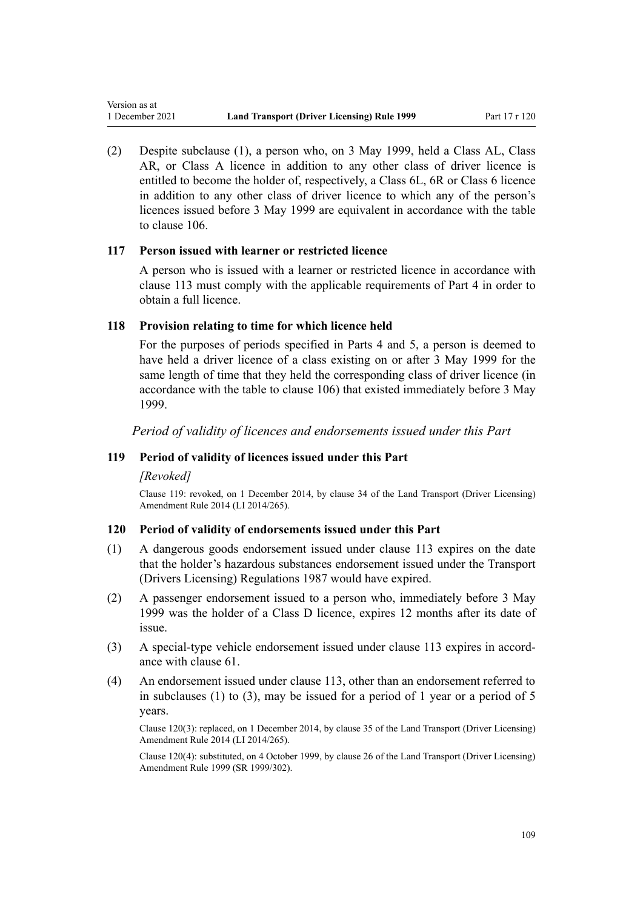(2) Despite subclause (1), a person who, on 3 May 1999, held a Class AL, Class AR, or Class A licence in addition to any other class of driver licence is entitled to become the holder of, respectively, a Class 6L, 6R or Class 6 licence in addition to any other class of driver licence to which any of the person's licences issued before 3 May 1999 are equivalent in accordance with the table to clause 106.

### 117 Person issued with learner or restricted licence

A person who is issued with a learner or restricted licence in accordance with clause 113 must comply with the applicable requirements of Part 4 in order to obtain a full licence.

### 118 Provision relating to time for which licence held

For the purposes of periods specified in Parts 4 and 5, a person is deemed to have held a driver licence of a class existing on or after 3 May 1999 for the same length of time that they held the corresponding class of driver licence (in accordance with the table to clause 106) that existed immediately before 3 May 1999.

*Period of validity of licences and endorsements issued under this Part*

### 119 Period of validity of licences issued under this Part

*[Revoked]*

Clause 119: revoked, on 1 December 2014, by clause 34 of the Land Transport (Driver Licensing) Amendment Rule 2014 (LI 2014/265).

### 120 Period of validity of endorsements issued under this Part

(1) A dangerous goods endorsement issued under clause 113 expires on the date that the holder's hazardous substances endorsement issued under the Transport (Drivers Licensing) Regulations 1987 would have expired.

(2) A passenger endorsement issued to a person who, immediately before 3 May 1999 was the holder of a Class D licence, expires 12 months after its date of issue.

(3) A special-type vehicle endorsement issued under clause 113 expires in accordance with clause 61.

(4) An endorsement issued under clause 113, other than an endorsement referred to in subclauses (1) to (3), may be issued for a period of 1 year or a period of 5 years.

Clause 120(3): replaced, on 1 December 2014, by clause 35 of the Land Transport (Driver Licensing) Amendment Rule 2014 (LI 2014/265).

Clause 120(4): substituted, on 4 October 1999, by clause 26 of the Land Transport (Driver Licensing) Amendment Rule 1999 (SR 1999/302).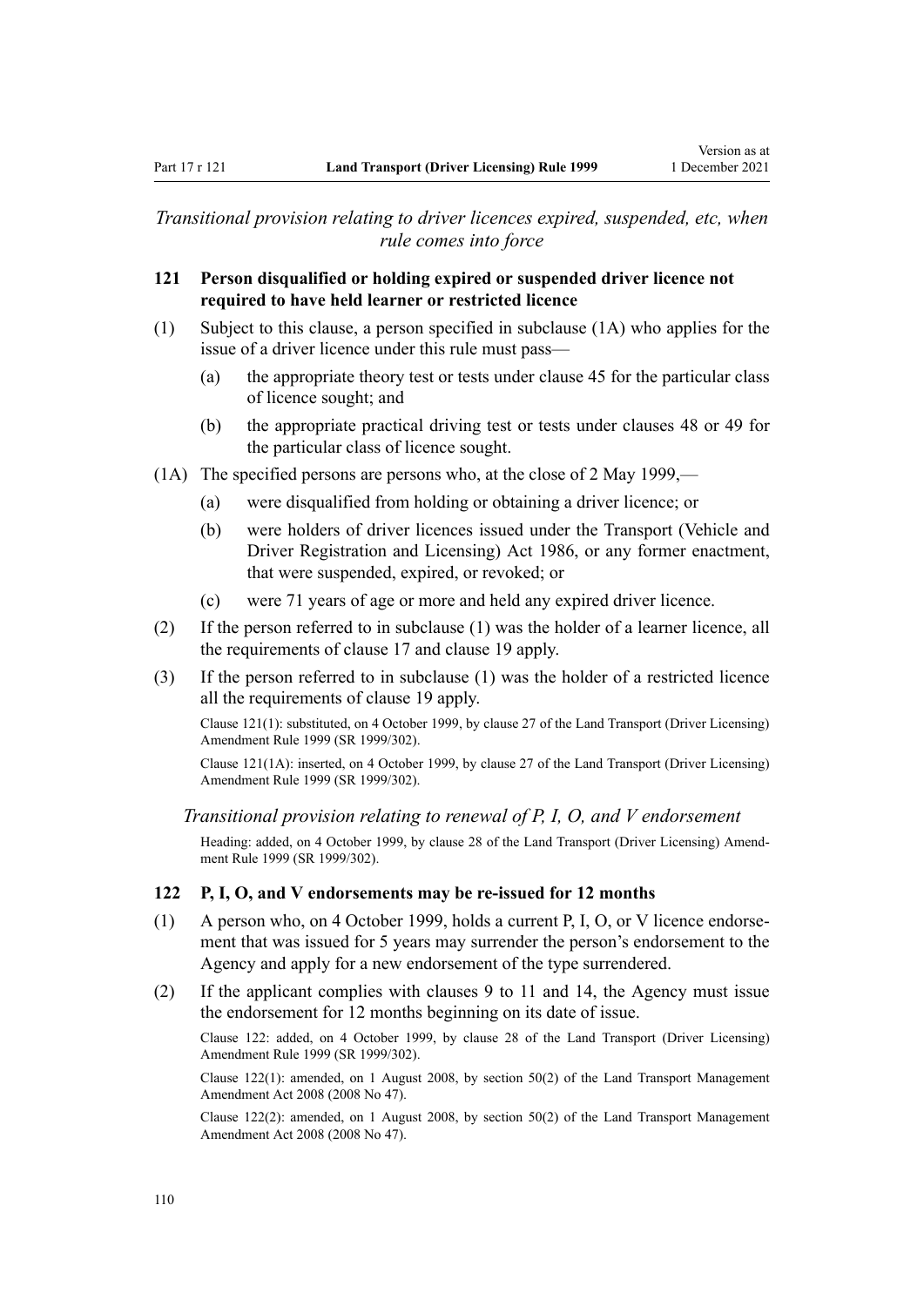*Transitional provision relating to driver licences expired, suspended, etc, when rule comes into force*

### 121 Person disqualified or holding expired or suspended driver licence not required to have held learner or restricted licence

(1) Subject to this clause, a person specified in subclause (1A) who applies for the issue of a driver licence under this rule must pass—

- (a) the appropriate theory test or tests under clause 45 for the particular class of licence sought; and
- (b) the appropriate practical driving test or tests under clauses 48 or 49 for the particular class of licence sought.

(1A) The specified persons are persons who, at the close of 2 May 1999,—

- (a) were disqualified from holding or obtaining a driver licence; or
- (b) were holders of driver licences issued under the Transport (Vehicle and Driver Registration and Licensing) Act 1986, or any former enactment, that were suspended, expired, or revoked; or
- (c) were 71 years of age or more and held any expired driver licence.

(2) If the person referred to in subclause (1) was the holder of a learner licence, all the requirements of clause 17 and clause 19 apply.

(3) If the person referred to in subclause (1) was the holder of a restricted licence all the requirements of clause 19 apply.

Clause 121(1): substituted, on 4 October 1999, by clause 27 of the Land Transport (Driver Licensing) Amendment Rule 1999 (SR 1999/302).

Clause 121(1A): inserted, on 4 October 1999, by clause 27 of the Land Transport (Driver Licensing) Amendment Rule 1999 (SR 1999/302).

*Transitional provision relating to renewal of P, I, O, and V endorsement*

Heading: added, on 4 October 1999, by clause 28 of the Land Transport (Driver Licensing) Amendment Rule 1999 (SR 1999/302).

### 122 P, I, O, and V endorsements may be re-issued for 12 months

(1) A person who, on 4 October 1999, holds a current P, I, O, or V licence endorsement that was issued for 5 years may surrender the person's endorsement to the Agency and apply for a new endorsement of the type surrendered.

(2) If the applicant complies with clauses 9 to 11 and 14, the Agency must issue the endorsement for 12 months beginning on its date of issue.

Clause 122: added, on 4 October 1999, by clause 28 of the Land Transport (Driver Licensing) Amendment Rule 1999 (SR 1999/302).

Clause 122(1): amended, on 1 August 2008, by section 50(2) of the Land Transport Management Amendment Act 2008 (2008 No 47).

Clause 122(2): amended, on 1 August 2008, by section 50(2) of the Land Transport Management Amendment Act 2008 (2008 No 47).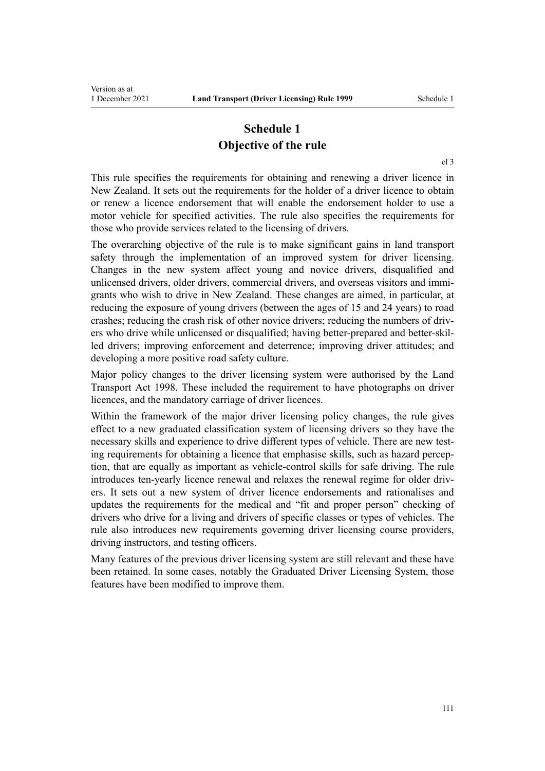# Schedule 1
## Objective of the rule

cl 3

This rule specifies the requirements for obtaining and renewing a driver licence in New Zealand. It sets out the requirements for the holder of a driver licence to obtain or renew a licence endorsement that will enable the endorsement holder to use a motor vehicle for specified activities. The rule also specifies the requirements for those who provide services related to the licensing of drivers.

The overarching objective of the rule is to make significant gains in land transport safety through the implementation of an improved system for driver licensing. Changes in the new system affect young and novice drivers, disqualified and unlicensed drivers, older drivers, commercial drivers, and overseas visitors and immigrants who wish to drive in New Zealand. These changes are aimed, in particular, at reducing the exposure of young drivers (between the ages of 15 and 24 years) to road crashes; reducing the crash risk of other novice drivers; reducing the numbers of drivers who drive while unlicensed or disqualified; having better-prepared and better-skilled drivers; improving enforcement and deterrence; improving driver attitudes; and developing a more positive road safety culture.

Major policy changes to the driver licensing system were authorised by the Land Transport Act 1998. These included the requirement to have photographs on driver licences, and the mandatory carriage of driver licences.

Within the framework of the major driver licensing policy changes, the rule gives effect to a new graduated classification system of licensing drivers so they have the necessary skills and experience to drive different types of vehicle. There are new testing requirements for obtaining a licence that emphasise skills, such as hazard perception, that are equally as important as vehicle-control skills for safe driving. The rule introduces ten-yearly licence renewal and relaxes the renewal regime for older drivers. It sets out a new system of driver licence endorsements and rationalises and updates the requirements for the medical and "fit and proper person" checking of drivers who drive for a living and drivers of specific classes or types of vehicles. The rule also introduces new requirements governing driver licensing course providers, driving instructors, and testing officers.

Many features of the previous driver licensing system are still relevant and these have been retained. In some cases, notably the Graduated Driver Licensing System, those features have been modified to improve them.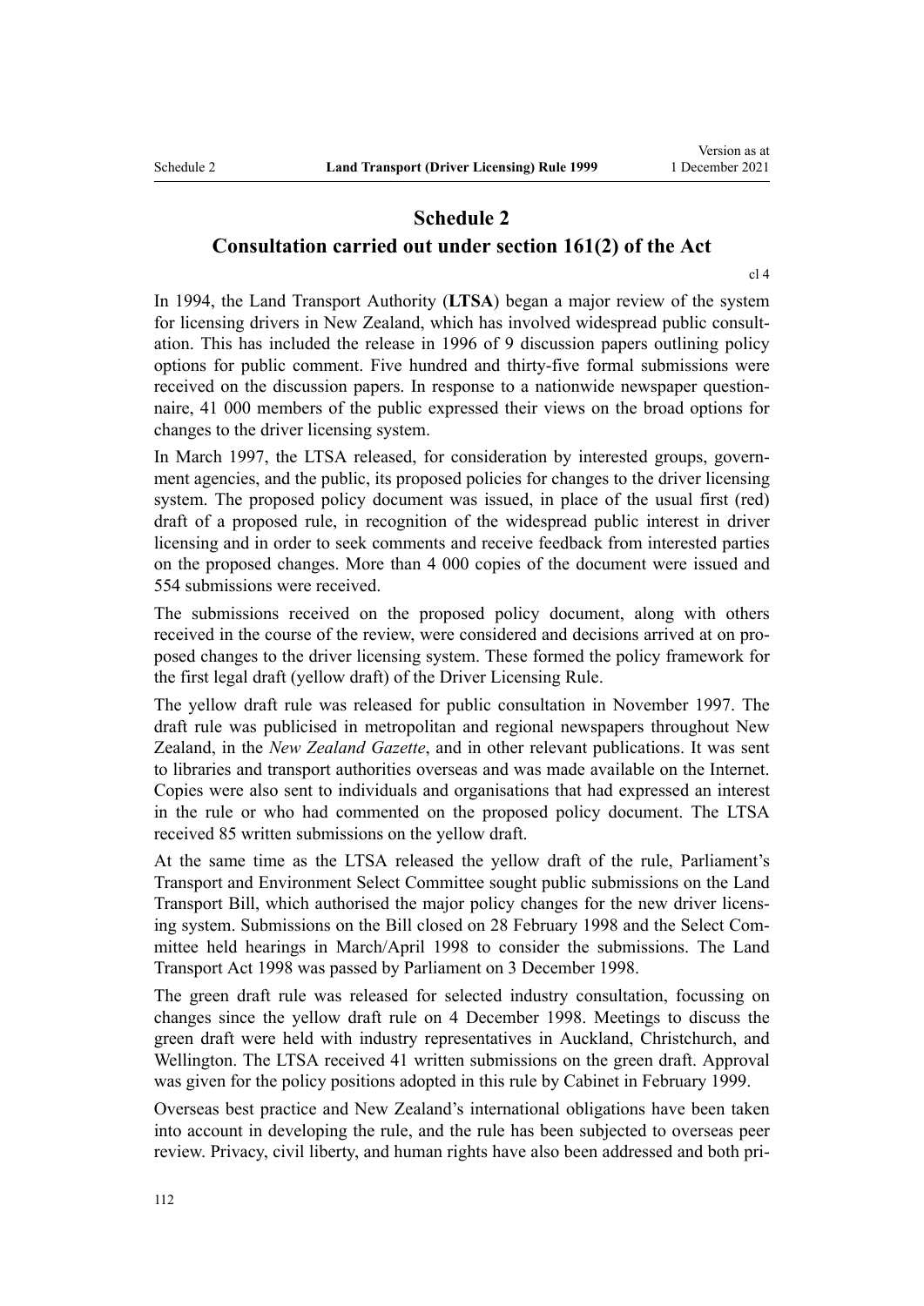# Schedule 2
## Consultation carried out under section 161(2) of the Act

cl 4

In 1994, the Land Transport Authority (**LTSA**) began a major review of the system for licensing drivers in New Zealand, which has involved widespread public consultation. This has included the release in 1996 of 9 discussion papers outlining policy options for public comment. Five hundred and thirty-five formal submissions were received on the discussion papers. In response to a nationwide newspaper questionnaire, 41 000 members of the public expressed their views on the broad options for changes to the driver licensing system.

In March 1997, the LTSA released, for consideration by interested groups, government agencies, and the public, its proposed policies for changes to the driver licensing system. The proposed policy document was issued, in place of the usual first (red) draft of a proposed rule, in recognition of the widespread public interest in driver licensing and in order to seek comments and receive feedback from interested parties on the proposed changes. More than 4 000 copies of the document were issued and 554 submissions were received.

The submissions received on the proposed policy document, along with others received in the course of the review, were considered and decisions arrived at on proposed changes to the driver licensing system. These formed the policy framework for the first legal draft (yellow draft) of the Driver Licensing Rule.

The yellow draft rule was released for public consultation in November 1997. The draft rule was publicised in metropolitan and regional newspapers throughout New Zealand, in the *New Zealand Gazette*, and in other relevant publications. It was sent to libraries and transport authorities overseas and was made available on the Internet. Copies were also sent to individuals and organisations that had expressed an interest in the rule or who had commented on the proposed policy document. The LTSA received 85 written submissions on the yellow draft.

At the same time as the LTSA released the yellow draft of the rule, Parliament's Transport and Environment Select Committee sought public submissions on the Land Transport Bill, which authorised the major policy changes for the new driver licensing system. Submissions on the Bill closed on 28 February 1998 and the Select Committee held hearings in March/April 1998 to consider the submissions. The Land Transport Act 1998 was passed by Parliament on 3 December 1998.

The green draft rule was released for selected industry consultation, focussing on changes since the yellow draft rule on 4 December 1998. Meetings to discuss the green draft were held with industry representatives in Auckland, Christchurch, and Wellington. The LTSA received 41 written submissions on the green draft. Approval was given for the policy positions adopted in this rule by Cabinet in February 1999.

Overseas best practice and New Zealand's international obligations have been taken into account in developing the rule, and the rule has been subjected to overseas peer review. Privacy, civil liberty, and human rights have also been addressed and both pri-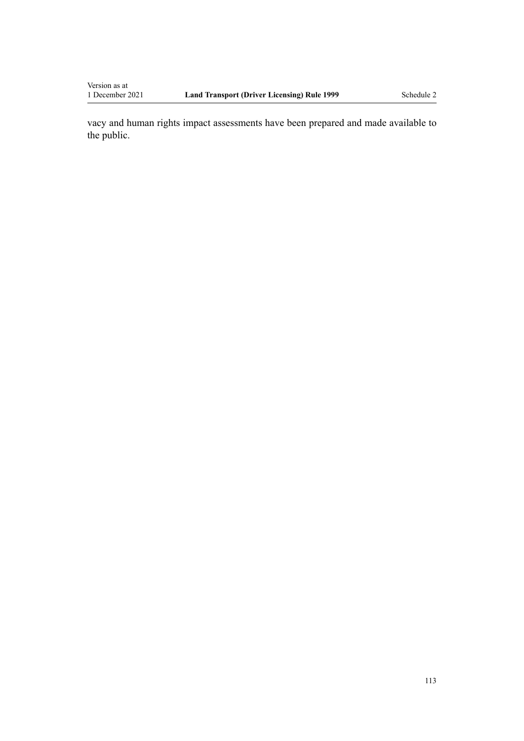vacy and human rights impact assessments have been prepared and made available to the public.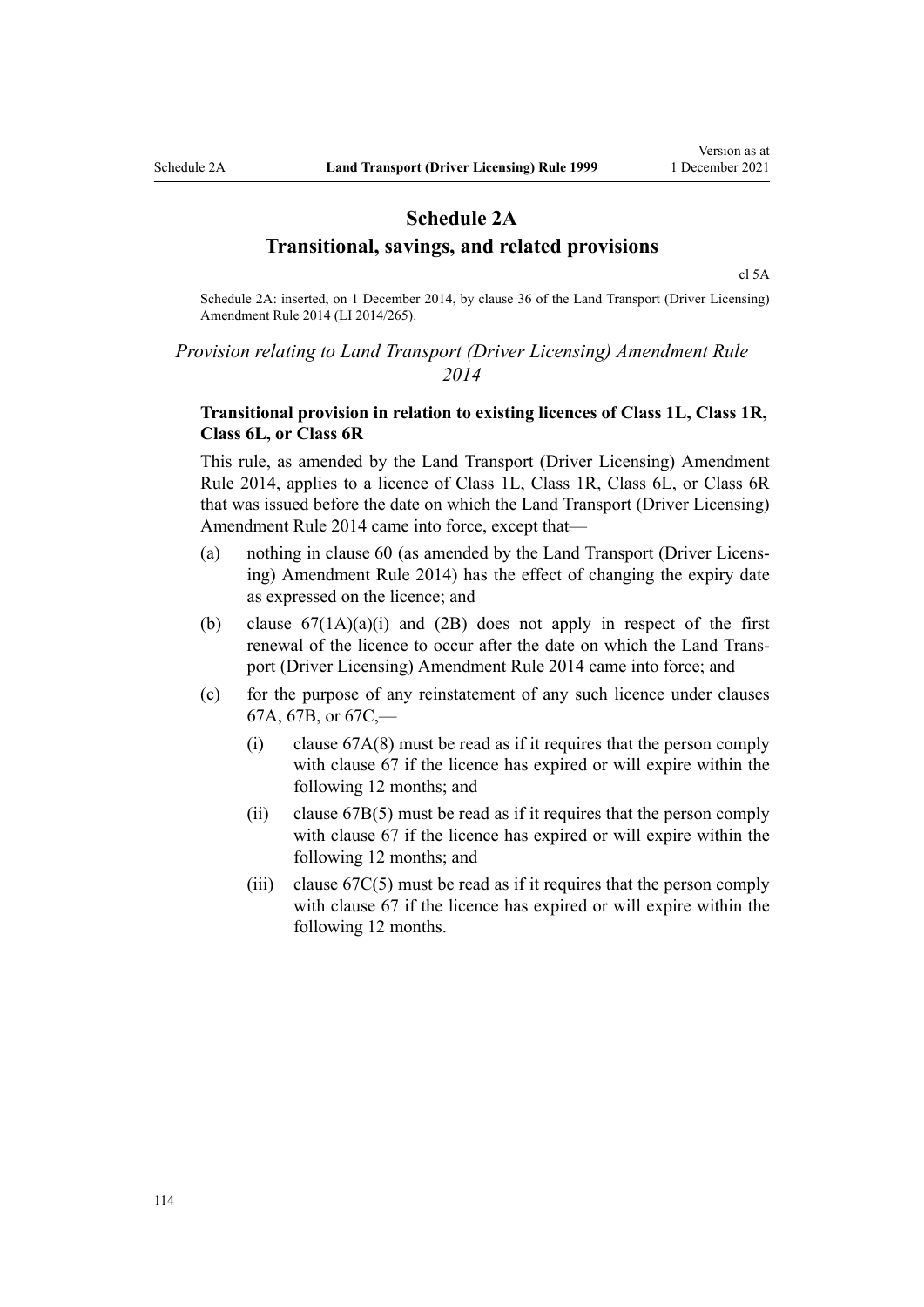# Schedule 2A
## Transitional, savings, and related provisions

cl 5A

Schedule 2A: inserted, on 1 December 2014, by clause 36 of the Land Transport (Driver Licensing) Amendment Rule 2014 (LI 2014/265).

*Provision relating to Land Transport (Driver Licensing) Amendment Rule 2014*

**Transitional provision in relation to existing licences of Class 1L, Class 1R, Class 6L, or Class 6R**

This rule, as amended by the Land Transport (Driver Licensing) Amendment Rule 2014, applies to a licence of Class 1L, Class 1R, Class 6L, or Class 6R that was issued before the date on which the Land Transport (Driver Licensing) Amendment Rule 2014 came into force, except that—

(a) nothing in clause 60 (as amended by the Land Transport (Driver Licensing) Amendment Rule 2014) has the effect of changing the expiry date as expressed on the licence; and

(b) clause 67(1A)(a)(i) and (2B) does not apply in respect of the first renewal of the licence to occur after the date on which the Land Transport (Driver Licensing) Amendment Rule 2014 came into force; and

(c) for the purpose of any reinstatement of any such licence under clauses 67A, 67B, or 67C,—

  (i) clause 67A(8) must be read as if it requires that the person comply with clause 67 if the licence has expired or will expire within the following 12 months; and

  (ii) clause 67B(5) must be read as if it requires that the person comply with clause 67 if the licence has expired or will expire within the following 12 months; and

  (iii) clause 67C(5) must be read as if it requires that the person comply with clause 67 if the licence has expired or will expire within the following 12 months.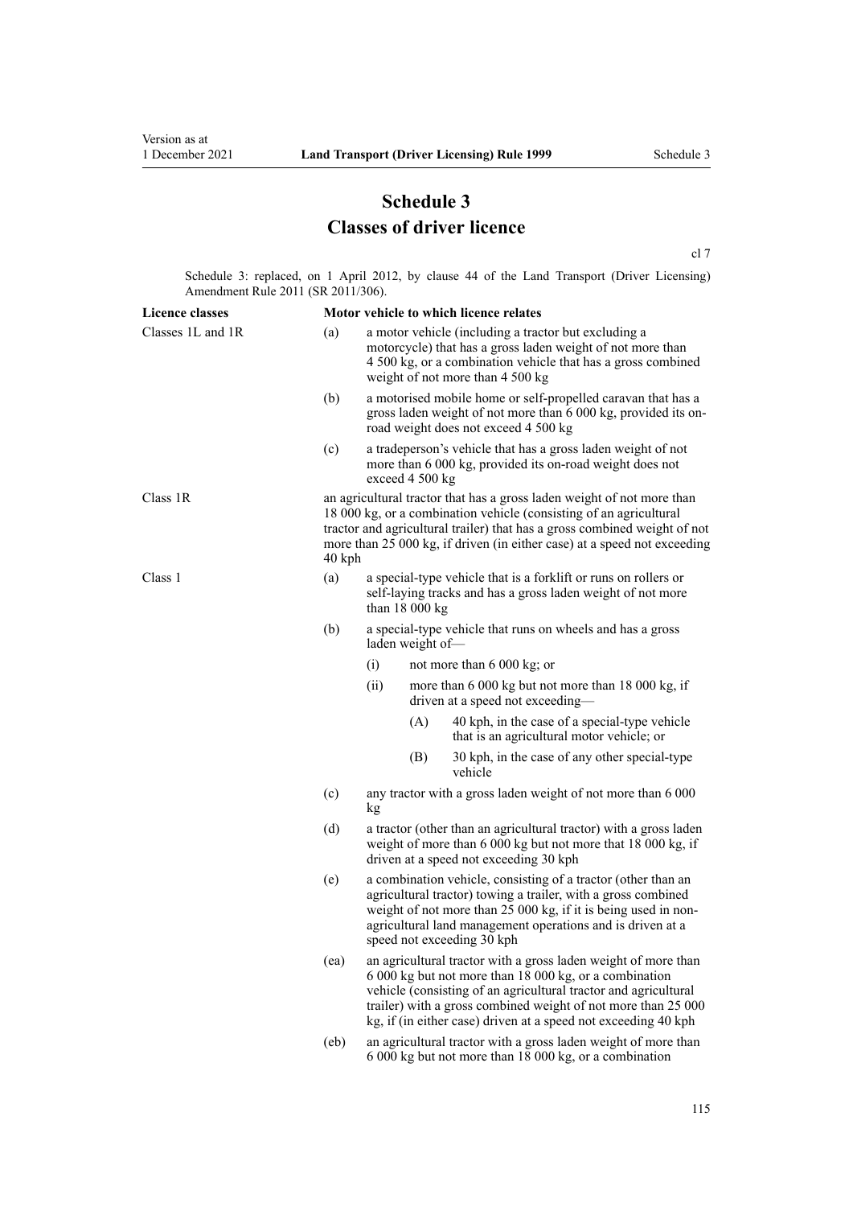# Schedule 3
## Classes of driver licence

cl 7

Schedule 3: replaced, on 1 April 2012, by clause 44 of the Land Transport (Driver Licensing) Amendment Rule 2011 (SR 2011/306).

| Licence classes | Motor vehicle to which licence relates |
| --- | --- |
| Classes 1L and 1R | (a) a motor vehicle (including a tractor but excluding a motorcycle) that has a gross laden weight of not more than 4 500 kg, or a combination vehicle that has a gross combined weight of not more than 4 500 kg |
| | (b) a motorised mobile home or self-propelled caravan that has a gross laden weight of not more than 6 000 kg, provided its on-road weight does not exceed 4 500 kg |
| | (c) a tradeperson's vehicle that has a gross laden weight of not more than 6 000 kg, provided its on-road weight does not exceed 4 500 kg |
| Class 1R | an agricultural tractor that has a gross laden weight of not more than 18 000 kg, or a combination vehicle (consisting of an agricultural tractor and agricultural trailer) that has a gross combined weight of not more than 25 000 kg, if driven (in either case) at a speed not exceeding 40 kph |
| Class 1 | (a) a special-type vehicle that is a forklift or runs on rollers or self-laying tracks and has a gross laden weight of not more than 18 000 kg |
| | (b) a special-type vehicle that runs on wheels and has a gross laden weight of—<br>(i) not more than 6 000 kg; or<br>(ii) more than 6 000 kg but not more than 18 000 kg, if driven at a speed not exceeding—<br>(A) 40 kph, in the case of a special-type vehicle that is an agricultural motor vehicle; or<br>(B) 30 kph, in the case of any other special-type vehicle |
| | (c) any tractor with a gross laden weight of not more than 6 000 kg |
| | (d) a tractor (other than an agricultural tractor) with a gross laden weight of more than 6 000 kg but not more that 18 000 kg, if driven at a speed not exceeding 30 kph |
| | (e) a combination vehicle, consisting of a tractor (other than an agricultural tractor) towing a trailer, with a gross combined weight of not more than 25 000 kg, if it is being used in non-agricultural land management operations and is driven at a speed not exceeding 30 kph |
| | (ea) an agricultural tractor with a gross laden weight of more than 6 000 kg but not more than 18 000 kg, or a combination vehicle (consisting of an agricultural tractor and agricultural trailer) with a gross combined weight of not more than 25 000 kg, if (in either case) driven at a speed not exceeding 40 kph |
| | (eb) an agricultural tractor with a gross laden weight of more than 6 000 kg but not more than 18 000 kg, or a combination |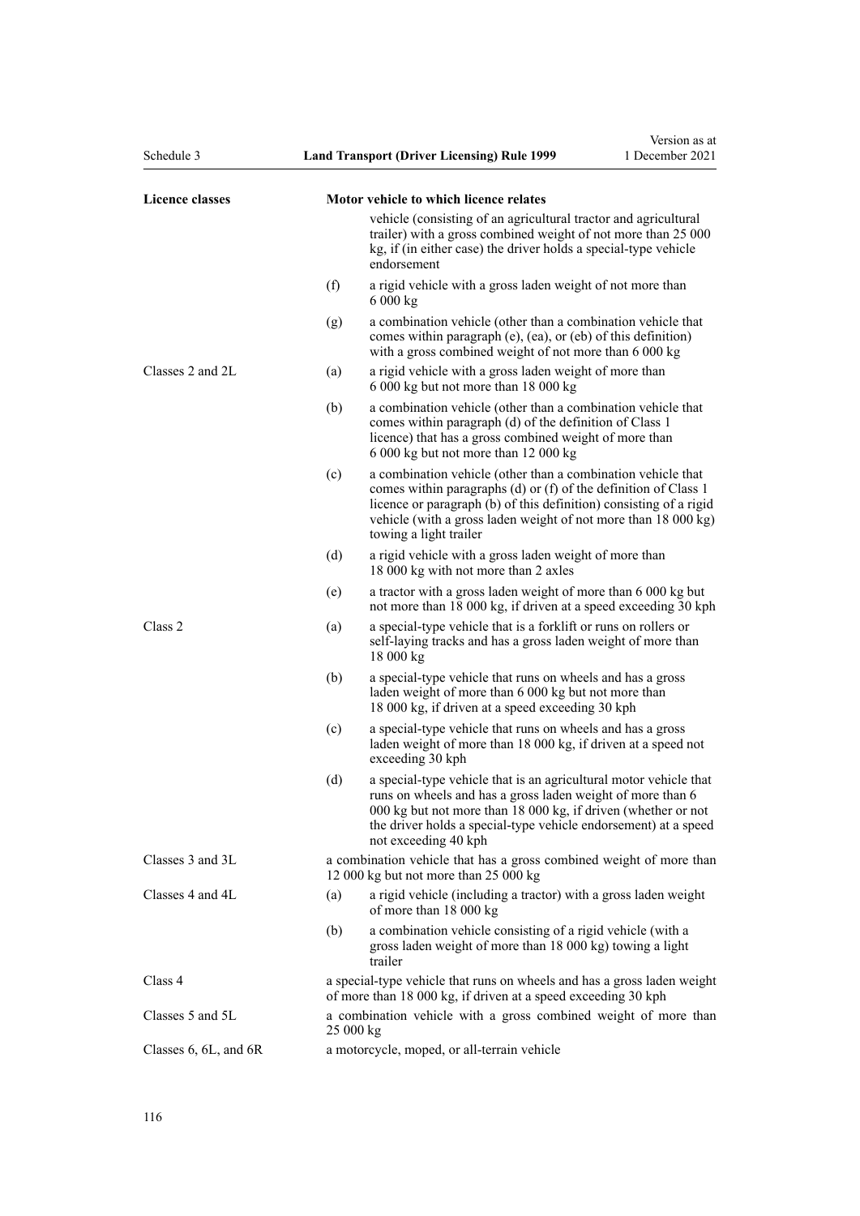| Licence classes | Motor vehicle to which licence relates |
|---|---|
| | vehicle (consisting of an agricultural tractor and agricultural trailer) with a gross combined weight of not more than 25 000 kg, if (in either case) the driver holds a special-type vehicle endorsement |
| | (f) a rigid vehicle with a gross laden weight of not more than 6 000 kg |
| | (g) a combination vehicle (other than a combination vehicle that comes within paragraph (e), (ea), or (eb) of this definition) with a gross combined weight of not more than 6 000 kg |
| Classes 2 and 2L | (a) a rigid vehicle with a gross laden weight of more than 6 000 kg but not more than 18 000 kg |
| | (b) a combination vehicle (other than a combination vehicle that comes within paragraph (d) of the definition of Class 1 licence) that has a gross combined weight of more than 6 000 kg but not more than 12 000 kg |
| | (c) a combination vehicle (other than a combination vehicle that comes within paragraphs (d) or (f) of the definition of Class 1 licence or paragraph (b) of this definition) consisting of a rigid vehicle (with a gross laden weight of not more than 18 000 kg) towing a light trailer |
| | (d) a rigid vehicle with a gross laden weight of more than 18 000 kg with not more than 2 axles |
| | (e) a tractor with a gross laden weight of more than 6 000 kg but not more than 18 000 kg, if driven at a speed exceeding 30 kph |
| Class 2 | (a) a special-type vehicle that is a forklift or runs on rollers or self-laying tracks and has a gross laden weight of more than 18 000 kg |
| | (b) a special-type vehicle that runs on wheels and has a gross laden weight of more than 6 000 kg but not more than 18 000 kg, if driven at a speed exceeding 30 kph |
| | (c) a special-type vehicle that runs on wheels and has a gross laden weight of more than 18 000 kg, if driven at a speed not exceeding 30 kph |
| | (d) a special-type vehicle that is an agricultural motor vehicle that runs on wheels and has a gross laden weight of more than 6 000 kg but not more than 18 000 kg, if driven (whether or not the driver holds a special-type vehicle endorsement) at a speed not exceeding 40 kph |
| Classes 3 and 3L | a combination vehicle that has a gross combined weight of more than 12 000 kg but not more than 25 000 kg |
| Classes 4 and 4L | (a) a rigid vehicle (including a tractor) with a gross laden weight of more than 18 000 kg |
| | (b) a combination vehicle consisting of a rigid vehicle (with a gross laden weight of more than 18 000 kg) towing a light trailer |
| Class 4 | a special-type vehicle that runs on wheels and has a gross laden weight of more than 18 000 kg, if driven at a speed exceeding 30 kph |
| Classes 5 and 5L | a combination vehicle with a gross combined weight of more than 25 000 kg |
| Classes 6, 6L, and 6R | a motorcycle, moped, or all-terrain vehicle |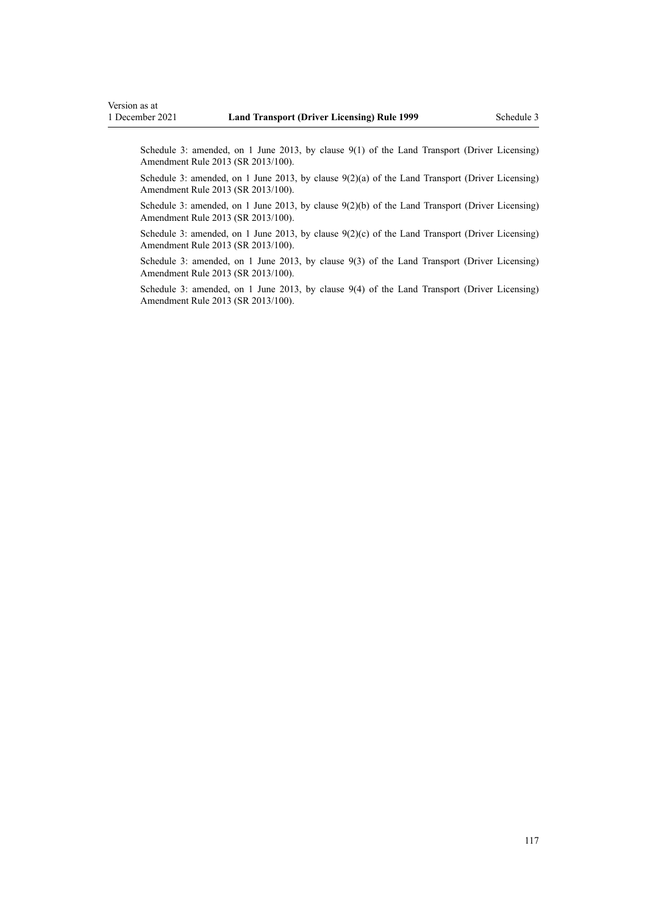Schedule 3: amended, on 1 June 2013, by clause 9(1) of the Land Transport (Driver Licensing) Amendment Rule 2013 (SR 2013/100).

Schedule 3: amended, on 1 June 2013, by clause 9(2)(a) of the Land Transport (Driver Licensing) Amendment Rule 2013 (SR 2013/100).

Schedule 3: amended, on 1 June 2013, by clause 9(2)(b) of the Land Transport (Driver Licensing) Amendment Rule 2013 (SR 2013/100).

Schedule 3: amended, on 1 June 2013, by clause 9(2)(c) of the Land Transport (Driver Licensing) Amendment Rule 2013 (SR 2013/100).

Schedule 3: amended, on 1 June 2013, by clause 9(3) of the Land Transport (Driver Licensing) Amendment Rule 2013 (SR 2013/100).

Schedule 3: amended, on 1 June 2013, by clause 9(4) of the Land Transport (Driver Licensing) Amendment Rule 2013 (SR 2013/100).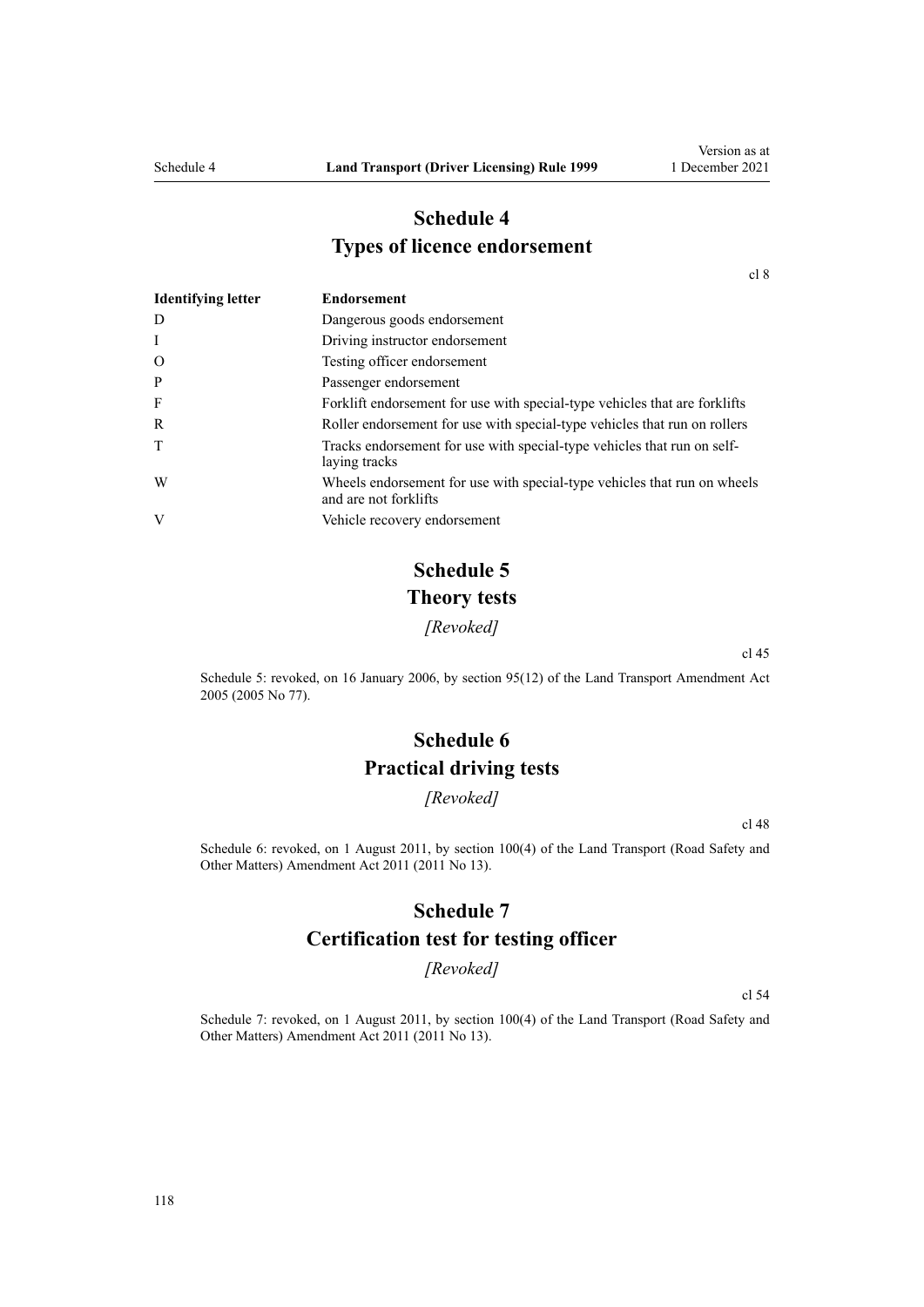# Schedule 4
## Types of licence endorsement

cl 8

| Identifying letter | Endorsement |
| --- | --- |
| D | Dangerous goods endorsement |
| I | Driving instructor endorsement |
| O | Testing officer endorsement |
| P | Passenger endorsement |
| F | Forklift endorsement for use with special-type vehicles that are forklifts |
| R | Roller endorsement for use with special-type vehicles that run on rollers |
| T | Tracks endorsement for use with special-type vehicles that run on self-laying tracks |
| W | Wheels endorsement for use with special-type vehicles that run on wheels and are not forklifts |
| V | Vehicle recovery endorsement |

# Schedule 5
## Theory tests

*[Revoked]*

cl 45

Schedule 5: revoked, on 16 January 2006, by section 95(12) of the Land Transport Amendment Act 2005 (2005 No 77).

# Schedule 6
## Practical driving tests

*[Revoked]*

cl 48

Schedule 6: revoked, on 1 August 2011, by section 100(4) of the Land Transport (Road Safety and Other Matters) Amendment Act 2011 (2011 No 13).

# Schedule 7
## Certification test for testing officer

*[Revoked]*

cl 54

Schedule 7: revoked, on 1 August 2011, by section 100(4) of the Land Transport (Road Safety and Other Matters) Amendment Act 2011 (2011 No 13).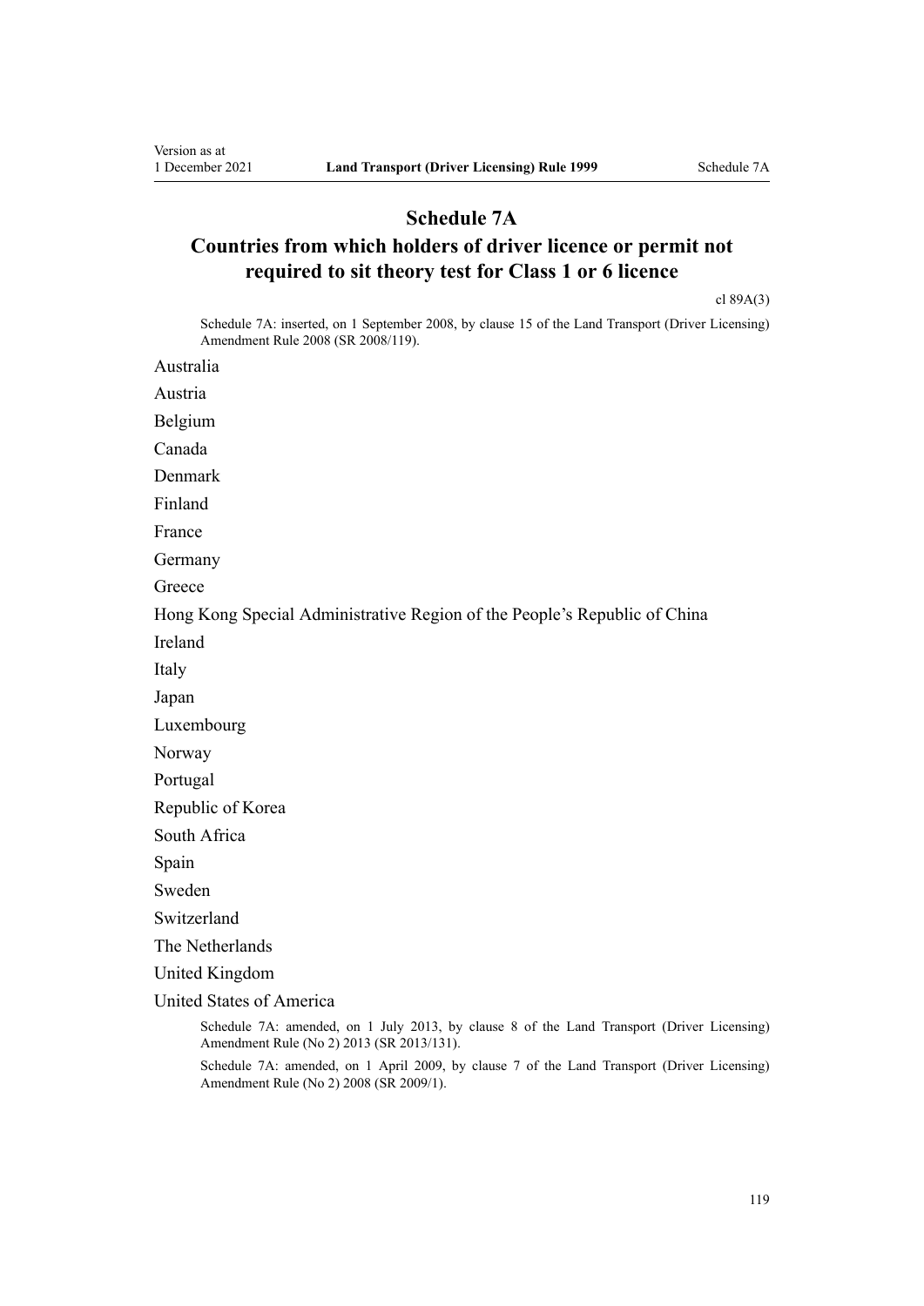# Schedule 7A
## Countries from which holders of driver licence or permit not required to sit theory test for Class 1 or 6 licence

cl 89A(3)

Schedule 7A: inserted, on 1 September 2008, by clause 15 of the Land Transport (Driver Licensing) Amendment Rule 2008 (SR 2008/119).

Australia

Austria

Belgium

Canada

Denmark

Finland

France

Germany

Greece

Hong Kong Special Administrative Region of the People's Republic of China

Ireland

Italy

Japan

Luxembourg

Norway

Portugal

Republic of Korea

South Africa

Spain

Sweden

Switzerland

The Netherlands

United Kingdom

United States of America

Schedule 7A: amended, on 1 July 2013, by clause 8 of the Land Transport (Driver Licensing) Amendment Rule (No 2) 2013 (SR 2013/131).

Schedule 7A: amended, on 1 April 2009, by clause 7 of the Land Transport (Driver Licensing) Amendment Rule (No 2) 2008 (SR 2009/1).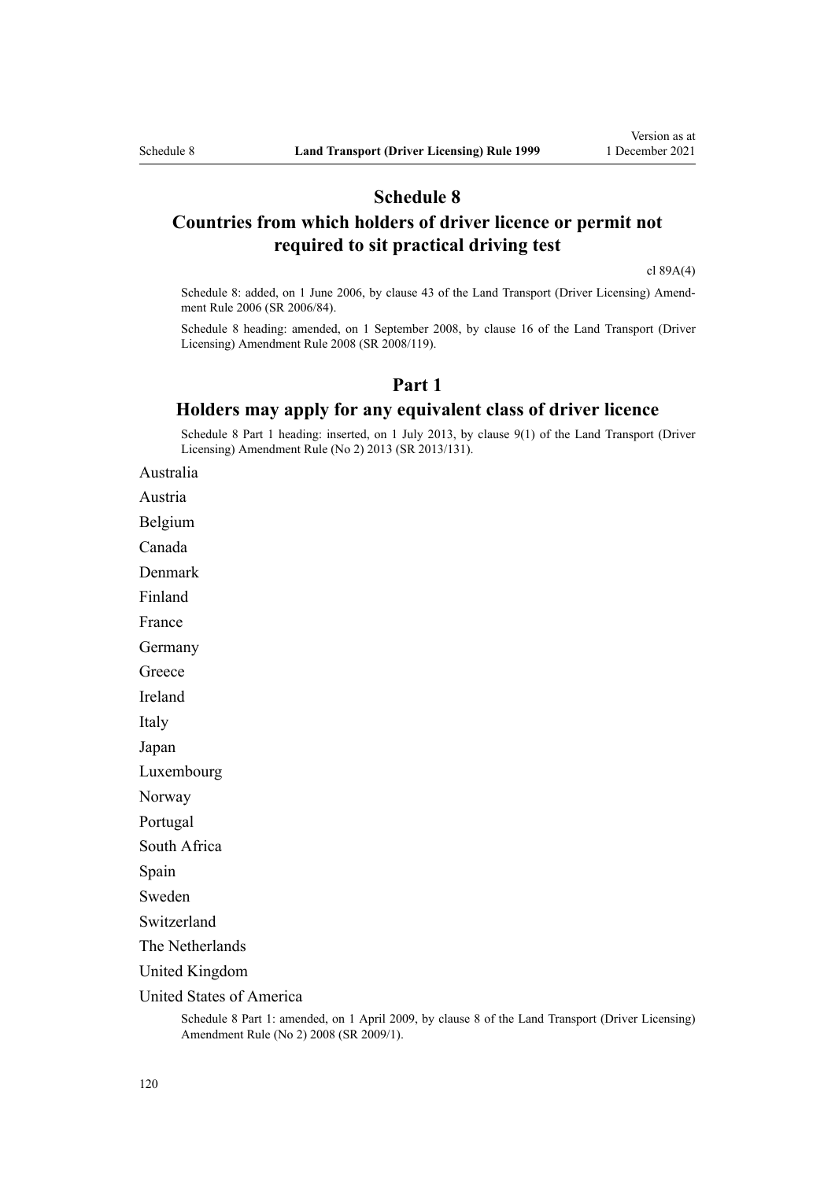# Schedule 8
# Countries from which holders of driver licence or permit not required to sit practical driving test

cl 89A(4)

Schedule 8: added, on 1 June 2006, by clause 43 of the Land Transport (Driver Licensing) Amendment Rule 2006 (SR 2006/84).

Schedule 8 heading: amended, on 1 September 2008, by clause 16 of the Land Transport (Driver Licensing) Amendment Rule 2008 (SR 2008/119).

## Part 1
## Holders may apply for any equivalent class of driver licence

Schedule 8 Part 1 heading: inserted, on 1 July 2013, by clause 9(1) of the Land Transport (Driver Licensing) Amendment Rule (No 2) 2013 (SR 2013/131).

Australia

Austria

Belgium

Canada

Denmark

Finland

France

Germany

Greece

Ireland

Italy

Japan

Luxembourg

Norway

Portugal

South Africa

Spain

Sweden

Switzerland

The Netherlands

United Kingdom

United States of America

Schedule 8 Part 1: amended, on 1 April 2009, by clause 8 of the Land Transport (Driver Licensing) Amendment Rule (No 2) 2008 (SR 2009/1).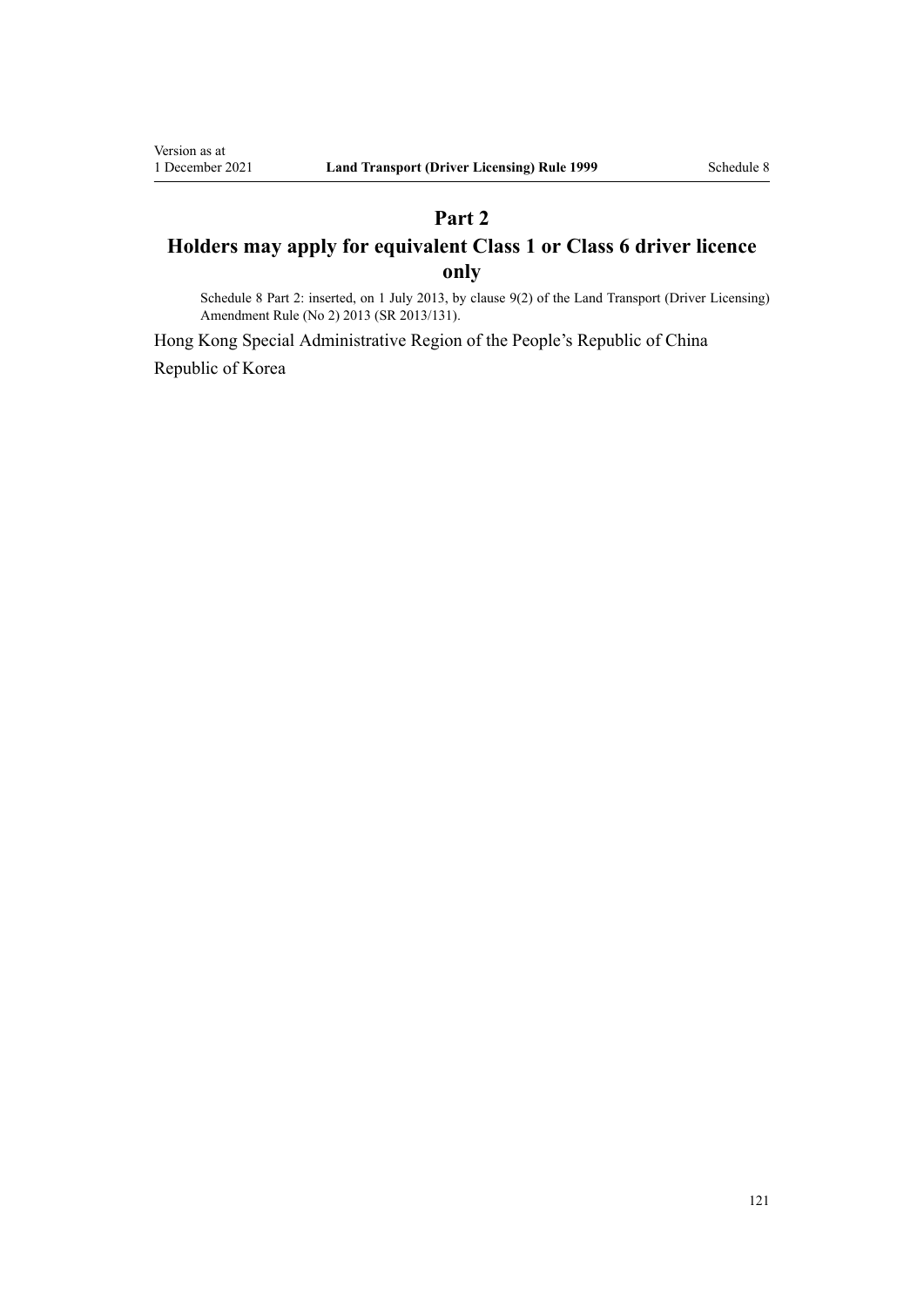## Part 2

## Holders may apply for equivalent Class 1 or Class 6 driver licence only

Schedule 8 Part 2: inserted, on 1 July 2013, by clause 9(2) of the Land Transport (Driver Licensing) Amendment Rule (No 2) 2013 (SR 2013/131).

Hong Kong Special Administrative Region of the People's Republic of China

Republic of Korea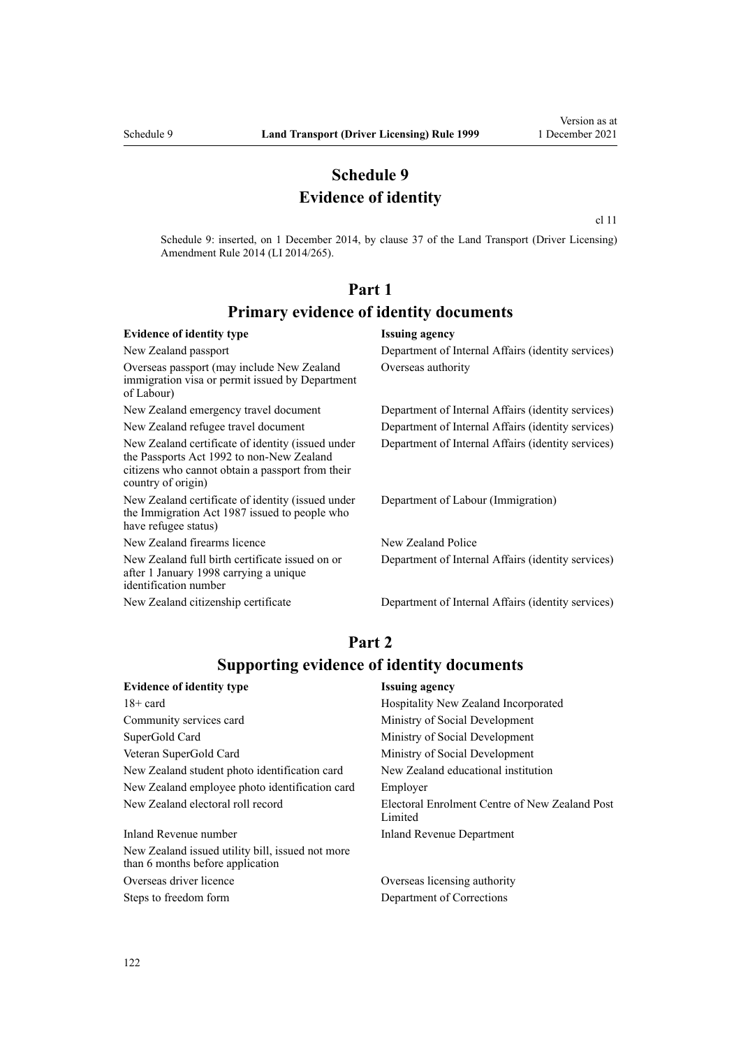# Schedule 9
# Evidence of identity

cl 11

Schedule 9: inserted, on 1 December 2014, by clause 37 of the Land Transport (Driver Licensing) Amendment Rule 2014 (LI 2014/265).

## Part 1
## Primary evidence of identity documents

| Evidence of identity type | Issuing agency |
|---|---|
| New Zealand passport | Department of Internal Affairs (identity services) |
| Overseas passport (may include New Zealand immigration visa or permit issued by Department of Labour) | Overseas authority |
| New Zealand emergency travel document | Department of Internal Affairs (identity services) |
| New Zealand refugee travel document | Department of Internal Affairs (identity services) |
| New Zealand certificate of identity (issued under the Passports Act 1992 to non-New Zealand citizens who cannot obtain a passport from their country of origin) | Department of Internal Affairs (identity services) |
| New Zealand certificate of identity (issued under the Immigration Act 1987 issued to people who have refugee status) | Department of Labour (Immigration) |
| New Zealand firearms licence | New Zealand Police |
| New Zealand full birth certificate issued on or after 1 January 1998 carrying a unique identification number | Department of Internal Affairs (identity services) |
| New Zealand citizenship certificate | Department of Internal Affairs (identity services) |

## Part 2
## Supporting evidence of identity documents

| Evidence of identity type | Issuing agency |
|---|---|
| 18+ card | Hospitality New Zealand Incorporated |
| Community services card | Ministry of Social Development |
| SuperGold Card | Ministry of Social Development |
| Veteran SuperGold Card | Ministry of Social Development |
| New Zealand student photo identification card | New Zealand educational institution |
| New Zealand employee photo identification card | Employer |
| New Zealand electoral roll record | Electoral Enrolment Centre of New Zealand Post Limited |
| Inland Revenue number | Inland Revenue Department |
| New Zealand issued utility bill, issued not more than 6 months before application | |
| Overseas driver licence | Overseas licensing authority |
| Steps to freedom form | Department of Corrections |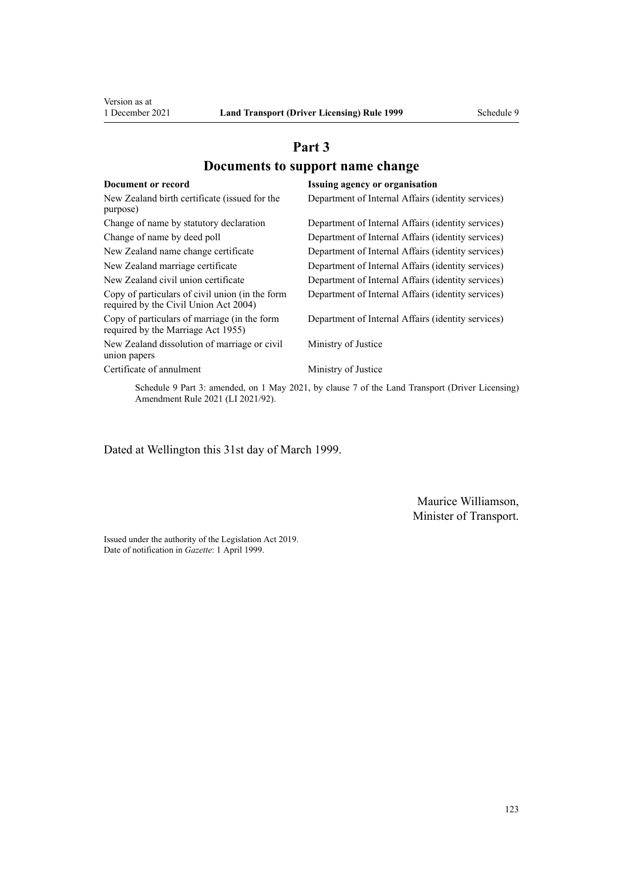## Part 3

## Documents to support name change

| Document or record | Issuing agency or organisation |
|---|---|
| New Zealand birth certificate (issued for the purpose) | Department of Internal Affairs (identity services) |
| Change of name by statutory declaration | Department of Internal Affairs (identity services) |
| Change of name by deed poll | Department of Internal Affairs (identity services) |
| New Zealand name change certificate | Department of Internal Affairs (identity services) |
| New Zealand marriage certificate | Department of Internal Affairs (identity services) |
| New Zealand civil union certificate | Department of Internal Affairs (identity services) |
| Copy of particulars of civil union (in the form required by the Civil Union Act 2004) | Department of Internal Affairs (identity services) |
| Copy of particulars of marriage (in the form required by the Marriage Act 1955) | Department of Internal Affairs (identity services) |
| New Zealand dissolution of marriage or civil union papers | Ministry of Justice |
| Certificate of annulment | Ministry of Justice |

Schedule 9 Part 3: amended, on 1 May 2021, by clause 7 of the Land Transport (Driver Licensing) Amendment Rule 2021 (LI 2021/92).

Dated at Wellington this 31st day of March 1999.

Maurice Williamson,
Minister of Transport.

Issued under the authority of the Legislation Act 2019.
Date of notification in *Gazette*: 1 April 1999.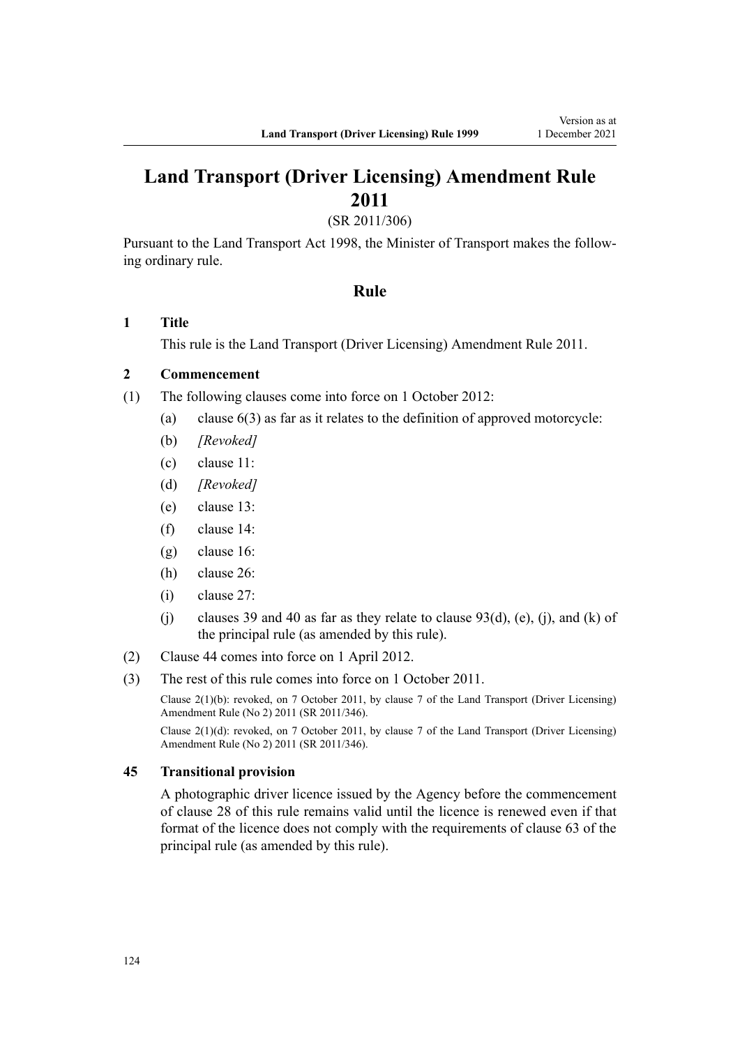# Land Transport (Driver Licensing) Amendment Rule 2011

(SR 2011/306)

Pursuant to the Land Transport Act 1998, the Minister of Transport makes the following ordinary rule.

## Rule

**1 Title**

This rule is the Land Transport (Driver Licensing) Amendment Rule 2011.

**2 Commencement**

(1) The following clauses come into force on 1 October 2012:

- (a) clause 6(3) as far as it relates to the definition of approved motorcycle:
- (b) *[Revoked]*
- (c) clause 11:
- (d) *[Revoked]*
- (e) clause 13:
- (f) clause 14:
- (g) clause 16:
- (h) clause 26:
- (i) clause 27:
- (j) clauses 39 and 40 as far as they relate to clause 93(d), (e), (j), and (k) of the principal rule (as amended by this rule).

(2) Clause 44 comes into force on 1 April 2012.

(3) The rest of this rule comes into force on 1 October 2011.

Clause 2(1)(b): revoked, on 7 October 2011, by clause 7 of the Land Transport (Driver Licensing) Amendment Rule (No 2) 2011 (SR 2011/346).

Clause 2(1)(d): revoked, on 7 October 2011, by clause 7 of the Land Transport (Driver Licensing) Amendment Rule (No 2) 2011 (SR 2011/346).

**45 Transitional provision**

A photographic driver licence issued by the Agency before the commencement of clause 28 of this rule remains valid until the licence is renewed even if that format of the licence does not comply with the requirements of clause 63 of the principal rule (as amended by this rule).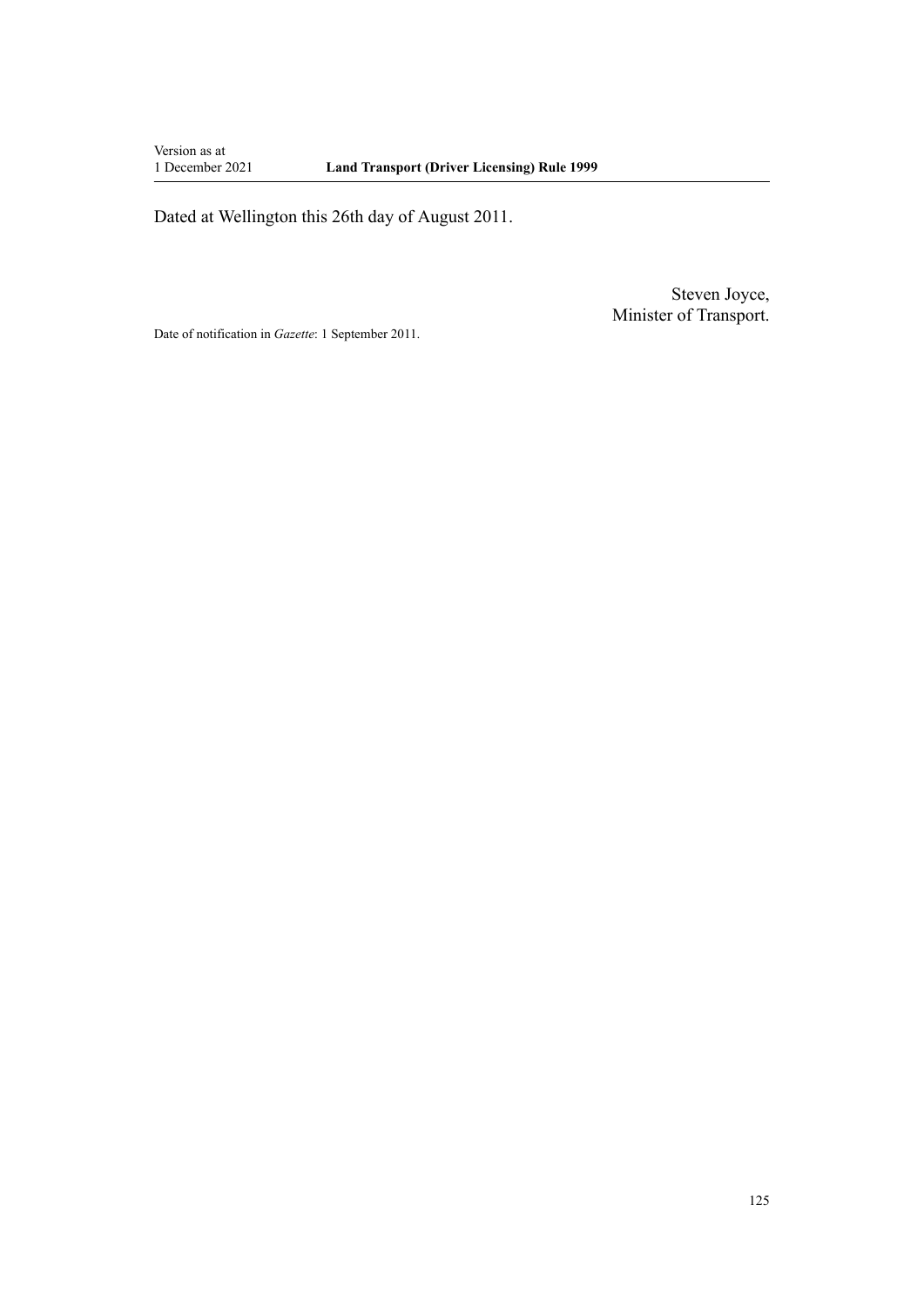Dated at Wellington this 26th day of August 2011.

Steven Joyce,
Minister of Transport.

Date of notification in *Gazette*: 1 September 2011.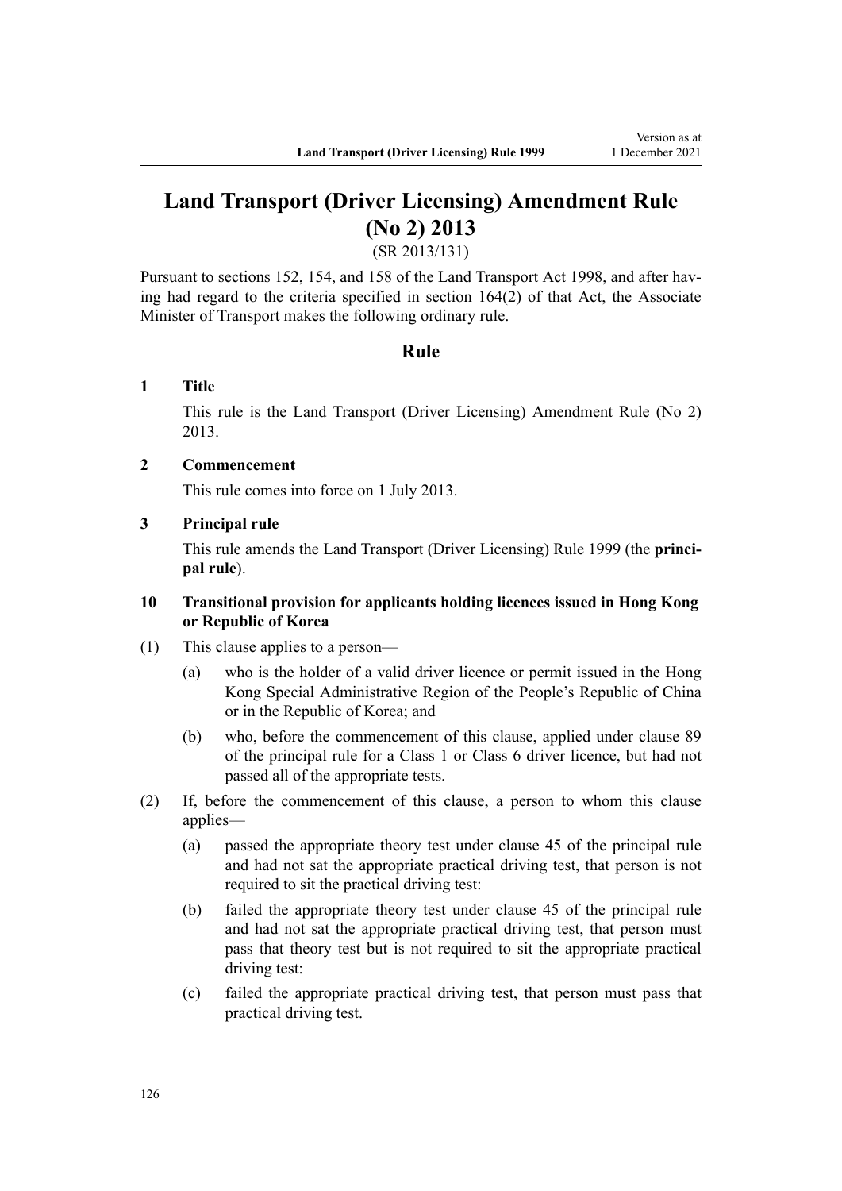# Land Transport (Driver Licensing) Amendment Rule (No 2) 2013

(SR 2013/131)

Pursuant to sections 152, 154, and 158 of the Land Transport Act 1998, and after having had regard to the criteria specified in section 164(2) of that Act, the Associate Minister of Transport makes the following ordinary rule.

## Rule

### 1 Title

This rule is the Land Transport (Driver Licensing) Amendment Rule (No 2) 2013.

### 2 Commencement

This rule comes into force on 1 July 2013.

### 3 Principal rule

This rule amends the Land Transport (Driver Licensing) Rule 1999 (the **principal rule**).

### 10 Transitional provision for applicants holding licences issued in Hong Kong or Republic of Korea

(1) This clause applies to a person—

(a) who is the holder of a valid driver licence or permit issued in the Hong Kong Special Administrative Region of the People's Republic of China or in the Republic of Korea; and

(b) who, before the commencement of this clause, applied under clause 89 of the principal rule for a Class 1 or Class 6 driver licence, but had not passed all of the appropriate tests.

(2) If, before the commencement of this clause, a person to whom this clause applies—

(a) passed the appropriate theory test under clause 45 of the principal rule and had not sat the appropriate practical driving test, that person is not required to sit the practical driving test:

(b) failed the appropriate theory test under clause 45 of the principal rule and had not sat the appropriate practical driving test, that person must pass that theory test but is not required to sit the appropriate practical driving test:

(c) failed the appropriate practical driving test, that person must pass that practical driving test.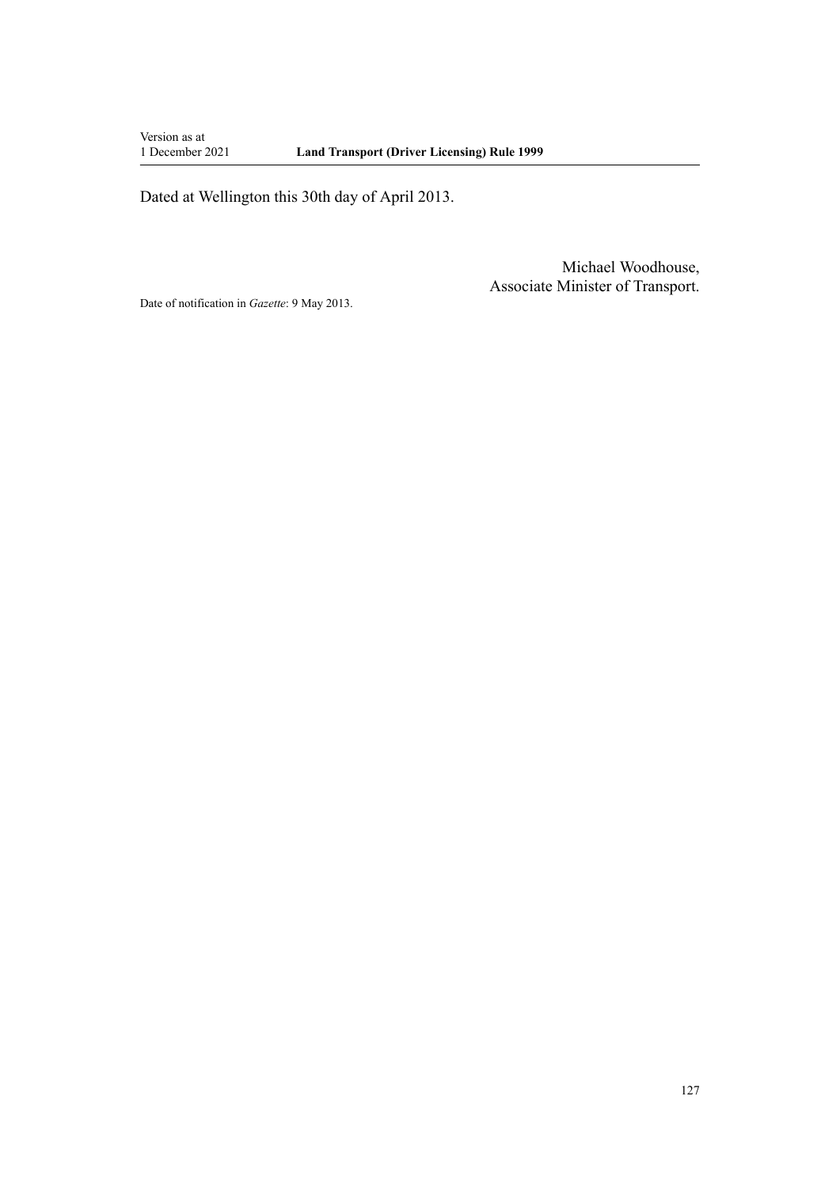Dated at Wellington this 30th day of April 2013.

Michael Woodhouse,
Associate Minister of Transport.

Date of notification in *Gazette*: 9 May 2013.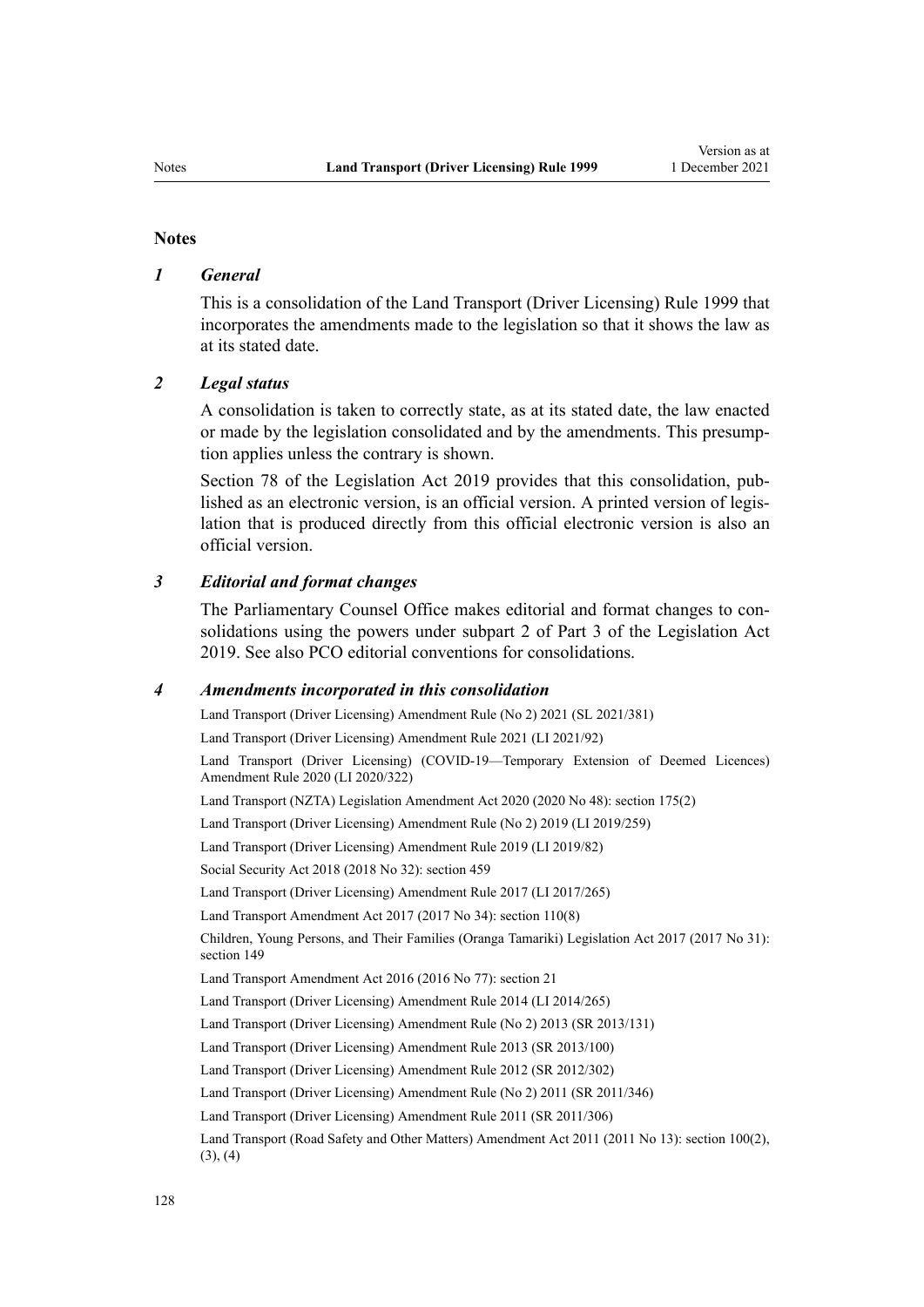## Notes

### *1 General*

This is a consolidation of the Land Transport (Driver Licensing) Rule 1999 that incorporates the amendments made to the legislation so that it shows the law as at its stated date.

### *2 Legal status*

A consolidation is taken to correctly state, as at its stated date, the law enacted or made by the legislation consolidated and by the amendments. This presumption applies unless the contrary is shown.

Section 78 of the Legislation Act 2019 provides that this consolidation, published as an electronic version, is an official version. A printed version of legislation that is produced directly from this official electronic version is also an official version.

### *3 Editorial and format changes*

The Parliamentary Counsel Office makes editorial and format changes to consolidations using the powers under subpart 2 of Part 3 of the Legislation Act 2019. See also PCO editorial conventions for consolidations.

### *4 Amendments incorporated in this consolidation*

Land Transport (Driver Licensing) Amendment Rule (No 2) 2021 (SL 2021/381)

Land Transport (Driver Licensing) Amendment Rule 2021 (LI 2021/92)

Land Transport (Driver Licensing) (COVID-19—Temporary Extension of Deemed Licences) Amendment Rule 2020 (LI 2020/322)

Land Transport (NZTA) Legislation Amendment Act 2020 (2020 No 48): section 175(2)

Land Transport (Driver Licensing) Amendment Rule (No 2) 2019 (LI 2019/259)

Land Transport (Driver Licensing) Amendment Rule 2019 (LI 2019/82)

Social Security Act 2018 (2018 No 32): section 459

Land Transport (Driver Licensing) Amendment Rule 2017 (LI 2017/265)

Land Transport Amendment Act 2017 (2017 No 34): section 110(8)

Children, Young Persons, and Their Families (Oranga Tamariki) Legislation Act 2017 (2017 No 31): section 149

Land Transport Amendment Act 2016 (2016 No 77): section 21

Land Transport (Driver Licensing) Amendment Rule 2014 (LI 2014/265)

Land Transport (Driver Licensing) Amendment Rule (No 2) 2013 (SR 2013/131)

Land Transport (Driver Licensing) Amendment Rule 2013 (SR 2013/100)

Land Transport (Driver Licensing) Amendment Rule 2012 (SR 2012/302)

Land Transport (Driver Licensing) Amendment Rule (No 2) 2011 (SR 2011/346)

Land Transport (Driver Licensing) Amendment Rule 2011 (SR 2011/306)

Land Transport (Road Safety and Other Matters) Amendment Act 2011 (2011 No 13): section 100(2), (3), (4)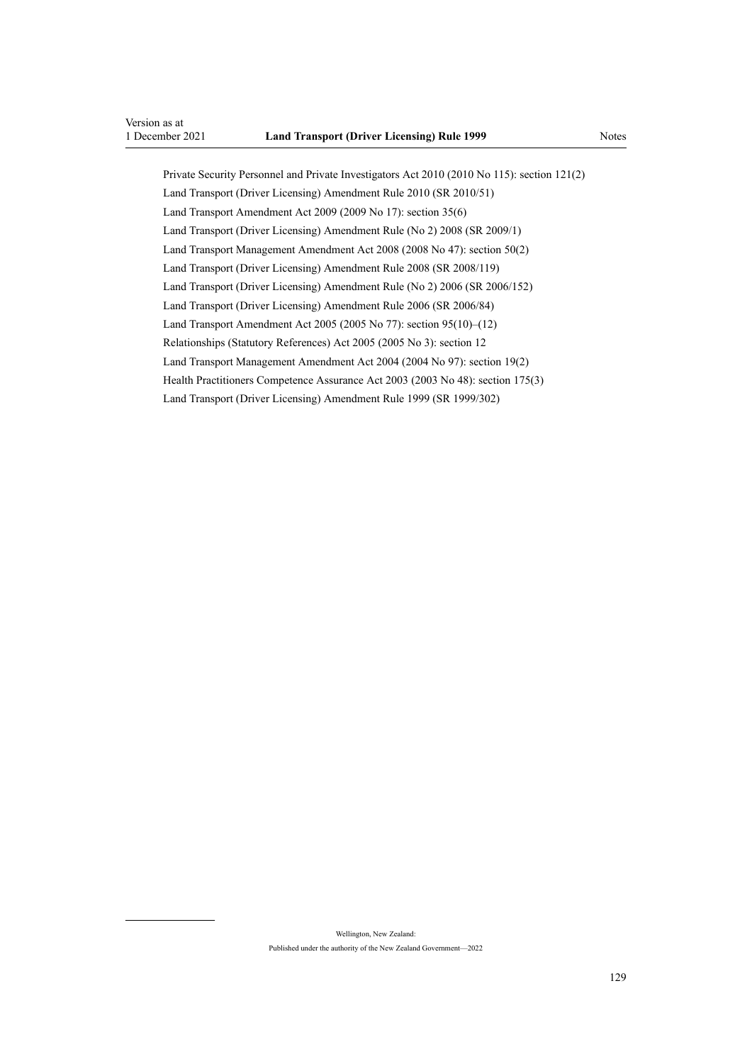Private Security Personnel and Private Investigators Act 2010 (2010 No 115): section 121(2)

Land Transport (Driver Licensing) Amendment Rule 2010 (SR 2010/51)

Land Transport Amendment Act 2009 (2009 No 17): section 35(6)

Land Transport (Driver Licensing) Amendment Rule (No 2) 2008 (SR 2009/1)

Land Transport Management Amendment Act 2008 (2008 No 47): section 50(2)

Land Transport (Driver Licensing) Amendment Rule 2008 (SR 2008/119)

Land Transport (Driver Licensing) Amendment Rule (No 2) 2006 (SR 2006/152)

Land Transport (Driver Licensing) Amendment Rule 2006 (SR 2006/84)

Land Transport Amendment Act 2005 (2005 No 77): section 95(10)–(12)

Relationships (Statutory References) Act 2005 (2005 No 3): section 12

Land Transport Management Amendment Act 2004 (2004 No 97): section 19(2)

Health Practitioners Competence Assurance Act 2003 (2003 No 48): section 175(3)

Land Transport (Driver Licensing) Amendment Rule 1999 (SR 1999/302)

Wellington, New Zealand:

Published under the authority of the New Zealand Government—2022